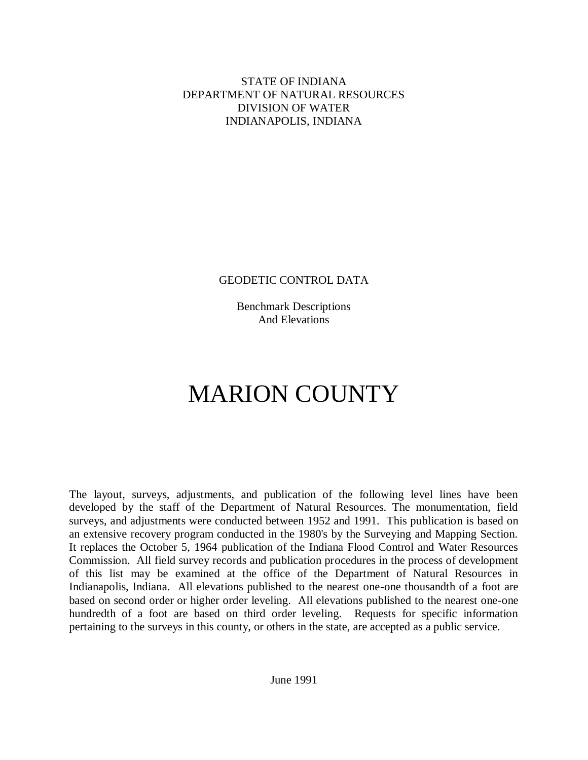STATE OF INDIANA
DEPARTMENT OF NATURAL RESOURCES
DIVISION OF WATER
INDIANAPOLIS, INDIANA

GEODETIC CONTROL DATA

Benchmark Descriptions
And Elevations

# MARION COUNTY

The layout, surveys, adjustments, and publication of the following level lines have been developed by the staff of the Department of Natural Resources. The monumentation, field surveys, and adjustments were conducted between 1952 and 1991. This publication is based on an extensive recovery program conducted in the 1980's by the Surveying and Mapping Section. It replaces the October 5, 1964 publication of the Indiana Flood Control and Water Resources Commission. All field survey records and publication procedures in the process of development of this list may be examined at the office of the Department of Natural Resources in Indianapolis, Indiana. All elevations published to the nearest one-one thousandth of a foot are based on second order or higher order leveling. All elevations published to the nearest one-one hundredth of a foot are based on third order leveling. Requests for specific information pertaining to the surveys in this county, or others in the state, are accepted as a public service.

June 1991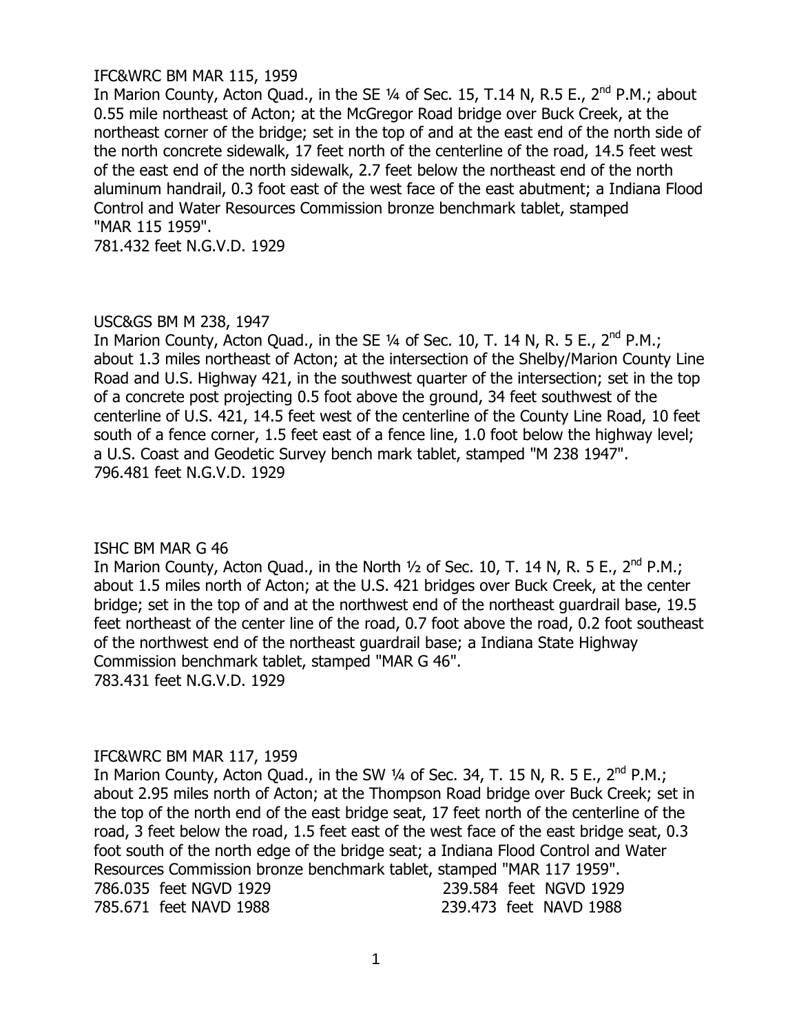IFC&WRC BM MAR 115, 1959
In Marion County, Acton Quad., in the SE ¼ of Sec. 15, T.14 N, R.5 E., 2nd P.M.; about 0.55 mile northeast of Acton; at the McGregor Road bridge over Buck Creek, at the northeast corner of the bridge; set in the top of and at the east end of the north side of the north concrete sidewalk, 17 feet north of the centerline of the road, 14.5 feet west of the east end of the north sidewalk, 2.7 feet below the northeast end of the north aluminum handrail, 0.3 foot east of the west face of the east abutment; a Indiana Flood Control and Water Resources Commission bronze benchmark tablet, stamped "MAR 115 1959".
781.432 feet N.G.V.D. 1929

USC&GS BM M 238, 1947
In Marion County, Acton Quad., in the SE ¼ of Sec. 10, T. 14 N, R. 5 E., 2nd P.M.; about 1.3 miles northeast of Acton; at the intersection of the Shelby/Marion County Line Road and U.S. Highway 421, in the southwest quarter of the intersection; set in the top of a concrete post projecting 0.5 foot above the ground, 34 feet southwest of the centerline of U.S. 421, 14.5 feet west of the centerline of the County Line Road, 10 feet south of a fence corner, 1.5 feet east of a fence line, 1.0 foot below the highway level; a U.S. Coast and Geodetic Survey bench mark tablet, stamped "M 238 1947".
796.481 feet N.G.V.D. 1929

ISHC BM MAR G 46
In Marion County, Acton Quad., in the North ½ of Sec. 10, T. 14 N, R. 5 E., 2nd P.M.; about 1.5 miles north of Acton; at the U.S. 421 bridges over Buck Creek, at the center bridge; set in the top of and at the northwest end of the northeast guardrail base, 19.5 feet northeast of the center line of the road, 0.7 foot above the road, 0.2 foot southeast of the northwest end of the northeast guardrail base; a Indiana State Highway Commission benchmark tablet, stamped "MAR G 46".
783.431 feet N.G.V.D. 1929

IFC&WRC BM MAR 117, 1959
In Marion County, Acton Quad., in the SW ¼ of Sec. 34, T. 15 N, R. 5 E., 2nd P.M.; about 2.95 miles north of Acton; at the Thompson Road bridge over Buck Creek; set in the top of the north end of the east bridge seat, 17 feet north of the centerline of the road, 3 feet below the road, 1.5 feet east of the west face of the east bridge seat, 0.3 foot south of the north edge of the bridge seat; a Indiana Flood Control and Water Resources Commission bronze benchmark tablet, stamped "MAR 117 1959".

| | |
|---|---|
| 786.035 feet NGVD 1929 | 239.584 feet NGVD 1929 |
| 785.671 feet NAVD 1988 | 239.473 feet NAVD 1988 |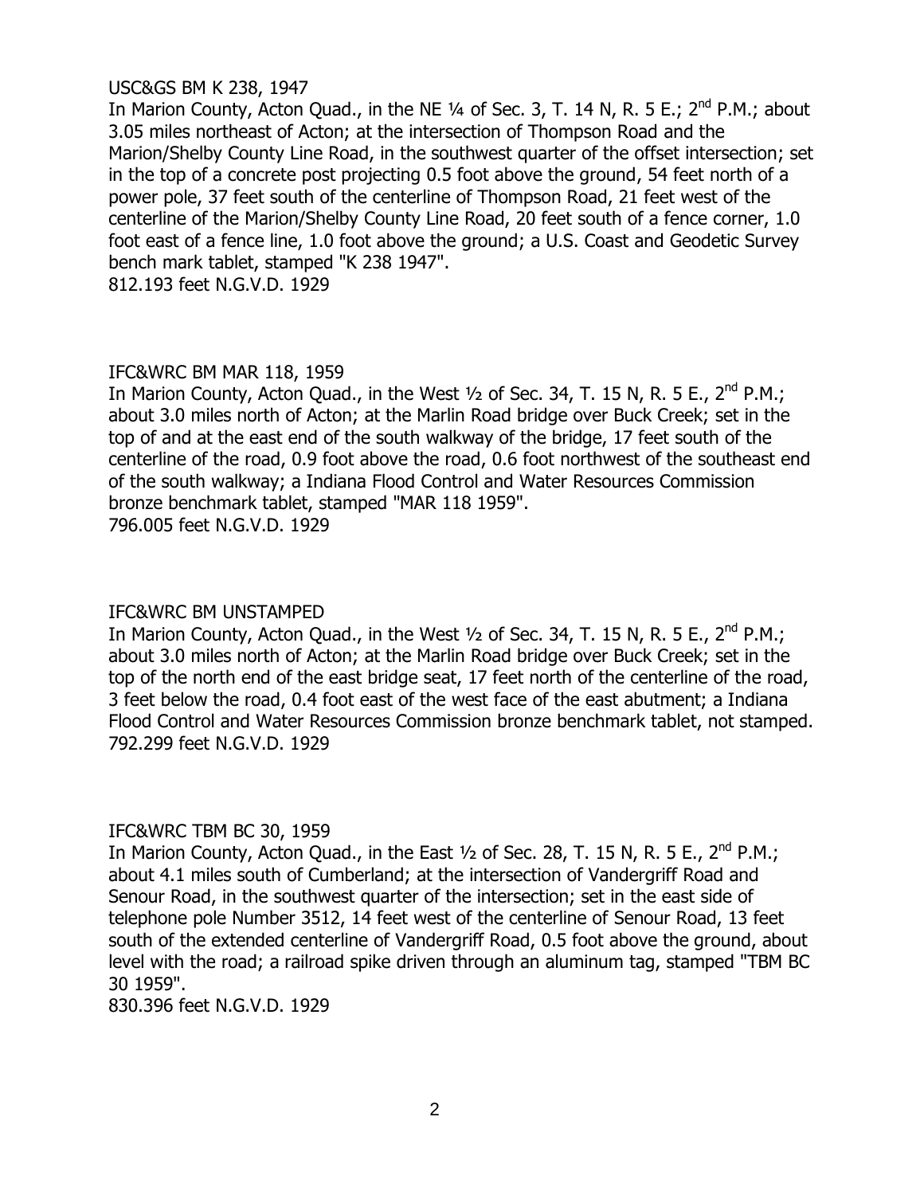USC&GS BM K 238, 1947

In Marion County, Acton Quad., in the NE ¼ of Sec. 3, T. 14 N, R. 5 E.; 2nd P.M.; about 3.05 miles northeast of Acton; at the intersection of Thompson Road and the Marion/Shelby County Line Road, in the southwest quarter of the offset intersection; set in the top of a concrete post projecting 0.5 foot above the ground, 54 feet north of a power pole, 37 feet south of the centerline of Thompson Road, 21 feet west of the centerline of the Marion/Shelby County Line Road, 20 feet south of a fence corner, 1.0 foot east of a fence line, 1.0 foot above the ground; a U.S. Coast and Geodetic Survey bench mark tablet, stamped "K 238 1947".

812.193 feet N.G.V.D. 1929

IFC&WRC BM MAR 118, 1959

In Marion County, Acton Quad., in the West ½ of Sec. 34, T. 15 N, R. 5 E., 2nd P.M.; about 3.0 miles north of Acton; at the Marlin Road bridge over Buck Creek; set in the top of and at the east end of the south walkway of the bridge, 17 feet south of the centerline of the road, 0.9 foot above the road, 0.6 foot northwest of the southeast end of the south walkway; a Indiana Flood Control and Water Resources Commission bronze benchmark tablet, stamped "MAR 118 1959".

796.005 feet N.G.V.D. 1929

IFC&WRC BM UNSTAMPED

In Marion County, Acton Quad., in the West ½ of Sec. 34, T. 15 N, R. 5 E., 2nd P.M.; about 3.0 miles north of Acton; at the Marlin Road bridge over Buck Creek; set in the top of the north end of the east bridge seat, 17 feet north of the centerline of the road, 3 feet below the road, 0.4 foot east of the west face of the east abutment; a Indiana Flood Control and Water Resources Commission bronze benchmark tablet, not stamped.

792.299 feet N.G.V.D. 1929

IFC&WRC TBM BC 30, 1959

In Marion County, Acton Quad., in the East ½ of Sec. 28, T. 15 N, R. 5 E., 2nd P.M.; about 4.1 miles south of Cumberland; at the intersection of Vandergriff Road and Senour Road, in the southwest quarter of the intersection; set in the east side of telephone pole Number 3512, 14 feet west of the centerline of Senour Road, 13 feet south of the extended centerline of Vandergriff Road, 0.5 foot above the ground, about level with the road; a railroad spike driven through an aluminum tag, stamped "TBM BC 30 1959".

830.396 feet N.G.V.D. 1929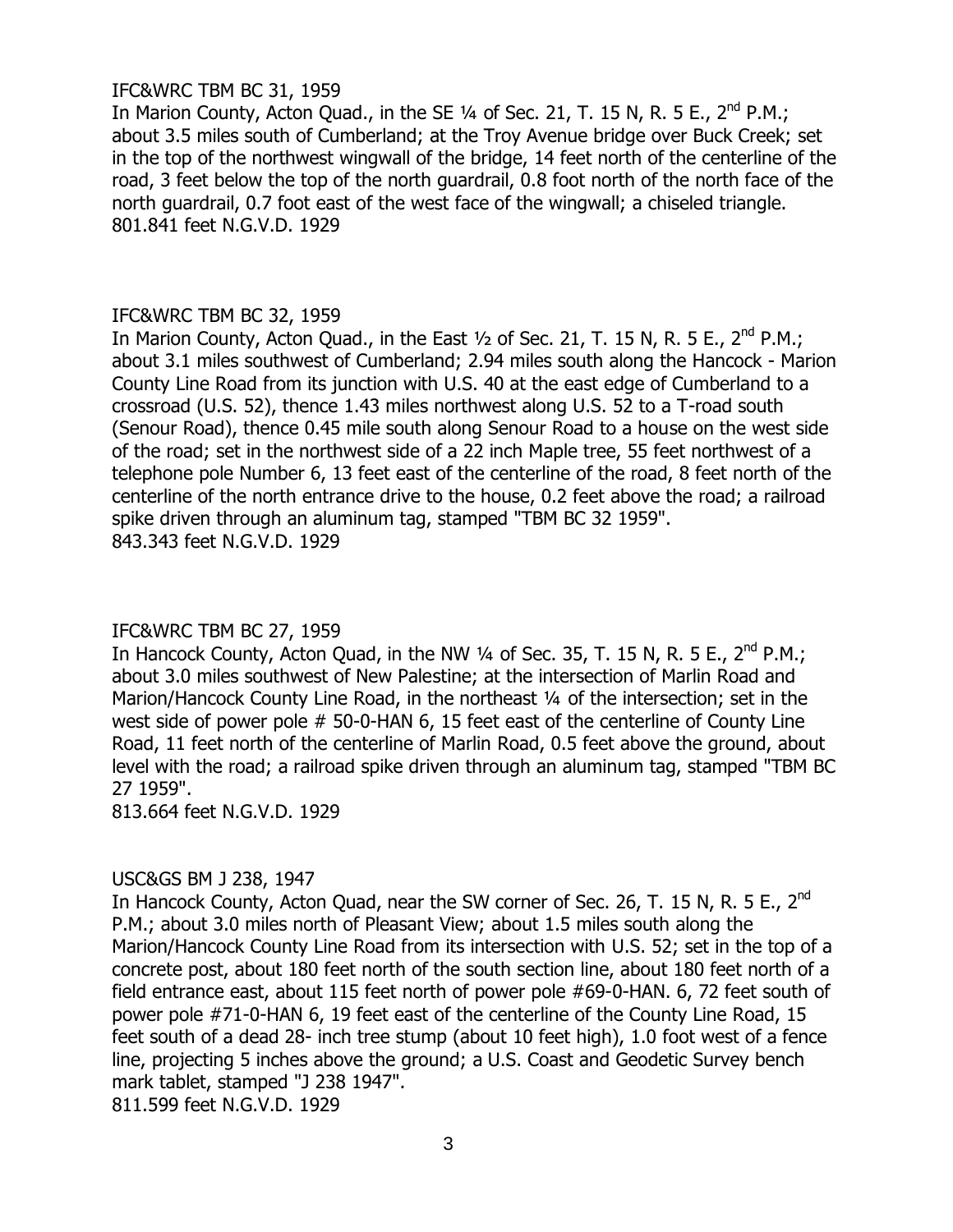IFC&WRC TBM BC 31, 1959

In Marion County, Acton Quad., in the SE ¼ of Sec. 21, T. 15 N, R. 5 E., 2nd P.M.; about 3.5 miles south of Cumberland; at the Troy Avenue bridge over Buck Creek; set in the top of the northwest wingwall of the bridge, 14 feet north of the centerline of the road, 3 feet below the top of the north guardrail, 0.8 foot north of the north face of the north guardrail, 0.7 foot east of the west face of the wingwall; a chiseled triangle.

801.841 feet N.G.V.D. 1929

IFC&WRC TBM BC 32, 1959

In Marion County, Acton Quad., in the East ½ of Sec. 21, T. 15 N, R. 5 E., 2nd P.M.; about 3.1 miles southwest of Cumberland; 2.94 miles south along the Hancock - Marion County Line Road from its junction with U.S. 40 at the east edge of Cumberland to a crossroad (U.S. 52), thence 1.43 miles northwest along U.S. 52 to a T-road south (Senour Road), thence 0.45 mile south along Senour Road to a house on the west side of the road; set in the northwest side of a 22 inch Maple tree, 55 feet northwest of a telephone pole Number 6, 13 feet east of the centerline of the road, 8 feet north of the centerline of the north entrance drive to the house, 0.2 feet above the road; a railroad spike driven through an aluminum tag, stamped "TBM BC 32 1959".

843.343 feet N.G.V.D. 1929

IFC&WRC TBM BC 27, 1959

In Hancock County, Acton Quad, in the NW ¼ of Sec. 35, T. 15 N, R. 5 E., 2nd P.M.; about 3.0 miles southwest of New Palestine; at the intersection of Marlin Road and Marion/Hancock County Line Road, in the northeast ¼ of the intersection; set in the west side of power pole # 50-0-HAN 6, 15 feet east of the centerline of County Line Road, 11 feet north of the centerline of Marlin Road, 0.5 feet above the ground, about level with the road; a railroad spike driven through an aluminum tag, stamped "TBM BC 27 1959".

813.664 feet N.G.V.D. 1929

USC&GS BM J 238, 1947

In Hancock County, Acton Quad, near the SW corner of Sec. 26, T. 15 N, R. 5 E., 2nd P.M.; about 3.0 miles north of Pleasant View; about 1.5 miles south along the Marion/Hancock County Line Road from its intersection with U.S. 52; set in the top of a concrete post, about 180 feet north of the south section line, about 180 feet north of a field entrance east, about 115 feet north of power pole #69-0-HAN. 6, 72 feet south of power pole #71-0-HAN 6, 19 feet east of the centerline of the County Line Road, 15 feet south of a dead 28- inch tree stump (about 10 feet high), 1.0 foot west of a fence line, projecting 5 inches above the ground; a U.S. Coast and Geodetic Survey bench mark tablet, stamped "J 238 1947".

811.599 feet N.G.V.D. 1929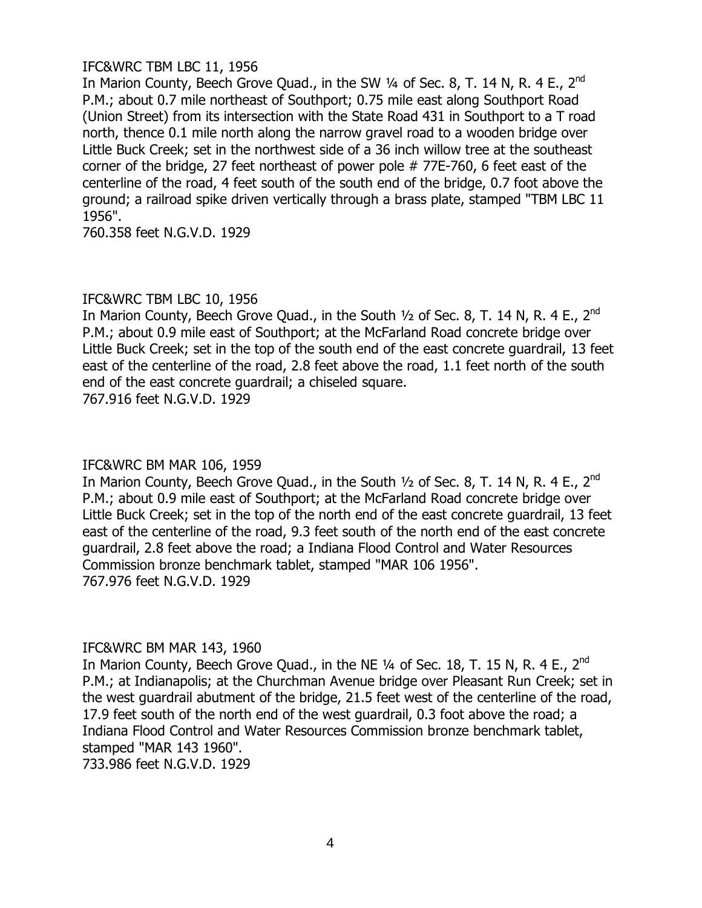IFC&WRC TBM LBC 11, 1956

In Marion County, Beech Grove Quad., in the SW ¼ of Sec. 8, T. 14 N, R. 4 E., 2nd P.M.; about 0.7 mile northeast of Southport; 0.75 mile east along Southport Road (Union Street) from its intersection with the State Road 431 in Southport to a T road north, thence 0.1 mile north along the narrow gravel road to a wooden bridge over Little Buck Creek; set in the northwest side of a 36 inch willow tree at the southeast corner of the bridge, 27 feet northeast of power pole # 77E-760, 6 feet east of the centerline of the road, 4 feet south of the south end of the bridge, 0.7 foot above the ground; a railroad spike driven vertically through a brass plate, stamped "TBM LBC 11 1956".

760.358 feet N.G.V.D. 1929

IFC&WRC TBM LBC 10, 1956

In Marion County, Beech Grove Quad., in the South ½ of Sec. 8, T. 14 N, R. 4 E., 2nd P.M.; about 0.9 mile east of Southport; at the McFarland Road concrete bridge over Little Buck Creek; set in the top of the south end of the east concrete guardrail, 13 feet east of the centerline of the road, 2.8 feet above the road, 1.1 feet north of the south end of the east concrete guardrail; a chiseled square.

767.916 feet N.G.V.D. 1929

IFC&WRC BM MAR 106, 1959

In Marion County, Beech Grove Quad., in the South ½ of Sec. 8, T. 14 N, R. 4 E., 2nd P.M.; about 0.9 mile east of Southport; at the McFarland Road concrete bridge over Little Buck Creek; set in the top of the north end of the east concrete guardrail, 13 feet east of the centerline of the road, 9.3 feet south of the north end of the east concrete guardrail, 2.8 feet above the road; a Indiana Flood Control and Water Resources Commission bronze benchmark tablet, stamped "MAR 106 1956".

767.976 feet N.G.V.D. 1929

IFC&WRC BM MAR 143, 1960

In Marion County, Beech Grove Quad., in the NE ¼ of Sec. 18, T. 15 N, R. 4 E., 2nd P.M.; at Indianapolis; at the Churchman Avenue bridge over Pleasant Run Creek; set in the west guardrail abutment of the bridge, 21.5 feet west of the centerline of the road, 17.9 feet south of the north end of the west guardrail, 0.3 foot above the road; a Indiana Flood Control and Water Resources Commission bronze benchmark tablet, stamped "MAR 143 1960".

733.986 feet N.G.V.D. 1929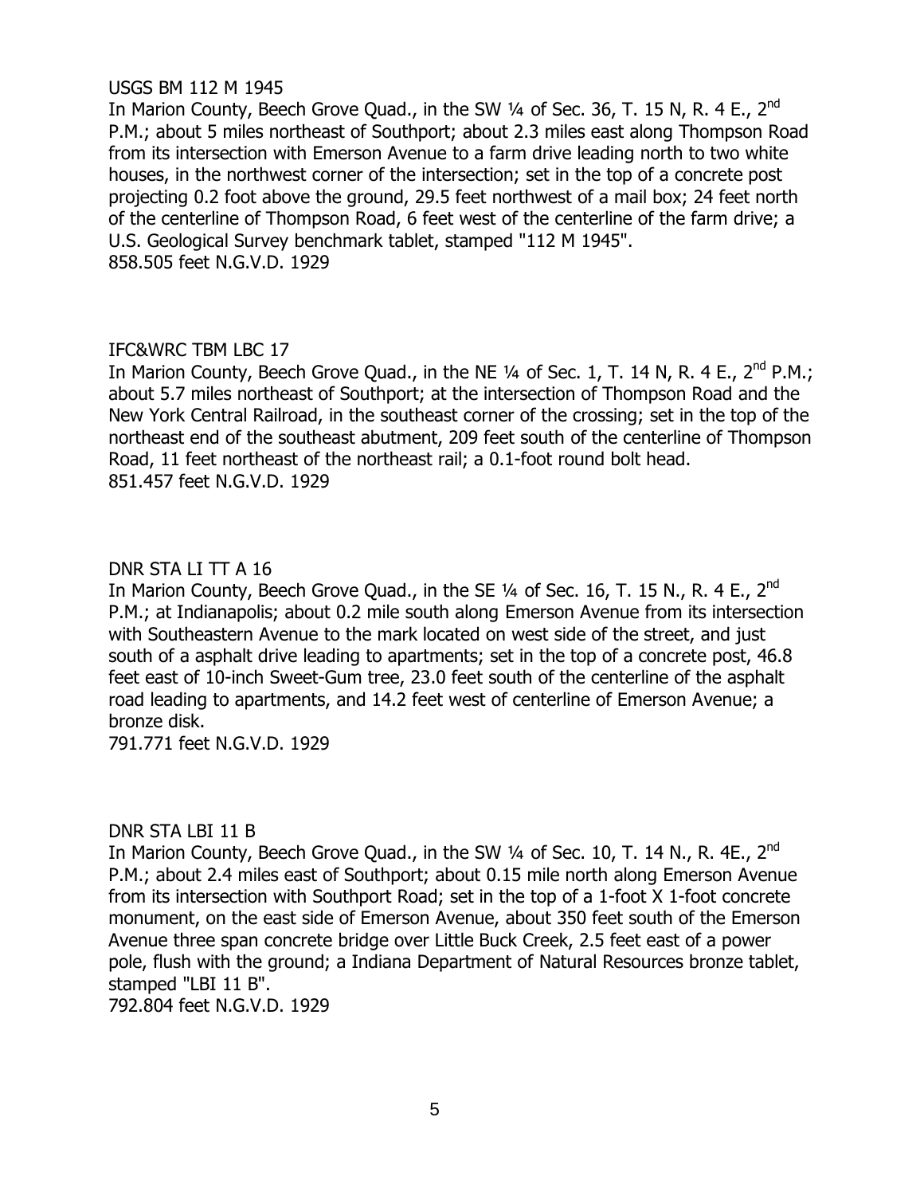USGS BM 112 M 1945

In Marion County, Beech Grove Quad., in the SW ¼ of Sec. 36, T. 15 N, R. 4 E., 2nd P.M.; about 5 miles northeast of Southport; about 2.3 miles east along Thompson Road from its intersection with Emerson Avenue to a farm drive leading north to two white houses, in the northwest corner of the intersection; set in the top of a concrete post projecting 0.2 foot above the ground, 29.5 feet northwest of a mail box; 24 feet north of the centerline of Thompson Road, 6 feet west of the centerline of the farm drive; a U.S. Geological Survey benchmark tablet, stamped "112 M 1945".
858.505 feet N.G.V.D. 1929

IFC&WRC TBM LBC 17

In Marion County, Beech Grove Quad., in the NE ¼ of Sec. 1, T. 14 N, R. 4 E., 2nd P.M.; about 5.7 miles northeast of Southport; at the intersection of Thompson Road and the New York Central Railroad, in the southeast corner of the crossing; set in the top of the northeast end of the southeast abutment, 209 feet south of the centerline of Thompson Road, 11 feet northeast of the northeast rail; a 0.1-foot round bolt head.
851.457 feet N.G.V.D. 1929

DNR STA LI TT A 16

In Marion County, Beech Grove Quad., in the SE ¼ of Sec. 16, T. 15 N., R. 4 E., 2nd P.M.; at Indianapolis; about 0.2 mile south along Emerson Avenue from its intersection with Southeastern Avenue to the mark located on west side of the street, and just south of a asphalt drive leading to apartments; set in the top of a concrete post, 46.8 feet east of 10-inch Sweet-Gum tree, 23.0 feet south of the centerline of the asphalt road leading to apartments, and 14.2 feet west of centerline of Emerson Avenue; a bronze disk.
791.771 feet N.G.V.D. 1929

DNR STA LBI 11 B

In Marion County, Beech Grove Quad., in the SW ¼ of Sec. 10, T. 14 N., R. 4E., 2nd P.M.; about 2.4 miles east of Southport; about 0.15 mile north along Emerson Avenue from its intersection with Southport Road; set in the top of a 1-foot X 1-foot concrete monument, on the east side of Emerson Avenue, about 350 feet south of the Emerson Avenue three span concrete bridge over Little Buck Creek, 2.5 feet east of a power pole, flush with the ground; a Indiana Department of Natural Resources bronze tablet, stamped "LBI 11 B".
792.804 feet N.G.V.D. 1929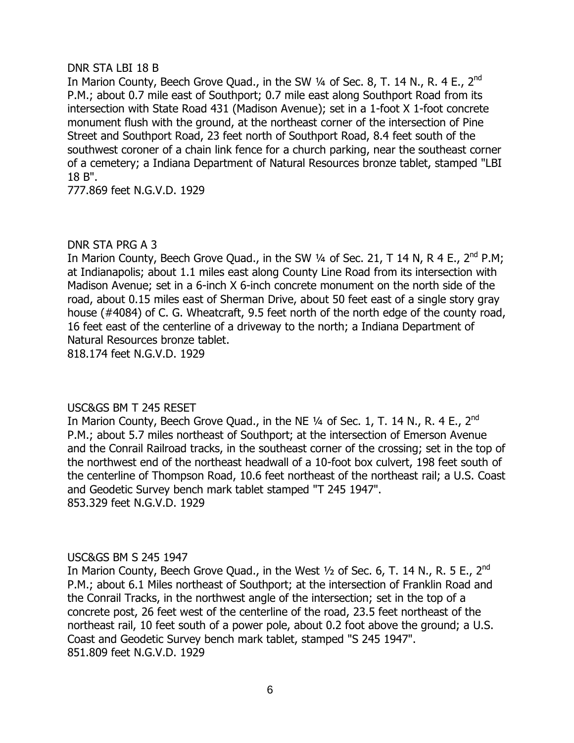DNR STA LBI 18 B

In Marion County, Beech Grove Quad., in the SW ¼ of Sec. 8, T. 14 N., R. 4 E., 2nd P.M.; about 0.7 mile east of Southport; 0.7 mile east along Southport Road from its intersection with State Road 431 (Madison Avenue); set in a 1-foot X 1-foot concrete monument flush with the ground, at the northeast corner of the intersection of Pine Street and Southport Road, 23 feet north of Southport Road, 8.4 feet south of the southwest coroner of a chain link fence for a church parking, near the southeast corner of a cemetery; a Indiana Department of Natural Resources bronze tablet, stamped "LBI 18 B".

777.869 feet N.G.V.D. 1929

DNR STA PRG A 3

In Marion County, Beech Grove Quad., in the SW ¼ of Sec. 21, T 14 N, R 4 E., 2nd P.M; at Indianapolis; about 1.1 miles east along County Line Road from its intersection with Madison Avenue; set in a 6-inch X 6-inch concrete monument on the north side of the road, about 0.15 miles east of Sherman Drive, about 50 feet east of a single story gray house (#4084) of C. G. Wheatcraft, 9.5 feet north of the north edge of the county road, 16 feet east of the centerline of a driveway to the north; a Indiana Department of Natural Resources bronze tablet.

818.174 feet N.G.V.D. 1929

USC&GS BM T 245 RESET

In Marion County, Beech Grove Quad., in the NE ¼ of Sec. 1, T. 14 N., R. 4 E., 2nd P.M.; about 5.7 miles northeast of Southport; at the intersection of Emerson Avenue and the Conrail Railroad tracks, in the southeast corner of the crossing; set in the top of the northwest end of the northeast headwall of a 10-foot box culvert, 198 feet south of the centerline of Thompson Road, 10.6 feet northeast of the northeast rail; a U.S. Coast and Geodetic Survey bench mark tablet stamped "T 245 1947".

853.329 feet N.G.V.D. 1929

USC&GS BM S 245 1947

In Marion County, Beech Grove Quad., in the West ½ of Sec. 6, T. 14 N., R. 5 E., 2nd P.M.; about 6.1 Miles northeast of Southport; at the intersection of Franklin Road and the Conrail Tracks, in the northwest angle of the intersection; set in the top of a concrete post, 26 feet west of the centerline of the road, 23.5 feet northeast of the northeast rail, 10 feet south of a power pole, about 0.2 foot above the ground; a U.S. Coast and Geodetic Survey bench mark tablet, stamped "S 245 1947".

851.809 feet N.G.V.D. 1929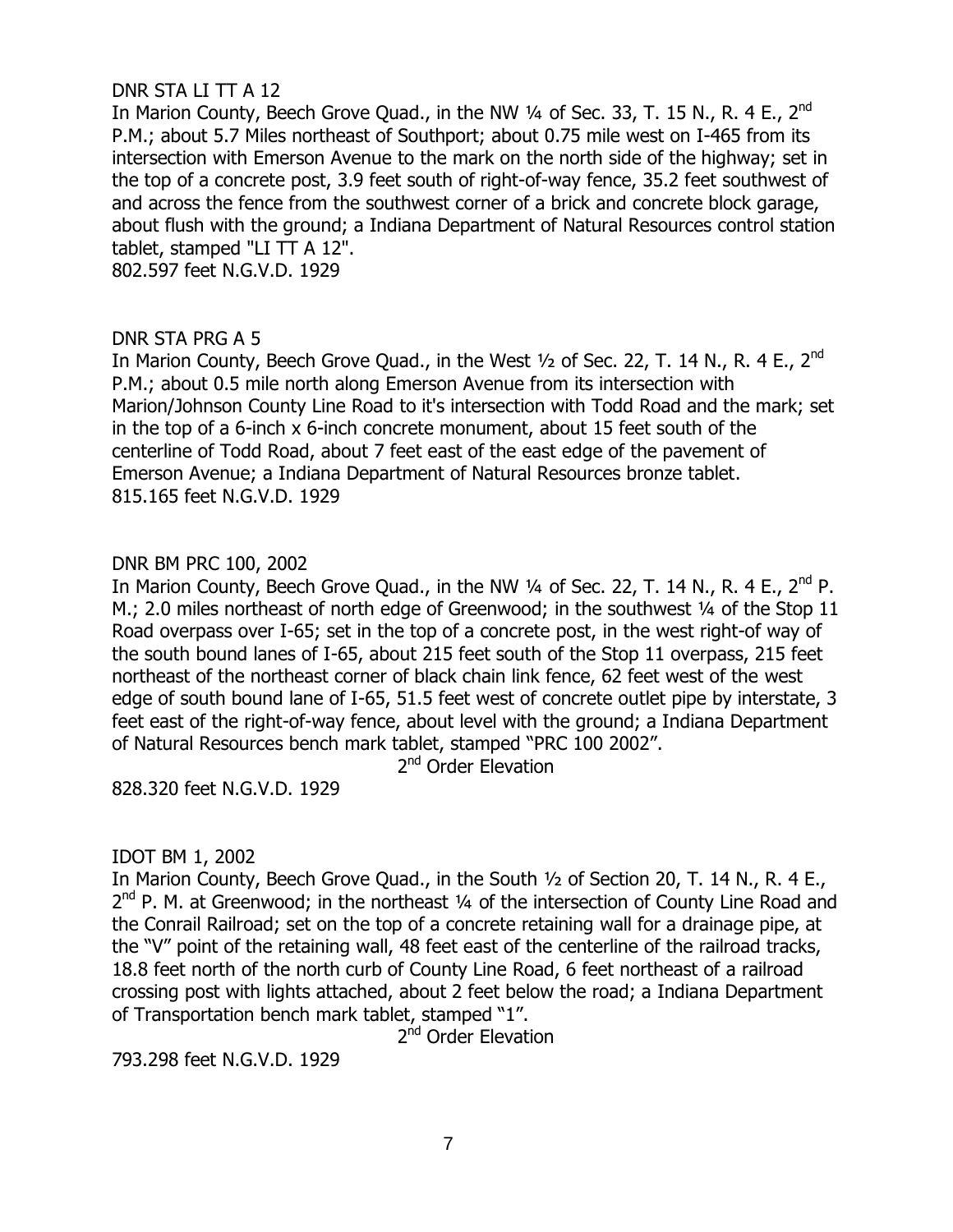DNR STA LI TT A 12

In Marion County, Beech Grove Quad., in the NW ¼ of Sec. 33, T. 15 N., R. 4 E., 2nd P.M.; about 5.7 Miles northeast of Southport; about 0.75 mile west on I-465 from its intersection with Emerson Avenue to the mark on the north side of the highway; set in the top of a concrete post, 3.9 feet south of right-of-way fence, 35.2 feet southwest of and across the fence from the southwest corner of a brick and concrete block garage, about flush with the ground; a Indiana Department of Natural Resources control station tablet, stamped "LI TT A 12".

802.597 feet N.G.V.D. 1929

DNR STA PRG A 5

In Marion County, Beech Grove Quad., in the West ½ of Sec. 22, T. 14 N., R. 4 E., 2nd P.M.; about 0.5 mile north along Emerson Avenue from its intersection with Marion/Johnson County Line Road to it's intersection with Todd Road and the mark; set in the top of a 6-inch x 6-inch concrete monument, about 15 feet south of the centerline of Todd Road, about 7 feet east of the east edge of the pavement of Emerson Avenue; a Indiana Department of Natural Resources bronze tablet.

815.165 feet N.G.V.D. 1929

DNR BM PRC 100, 2002

In Marion County, Beech Grove Quad., in the NW ¼ of Sec. 22, T. 14 N., R. 4 E., 2nd P. M.; 2.0 miles northeast of north edge of Greenwood; in the southwest ¼ of the Stop 11 Road overpass over I-65; set in the top of a concrete post, in the west right-of way of the south bound lanes of I-65, about 215 feet south of the Stop 11 overpass, 215 feet northeast of the northeast corner of black chain link fence, 62 feet west of the west edge of south bound lane of I-65, 51.5 feet west of concrete outlet pipe by interstate, 3 feet east of the right-of-way fence, about level with the ground; a Indiana Department of Natural Resources bench mark tablet, stamped "PRC 100 2002".

2nd Order Elevation

828.320 feet N.G.V.D. 1929

IDOT BM 1, 2002

In Marion County, Beech Grove Quad., in the South ½ of Section 20, T. 14 N., R. 4 E., 2nd P. M. at Greenwood; in the northeast ¼ of the intersection of County Line Road and the Conrail Railroad; set on the top of a concrete retaining wall for a drainage pipe, at the "V" point of the retaining wall, 48 feet east of the centerline of the railroad tracks, 18.8 feet north of the north curb of County Line Road, 6 feet northeast of a railroad crossing post with lights attached, about 2 feet below the road; a Indiana Department of Transportation bench mark tablet, stamped "1".

2nd Order Elevation

793.298 feet N.G.V.D. 1929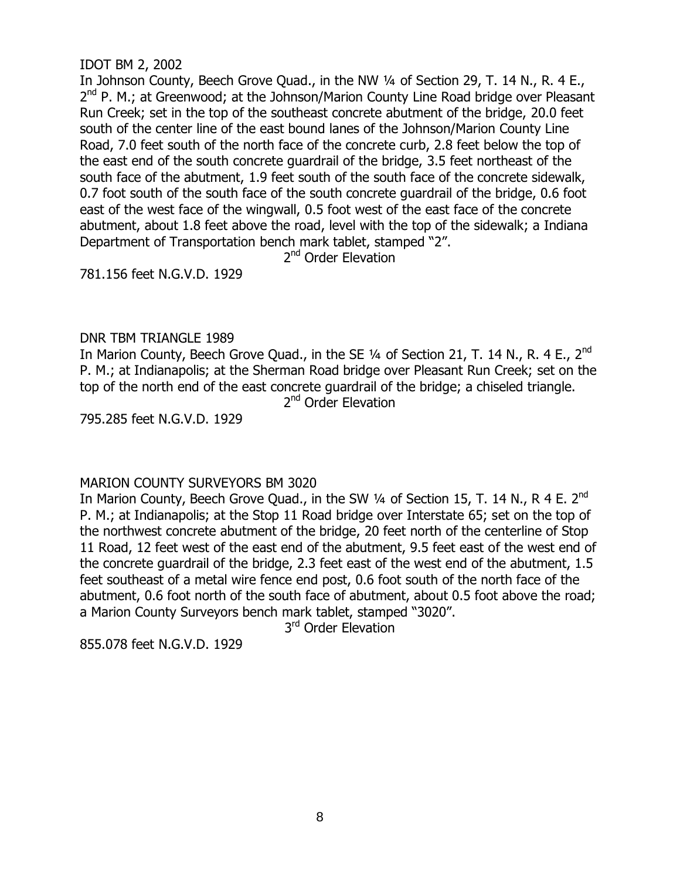IDOT BM 2, 2002

In Johnson County, Beech Grove Quad., in the NW ¼ of Section 29, T. 14 N., R. 4 E., 2nd P. M.; at Greenwood; at the Johnson/Marion County Line Road bridge over Pleasant Run Creek; set in the top of the southeast concrete abutment of the bridge, 20.0 feet south of the center line of the east bound lanes of the Johnson/Marion County Line Road, 7.0 feet south of the north face of the concrete curb, 2.8 feet below the top of the east end of the south concrete guardrail of the bridge, 3.5 feet northeast of the south face of the abutment, 1.9 feet south of the south face of the concrete sidewalk, 0.7 foot south of the south face of the south concrete guardrail of the bridge, 0.6 foot east of the west face of the wingwall, 0.5 foot west of the east face of the concrete abutment, about 1.8 feet above the road, level with the top of the sidewalk; a Indiana Department of Transportation bench mark tablet, stamped "2".

2nd Order Elevation

781.156 feet N.G.V.D. 1929

DNR TBM TRIANGLE 1989

In Marion County, Beech Grove Quad., in the SE ¼ of Section 21, T. 14 N., R. 4 E., 2nd P. M.; at Indianapolis; at the Sherman Road bridge over Pleasant Run Creek; set on the top of the north end of the east concrete guardrail of the bridge; a chiseled triangle.

2nd Order Elevation

795.285 feet N.G.V.D. 1929

MARION COUNTY SURVEYORS BM 3020

In Marion County, Beech Grove Quad., in the SW ¼ of Section 15, T. 14 N., R 4 E. 2nd P. M.; at Indianapolis; at the Stop 11 Road bridge over Interstate 65; set on the top of the northwest concrete abutment of the bridge, 20 feet north of the centerline of Stop 11 Road, 12 feet west of the east end of the abutment, 9.5 feet east of the west end of the concrete guardrail of the bridge, 2.3 feet east of the west end of the abutment, 1.5 feet southeast of a metal wire fence end post, 0.6 foot south of the north face of the abutment, 0.6 foot north of the south face of abutment, about 0.5 foot above the road; a Marion County Surveyors bench mark tablet, stamped "3020".

3rd Order Elevation

855.078 feet N.G.V.D. 1929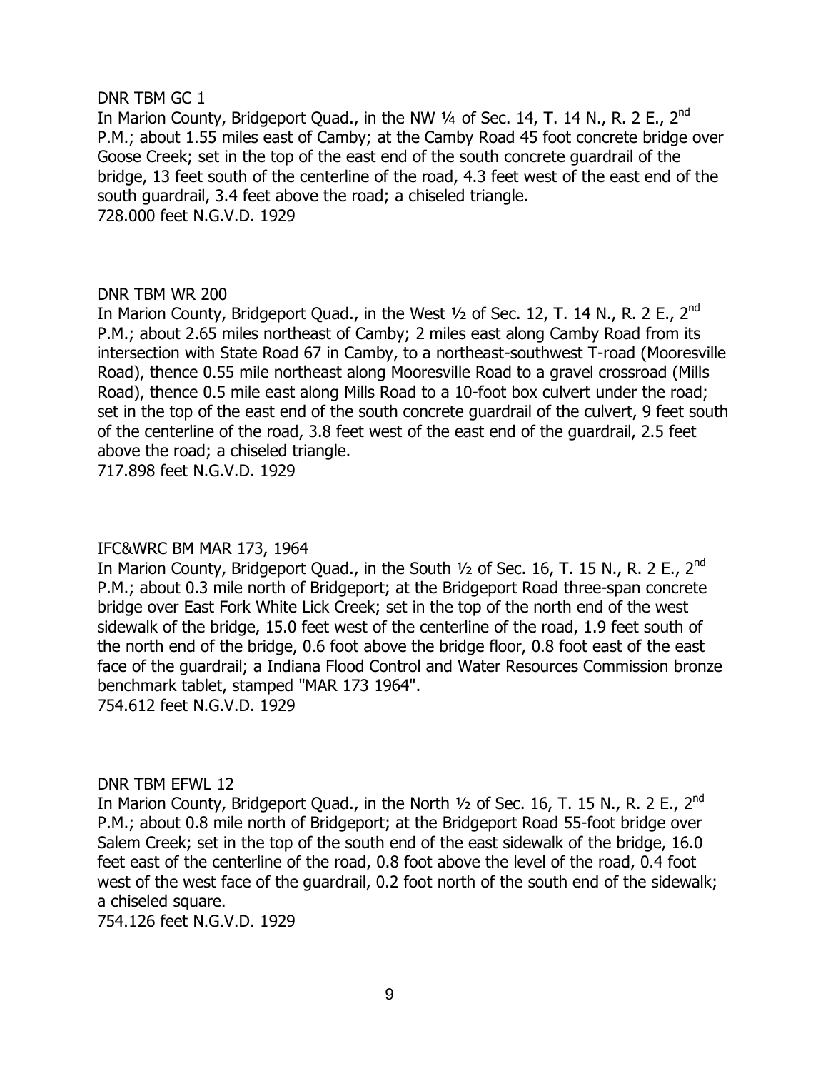DNR TBM GC 1

In Marion County, Bridgeport Quad., in the NW ¼ of Sec. 14, T. 14 N., R. 2 E., 2nd P.M.; about 1.55 miles east of Camby; at the Camby Road 45 foot concrete bridge over Goose Creek; set in the top of the east end of the south concrete guardrail of the bridge, 13 feet south of the centerline of the road, 4.3 feet west of the east end of the south guardrail, 3.4 feet above the road; a chiseled triangle.
728.000 feet N.G.V.D. 1929

DNR TBM WR 200

In Marion County, Bridgeport Quad., in the West ½ of Sec. 12, T. 14 N., R. 2 E., 2nd P.M.; about 2.65 miles northeast of Camby; 2 miles east along Camby Road from its intersection with State Road 67 in Camby, to a northeast-southwest T-road (Mooresville Road), thence 0.55 mile northeast along Mooresville Road to a gravel crossroad (Mills Road), thence 0.5 mile east along Mills Road to a 10-foot box culvert under the road; set in the top of the east end of the south concrete guardrail of the culvert, 9 feet south of the centerline of the road, 3.8 feet west of the east end of the guardrail, 2.5 feet above the road; a chiseled triangle.
717.898 feet N.G.V.D. 1929

IFC&WRC BM MAR 173, 1964

In Marion County, Bridgeport Quad., in the South ½ of Sec. 16, T. 15 N., R. 2 E., 2nd P.M.; about 0.3 mile north of Bridgeport; at the Bridgeport Road three-span concrete bridge over East Fork White Lick Creek; set in the top of the north end of the west sidewalk of the bridge, 15.0 feet west of the centerline of the road, 1.9 feet south of the north end of the bridge, 0.6 foot above the bridge floor, 0.8 foot east of the east face of the guardrail; a Indiana Flood Control and Water Resources Commission bronze benchmark tablet, stamped "MAR 173 1964".
754.612 feet N.G.V.D. 1929

DNR TBM EFWL 12

In Marion County, Bridgeport Quad., in the North ½ of Sec. 16, T. 15 N., R. 2 E., 2nd P.M.; about 0.8 mile north of Bridgeport; at the Bridgeport Road 55-foot bridge over Salem Creek; set in the top of the south end of the east sidewalk of the bridge, 16.0 feet east of the centerline of the road, 0.8 foot above the level of the road, 0.4 foot west of the west face of the guardrail, 0.2 foot north of the south end of the sidewalk; a chiseled square.
754.126 feet N.G.V.D. 1929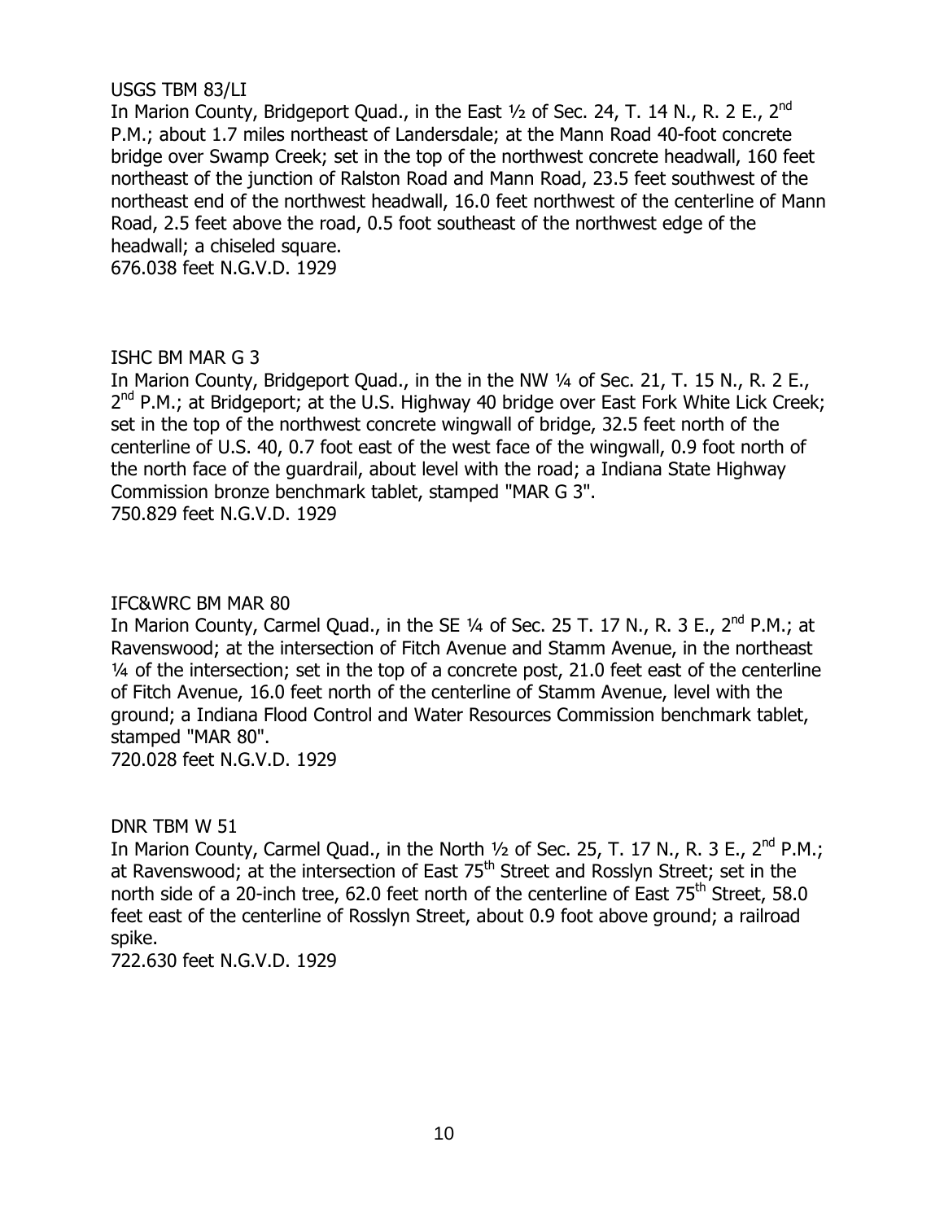USGS TBM 83/LI

In Marion County, Bridgeport Quad., in the East ½ of Sec. 24, T. 14 N., R. 2 E., 2nd P.M.; about 1.7 miles northeast of Landersdale; at the Mann Road 40-foot concrete bridge over Swamp Creek; set in the top of the northwest concrete headwall, 160 feet northeast of the junction of Ralston Road and Mann Road, 23.5 feet southwest of the northeast end of the northwest headwall, 16.0 feet northwest of the centerline of Mann Road, 2.5 feet above the road, 0.5 foot southeast of the northwest edge of the headwall; a chiseled square.

676.038 feet N.G.V.D. 1929

ISHC BM MAR G 3

In Marion County, Bridgeport Quad., in the in the NW ¼ of Sec. 21, T. 15 N., R. 2 E., 2nd P.M.; at Bridgeport; at the U.S. Highway 40 bridge over East Fork White Lick Creek; set in the top of the northwest concrete wingwall of bridge, 32.5 feet north of the centerline of U.S. 40, 0.7 foot east of the west face of the wingwall, 0.9 foot north of the north face of the guardrail, about level with the road; a Indiana State Highway Commission bronze benchmark tablet, stamped "MAR G 3".

750.829 feet N.G.V.D. 1929

IFC&WRC BM MAR 80

In Marion County, Carmel Quad., in the SE ¼ of Sec. 25 T. 17 N., R. 3 E., 2nd P.M.; at Ravenswood; at the intersection of Fitch Avenue and Stamm Avenue, in the northeast ¼ of the intersection; set in the top of a concrete post, 21.0 feet east of the centerline of Fitch Avenue, 16.0 feet north of the centerline of Stamm Avenue, level with the ground; a Indiana Flood Control and Water Resources Commission benchmark tablet, stamped "MAR 80".

720.028 feet N.G.V.D. 1929

DNR TBM W 51

In Marion County, Carmel Quad., in the North ½ of Sec. 25, T. 17 N., R. 3 E., 2nd P.M.; at Ravenswood; at the intersection of East 75th Street and Rosslyn Street; set in the north side of a 20-inch tree, 62.0 feet north of the centerline of East 75th Street, 58.0 feet east of the centerline of Rosslyn Street, about 0.9 foot above ground; a railroad spike.

722.630 feet N.G.V.D. 1929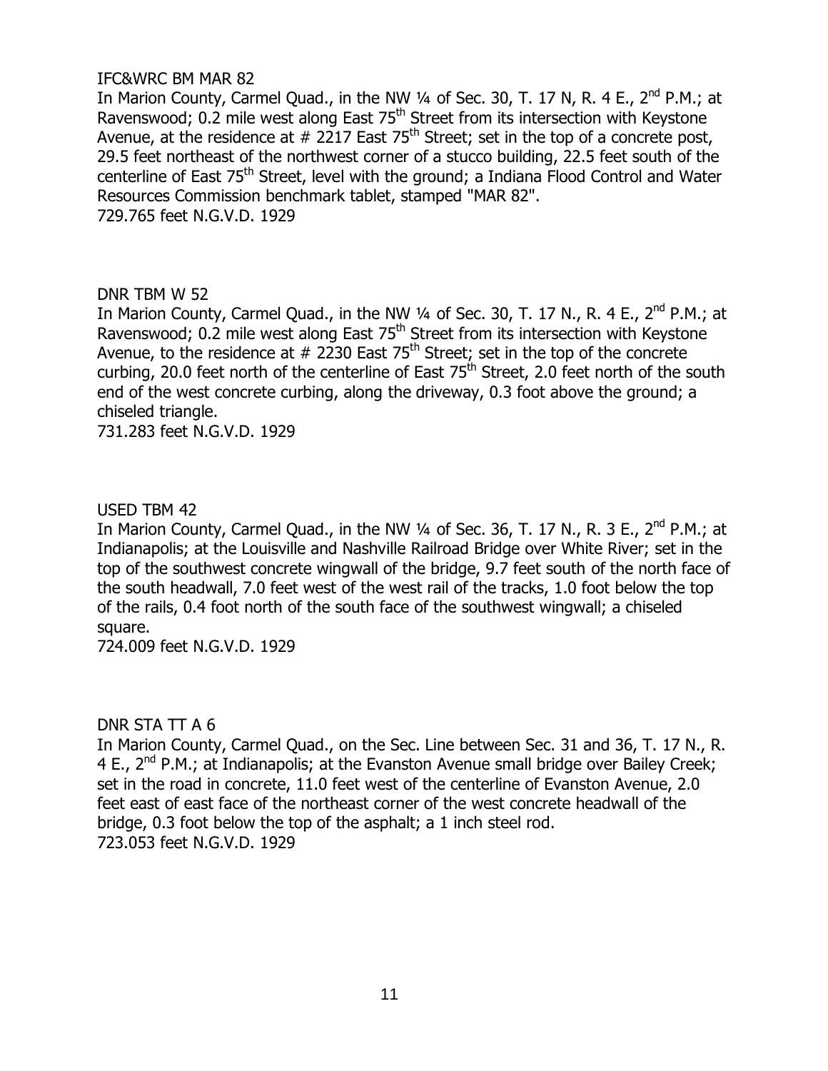IFC&WRC BM MAR 82

In Marion County, Carmel Quad., in the NW ¼ of Sec. 30, T. 17 N, R. 4 E., 2nd P.M.; at Ravenswood; 0.2 mile west along East 75th Street from its intersection with Keystone Avenue, at the residence at # 2217 East 75th Street; set in the top of a concrete post, 29.5 feet northeast of the northwest corner of a stucco building, 22.5 feet south of the centerline of East 75th Street, level with the ground; a Indiana Flood Control and Water Resources Commission benchmark tablet, stamped "MAR 82".

729.765 feet N.G.V.D. 1929

DNR TBM W 52

In Marion County, Carmel Quad., in the NW ¼ of Sec. 30, T. 17 N., R. 4 E., 2nd P.M.; at Ravenswood; 0.2 mile west along East 75th Street from its intersection with Keystone Avenue, to the residence at # 2230 East 75th Street; set in the top of the concrete curbing, 20.0 feet north of the centerline of East 75th Street, 2.0 feet north of the south end of the west concrete curbing, along the driveway, 0.3 foot above the ground; a chiseled triangle.

731.283 feet N.G.V.D. 1929

USED TBM 42

In Marion County, Carmel Quad., in the NW ¼ of Sec. 36, T. 17 N., R. 3 E., 2nd P.M.; at Indianapolis; at the Louisville and Nashville Railroad Bridge over White River; set in the top of the southwest concrete wingwall of the bridge, 9.7 feet south of the north face of the south headwall, 7.0 feet west of the west rail of the tracks, 1.0 foot below the top of the rails, 0.4 foot north of the south face of the southwest wingwall; a chiseled square.

724.009 feet N.G.V.D. 1929

DNR STA TT A 6

In Marion County, Carmel Quad., on the Sec. Line between Sec. 31 and 36, T. 17 N., R. 4 E., 2nd P.M.; at Indianapolis; at the Evanston Avenue small bridge over Bailey Creek; set in the road in concrete, 11.0 feet west of the centerline of Evanston Avenue, 2.0 feet east of east face of the northeast corner of the west concrete headwall of the bridge, 0.3 foot below the top of the asphalt; a 1 inch steel rod.

723.053 feet N.G.V.D. 1929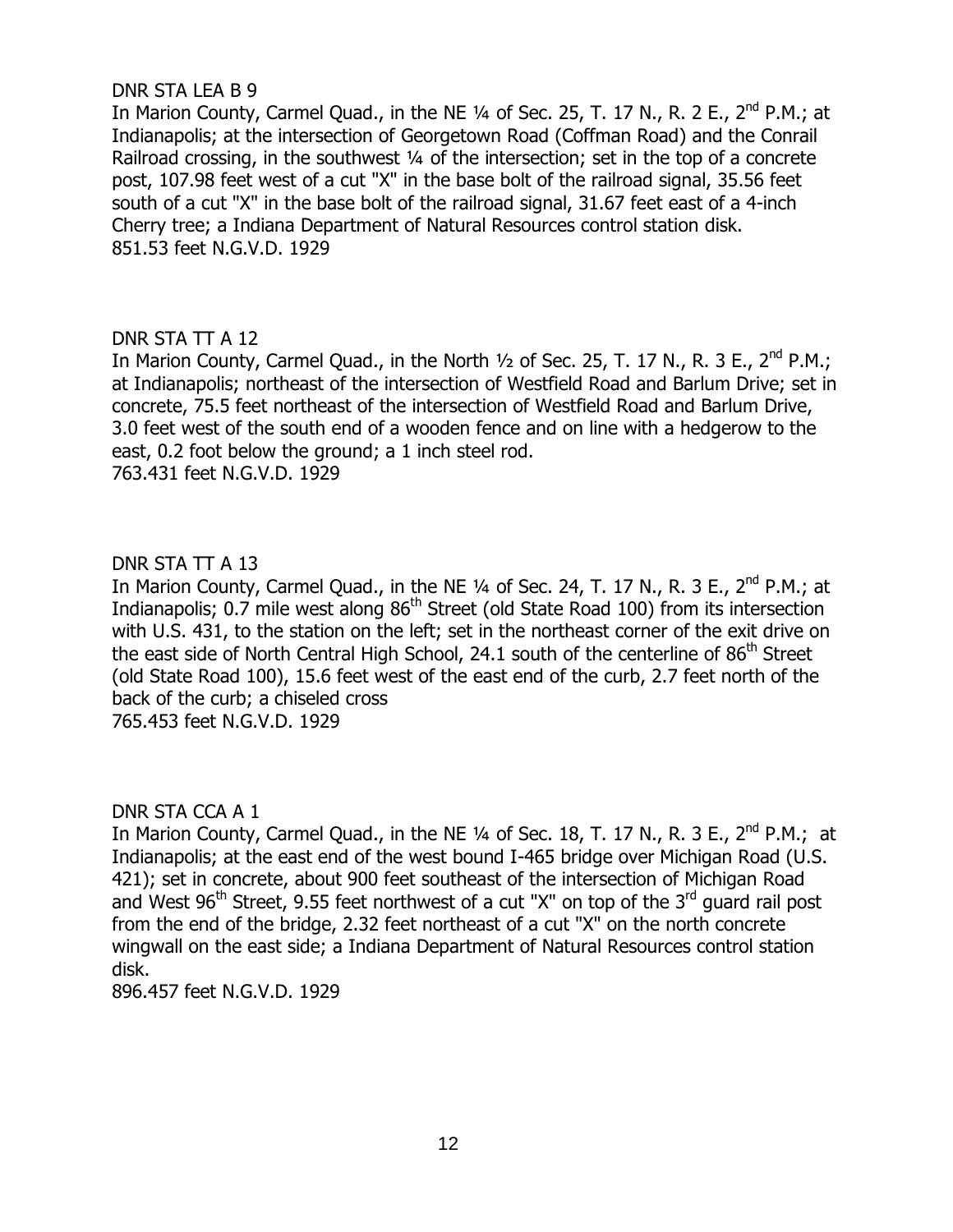DNR STA LEA B 9

In Marion County, Carmel Quad., in the NE ¼ of Sec. 25, T. 17 N., R. 2 E., 2nd P.M.; at Indianapolis; at the intersection of Georgetown Road (Coffman Road) and the Conrail Railroad crossing, in the southwest ¼ of the intersection; set in the top of a concrete post, 107.98 feet west of a cut "X" in the base bolt of the railroad signal, 35.56 feet south of a cut "X" in the base bolt of the railroad signal, 31.67 feet east of a 4-inch Cherry tree; a Indiana Department of Natural Resources control station disk.
851.53 feet N.G.V.D. 1929

DNR STA TT A 12

In Marion County, Carmel Quad., in the North ½ of Sec. 25, T. 17 N., R. 3 E., 2nd P.M.; at Indianapolis; northeast of the intersection of Westfield Road and Barlum Drive; set in concrete, 75.5 feet northeast of the intersection of Westfield Road and Barlum Drive, 3.0 feet west of the south end of a wooden fence and on line with a hedgerow to the east, 0.2 foot below the ground; a 1 inch steel rod.
763.431 feet N.G.V.D. 1929

DNR STA TT A 13

In Marion County, Carmel Quad., in the NE ¼ of Sec. 24, T. 17 N., R. 3 E., 2nd P.M.; at Indianapolis; 0.7 mile west along 86th Street (old State Road 100) from its intersection with U.S. 431, to the station on the left; set in the northeast corner of the exit drive on the east side of North Central High School, 24.1 south of the centerline of 86th Street (old State Road 100), 15.6 feet west of the east end of the curb, 2.7 feet north of the back of the curb; a chiseled cross
765.453 feet N.G.V.D. 1929

DNR STA CCA A 1

In Marion County, Carmel Quad., in the NE ¼ of Sec. 18, T. 17 N., R. 3 E., 2nd P.M.; at Indianapolis; at the east end of the west bound I-465 bridge over Michigan Road (U.S. 421); set in concrete, about 900 feet southeast of the intersection of Michigan Road and West 96th Street, 9.55 feet northwest of a cut "X" on top of the 3rd guard rail post from the end of the bridge, 2.32 feet northeast of a cut "X" on the north concrete wingwall on the east side; a Indiana Department of Natural Resources control station disk.
896.457 feet N.G.V.D. 1929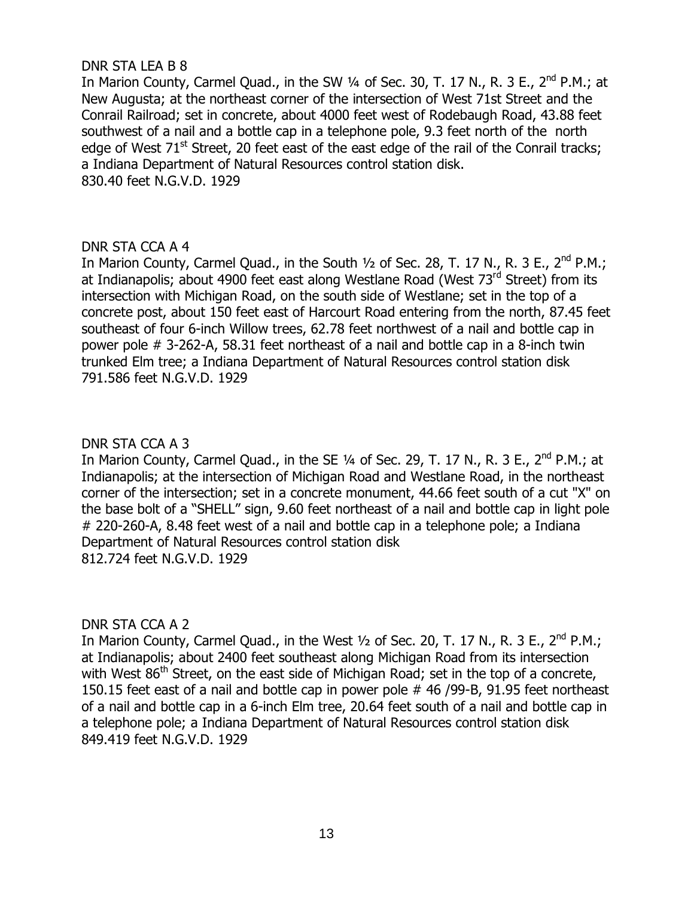DNR STA LEA B 8

In Marion County, Carmel Quad., in the SW ¼ of Sec. 30, T. 17 N., R. 3 E., 2nd P.M.; at New Augusta; at the northeast corner of the intersection of West 71st Street and the Conrail Railroad; set in concrete, about 4000 feet west of Rodebaugh Road, 43.88 feet southwest of a nail and a bottle cap in a telephone pole, 9.3 feet north of the north edge of West 71st Street, 20 feet east of the east edge of the rail of the Conrail tracks; a Indiana Department of Natural Resources control station disk.

830.40 feet N.G.V.D. 1929

DNR STA CCA A 4

In Marion County, Carmel Quad., in the South ½ of Sec. 28, T. 17 N., R. 3 E., 2nd P.M.; at Indianapolis; about 4900 feet east along Westlane Road (West 73rd Street) from its intersection with Michigan Road, on the south side of Westlane; set in the top of a concrete post, about 150 feet east of Harcourt Road entering from the north, 87.45 feet southeast of four 6-inch Willow trees, 62.78 feet northwest of a nail and bottle cap in power pole # 3-262-A, 58.31 feet northeast of a nail and bottle cap in a 8-inch twin trunked Elm tree; a Indiana Department of Natural Resources control station disk

791.586 feet N.G.V.D. 1929

DNR STA CCA A 3

In Marion County, Carmel Quad., in the SE ¼ of Sec. 29, T. 17 N., R. 3 E., 2nd P.M.; at Indianapolis; at the intersection of Michigan Road and Westlane Road, in the northeast corner of the intersection; set in a concrete monument, 44.66 feet south of a cut "X" on the base bolt of a "SHELL" sign, 9.60 feet northeast of a nail and bottle cap in light pole # 220-260-A, 8.48 feet west of a nail and bottle cap in a telephone pole; a Indiana Department of Natural Resources control station disk

812.724 feet N.G.V.D. 1929

DNR STA CCA A 2

In Marion County, Carmel Quad., in the West ½ of Sec. 20, T. 17 N., R. 3 E., 2nd P.M.; at Indianapolis; about 2400 feet southeast along Michigan Road from its intersection with West 86th Street, on the east side of Michigan Road; set in the top of a concrete, 150.15 feet east of a nail and bottle cap in power pole # 46 /99-B, 91.95 feet northeast of a nail and bottle cap in a 6-inch Elm tree, 20.64 feet south of a nail and bottle cap in a telephone pole; a Indiana Department of Natural Resources control station disk

849.419 feet N.G.V.D. 1929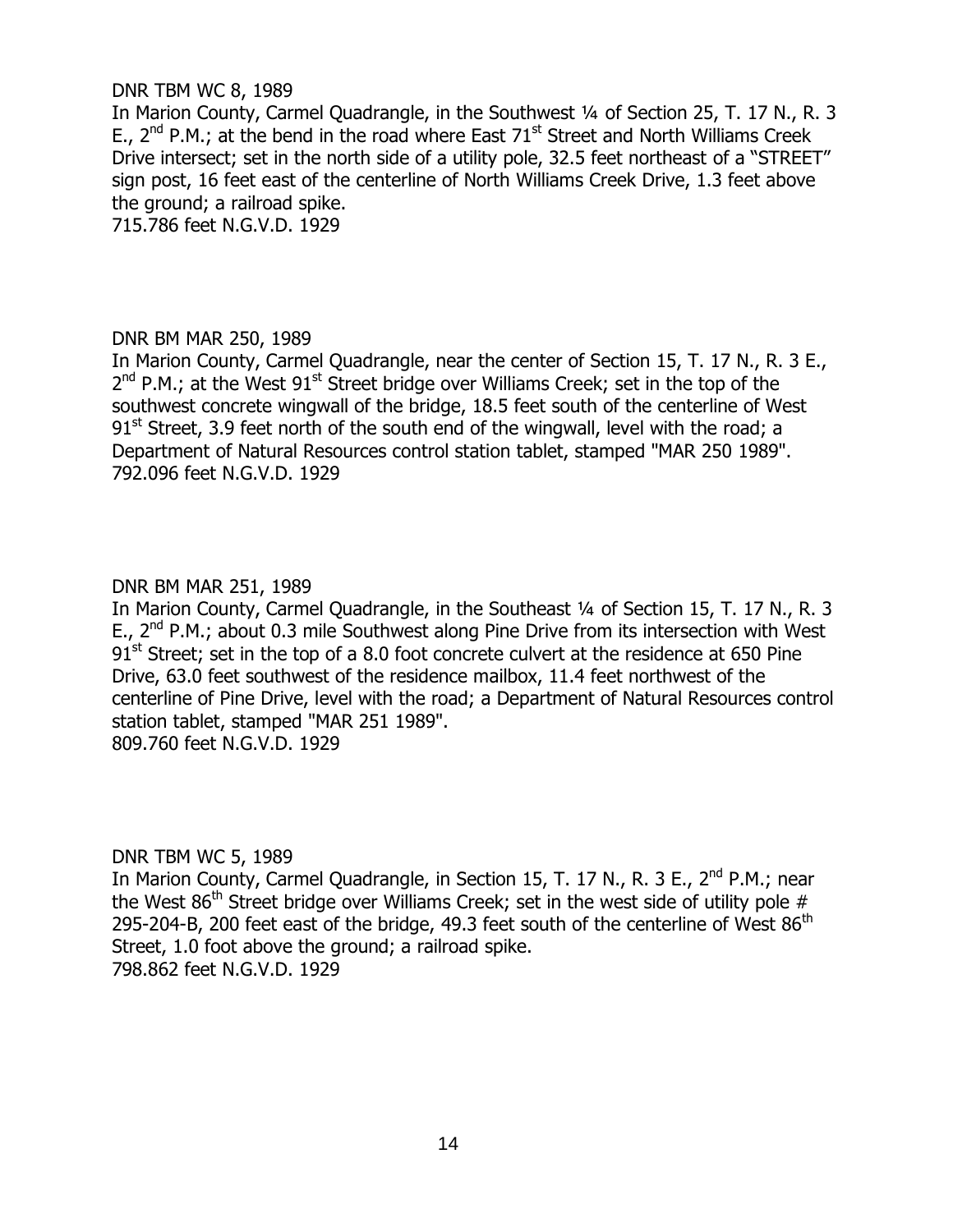DNR TBM WC 8, 1989

In Marion County, Carmel Quadrangle, in the Southwest ¼ of Section 25, T. 17 N., R. 3 E., 2nd P.M.; at the bend in the road where East 71st Street and North Williams Creek Drive intersect; set in the north side of a utility pole, 32.5 feet northeast of a "STREET" sign post, 16 feet east of the centerline of North Williams Creek Drive, 1.3 feet above the ground; a railroad spike.
715.786 feet N.G.V.D. 1929

DNR BM MAR 250, 1989

In Marion County, Carmel Quadrangle, near the center of Section 15, T. 17 N., R. 3 E., 2nd P.M.; at the West 91st Street bridge over Williams Creek; set in the top of the southwest concrete wingwall of the bridge, 18.5 feet south of the centerline of West 91st Street, 3.9 feet north of the south end of the wingwall, level with the road; a Department of Natural Resources control station tablet, stamped "MAR 250 1989".
792.096 feet N.G.V.D. 1929

DNR BM MAR 251, 1989

In Marion County, Carmel Quadrangle, in the Southeast ¼ of Section 15, T. 17 N., R. 3 E., 2nd P.M.; about 0.3 mile Southwest along Pine Drive from its intersection with West 91st Street; set in the top of a 8.0 foot concrete culvert at the residence at 650 Pine Drive, 63.0 feet southwest of the residence mailbox, 11.4 feet northwest of the centerline of Pine Drive, level with the road; a Department of Natural Resources control station tablet, stamped "MAR 251 1989".
809.760 feet N.G.V.D. 1929

DNR TBM WC 5, 1989

In Marion County, Carmel Quadrangle, in Section 15, T. 17 N., R. 3 E., 2nd P.M.; near the West 86th Street bridge over Williams Creek; set in the west side of utility pole # 295-204-B, 200 feet east of the bridge, 49.3 feet south of the centerline of West 86th Street, 1.0 foot above the ground; a railroad spike.
798.862 feet N.G.V.D. 1929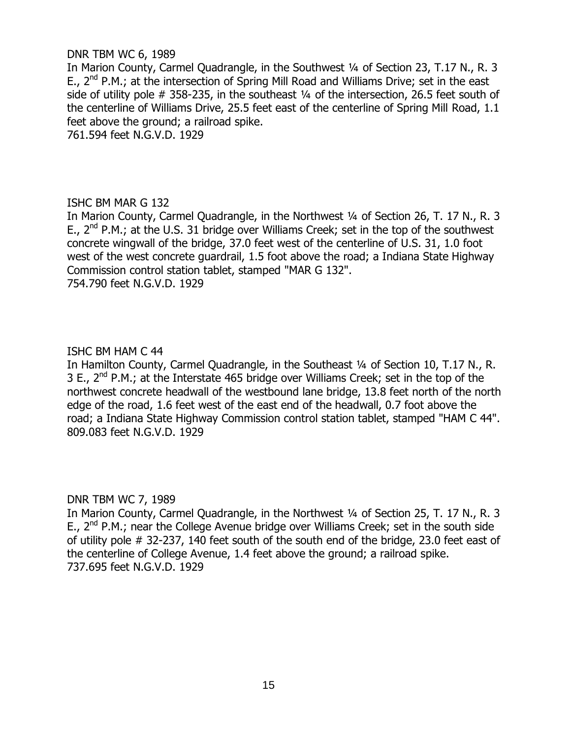DNR TBM WC 6, 1989

In Marion County, Carmel Quadrangle, in the Southwest ¼ of Section 23, T.17 N., R. 3 E., 2nd P.M.; at the intersection of Spring Mill Road and Williams Drive; set in the east side of utility pole # 358-235, in the southeast ¼ of the intersection, 26.5 feet south of the centerline of Williams Drive, 25.5 feet east of the centerline of Spring Mill Road, 1.1 feet above the ground; a railroad spike.

761.594 feet N.G.V.D. 1929

ISHC BM MAR G 132

In Marion County, Carmel Quadrangle, in the Northwest ¼ of Section 26, T. 17 N., R. 3 E., 2nd P.M.; at the U.S. 31 bridge over Williams Creek; set in the top of the southwest concrete wingwall of the bridge, 37.0 feet west of the centerline of U.S. 31, 1.0 foot west of the west concrete guardrail, 1.5 foot above the road; a Indiana State Highway Commission control station tablet, stamped "MAR G 132".

754.790 feet N.G.V.D. 1929

ISHC BM HAM C 44

In Hamilton County, Carmel Quadrangle, in the Southeast ¼ of Section 10, T.17 N., R. 3 E., 2nd P.M.; at the Interstate 465 bridge over Williams Creek; set in the top of the northwest concrete headwall of the westbound lane bridge, 13.8 feet north of the north edge of the road, 1.6 feet west of the east end of the headwall, 0.7 foot above the road; a Indiana State Highway Commission control station tablet, stamped "HAM C 44".

809.083 feet N.G.V.D. 1929

DNR TBM WC 7, 1989

In Marion County, Carmel Quadrangle, in the Northwest ¼ of Section 25, T. 17 N., R. 3 E., 2nd P.M.; near the College Avenue bridge over Williams Creek; set in the south side of utility pole # 32-237, 140 feet south of the south end of the bridge, 23.0 feet east of the centerline of College Avenue, 1.4 feet above the ground; a railroad spike.

737.695 feet N.G.V.D. 1929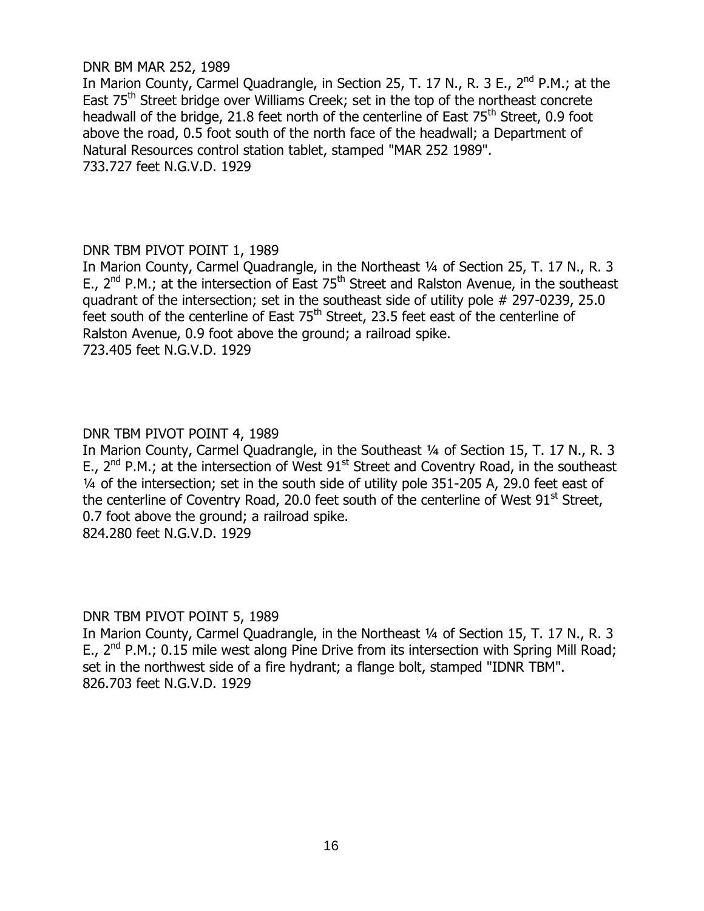DNR BM MAR 252, 1989

In Marion County, Carmel Quadrangle, in Section 25, T. 17 N., R. 3 E., 2nd P.M.; at the East 75th Street bridge over Williams Creek; set in the top of the northeast concrete headwall of the bridge, 21.8 feet north of the centerline of East 75th Street, 0.9 foot above the road, 0.5 foot south of the north face of the headwall; a Department of Natural Resources control station tablet, stamped "MAR 252 1989".
733.727 feet N.G.V.D. 1929

DNR TBM PIVOT POINT 1, 1989

In Marion County, Carmel Quadrangle, in the Northeast ¼ of Section 25, T. 17 N., R. 3 E., 2nd P.M.; at the intersection of East 75th Street and Ralston Avenue, in the southeast quadrant of the intersection; set in the southeast side of utility pole # 297-0239, 25.0 feet south of the centerline of East 75th Street, 23.5 feet east of the centerline of Ralston Avenue, 0.9 foot above the ground; a railroad spike.
723.405 feet N.G.V.D. 1929

DNR TBM PIVOT POINT 4, 1989

In Marion County, Carmel Quadrangle, in the Southeast ¼ of Section 15, T. 17 N., R. 3 E., 2nd P.M.; at the intersection of West 91st Street and Coventry Road, in the southeast ¼ of the intersection; set in the south side of utility pole 351-205 A, 29.0 feet east of the centerline of Coventry Road, 20.0 feet south of the centerline of West 91st Street, 0.7 foot above the ground; a railroad spike.
824.280 feet N.G.V.D. 1929

DNR TBM PIVOT POINT 5, 1989

In Marion County, Carmel Quadrangle, in the Northeast ¼ of Section 15, T. 17 N., R. 3 E., 2nd P.M.; 0.15 mile west along Pine Drive from its intersection with Spring Mill Road; set in the northwest side of a fire hydrant; a flange bolt, stamped "IDNR TBM".
826.703 feet N.G.V.D. 1929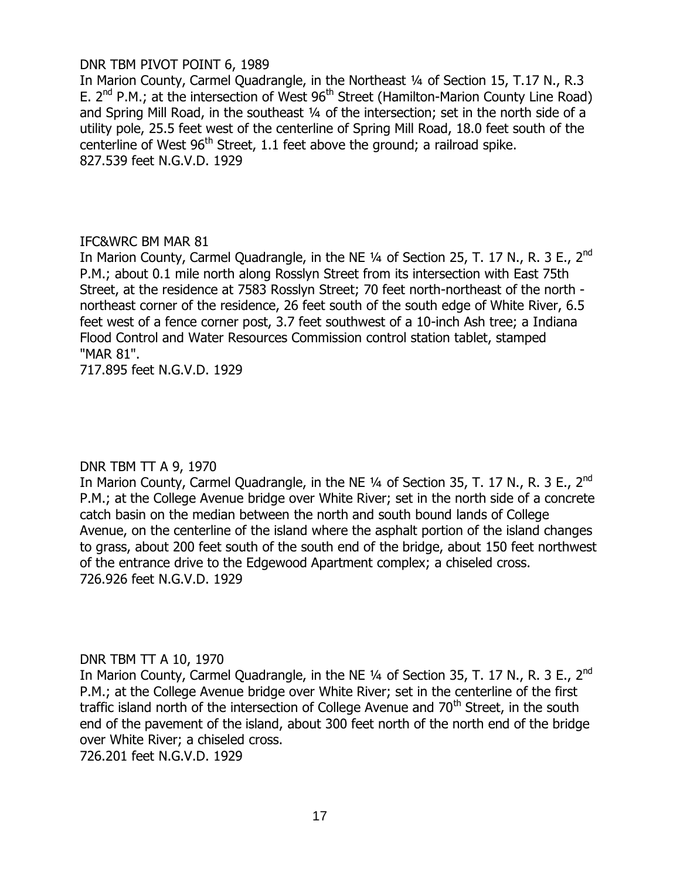DNR TBM PIVOT POINT 6, 1989
In Marion County, Carmel Quadrangle, in the Northeast ¼ of Section 15, T.17 N., R.3 E. 2nd P.M.; at the intersection of West 96th Street (Hamilton-Marion County Line Road) and Spring Mill Road, in the southeast ¼ of the intersection; set in the north side of a utility pole, 25.5 feet west of the centerline of Spring Mill Road, 18.0 feet south of the centerline of West 96th Street, 1.1 feet above the ground; a railroad spike.
827.539 feet N.G.V.D. 1929

IFC&WRC BM MAR 81
In Marion County, Carmel Quadrangle, in the NE ¼ of Section 25, T. 17 N., R. 3 E., 2nd P.M.; about 0.1 mile north along Rosslyn Street from its intersection with East 75th Street, at the residence at 7583 Rosslyn Street; 70 feet north-northeast of the north - northeast corner of the residence, 26 feet south of the south edge of White River, 6.5 feet west of a fence corner post, 3.7 feet southwest of a 10-inch Ash tree; a Indiana Flood Control and Water Resources Commission control station tablet, stamped "MAR 81".
717.895 feet N.G.V.D. 1929

DNR TBM TT A 9, 1970
In Marion County, Carmel Quadrangle, in the NE ¼ of Section 35, T. 17 N., R. 3 E., 2nd P.M.; at the College Avenue bridge over White River; set in the north side of a concrete catch basin on the median between the north and south bound lands of College Avenue, on the centerline of the island where the asphalt portion of the island changes to grass, about 200 feet south of the south end of the bridge, about 150 feet northwest of the entrance drive to the Edgewood Apartment complex; a chiseled cross.
726.926 feet N.G.V.D. 1929

DNR TBM TT A 10, 1970
In Marion County, Carmel Quadrangle, in the NE ¼ of Section 35, T. 17 N., R. 3 E., 2nd P.M.; at the College Avenue bridge over White River; set in the centerline of the first traffic island north of the intersection of College Avenue and 70th Street, in the south end of the pavement of the island, about 300 feet north of the north end of the bridge over White River; a chiseled cross.
726.201 feet N.G.V.D. 1929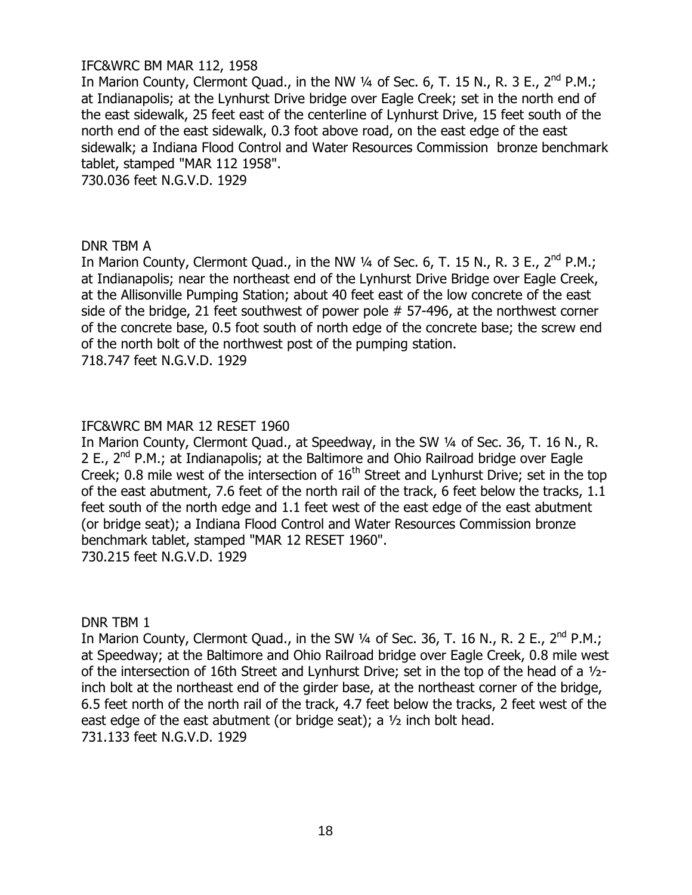IFC&WRC BM MAR 112, 1958

In Marion County, Clermont Quad., in the NW ¼ of Sec. 6, T. 15 N., R. 3 E., 2nd P.M.; at Indianapolis; at the Lynhurst Drive bridge over Eagle Creek; set in the north end of the east sidewalk, 25 feet east of the centerline of Lynhurst Drive, 15 feet south of the north end of the east sidewalk, 0.3 foot above road, on the east edge of the east sidewalk; a Indiana Flood Control and Water Resources Commission bronze benchmark tablet, stamped "MAR 112 1958".

730.036 feet N.G.V.D. 1929

DNR TBM A

In Marion County, Clermont Quad., in the NW ¼ of Sec. 6, T. 15 N., R. 3 E., 2nd P.M.; at Indianapolis; near the northeast end of the Lynhurst Drive Bridge over Eagle Creek, at the Allisonville Pumping Station; about 40 feet east of the low concrete of the east side of the bridge, 21 feet southwest of power pole # 57-496, at the northwest corner of the concrete base, 0.5 foot south of north edge of the concrete base; the screw end of the north bolt of the northwest post of the pumping station.

718.747 feet N.G.V.D. 1929

IFC&WRC BM MAR 12 RESET 1960

In Marion County, Clermont Quad., at Speedway, in the SW ¼ of Sec. 36, T. 16 N., R. 2 E., 2nd P.M.; at Indianapolis; at the Baltimore and Ohio Railroad bridge over Eagle Creek; 0.8 mile west of the intersection of 16th Street and Lynhurst Drive; set in the top of the east abutment, 7.6 feet of the north rail of the track, 6 feet below the tracks, 1.1 feet south of the north edge and 1.1 feet west of the east edge of the east abutment (or bridge seat); a Indiana Flood Control and Water Resources Commission bronze benchmark tablet, stamped "MAR 12 RESET 1960".

730.215 feet N.G.V.D. 1929

DNR TBM 1

In Marion County, Clermont Quad., in the SW ¼ of Sec. 36, T. 16 N., R. 2 E., 2nd P.M.; at Speedway; at the Baltimore and Ohio Railroad bridge over Eagle Creek, 0.8 mile west of the intersection of 16th Street and Lynhurst Drive; set in the top of the head of a ½-inch bolt at the northeast end of the girder base, at the northeast corner of the bridge, 6.5 feet north of the north rail of the track, 4.7 feet below the tracks, 2 feet west of the east edge of the east abutment (or bridge seat); a ½ inch bolt head.

731.133 feet N.G.V.D. 1929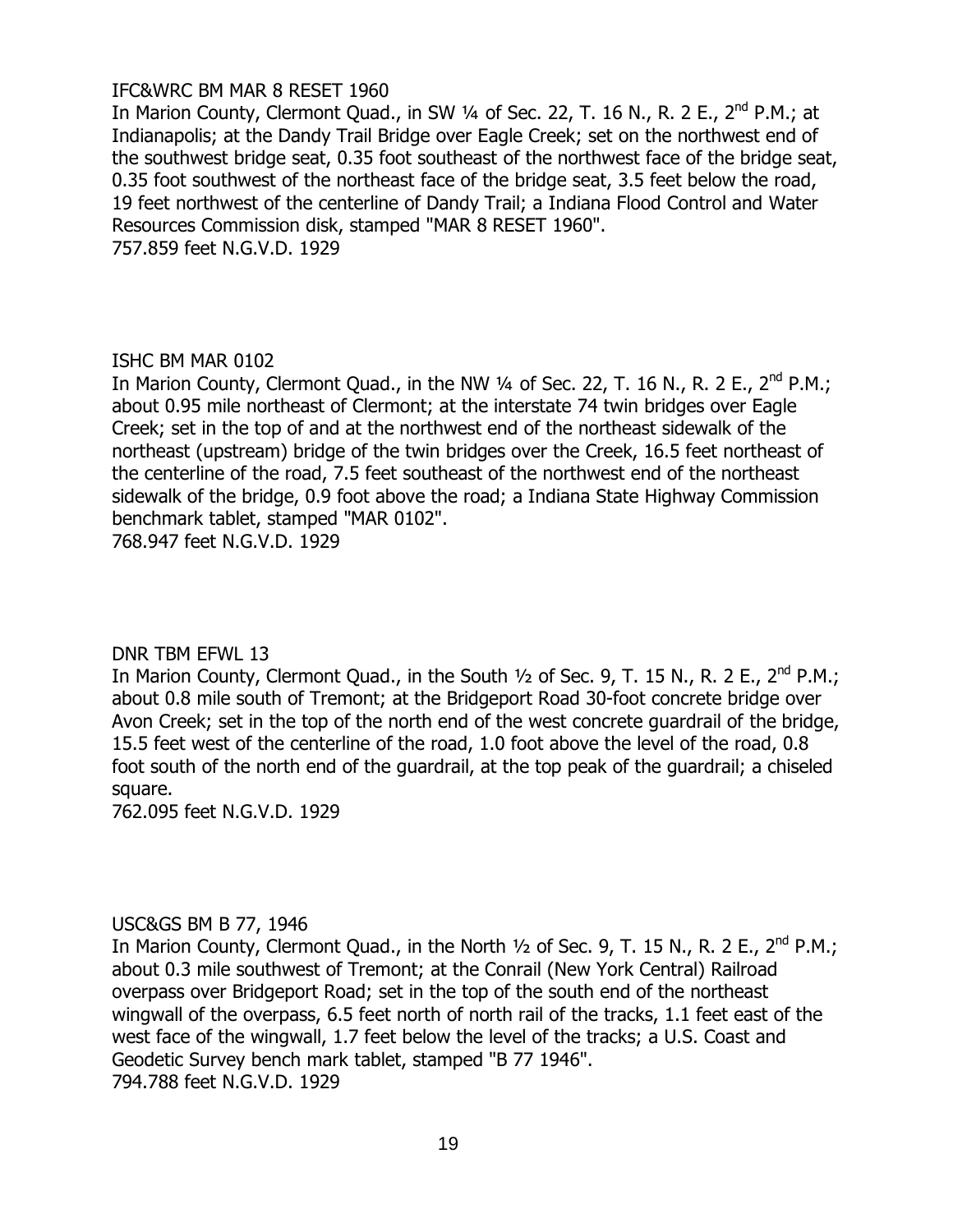IFC&WRC BM MAR 8 RESET 1960
In Marion County, Clermont Quad., in SW ¼ of Sec. 22, T. 16 N., R. 2 E., 2nd P.M.; at Indianapolis; at the Dandy Trail Bridge over Eagle Creek; set on the northwest end of the southwest bridge seat, 0.35 foot southeast of the northwest face of the bridge seat, 0.35 foot southwest of the northeast face of the bridge seat, 3.5 feet below the road, 19 feet northwest of the centerline of Dandy Trail; a Indiana Flood Control and Water Resources Commission disk, stamped "MAR 8 RESET 1960".
757.859 feet N.G.V.D. 1929

ISHC BM MAR 0102
In Marion County, Clermont Quad., in the NW ¼ of Sec. 22, T. 16 N., R. 2 E., 2nd P.M.; about 0.95 mile northeast of Clermont; at the interstate 74 twin bridges over Eagle Creek; set in the top of and at the northwest end of the northeast sidewalk of the northeast (upstream) bridge of the twin bridges over the Creek, 16.5 feet northeast of the centerline of the road, 7.5 feet southeast of the northwest end of the northeast sidewalk of the bridge, 0.9 foot above the road; a Indiana State Highway Commission benchmark tablet, stamped "MAR 0102".
768.947 feet N.G.V.D. 1929

DNR TBM EFWL 13
In Marion County, Clermont Quad., in the South ½ of Sec. 9, T. 15 N., R. 2 E., 2nd P.M.; about 0.8 mile south of Tremont; at the Bridgeport Road 30-foot concrete bridge over Avon Creek; set in the top of the north end of the west concrete guardrail of the bridge, 15.5 feet west of the centerline of the road, 1.0 foot above the level of the road, 0.8 foot south of the north end of the guardrail, at the top peak of the guardrail; a chiseled square.
762.095 feet N.G.V.D. 1929

USC&GS BM B 77, 1946
In Marion County, Clermont Quad., in the North ½ of Sec. 9, T. 15 N., R. 2 E., 2nd P.M.; about 0.3 mile southwest of Tremont; at the Conrail (New York Central) Railroad overpass over Bridgeport Road; set in the top of the south end of the northeast wingwall of the overpass, 6.5 feet north of north rail of the tracks, 1.1 feet east of the west face of the wingwall, 1.7 feet below the level of the tracks; a U.S. Coast and Geodetic Survey bench mark tablet, stamped "B 77 1946".
794.788 feet N.G.V.D. 1929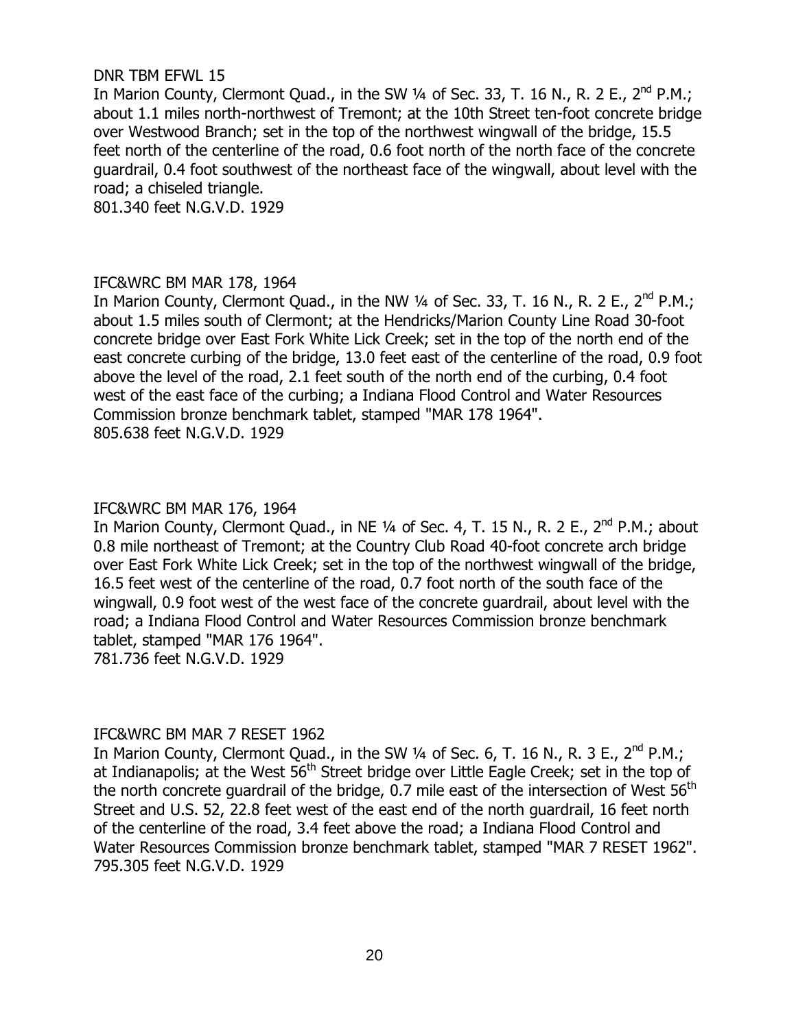DNR TBM EFWL 15

In Marion County, Clermont Quad., in the SW ¼ of Sec. 33, T. 16 N., R. 2 E., 2nd P.M.; about 1.1 miles north-northwest of Tremont; at the 10th Street ten-foot concrete bridge over Westwood Branch; set in the top of the northwest wingwall of the bridge, 15.5 feet north of the centerline of the road, 0.6 foot north of the north face of the concrete guardrail, 0.4 foot southwest of the northeast face of the wingwall, about level with the road; a chiseled triangle.

801.340 feet N.G.V.D. 1929

IFC&WRC BM MAR 178, 1964

In Marion County, Clermont Quad., in the NW ¼ of Sec. 33, T. 16 N., R. 2 E., 2nd P.M.; about 1.5 miles south of Clermont; at the Hendricks/Marion County Line Road 30-foot concrete bridge over East Fork White Lick Creek; set in the top of the north end of the east concrete curbing of the bridge, 13.0 feet east of the centerline of the road, 0.9 foot above the level of the road, 2.1 feet south of the north end of the curbing, 0.4 foot west of the east face of the curbing; a Indiana Flood Control and Water Resources Commission bronze benchmark tablet, stamped "MAR 178 1964".

805.638 feet N.G.V.D. 1929

IFC&WRC BM MAR 176, 1964

In Marion County, Clermont Quad., in NE ¼ of Sec. 4, T. 15 N., R. 2 E., 2nd P.M.; about 0.8 mile northeast of Tremont; at the Country Club Road 40-foot concrete arch bridge over East Fork White Lick Creek; set in the top of the northwest wingwall of the bridge, 16.5 feet west of the centerline of the road, 0.7 foot north of the south face of the wingwall, 0.9 foot west of the west face of the concrete guardrail, about level with the road; a Indiana Flood Control and Water Resources Commission bronze benchmark tablet, stamped "MAR 176 1964".

781.736 feet N.G.V.D. 1929

IFC&WRC BM MAR 7 RESET 1962

In Marion County, Clermont Quad., in the SW ¼ of Sec. 6, T. 16 N., R. 3 E., 2nd P.M.; at Indianapolis; at the West 56th Street bridge over Little Eagle Creek; set in the top of the north concrete guardrail of the bridge, 0.7 mile east of the intersection of West 56th Street and U.S. 52, 22.8 feet west of the east end of the north guardrail, 16 feet north of the centerline of the road, 3.4 feet above the road; a Indiana Flood Control and Water Resources Commission bronze benchmark tablet, stamped "MAR 7 RESET 1962".

795.305 feet N.G.V.D. 1929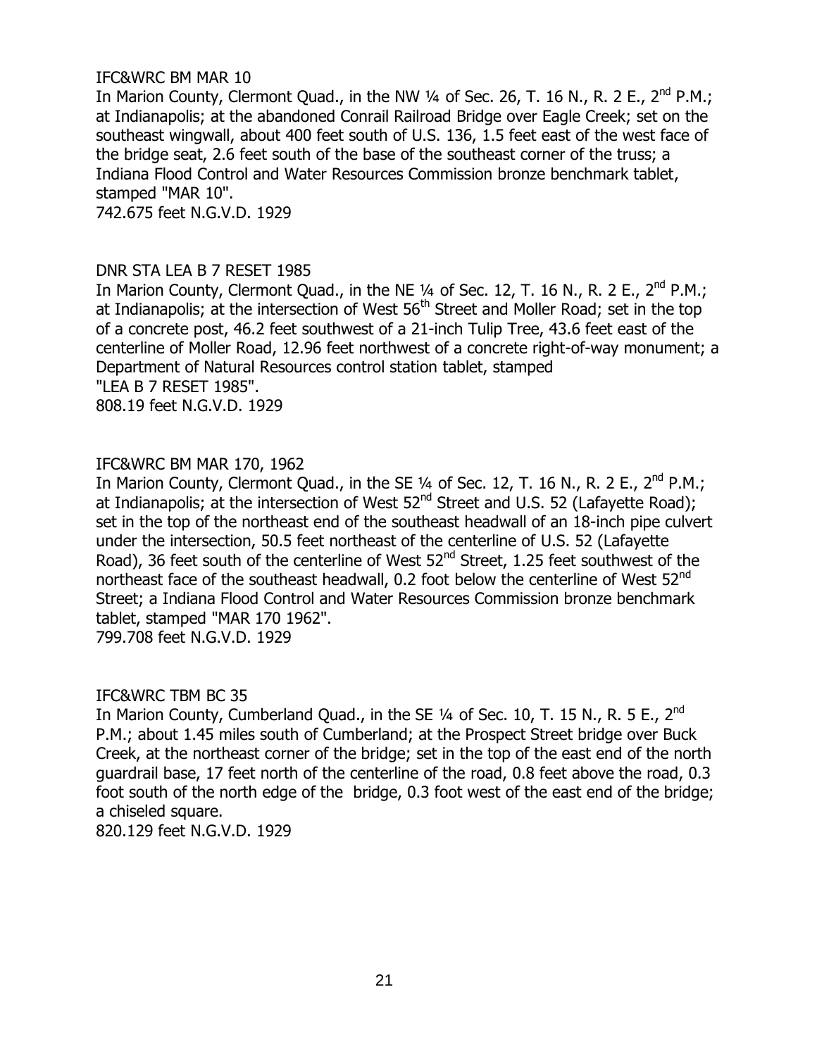IFC&WRC BM MAR 10

In Marion County, Clermont Quad., in the NW ¼ of Sec. 26, T. 16 N., R. 2 E., 2nd P.M.; at Indianapolis; at the abandoned Conrail Railroad Bridge over Eagle Creek; set on the southeast wingwall, about 400 feet south of U.S. 136, 1.5 feet east of the west face of the bridge seat, 2.6 feet south of the base of the southeast corner of the truss; a Indiana Flood Control and Water Resources Commission bronze benchmark tablet, stamped "MAR 10".

742.675 feet N.G.V.D. 1929

DNR STA LEA B 7 RESET 1985

In Marion County, Clermont Quad., in the NE ¼ of Sec. 12, T. 16 N., R. 2 E., 2nd P.M.; at Indianapolis; at the intersection of West 56th Street and Moller Road; set in the top of a concrete post, 46.2 feet southwest of a 21-inch Tulip Tree, 43.6 feet east of the centerline of Moller Road, 12.96 feet northwest of a concrete right-of-way monument; a Department of Natural Resources control station tablet, stamped "LEA B 7 RESET 1985".

808.19 feet N.G.V.D. 1929

IFC&WRC BM MAR 170, 1962

In Marion County, Clermont Quad., in the SE ¼ of Sec. 12, T. 16 N., R. 2 E., 2nd P.M.; at Indianapolis; at the intersection of West 52nd Street and U.S. 52 (Lafayette Road); set in the top of the northeast end of the southeast headwall of an 18-inch pipe culvert under the intersection, 50.5 feet northeast of the centerline of U.S. 52 (Lafayette Road), 36 feet south of the centerline of West 52nd Street, 1.25 feet southwest of the northeast face of the southeast headwall, 0.2 foot below the centerline of West 52nd Street; a Indiana Flood Control and Water Resources Commission bronze benchmark tablet, stamped "MAR 170 1962".

799.708 feet N.G.V.D. 1929

IFC&WRC TBM BC 35

In Marion County, Cumberland Quad., in the SE ¼ of Sec. 10, T. 15 N., R. 5 E., 2nd P.M.; about 1.45 miles south of Cumberland; at the Prospect Street bridge over Buck Creek, at the northeast corner of the bridge; set in the top of the east end of the north guardrail base, 17 feet north of the centerline of the road, 0.8 feet above the road, 0.3 foot south of the north edge of the bridge, 0.3 foot west of the east end of the bridge; a chiseled square.

820.129 feet N.G.V.D. 1929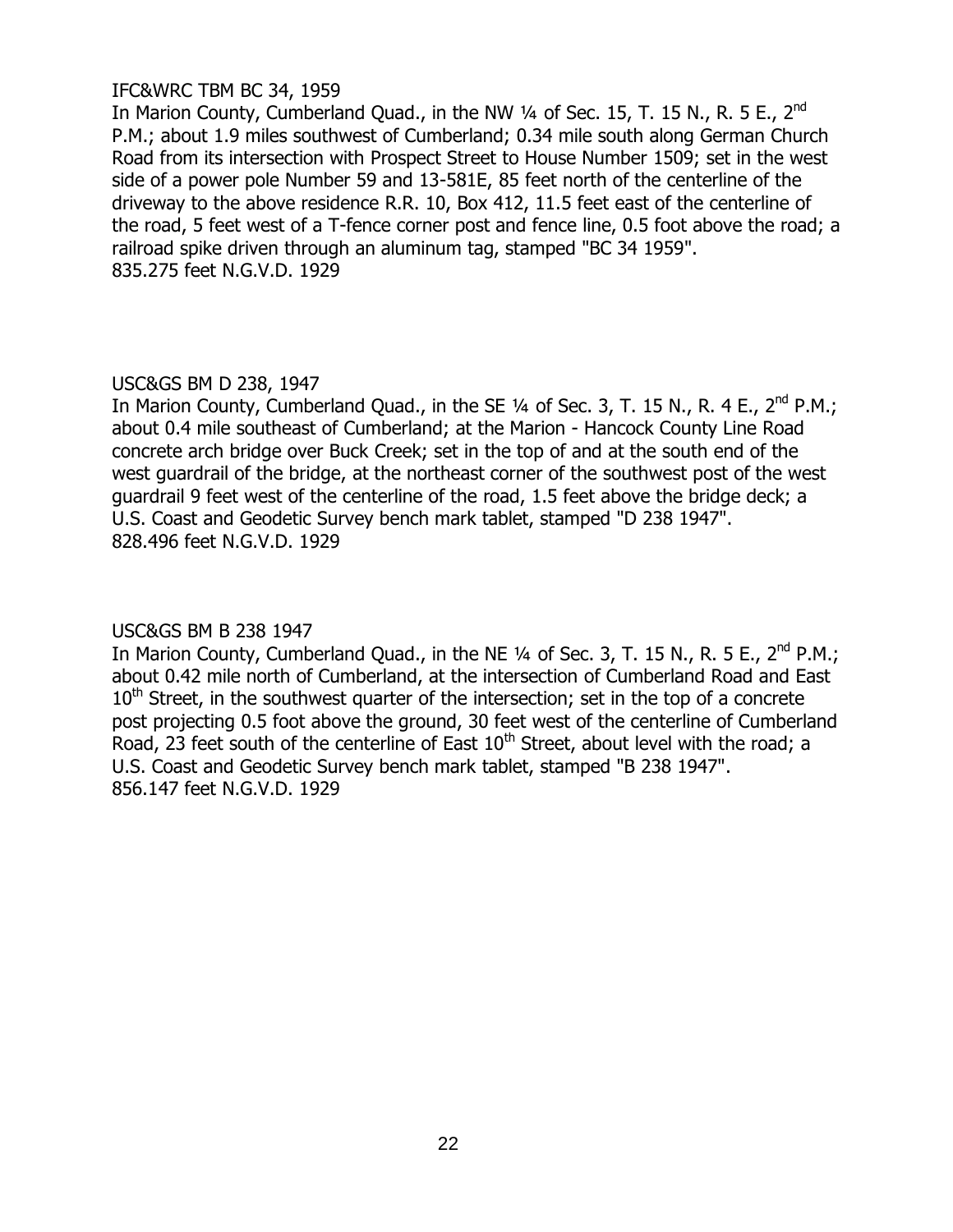IFC&WRC TBM BC 34, 1959

In Marion County, Cumberland Quad., in the NW ¼ of Sec. 15, T. 15 N., R. 5 E., 2nd P.M.; about 1.9 miles southwest of Cumberland; 0.34 mile south along German Church Road from its intersection with Prospect Street to House Number 1509; set in the west side of a power pole Number 59 and 13-581E, 85 feet north of the centerline of the driveway to the above residence R.R. 10, Box 412, 11.5 feet east of the centerline of the road, 5 feet west of a T-fence corner post and fence line, 0.5 foot above the road; a railroad spike driven through an aluminum tag, stamped "BC 34 1959".
835.275 feet N.G.V.D. 1929

USC&GS BM D 238, 1947

In Marion County, Cumberland Quad., in the SE ¼ of Sec. 3, T. 15 N., R. 4 E., 2nd P.M.; about 0.4 mile southeast of Cumberland; at the Marion - Hancock County Line Road concrete arch bridge over Buck Creek; set in the top of and at the south end of the west guardrail of the bridge, at the northeast corner of the southwest post of the west guardrail 9 feet west of the centerline of the road, 1.5 feet above the bridge deck; a U.S. Coast and Geodetic Survey bench mark tablet, stamped "D 238 1947".
828.496 feet N.G.V.D. 1929

USC&GS BM B 238 1947

In Marion County, Cumberland Quad., in the NE ¼ of Sec. 3, T. 15 N., R. 5 E., 2nd P.M.; about 0.42 mile north of Cumberland, at the intersection of Cumberland Road and East 10th Street, in the southwest quarter of the intersection; set in the top of a concrete post projecting 0.5 foot above the ground, 30 feet west of the centerline of Cumberland Road, 23 feet south of the centerline of East 10th Street, about level with the road; a U.S. Coast and Geodetic Survey bench mark tablet, stamped "B 238 1947".
856.147 feet N.G.V.D. 1929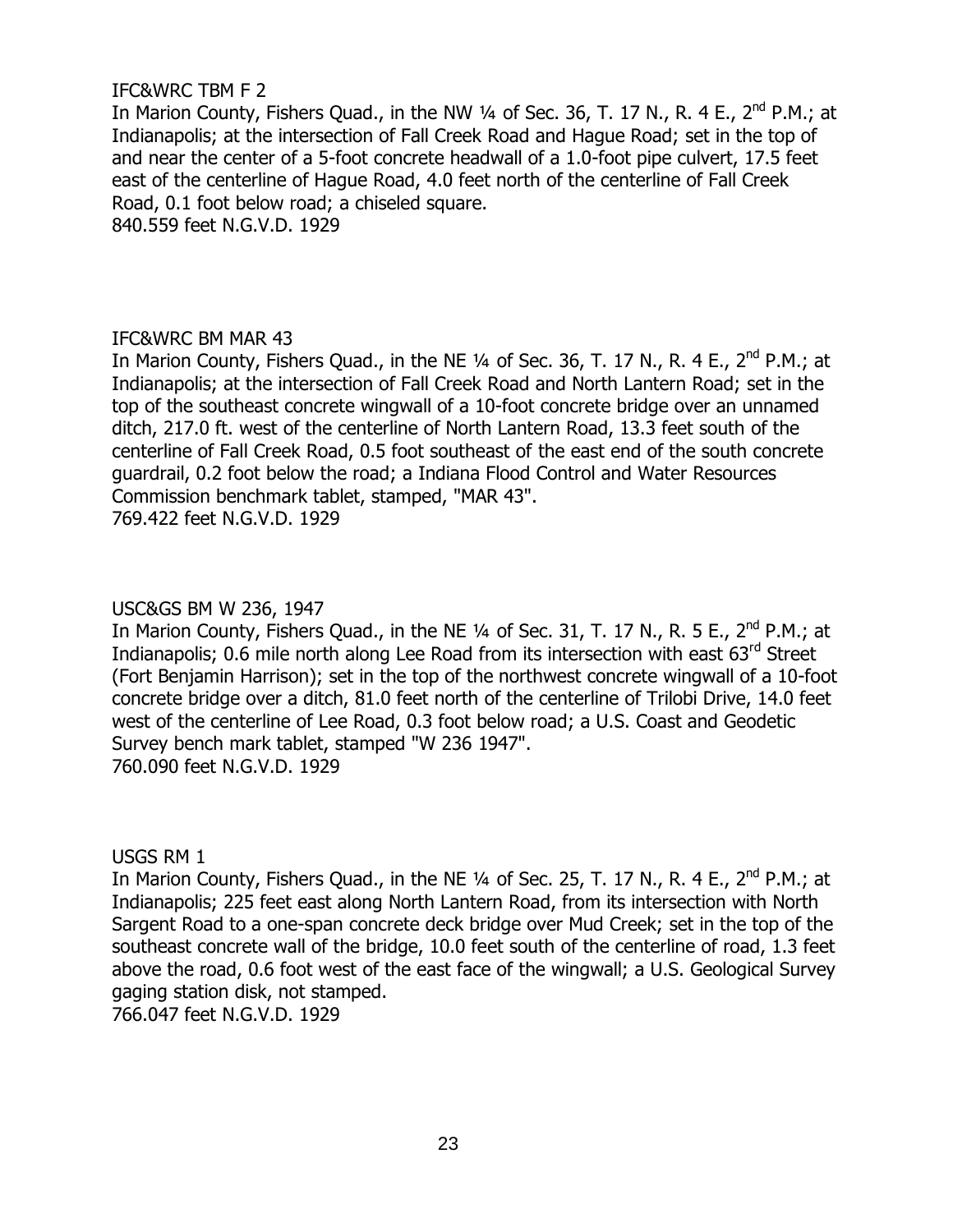IFC&WRC TBM F 2

In Marion County, Fishers Quad., in the NW ¼ of Sec. 36, T. 17 N., R. 4 E., 2nd P.M.; at Indianapolis; at the intersection of Fall Creek Road and Hague Road; set in the top of and near the center of a 5-foot concrete headwall of a 1.0-foot pipe culvert, 17.5 feet east of the centerline of Hague Road, 4.0 feet north of the centerline of Fall Creek Road, 0.1 foot below road; a chiseled square.

840.559 feet N.G.V.D. 1929

IFC&WRC BM MAR 43

In Marion County, Fishers Quad., in the NE ¼ of Sec. 36, T. 17 N., R. 4 E., 2nd P.M.; at Indianapolis; at the intersection of Fall Creek Road and North Lantern Road; set in the top of the southeast concrete wingwall of a 10-foot concrete bridge over an unnamed ditch, 217.0 ft. west of the centerline of North Lantern Road, 13.3 feet south of the centerline of Fall Creek Road, 0.5 foot southeast of the east end of the south concrete guardrail, 0.2 foot below the road; a Indiana Flood Control and Water Resources Commission benchmark tablet, stamped, "MAR 43".

769.422 feet N.G.V.D. 1929

USC&GS BM W 236, 1947

In Marion County, Fishers Quad., in the NE ¼ of Sec. 31, T. 17 N., R. 5 E., 2nd P.M.; at Indianapolis; 0.6 mile north along Lee Road from its intersection with east 63rd Street (Fort Benjamin Harrison); set in the top of the northwest concrete wingwall of a 10-foot concrete bridge over a ditch, 81.0 feet north of the centerline of Trilobi Drive, 14.0 feet west of the centerline of Lee Road, 0.3 foot below road; a U.S. Coast and Geodetic Survey bench mark tablet, stamped "W 236 1947".

760.090 feet N.G.V.D. 1929

USGS RM 1

In Marion County, Fishers Quad., in the NE ¼ of Sec. 25, T. 17 N., R. 4 E., 2nd P.M.; at Indianapolis; 225 feet east along North Lantern Road, from its intersection with North Sargent Road to a one-span concrete deck bridge over Mud Creek; set in the top of the southeast concrete wall of the bridge, 10.0 feet south of the centerline of road, 1.3 feet above the road, 0.6 foot west of the east face of the wingwall; a U.S. Geological Survey gaging station disk, not stamped.

766.047 feet N.G.V.D. 1929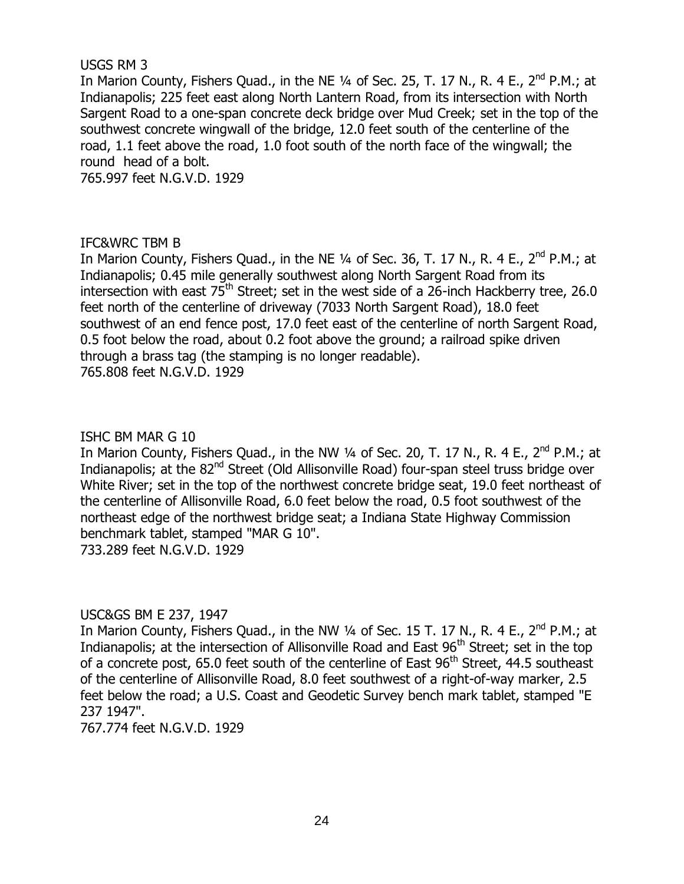USGS RM 3

In Marion County, Fishers Quad., in the NE ¼ of Sec. 25, T. 17 N., R. 4 E., 2nd P.M.; at Indianapolis; 225 feet east along North Lantern Road, from its intersection with North Sargent Road to a one-span concrete deck bridge over Mud Creek; set in the top of the southwest concrete wingwall of the bridge, 12.0 feet south of the centerline of the road, 1.1 feet above the road, 1.0 foot south of the north face of the wingwall; the round head of a bolt.

765.997 feet N.G.V.D. 1929

IFC&WRC TBM B

In Marion County, Fishers Quad., in the NE ¼ of Sec. 36, T. 17 N., R. 4 E., 2nd P.M.; at Indianapolis; 0.45 mile generally southwest along North Sargent Road from its intersection with east 75th Street; set in the west side of a 26-inch Hackberry tree, 26.0 feet north of the centerline of driveway (7033 North Sargent Road), 18.0 feet southwest of an end fence post, 17.0 feet east of the centerline of north Sargent Road, 0.5 foot below the road, about 0.2 foot above the ground; a railroad spike driven through a brass tag (the stamping is no longer readable).

765.808 feet N.G.V.D. 1929

ISHC BM MAR G 10

In Marion County, Fishers Quad., in the NW ¼ of Sec. 20, T. 17 N., R. 4 E., 2nd P.M.; at Indianapolis; at the 82nd Street (Old Allisonville Road) four-span steel truss bridge over White River; set in the top of the northwest concrete bridge seat, 19.0 feet northeast of the centerline of Allisonville Road, 6.0 feet below the road, 0.5 foot southwest of the northeast edge of the northwest bridge seat; a Indiana State Highway Commission benchmark tablet, stamped "MAR G 10".

733.289 feet N.G.V.D. 1929

USC&GS BM E 237, 1947

In Marion County, Fishers Quad., in the NW ¼ of Sec. 15 T. 17 N., R. 4 E., 2nd P.M.; at Indianapolis; at the intersection of Allisonville Road and East 96th Street; set in the top of a concrete post, 65.0 feet south of the centerline of East 96th Street, 44.5 southeast of the centerline of Allisonville Road, 8.0 feet southwest of a right-of-way marker, 2.5 feet below the road; a U.S. Coast and Geodetic Survey bench mark tablet, stamped "E 237 1947".

767.774 feet N.G.V.D. 1929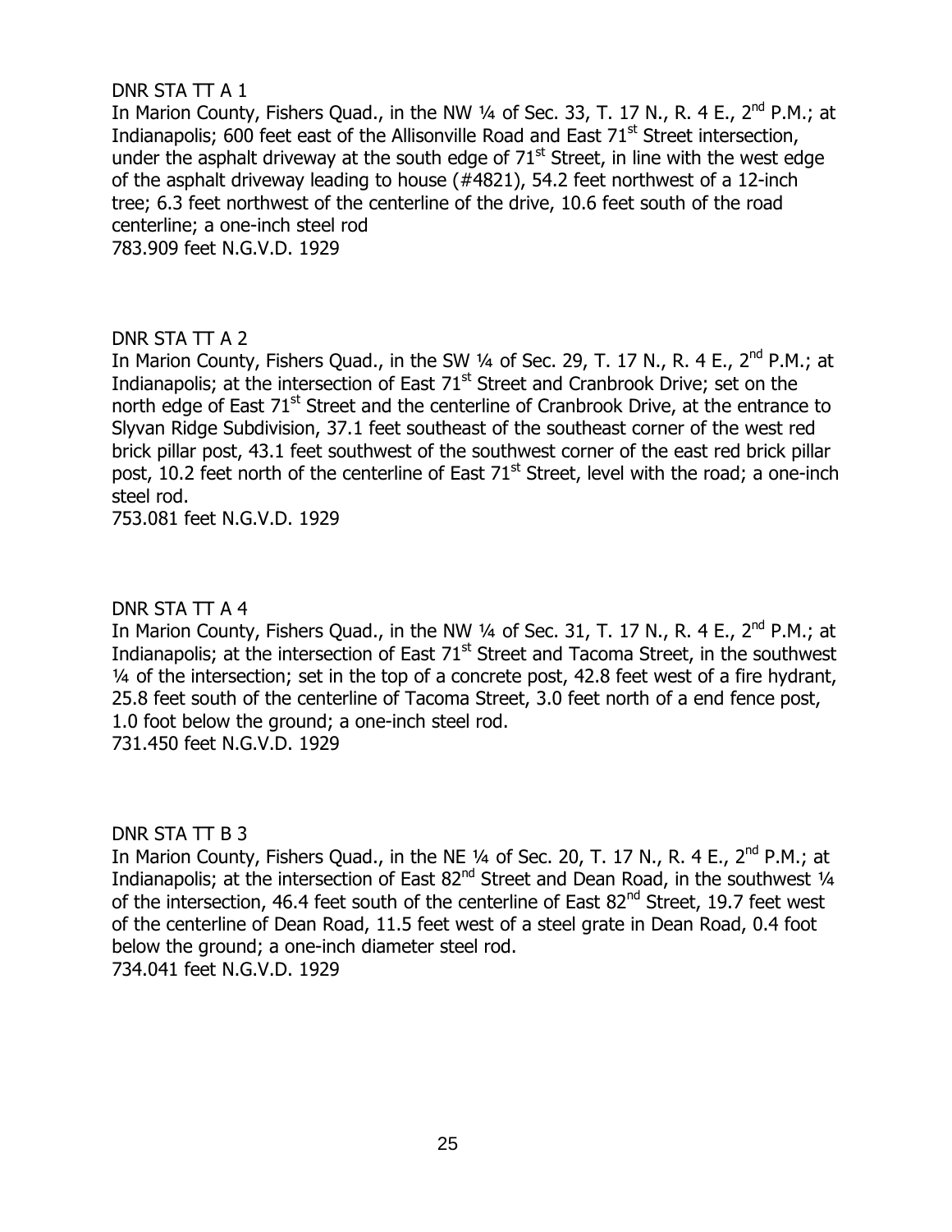DNR STA TT A 1

In Marion County, Fishers Quad., in the NW ¼ of Sec. 33, T. 17 N., R. 4 E., 2nd P.M.; at Indianapolis; 600 feet east of the Allisonville Road and East 71st Street intersection, under the asphalt driveway at the south edge of 71st Street, in line with the west edge of the asphalt driveway leading to house (#4821), 54.2 feet northwest of a 12-inch tree; 6.3 feet northwest of the centerline of the drive, 10.6 feet south of the road centerline; a one-inch steel rod

783.909 feet N.G.V.D. 1929

DNR STA TT A 2

In Marion County, Fishers Quad., in the SW ¼ of Sec. 29, T. 17 N., R. 4 E., 2nd P.M.; at Indianapolis; at the intersection of East 71st Street and Cranbrook Drive; set on the north edge of East 71st Street and the centerline of Cranbrook Drive, at the entrance to Slyvan Ridge Subdivision, 37.1 feet southeast of the southeast corner of the west red brick pillar post, 43.1 feet southwest of the southwest corner of the east red brick pillar post, 10.2 feet north of the centerline of East 71st Street, level with the road; a one-inch steel rod.

753.081 feet N.G.V.D. 1929

DNR STA TT A 4

In Marion County, Fishers Quad., in the NW ¼ of Sec. 31, T. 17 N., R. 4 E., 2nd P.M.; at Indianapolis; at the intersection of East 71st Street and Tacoma Street, in the southwest ¼ of the intersection; set in the top of a concrete post, 42.8 feet west of a fire hydrant, 25.8 feet south of the centerline of Tacoma Street, 3.0 feet north of a end fence post, 1.0 foot below the ground; a one-inch steel rod.

731.450 feet N.G.V.D. 1929

DNR STA TT B 3

In Marion County, Fishers Quad., in the NE ¼ of Sec. 20, T. 17 N., R. 4 E., 2nd P.M.; at Indianapolis; at the intersection of East 82nd Street and Dean Road, in the southwest ¼ of the intersection, 46.4 feet south of the centerline of East 82nd Street, 19.7 feet west of the centerline of Dean Road, 11.5 feet west of a steel grate in Dean Road, 0.4 foot below the ground; a one-inch diameter steel rod.

734.041 feet N.G.V.D. 1929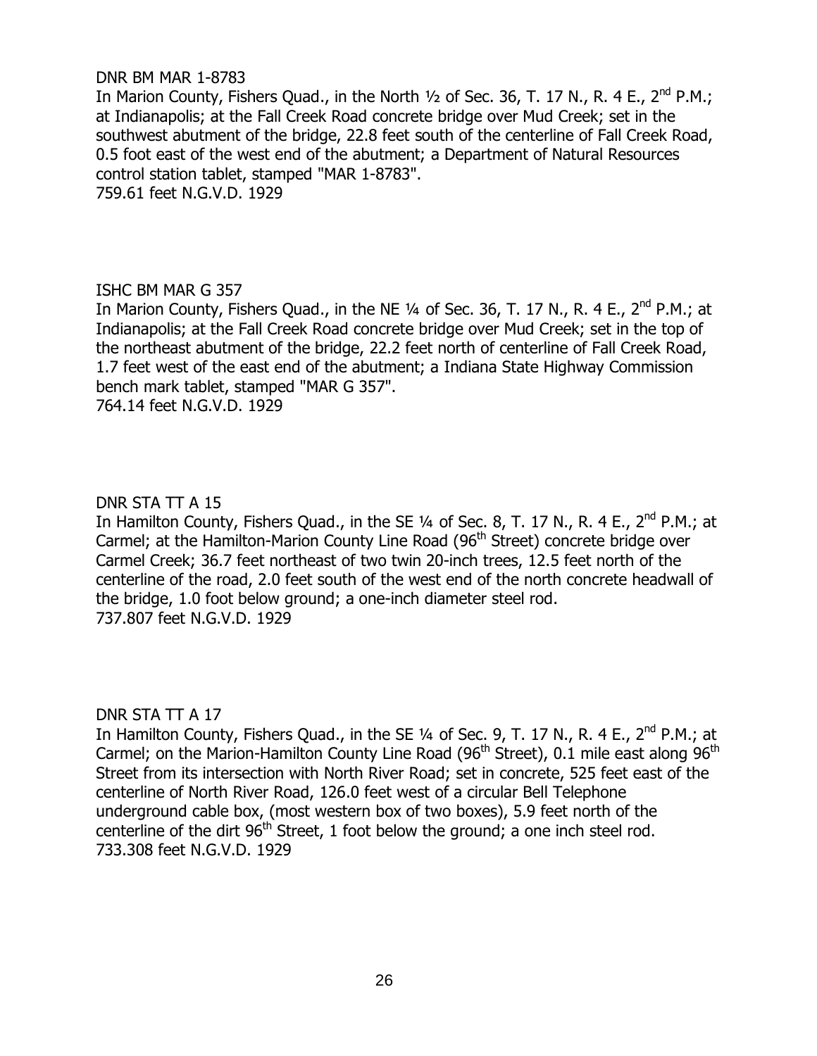DNR BM MAR 1-8783

In Marion County, Fishers Quad., in the North ½ of Sec. 36, T. 17 N., R. 4 E., 2nd P.M.; at Indianapolis; at the Fall Creek Road concrete bridge over Mud Creek; set in the southwest abutment of the bridge, 22.8 feet south of the centerline of Fall Creek Road, 0.5 foot east of the west end of the abutment; a Department of Natural Resources control station tablet, stamped "MAR 1-8783".
759.61 feet N.G.V.D. 1929

ISHC BM MAR G 357

In Marion County, Fishers Quad., in the NE ¼ of Sec. 36, T. 17 N., R. 4 E., 2nd P.M.; at Indianapolis; at the Fall Creek Road concrete bridge over Mud Creek; set in the top of the northeast abutment of the bridge, 22.2 feet north of centerline of Fall Creek Road, 1.7 feet west of the east end of the abutment; a Indiana State Highway Commission bench mark tablet, stamped "MAR G 357".
764.14 feet N.G.V.D. 1929

DNR STA TT A 15

In Hamilton County, Fishers Quad., in the SE ¼ of Sec. 8, T. 17 N., R. 4 E., 2nd P.M.; at Carmel; at the Hamilton-Marion County Line Road (96th Street) concrete bridge over Carmel Creek; 36.7 feet northeast of two twin 20-inch trees, 12.5 feet north of the centerline of the road, 2.0 feet south of the west end of the north concrete headwall of the bridge, 1.0 foot below ground; a one-inch diameter steel rod.
737.807 feet N.G.V.D. 1929

DNR STA TT A 17

In Hamilton County, Fishers Quad., in the SE ¼ of Sec. 9, T. 17 N., R. 4 E., 2nd P.M.; at Carmel; on the Marion-Hamilton County Line Road (96th Street), 0.1 mile east along 96th Street from its intersection with North River Road; set in concrete, 525 feet east of the centerline of North River Road, 126.0 feet west of a circular Bell Telephone underground cable box, (most western box of two boxes), 5.9 feet north of the centerline of the dirt 96th Street, 1 foot below the ground; a one inch steel rod.
733.308 feet N.G.V.D. 1929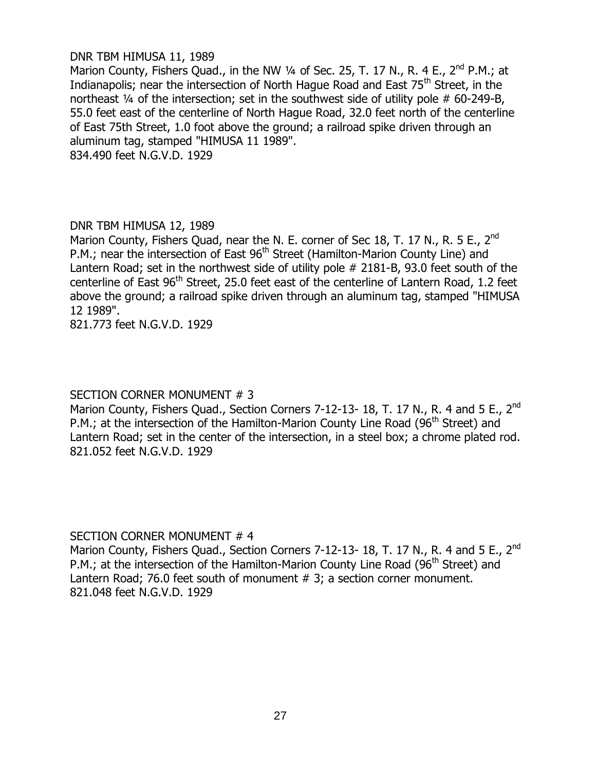DNR TBM HIMUSA 11, 1989

Marion County, Fishers Quad., in the NW ¼ of Sec. 25, T. 17 N., R. 4 E., 2nd P.M.; at Indianapolis; near the intersection of North Hague Road and East 75th Street, in the northeast ¼ of the intersection; set in the southwest side of utility pole # 60-249-B, 55.0 feet east of the centerline of North Hague Road, 32.0 feet north of the centerline of East 75th Street, 1.0 foot above the ground; a railroad spike driven through an aluminum tag, stamped "HIMUSA 11 1989".

834.490 feet N.G.V.D. 1929

DNR TBM HIMUSA 12, 1989

Marion County, Fishers Quad, near the N. E. corner of Sec 18, T. 17 N., R. 5 E., 2nd P.M.; near the intersection of East 96th Street (Hamilton-Marion County Line) and Lantern Road; set in the northwest side of utility pole # 2181-B, 93.0 feet south of the centerline of East 96th Street, 25.0 feet east of the centerline of Lantern Road, 1.2 feet above the ground; a railroad spike driven through an aluminum tag, stamped "HIMUSA 12 1989".

821.773 feet N.G.V.D. 1929

SECTION CORNER MONUMENT # 3

Marion County, Fishers Quad., Section Corners 7-12-13- 18, T. 17 N., R. 4 and 5 E., 2nd P.M.; at the intersection of the Hamilton-Marion County Line Road (96th Street) and Lantern Road; set in the center of the intersection, in a steel box; a chrome plated rod.

821.052 feet N.G.V.D. 1929

SECTION CORNER MONUMENT # 4

Marion County, Fishers Quad., Section Corners 7-12-13- 18, T. 17 N., R. 4 and 5 E., 2nd P.M.; at the intersection of the Hamilton-Marion County Line Road (96th Street) and Lantern Road; 76.0 feet south of monument # 3; a section corner monument.

821.048 feet N.G.V.D. 1929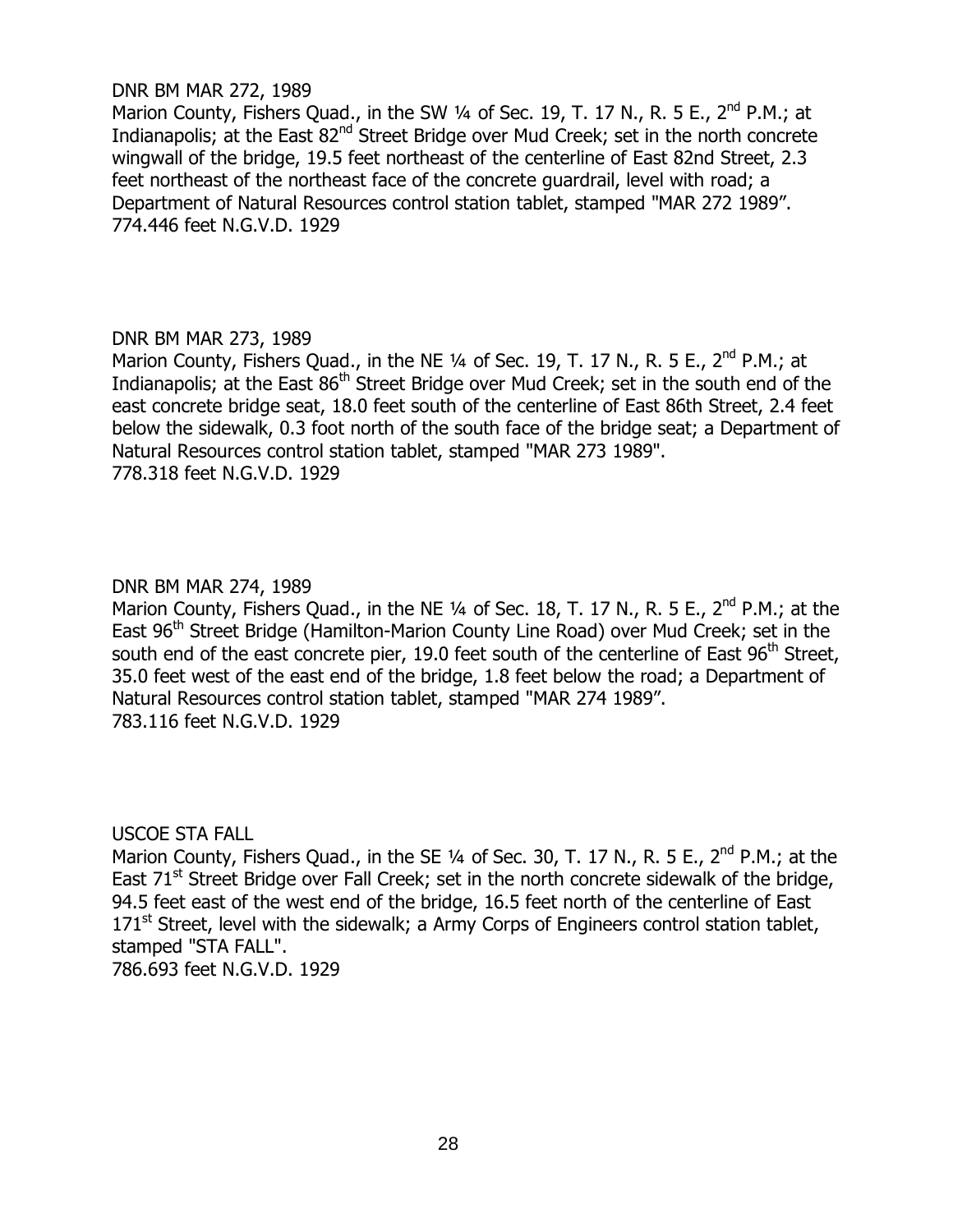DNR BM MAR 272, 1989

Marion County, Fishers Quad., in the SW ¼ of Sec. 19, T. 17 N., R. 5 E., 2nd P.M.; at Indianapolis; at the East 82nd Street Bridge over Mud Creek; set in the north concrete wingwall of the bridge, 19.5 feet northeast of the centerline of East 82nd Street, 2.3 feet northeast of the northeast face of the concrete guardrail, level with road; a Department of Natural Resources control station tablet, stamped "MAR 272 1989".
774.446 feet N.G.V.D. 1929

DNR BM MAR 273, 1989

Marion County, Fishers Quad., in the NE ¼ of Sec. 19, T. 17 N., R. 5 E., 2nd P.M.; at Indianapolis; at the East 86th Street Bridge over Mud Creek; set in the south end of the east concrete bridge seat, 18.0 feet south of the centerline of East 86th Street, 2.4 feet below the sidewalk, 0.3 foot north of the south face of the bridge seat; a Department of Natural Resources control station tablet, stamped "MAR 273 1989".
778.318 feet N.G.V.D. 1929

DNR BM MAR 274, 1989

Marion County, Fishers Quad., in the NE ¼ of Sec. 18, T. 17 N., R. 5 E., 2nd P.M.; at the East 96th Street Bridge (Hamilton-Marion County Line Road) over Mud Creek; set in the south end of the east concrete pier, 19.0 feet south of the centerline of East 96th Street, 35.0 feet west of the east end of the bridge, 1.8 feet below the road; a Department of Natural Resources control station tablet, stamped "MAR 274 1989".
783.116 feet N.G.V.D. 1929

USCOE STA FALL

Marion County, Fishers Quad., in the SE ¼ of Sec. 30, T. 17 N., R. 5 E., 2nd P.M.; at the East 71st Street Bridge over Fall Creek; set in the north concrete sidewalk of the bridge, 94.5 feet east of the west end of the bridge, 16.5 feet north of the centerline of East 171st Street, level with the sidewalk; a Army Corps of Engineers control station tablet, stamped "STA FALL".
786.693 feet N.G.V.D. 1929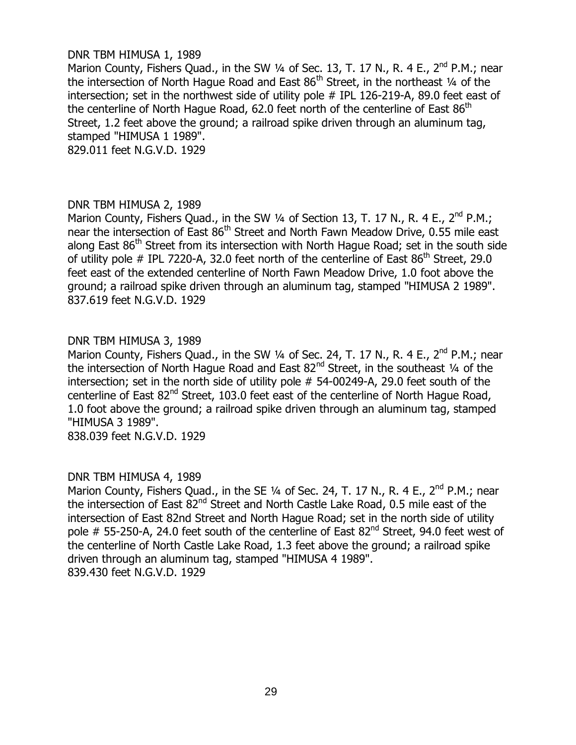DNR TBM HIMUSA 1, 1989

Marion County, Fishers Quad., in the SW ¼ of Sec. 13, T. 17 N., R. 4 E., 2nd P.M.; near the intersection of North Hague Road and East 86th Street, in the northeast ¼ of the intersection; set in the northwest side of utility pole # IPL 126-219-A, 89.0 feet east of the centerline of North Hague Road, 62.0 feet north of the centerline of East 86th Street, 1.2 feet above the ground; a railroad spike driven through an aluminum tag, stamped "HIMUSA 1 1989".

829.011 feet N.G.V.D. 1929

DNR TBM HIMUSA 2, 1989

Marion County, Fishers Quad., in the SW ¼ of Section 13, T. 17 N., R. 4 E., 2nd P.M.; near the intersection of East 86th Street and North Fawn Meadow Drive, 0.55 mile east along East 86th Street from its intersection with North Hague Road; set in the south side of utility pole # IPL 7220-A, 32.0 feet north of the centerline of East 86th Street, 29.0 feet east of the extended centerline of North Fawn Meadow Drive, 1.0 foot above the ground; a railroad spike driven through an aluminum tag, stamped "HIMUSA 2 1989".

837.619 feet N.G.V.D. 1929

DNR TBM HIMUSA 3, 1989

Marion County, Fishers Quad., in the SW ¼ of Sec. 24, T. 17 N., R. 4 E., 2nd P.M.; near the intersection of North Hague Road and East 82nd Street, in the southeast ¼ of the intersection; set in the north side of utility pole # 54-00249-A, 29.0 feet south of the centerline of East 82nd Street, 103.0 feet east of the centerline of North Hague Road, 1.0 foot above the ground; a railroad spike driven through an aluminum tag, stamped "HIMUSA 3 1989".

838.039 feet N.G.V.D. 1929

DNR TBM HIMUSA 4, 1989

Marion County, Fishers Quad., in the SE ¼ of Sec. 24, T. 17 N., R. 4 E., 2nd P.M.; near the intersection of East 82nd Street and North Castle Lake Road, 0.5 mile east of the intersection of East 82nd Street and North Hague Road; set in the north side of utility pole # 55-250-A, 24.0 feet south of the centerline of East 82nd Street, 94.0 feet west of the centerline of North Castle Lake Road, 1.3 feet above the ground; a railroad spike driven through an aluminum tag, stamped "HIMUSA 4 1989".

839.430 feet N.G.V.D. 1929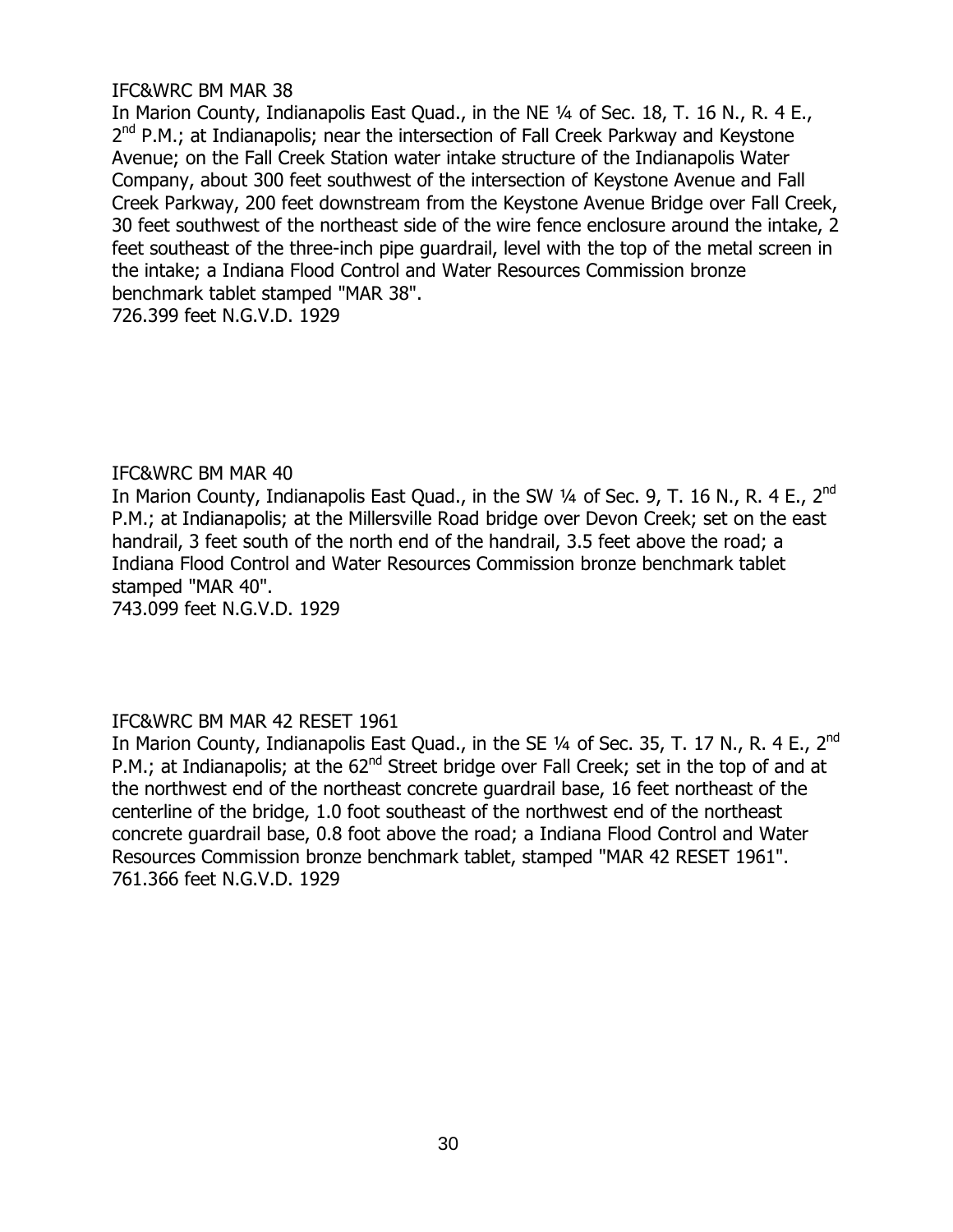IFC&WRC BM MAR 38
In Marion County, Indianapolis East Quad., in the NE ¼ of Sec. 18, T. 16 N., R. 4 E., 2nd P.M.; at Indianapolis; near the intersection of Fall Creek Parkway and Keystone Avenue; on the Fall Creek Station water intake structure of the Indianapolis Water Company, about 300 feet southwest of the intersection of Keystone Avenue and Fall Creek Parkway, 200 feet downstream from the Keystone Avenue Bridge over Fall Creek, 30 feet southwest of the northeast side of the wire fence enclosure around the intake, 2 feet southeast of the three-inch pipe guardrail, level with the top of the metal screen in the intake; a Indiana Flood Control and Water Resources Commission bronze benchmark tablet stamped "MAR 38".
726.399 feet N.G.V.D. 1929

IFC&WRC BM MAR 40
In Marion County, Indianapolis East Quad., in the SW ¼ of Sec. 9, T. 16 N., R. 4 E., 2nd P.M.; at Indianapolis; at the Millersville Road bridge over Devon Creek; set on the east handrail, 3 feet south of the north end of the handrail, 3.5 feet above the road; a Indiana Flood Control and Water Resources Commission bronze benchmark tablet stamped "MAR 40".
743.099 feet N.G.V.D. 1929

IFC&WRC BM MAR 42 RESET 1961
In Marion County, Indianapolis East Quad., in the SE ¼ of Sec. 35, T. 17 N., R. 4 E., 2nd P.M.; at Indianapolis; at the 62nd Street bridge over Fall Creek; set in the top of and at the northwest end of the northeast concrete guardrail base, 16 feet northeast of the centerline of the bridge, 1.0 foot southeast of the northwest end of the northeast concrete guardrail base, 0.8 foot above the road; a Indiana Flood Control and Water Resources Commission bronze benchmark tablet, stamped "MAR 42 RESET 1961".
761.366 feet N.G.V.D. 1929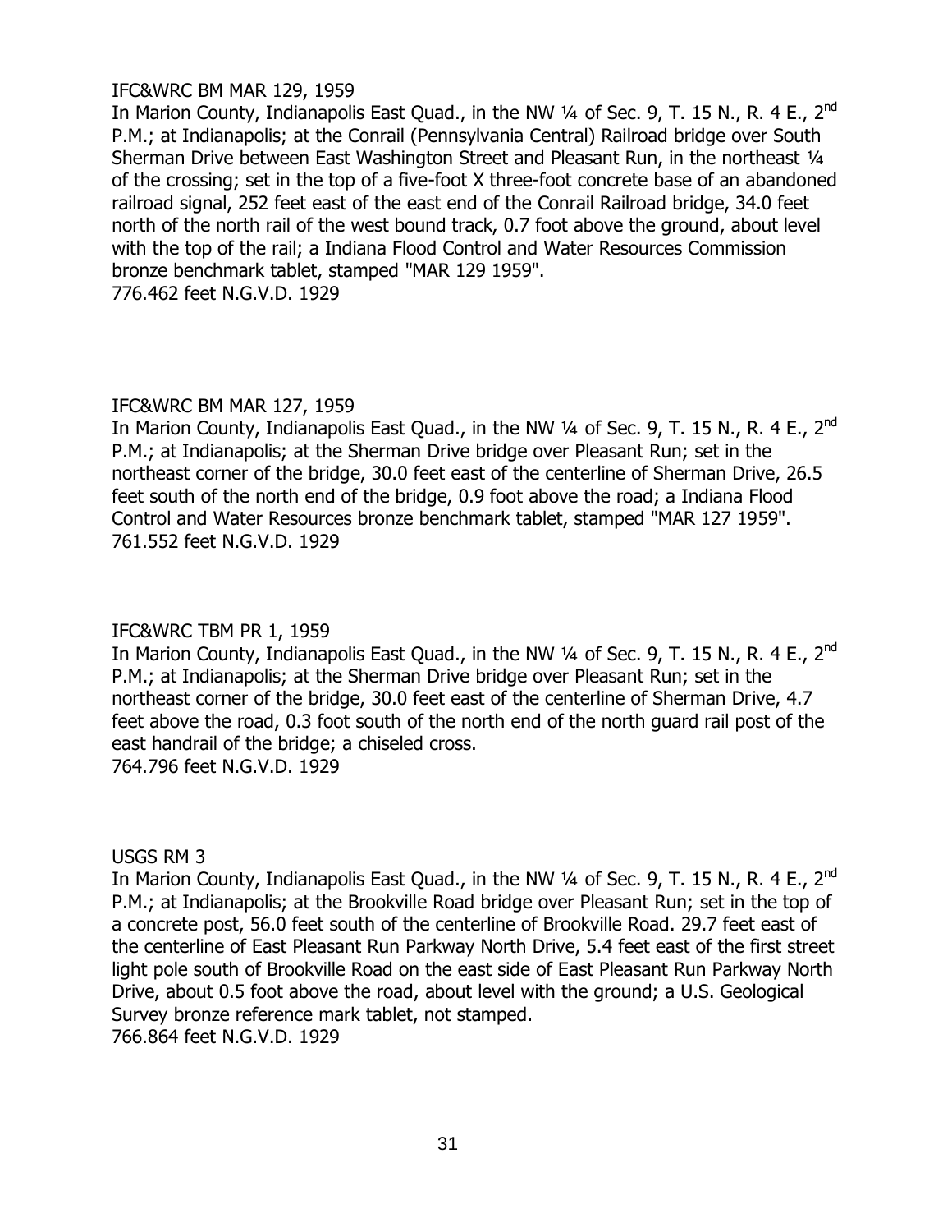IFC&WRC BM MAR 129, 1959
In Marion County, Indianapolis East Quad., in the NW ¼ of Sec. 9, T. 15 N., R. 4 E., 2nd P.M.; at Indianapolis; at the Conrail (Pennsylvania Central) Railroad bridge over South Sherman Drive between East Washington Street and Pleasant Run, in the northeast ¼ of the crossing; set in the top of a five-foot X three-foot concrete base of an abandoned railroad signal, 252 feet east of the east end of the Conrail Railroad bridge, 34.0 feet north of the north rail of the west bound track, 0.7 foot above the ground, about level with the top of the rail; a Indiana Flood Control and Water Resources Commission bronze benchmark tablet, stamped "MAR 129 1959".
776.462 feet N.G.V.D. 1929

IFC&WRC BM MAR 127, 1959
In Marion County, Indianapolis East Quad., in the NW ¼ of Sec. 9, T. 15 N., R. 4 E., 2nd P.M.; at Indianapolis; at the Sherman Drive bridge over Pleasant Run; set in the northeast corner of the bridge, 30.0 feet east of the centerline of Sherman Drive, 26.5 feet south of the north end of the bridge, 0.9 foot above the road; a Indiana Flood Control and Water Resources bronze benchmark tablet, stamped "MAR 127 1959".
761.552 feet N.G.V.D. 1929

IFC&WRC TBM PR 1, 1959
In Marion County, Indianapolis East Quad., in the NW ¼ of Sec. 9, T. 15 N., R. 4 E., 2nd P.M.; at Indianapolis; at the Sherman Drive bridge over Pleasant Run; set in the northeast corner of the bridge, 30.0 feet east of the centerline of Sherman Drive, 4.7 feet above the road, 0.3 foot south of the north end of the north guard rail post of the east handrail of the bridge; a chiseled cross.
764.796 feet N.G.V.D. 1929

USGS RM 3
In Marion County, Indianapolis East Quad., in the NW ¼ of Sec. 9, T. 15 N., R. 4 E., 2nd P.M.; at Indianapolis; at the Brookville Road bridge over Pleasant Run; set in the top of a concrete post, 56.0 feet south of the centerline of Brookville Road. 29.7 feet east of the centerline of East Pleasant Run Parkway North Drive, 5.4 feet east of the first street light pole south of Brookville Road on the east side of East Pleasant Run Parkway North Drive, about 0.5 foot above the road, about level with the ground; a U.S. Geological Survey bronze reference mark tablet, not stamped.
766.864 feet N.G.V.D. 1929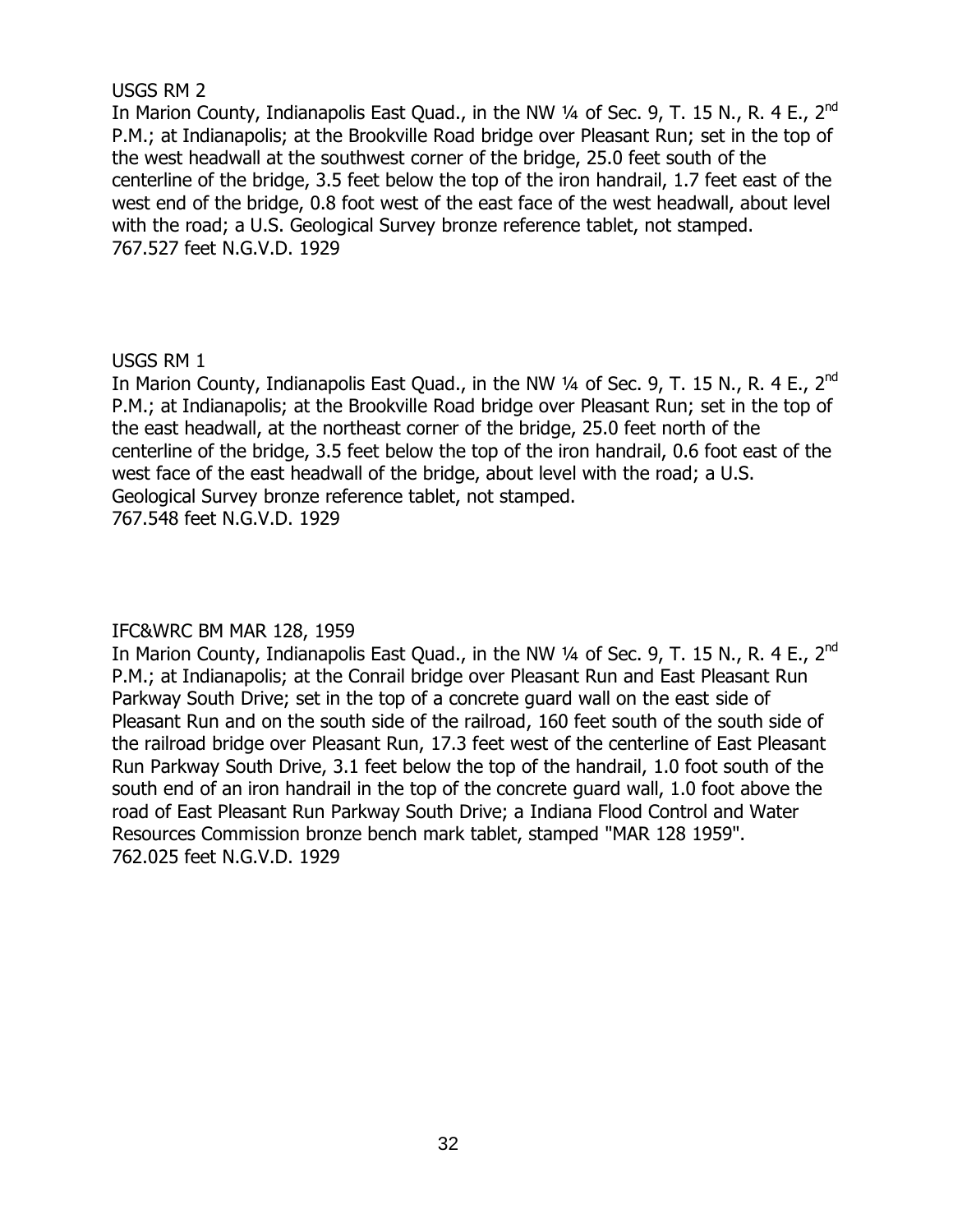USGS RM 2

In Marion County, Indianapolis East Quad., in the NW ¼ of Sec. 9, T. 15 N., R. 4 E., 2nd P.M.; at Indianapolis; at the Brookville Road bridge over Pleasant Run; set in the top of the west headwall at the southwest corner of the bridge, 25.0 feet south of the centerline of the bridge, 3.5 feet below the top of the iron handrail, 1.7 feet east of the west end of the bridge, 0.8 foot west of the east face of the west headwall, about level with the road; a U.S. Geological Survey bronze reference tablet, not stamped.
767.527 feet N.G.V.D. 1929

USGS RM 1

In Marion County, Indianapolis East Quad., in the NW ¼ of Sec. 9, T. 15 N., R. 4 E., 2nd P.M.; at Indianapolis; at the Brookville Road bridge over Pleasant Run; set in the top of the east headwall, at the northeast corner of the bridge, 25.0 feet north of the centerline of the bridge, 3.5 feet below the top of the iron handrail, 0.6 foot east of the west face of the east headwall of the bridge, about level with the road; a U.S. Geological Survey bronze reference tablet, not stamped.
767.548 feet N.G.V.D. 1929

IFC&WRC BM MAR 128, 1959

In Marion County, Indianapolis East Quad., in the NW ¼ of Sec. 9, T. 15 N., R. 4 E., 2nd P.M.; at Indianapolis; at the Conrail bridge over Pleasant Run and East Pleasant Run Parkway South Drive; set in the top of a concrete guard wall on the east side of Pleasant Run and on the south side of the railroad, 160 feet south of the south side of the railroad bridge over Pleasant Run, 17.3 feet west of the centerline of East Pleasant Run Parkway South Drive, 3.1 feet below the top of the handrail, 1.0 foot south of the south end of an iron handrail in the top of the concrete guard wall, 1.0 foot above the road of East Pleasant Run Parkway South Drive; a Indiana Flood Control and Water Resources Commission bronze bench mark tablet, stamped "MAR 128 1959".
762.025 feet N.G.V.D. 1929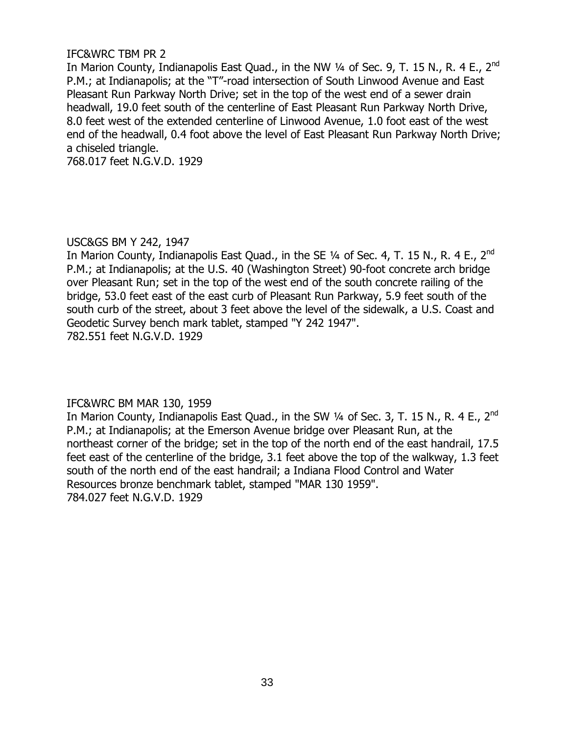IFC&WRC TBM PR 2

In Marion County, Indianapolis East Quad., in the NW ¼ of Sec. 9, T. 15 N., R. 4 E., 2nd P.M.; at Indianapolis; at the "T"-road intersection of South Linwood Avenue and East Pleasant Run Parkway North Drive; set in the top of the west end of a sewer drain headwall, 19.0 feet south of the centerline of East Pleasant Run Parkway North Drive, 8.0 feet west of the extended centerline of Linwood Avenue, 1.0 foot east of the west end of the headwall, 0.4 foot above the level of East Pleasant Run Parkway North Drive; a chiseled triangle.

768.017 feet N.G.V.D. 1929

USC&GS BM Y 242, 1947

In Marion County, Indianapolis East Quad., in the SE ¼ of Sec. 4, T. 15 N., R. 4 E., 2nd P.M.; at Indianapolis; at the U.S. 40 (Washington Street) 90-foot concrete arch bridge over Pleasant Run; set in the top of the west end of the south concrete railing of the bridge, 53.0 feet east of the east curb of Pleasant Run Parkway, 5.9 feet south of the south curb of the street, about 3 feet above the level of the sidewalk, a U.S. Coast and Geodetic Survey bench mark tablet, stamped "Y 242 1947".

782.551 feet N.G.V.D. 1929

IFC&WRC BM MAR 130, 1959

In Marion County, Indianapolis East Quad., in the SW ¼ of Sec. 3, T. 15 N., R. 4 E., 2nd P.M.; at Indianapolis; at the Emerson Avenue bridge over Pleasant Run, at the northeast corner of the bridge; set in the top of the north end of the east handrail, 17.5 feet east of the centerline of the bridge, 3.1 feet above the top of the walkway, 1.3 feet south of the north end of the east handrail; a Indiana Flood Control and Water Resources bronze benchmark tablet, stamped "MAR 130 1959".

784.027 feet N.G.V.D. 1929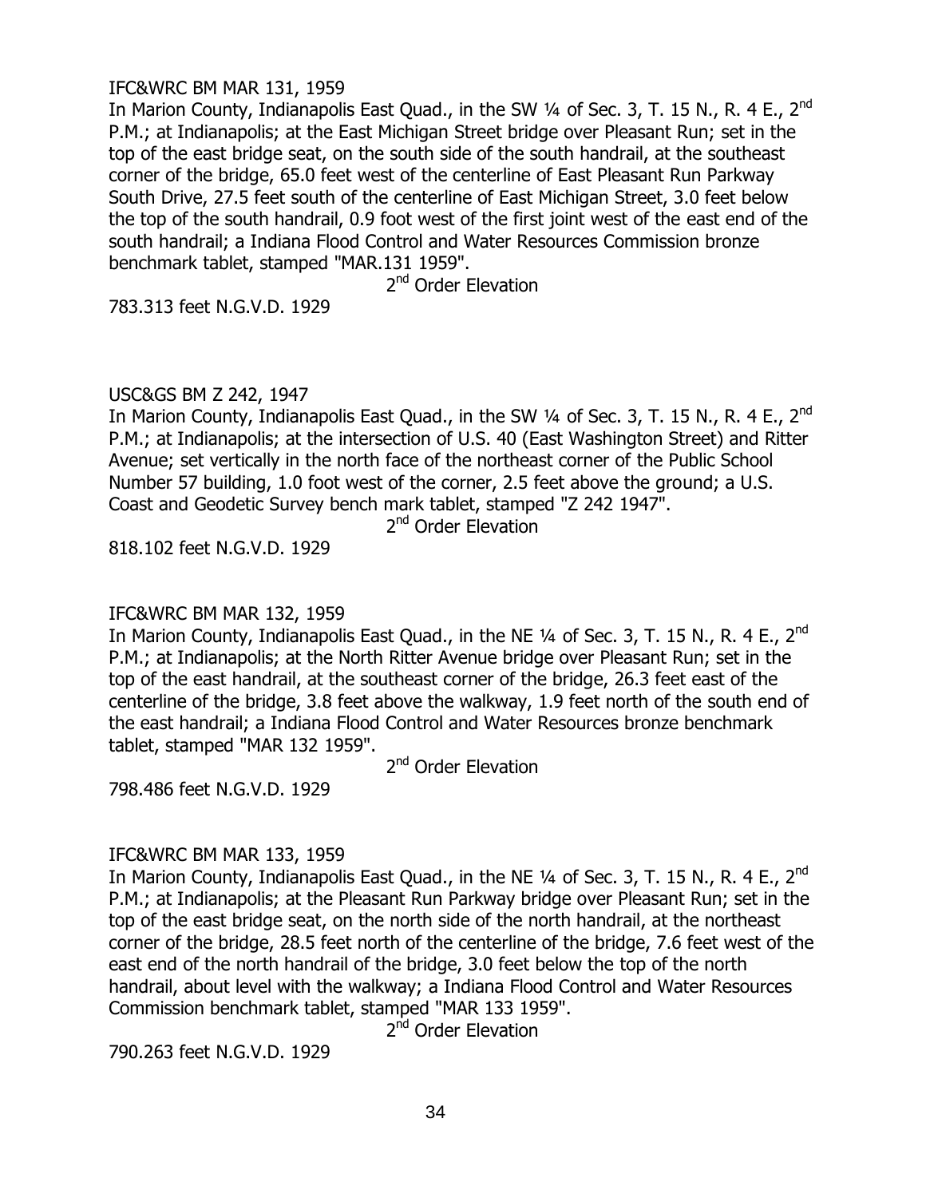IFC&WRC BM MAR 131, 1959

In Marion County, Indianapolis East Quad., in the SW ¼ of Sec. 3, T. 15 N., R. 4 E., 2nd P.M.; at Indianapolis; at the East Michigan Street bridge over Pleasant Run; set in the top of the east bridge seat, on the south side of the south handrail, at the southeast corner of the bridge, 65.0 feet west of the centerline of East Pleasant Run Parkway South Drive, 27.5 feet south of the centerline of East Michigan Street, 3.0 feet below the top of the south handrail, 0.9 foot west of the first joint west of the east end of the south handrail; a Indiana Flood Control and Water Resources Commission bronze benchmark tablet, stamped "MAR.131 1959".

2nd Order Elevation

783.313 feet N.G.V.D. 1929

USC&GS BM Z 242, 1947

In Marion County, Indianapolis East Quad., in the SW ¼ of Sec. 3, T. 15 N., R. 4 E., 2nd P.M.; at Indianapolis; at the intersection of U.S. 40 (East Washington Street) and Ritter Avenue; set vertically in the north face of the northeast corner of the Public School Number 57 building, 1.0 foot west of the corner, 2.5 feet above the ground; a U.S. Coast and Geodetic Survey bench mark tablet, stamped "Z 242 1947".

2nd Order Elevation

818.102 feet N.G.V.D. 1929

IFC&WRC BM MAR 132, 1959

In Marion County, Indianapolis East Quad., in the NE ¼ of Sec. 3, T. 15 N., R. 4 E., 2nd P.M.; at Indianapolis; at the North Ritter Avenue bridge over Pleasant Run; set in the top of the east handrail, at the southeast corner of the bridge, 26.3 feet east of the centerline of the bridge, 3.8 feet above the walkway, 1.9 feet north of the south end of the east handrail; a Indiana Flood Control and Water Resources bronze benchmark tablet, stamped "MAR 132 1959".

2nd Order Elevation

798.486 feet N.G.V.D. 1929

IFC&WRC BM MAR 133, 1959

In Marion County, Indianapolis East Quad., in the NE ¼ of Sec. 3, T. 15 N., R. 4 E., 2nd P.M.; at Indianapolis; at the Pleasant Run Parkway bridge over Pleasant Run; set in the top of the east bridge seat, on the north side of the north handrail, at the northeast corner of the bridge, 28.5 feet north of the centerline of the bridge, 7.6 feet west of the east end of the north handrail of the bridge, 3.0 feet below the top of the north handrail, about level with the walkway; a Indiana Flood Control and Water Resources Commission benchmark tablet, stamped "MAR 133 1959".

2nd Order Elevation

790.263 feet N.G.V.D. 1929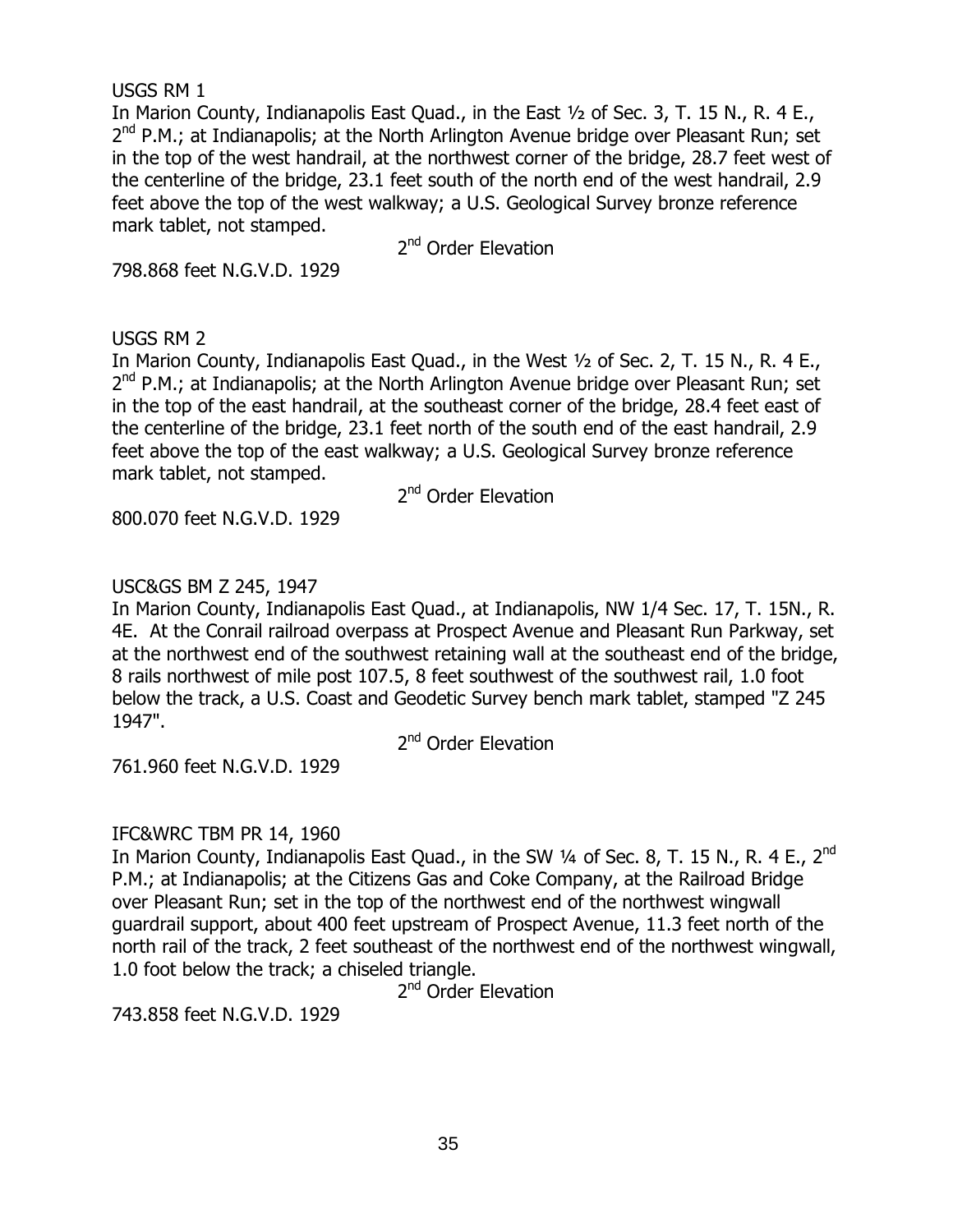USGS RM 1

In Marion County, Indianapolis East Quad., in the East ½ of Sec. 3, T. 15 N., R. 4 E., 2nd P.M.; at Indianapolis; at the North Arlington Avenue bridge over Pleasant Run; set in the top of the west handrail, at the northwest corner of the bridge, 28.7 feet west of the centerline of the bridge, 23.1 feet south of the north end of the west handrail, 2.9 feet above the top of the west walkway; a U.S. Geological Survey bronze reference mark tablet, not stamped.

2nd Order Elevation

798.868 feet N.G.V.D. 1929

USGS RM 2

In Marion County, Indianapolis East Quad., in the West ½ of Sec. 2, T. 15 N., R. 4 E., 2nd P.M.; at Indianapolis; at the North Arlington Avenue bridge over Pleasant Run; set in the top of the east handrail, at the southeast corner of the bridge, 28.4 feet east of the centerline of the bridge, 23.1 feet north of the south end of the east handrail, 2.9 feet above the top of the east walkway; a U.S. Geological Survey bronze reference mark tablet, not stamped.

2nd Order Elevation

800.070 feet N.G.V.D. 1929

USC&GS BM Z 245, 1947

In Marion County, Indianapolis East Quad., at Indianapolis, NW 1/4 Sec. 17, T. 15N., R. 4E. At the Conrail railroad overpass at Prospect Avenue and Pleasant Run Parkway, set at the northwest end of the southwest retaining wall at the southeast end of the bridge, 8 rails northwest of mile post 107.5, 8 feet southwest of the southwest rail, 1.0 foot below the track, a U.S. Coast and Geodetic Survey bench mark tablet, stamped "Z 245 1947".

2nd Order Elevation

761.960 feet N.G.V.D. 1929

IFC&WRC TBM PR 14, 1960

In Marion County, Indianapolis East Quad., in the SW ¼ of Sec. 8, T. 15 N., R. 4 E., 2nd P.M.; at Indianapolis; at the Citizens Gas and Coke Company, at the Railroad Bridge over Pleasant Run; set in the top of the northwest end of the northwest wingwall guardrail support, about 400 feet upstream of Prospect Avenue, 11.3 feet north of the north rail of the track, 2 feet southeast of the northwest end of the northwest wingwall, 1.0 foot below the track; a chiseled triangle.

2nd Order Elevation

743.858 feet N.G.V.D. 1929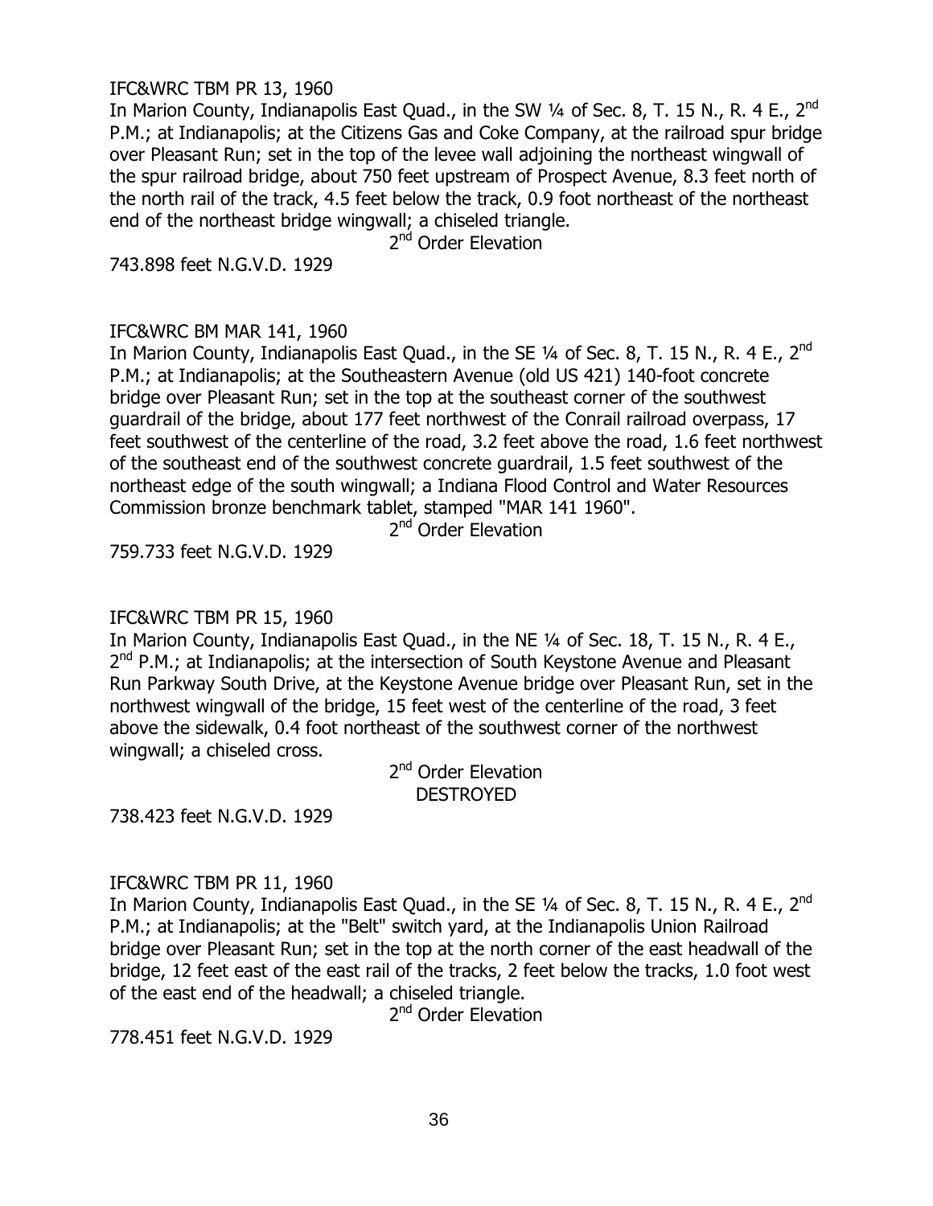IFC&WRC TBM PR 13, 1960

In Marion County, Indianapolis East Quad., in the SW ¼ of Sec. 8, T. 15 N., R. 4 E., 2nd P.M.; at Indianapolis; at the Citizens Gas and Coke Company, at the railroad spur bridge over Pleasant Run; set in the top of the levee wall adjoining the northeast wingwall of the spur railroad bridge, about 750 feet upstream of Prospect Avenue, 8.3 feet north of the north rail of the track, 4.5 feet below the track, 0.9 foot northeast of the northeast end of the northeast bridge wingwall; a chiseled triangle.

2nd Order Elevation

743.898 feet N.G.V.D. 1929

IFC&WRC BM MAR 141, 1960

In Marion County, Indianapolis East Quad., in the SE ¼ of Sec. 8, T. 15 N., R. 4 E., 2nd P.M.; at Indianapolis; at the Southeastern Avenue (old US 421) 140-foot concrete bridge over Pleasant Run; set in the top at the southeast corner of the southwest guardrail of the bridge, about 177 feet northwest of the Conrail railroad overpass, 17 feet southwest of the centerline of the road, 3.2 feet above the road, 1.6 feet northwest of the southeast end of the southwest concrete guardrail, 1.5 feet southwest of the northeast edge of the south wingwall; a Indiana Flood Control and Water Resources Commission bronze benchmark tablet, stamped "MAR 141 1960".

2nd Order Elevation

759.733 feet N.G.V.D. 1929

IFC&WRC TBM PR 15, 1960

In Marion County, Indianapolis East Quad., in the NE ¼ of Sec. 18, T. 15 N., R. 4 E., 2nd P.M.; at Indianapolis; at the intersection of South Keystone Avenue and Pleasant Run Parkway South Drive, at the Keystone Avenue bridge over Pleasant Run, set in the northwest wingwall of the bridge, 15 feet west of the centerline of the road, 3 feet above the sidewalk, 0.4 foot northeast of the southwest corner of the northwest wingwall; a chiseled cross.

2nd Order Elevation
DESTROYED

738.423 feet N.G.V.D. 1929

IFC&WRC TBM PR 11, 1960

In Marion County, Indianapolis East Quad., in the SE ¼ of Sec. 8, T. 15 N., R. 4 E., 2nd P.M.; at Indianapolis; at the "Belt" switch yard, at the Indianapolis Union Railroad bridge over Pleasant Run; set in the top at the north corner of the east headwall of the bridge, 12 feet east of the east rail of the tracks, 2 feet below the tracks, 1.0 foot west of the east end of the headwall; a chiseled triangle.

2nd Order Elevation

778.451 feet N.G.V.D. 1929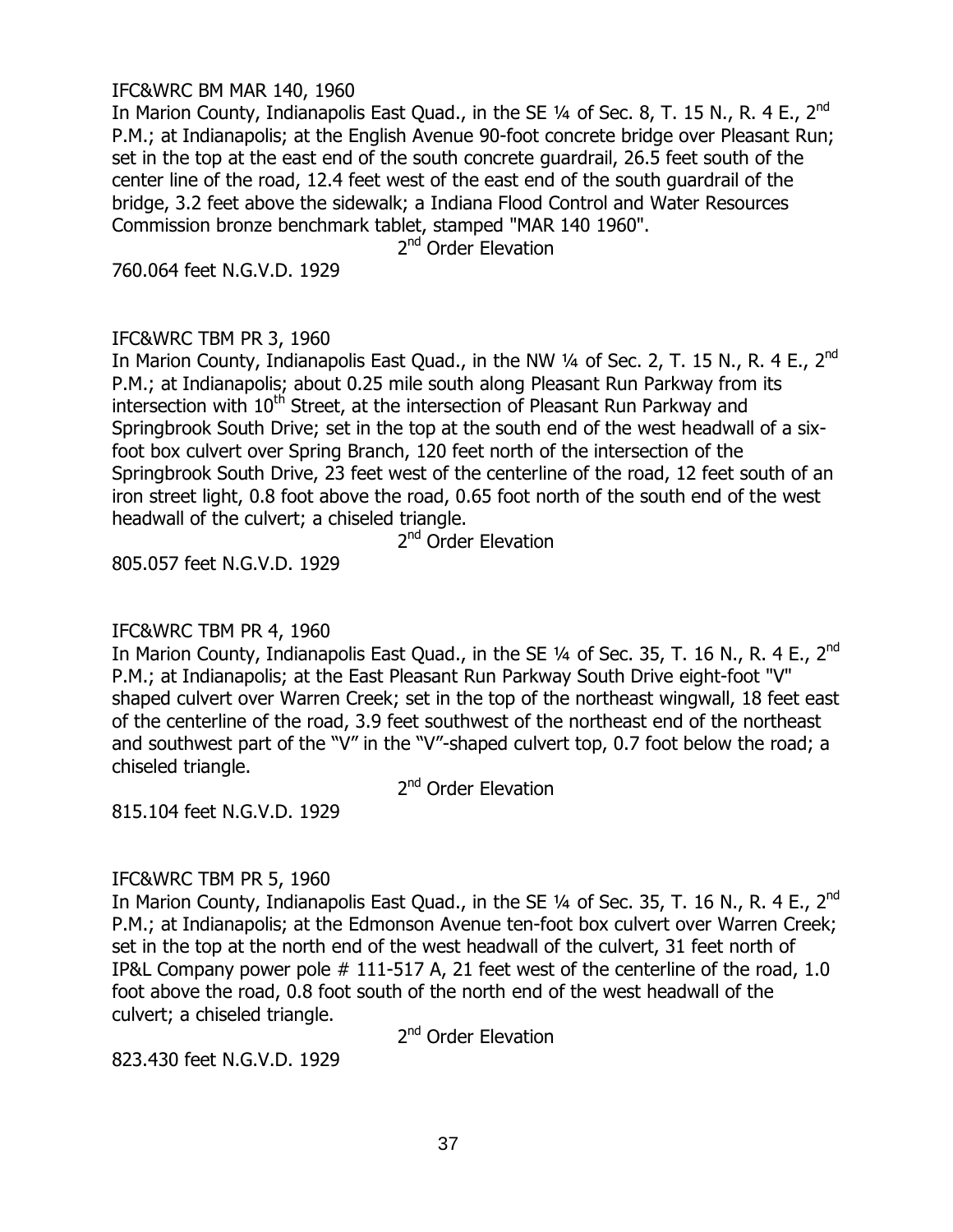IFC&WRC BM MAR 140, 1960

In Marion County, Indianapolis East Quad., in the SE ¼ of Sec. 8, T. 15 N., R. 4 E., 2nd P.M.; at Indianapolis; at the English Avenue 90-foot concrete bridge over Pleasant Run; set in the top at the east end of the south concrete guardrail, 26.5 feet south of the center line of the road, 12.4 feet west of the east end of the south guardrail of the bridge, 3.2 feet above the sidewalk; a Indiana Flood Control and Water Resources Commission bronze benchmark tablet, stamped "MAR 140 1960".

2nd Order Elevation

760.064 feet N.G.V.D. 1929

IFC&WRC TBM PR 3, 1960

In Marion County, Indianapolis East Quad., in the NW ¼ of Sec. 2, T. 15 N., R. 4 E., 2nd P.M.; at Indianapolis; about 0.25 mile south along Pleasant Run Parkway from its intersection with 10th Street, at the intersection of Pleasant Run Parkway and Springbrook South Drive; set in the top at the south end of the west headwall of a six-foot box culvert over Spring Branch, 120 feet north of the intersection of the Springbrook South Drive, 23 feet west of the centerline of the road, 12 feet south of an iron street light, 0.8 foot above the road, 0.65 foot north of the south end of the west headwall of the culvert; a chiseled triangle.

2nd Order Elevation

805.057 feet N.G.V.D. 1929

IFC&WRC TBM PR 4, 1960

In Marion County, Indianapolis East Quad., in the SE ¼ of Sec. 35, T. 16 N., R. 4 E., 2nd P.M.; at Indianapolis; at the East Pleasant Run Parkway South Drive eight-foot "V" shaped culvert over Warren Creek; set in the top of the northeast wingwall, 18 feet east of the centerline of the road, 3.9 feet southwest of the northeast end of the northeast and southwest part of the "V" in the "V"-shaped culvert top, 0.7 foot below the road; a chiseled triangle.

2nd Order Elevation

815.104 feet N.G.V.D. 1929

IFC&WRC TBM PR 5, 1960

In Marion County, Indianapolis East Quad., in the SE ¼ of Sec. 35, T. 16 N., R. 4 E., 2nd P.M.; at Indianapolis; at the Edmonson Avenue ten-foot box culvert over Warren Creek; set in the top at the north end of the west headwall of the culvert, 31 feet north of IP&L Company power pole # 111-517 A, 21 feet west of the centerline of the road, 1.0 foot above the road, 0.8 foot south of the north end of the west headwall of the culvert; a chiseled triangle.

2nd Order Elevation

823.430 feet N.G.V.D. 1929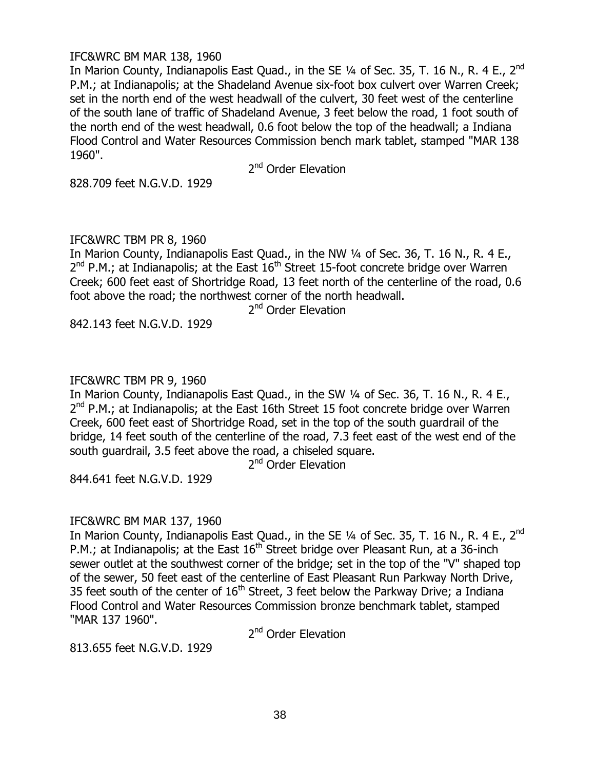IFC&WRC BM MAR 138, 1960

In Marion County, Indianapolis East Quad., in the SE ¼ of Sec. 35, T. 16 N., R. 4 E., 2nd P.M.; at Indianapolis; at the Shadeland Avenue six-foot box culvert over Warren Creek; set in the north end of the west headwall of the culvert, 30 feet west of the centerline of the south lane of traffic of Shadeland Avenue, 3 feet below the road, 1 foot south of the north end of the west headwall, 0.6 foot below the top of the headwall; a Indiana Flood Control and Water Resources Commission bench mark tablet, stamped "MAR 138 1960".

2nd Order Elevation

828.709 feet N.G.V.D. 1929

IFC&WRC TBM PR 8, 1960

In Marion County, Indianapolis East Quad., in the NW ¼ of Sec. 36, T. 16 N., R. 4 E., 2nd P.M.; at Indianapolis; at the East 16th Street 15-foot concrete bridge over Warren Creek; 600 feet east of Shortridge Road, 13 feet north of the centerline of the road, 0.6 foot above the road; the northwest corner of the north headwall.

2nd Order Elevation

842.143 feet N.G.V.D. 1929

IFC&WRC TBM PR 9, 1960

In Marion County, Indianapolis East Quad., in the SW ¼ of Sec. 36, T. 16 N., R. 4 E., 2nd P.M.; at Indianapolis; at the East 16th Street 15 foot concrete bridge over Warren Creek, 600 feet east of Shortridge Road, set in the top of the south guardrail of the bridge, 14 feet south of the centerline of the road, 7.3 feet east of the west end of the south guardrail, 3.5 feet above the road, a chiseled square.

2nd Order Elevation

844.641 feet N.G.V.D. 1929

IFC&WRC BM MAR 137, 1960

In Marion County, Indianapolis East Quad., in the SE ¼ of Sec. 35, T. 16 N., R. 4 E., 2nd P.M.; at Indianapolis; at the East 16th Street bridge over Pleasant Run, at a 36-inch sewer outlet at the southwest corner of the bridge; set in the top of the "V" shaped top of the sewer, 50 feet east of the centerline of East Pleasant Run Parkway North Drive, 35 feet south of the center of 16th Street, 3 feet below the Parkway Drive; a Indiana Flood Control and Water Resources Commission bronze benchmark tablet, stamped "MAR 137 1960".

2nd Order Elevation

813.655 feet N.G.V.D. 1929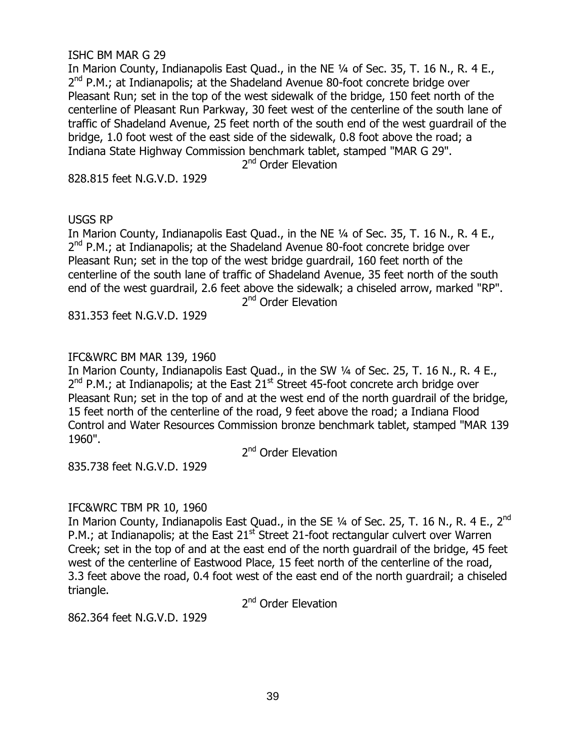ISHC BM MAR G 29

In Marion County, Indianapolis East Quad., in the NE ¼ of Sec. 35, T. 16 N., R. 4 E., 2nd P.M.; at Indianapolis; at the Shadeland Avenue 80-foot concrete bridge over Pleasant Run; set in the top of the west sidewalk of the bridge, 150 feet north of the centerline of Pleasant Run Parkway, 30 feet west of the centerline of the south lane of traffic of Shadeland Avenue, 25 feet north of the south end of the west guardrail of the bridge, 1.0 foot west of the east side of the sidewalk, 0.8 foot above the road; a Indiana State Highway Commission benchmark tablet, stamped "MAR G 29".

2nd Order Elevation

828.815 feet N.G.V.D. 1929

USGS RP

In Marion County, Indianapolis East Quad., in the NE ¼ of Sec. 35, T. 16 N., R. 4 E., 2nd P.M.; at Indianapolis; at the Shadeland Avenue 80-foot concrete bridge over Pleasant Run; set in the top of the west bridge guardrail, 160 feet north of the centerline of the south lane of traffic of Shadeland Avenue, 35 feet north of the south end of the west guardrail, 2.6 feet above the sidewalk; a chiseled arrow, marked "RP".

2nd Order Elevation

831.353 feet N.G.V.D. 1929

IFC&WRC BM MAR 139, 1960

In Marion County, Indianapolis East Quad., in the SW ¼ of Sec. 25, T. 16 N., R. 4 E., 2nd P.M.; at Indianapolis; at the East 21st Street 45-foot concrete arch bridge over Pleasant Run; set in the top of and at the west end of the north guardrail of the bridge, 15 feet north of the centerline of the road, 9 feet above the road; a Indiana Flood Control and Water Resources Commission bronze benchmark tablet, stamped "MAR 139 1960".

2nd Order Elevation

835.738 feet N.G.V.D. 1929

IFC&WRC TBM PR 10, 1960

In Marion County, Indianapolis East Quad., in the SE ¼ of Sec. 25, T. 16 N., R. 4 E., 2nd P.M.; at Indianapolis; at the East 21st Street 21-foot rectangular culvert over Warren Creek; set in the top of and at the east end of the north guardrail of the bridge, 45 feet west of the centerline of Eastwood Place, 15 feet north of the centerline of the road, 3.3 feet above the road, 0.4 foot west of the east end of the north guardrail; a chiseled triangle.

2nd Order Elevation

862.364 feet N.G.V.D. 1929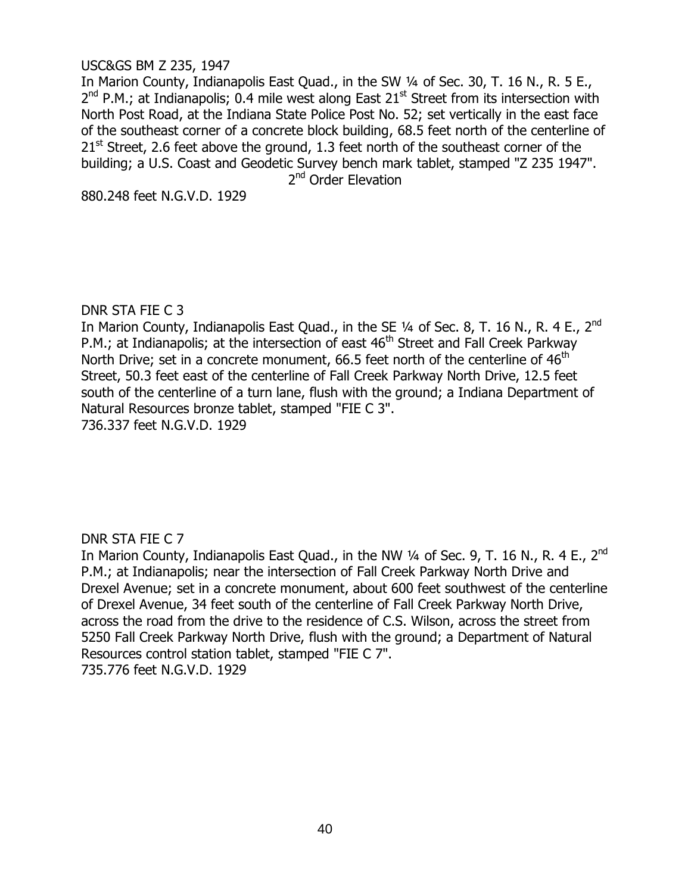USC&GS BM Z 235, 1947

In Marion County, Indianapolis East Quad., in the SW ¼ of Sec. 30, T. 16 N., R. 5 E., 2nd P.M.; at Indianapolis; 0.4 mile west along East 21st Street from its intersection with North Post Road, at the Indiana State Police Post No. 52; set vertically in the east face of the southeast corner of a concrete block building, 68.5 feet north of the centerline of 21st Street, 2.6 feet above the ground, 1.3 feet north of the southeast corner of the building; a U.S. Coast and Geodetic Survey bench mark tablet, stamped "Z 235 1947".

2nd Order Elevation

880.248 feet N.G.V.D. 1929

DNR STA FIE C 3

In Marion County, Indianapolis East Quad., in the SE ¼ of Sec. 8, T. 16 N., R. 4 E., 2nd P.M.; at Indianapolis; at the intersection of east 46th Street and Fall Creek Parkway North Drive; set in a concrete monument, 66.5 feet north of the centerline of 46th Street, 50.3 feet east of the centerline of Fall Creek Parkway North Drive, 12.5 feet south of the centerline of a turn lane, flush with the ground; a Indiana Department of Natural Resources bronze tablet, stamped "FIE C 3".

736.337 feet N.G.V.D. 1929

DNR STA FIE C 7

In Marion County, Indianapolis East Quad., in the NW ¼ of Sec. 9, T. 16 N., R. 4 E., 2nd P.M.; at Indianapolis; near the intersection of Fall Creek Parkway North Drive and Drexel Avenue; set in a concrete monument, about 600 feet southwest of the centerline of Drexel Avenue, 34 feet south of the centerline of Fall Creek Parkway North Drive, across the road from the drive to the residence of C.S. Wilson, across the street from 5250 Fall Creek Parkway North Drive, flush with the ground; a Department of Natural Resources control station tablet, stamped "FIE C 7".

735.776 feet N.G.V.D. 1929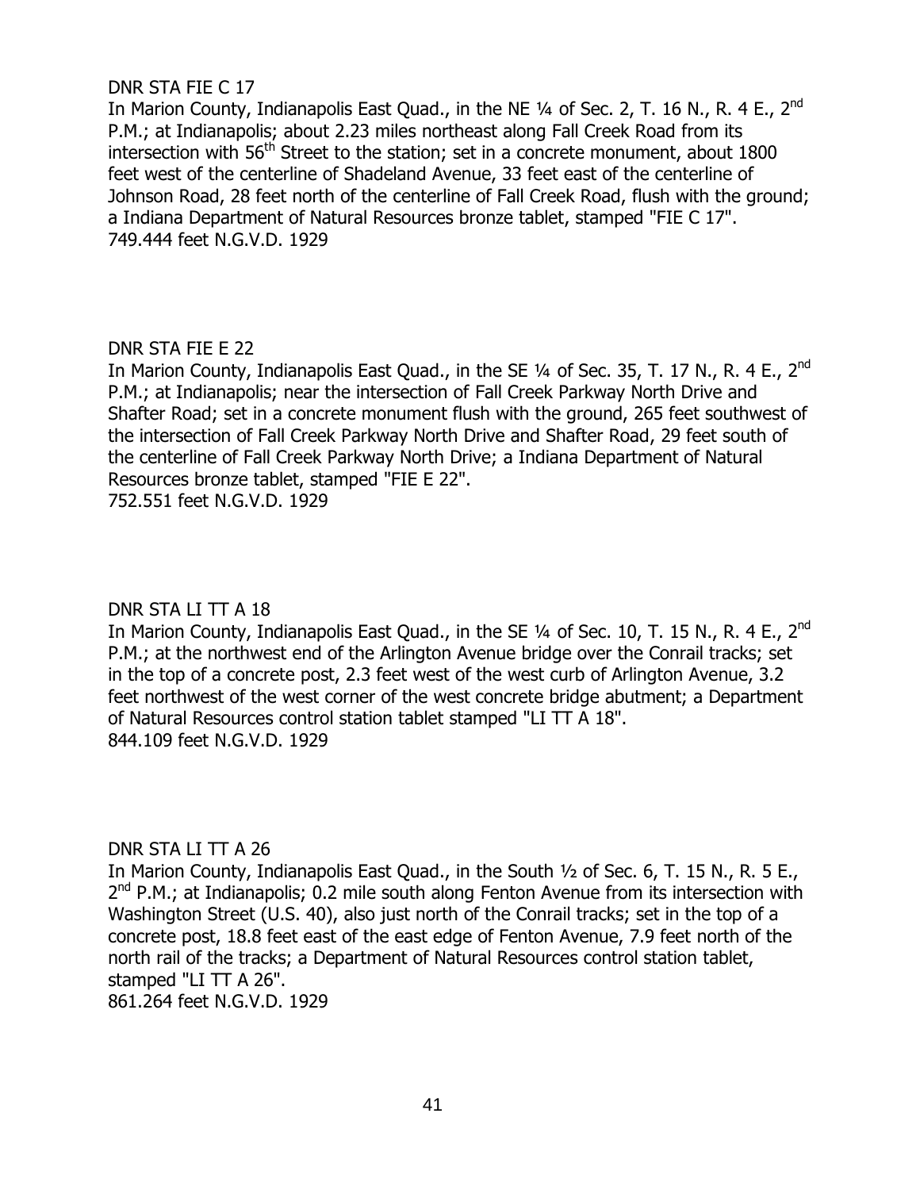DNR STA FIE C 17

In Marion County, Indianapolis East Quad., in the NE ¼ of Sec. 2, T. 16 N., R. 4 E., 2nd P.M.; at Indianapolis; about 2.23 miles northeast along Fall Creek Road from its intersection with 56th Street to the station; set in a concrete monument, about 1800 feet west of the centerline of Shadeland Avenue, 33 feet east of the centerline of Johnson Road, 28 feet north of the centerline of Fall Creek Road, flush with the ground; a Indiana Department of Natural Resources bronze tablet, stamped "FIE C 17".
749.444 feet N.G.V.D. 1929

DNR STA FIE E 22

In Marion County, Indianapolis East Quad., in the SE ¼ of Sec. 35, T. 17 N., R. 4 E., 2nd P.M.; at Indianapolis; near the intersection of Fall Creek Parkway North Drive and Shafter Road; set in a concrete monument flush with the ground, 265 feet southwest of the intersection of Fall Creek Parkway North Drive and Shafter Road, 29 feet south of the centerline of Fall Creek Parkway North Drive; a Indiana Department of Natural Resources bronze tablet, stamped "FIE E 22".
752.551 feet N.G.V.D. 1929

DNR STA LI TT A 18

In Marion County, Indianapolis East Quad., in the SE ¼ of Sec. 10, T. 15 N., R. 4 E., 2nd P.M.; at the northwest end of the Arlington Avenue bridge over the Conrail tracks; set in the top of a concrete post, 2.3 feet west of the west curb of Arlington Avenue, 3.2 feet northwest of the west corner of the west concrete bridge abutment; a Department of Natural Resources control station tablet stamped "LI TT A 18".
844.109 feet N.G.V.D. 1929

DNR STA LI TT A 26

In Marion County, Indianapolis East Quad., in the South ½ of Sec. 6, T. 15 N., R. 5 E., 2nd P.M.; at Indianapolis; 0.2 mile south along Fenton Avenue from its intersection with Washington Street (U.S. 40), also just north of the Conrail tracks; set in the top of a concrete post, 18.8 feet east of the east edge of Fenton Avenue, 7.9 feet north of the north rail of the tracks; a Department of Natural Resources control station tablet, stamped "LI TT A 26".
861.264 feet N.G.V.D. 1929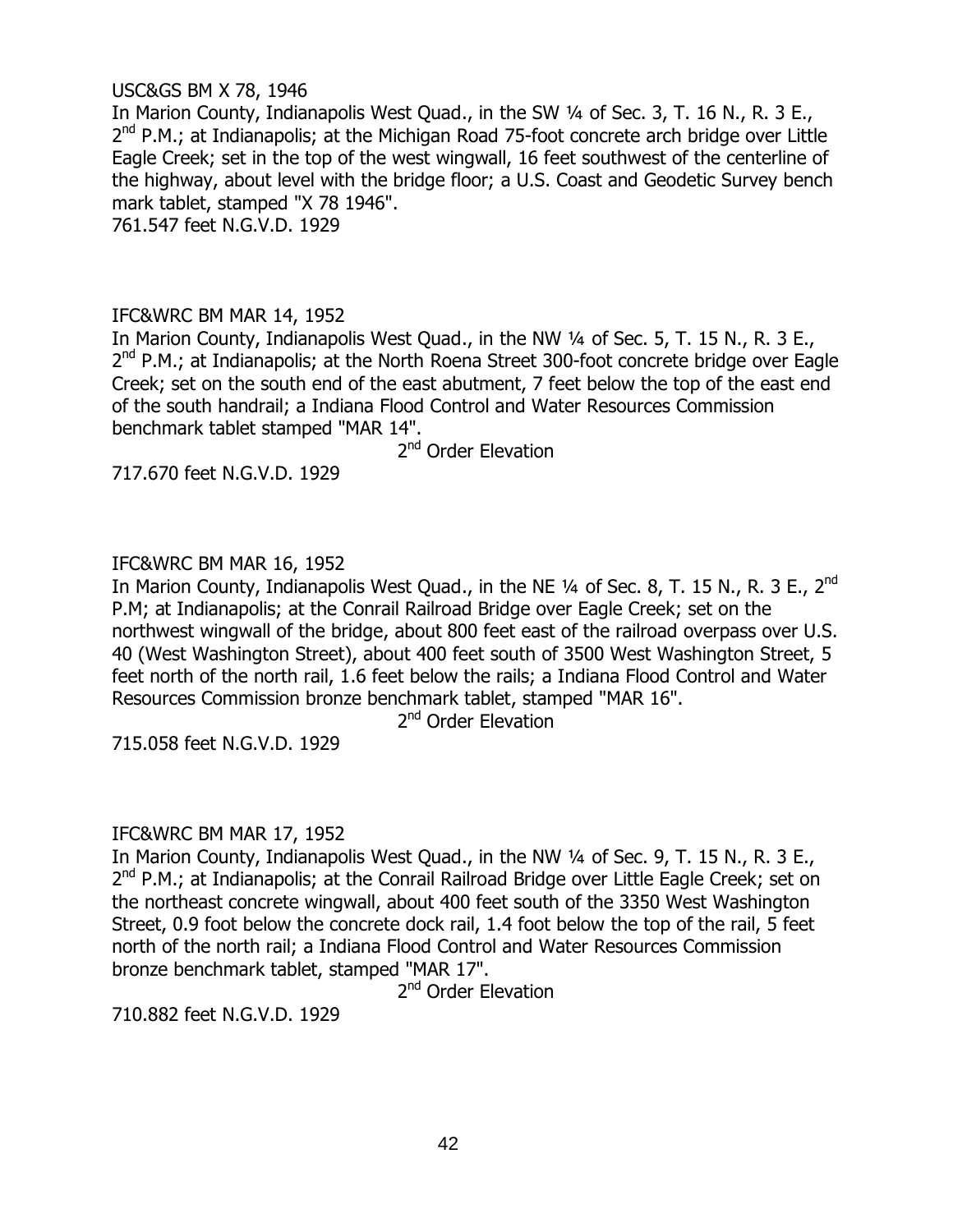USC&GS BM X 78, 1946

In Marion County, Indianapolis West Quad., in the SW ¼ of Sec. 3, T. 16 N., R. 3 E., 2nd P.M.; at Indianapolis; at the Michigan Road 75-foot concrete arch bridge over Little Eagle Creek; set in the top of the west wingwall, 16 feet southwest of the centerline of the highway, about level with the bridge floor; a U.S. Coast and Geodetic Survey bench mark tablet, stamped "X 78 1946".

761.547 feet N.G.V.D. 1929

IFC&WRC BM MAR 14, 1952

In Marion County, Indianapolis West Quad., in the NW ¼ of Sec. 5, T. 15 N., R. 3 E., 2nd P.M.; at Indianapolis; at the North Roena Street 300-foot concrete bridge over Eagle Creek; set on the south end of the east abutment, 7 feet below the top of the east end of the south handrail; a Indiana Flood Control and Water Resources Commission benchmark tablet stamped "MAR 14".

2nd Order Elevation

717.670 feet N.G.V.D. 1929

IFC&WRC BM MAR 16, 1952

In Marion County, Indianapolis West Quad., in the NE ¼ of Sec. 8, T. 15 N., R. 3 E., 2nd P.M; at Indianapolis; at the Conrail Railroad Bridge over Eagle Creek; set on the northwest wingwall of the bridge, about 800 feet east of the railroad overpass over U.S. 40 (West Washington Street), about 400 feet south of 3500 West Washington Street, 5 feet north of the north rail, 1.6 feet below the rails; a Indiana Flood Control and Water Resources Commission bronze benchmark tablet, stamped "MAR 16".

2nd Order Elevation

715.058 feet N.G.V.D. 1929

IFC&WRC BM MAR 17, 1952

In Marion County, Indianapolis West Quad., in the NW ¼ of Sec. 9, T. 15 N., R. 3 E., 2nd P.M.; at Indianapolis; at the Conrail Railroad Bridge over Little Eagle Creek; set on the northeast concrete wingwall, about 400 feet south of the 3350 West Washington Street, 0.9 foot below the concrete dock rail, 1.4 foot below the top of the rail, 5 feet north of the north rail; a Indiana Flood Control and Water Resources Commission bronze benchmark tablet, stamped "MAR 17".

2nd Order Elevation

710.882 feet N.G.V.D. 1929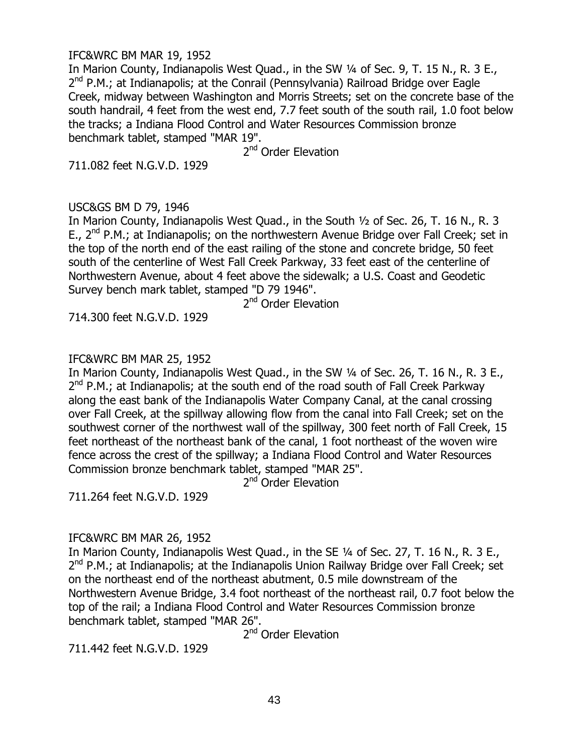IFC&WRC BM MAR 19, 1952

In Marion County, Indianapolis West Quad., in the SW ¼ of Sec. 9, T. 15 N., R. 3 E., 2nd P.M.; at Indianapolis; at the Conrail (Pennsylvania) Railroad Bridge over Eagle Creek, midway between Washington and Morris Streets; set on the concrete base of the south handrail, 4 feet from the west end, 7.7 feet south of the south rail, 1.0 foot below the tracks; a Indiana Flood Control and Water Resources Commission bronze benchmark tablet, stamped "MAR 19".

2nd Order Elevation

711.082 feet N.G.V.D. 1929

USC&GS BM D 79, 1946

In Marion County, Indianapolis West Quad., in the South ½ of Sec. 26, T. 16 N., R. 3 E., 2nd P.M.; at Indianapolis; on the northwestern Avenue Bridge over Fall Creek; set in the top of the north end of the east railing of the stone and concrete bridge, 50 feet south of the centerline of West Fall Creek Parkway, 33 feet east of the centerline of Northwestern Avenue, about 4 feet above the sidewalk; a U.S. Coast and Geodetic Survey bench mark tablet, stamped "D 79 1946".

2nd Order Elevation

714.300 feet N.G.V.D. 1929

IFC&WRC BM MAR 25, 1952

In Marion County, Indianapolis West Quad., in the SW ¼ of Sec. 26, T. 16 N., R. 3 E., 2nd P.M.; at Indianapolis; at the south end of the road south of Fall Creek Parkway along the east bank of the Indianapolis Water Company Canal, at the canal crossing over Fall Creek, at the spillway allowing flow from the canal into Fall Creek; set on the southwest corner of the northwest wall of the spillway, 300 feet north of Fall Creek, 15 feet northeast of the northeast bank of the canal, 1 foot northeast of the woven wire fence across the crest of the spillway; a Indiana Flood Control and Water Resources Commission bronze benchmark tablet, stamped "MAR 25".

2nd Order Elevation

711.264 feet N.G.V.D. 1929

IFC&WRC BM MAR 26, 1952

In Marion County, Indianapolis West Quad., in the SE ¼ of Sec. 27, T. 16 N., R. 3 E., 2nd P.M.; at Indianapolis; at the Indianapolis Union Railway Bridge over Fall Creek; set on the northeast end of the northeast abutment, 0.5 mile downstream of the Northwestern Avenue Bridge, 3.4 foot northeast of the northeast rail, 0.7 foot below the top of the rail; a Indiana Flood Control and Water Resources Commission bronze benchmark tablet, stamped "MAR 26".

2nd Order Elevation

711.442 feet N.G.V.D. 1929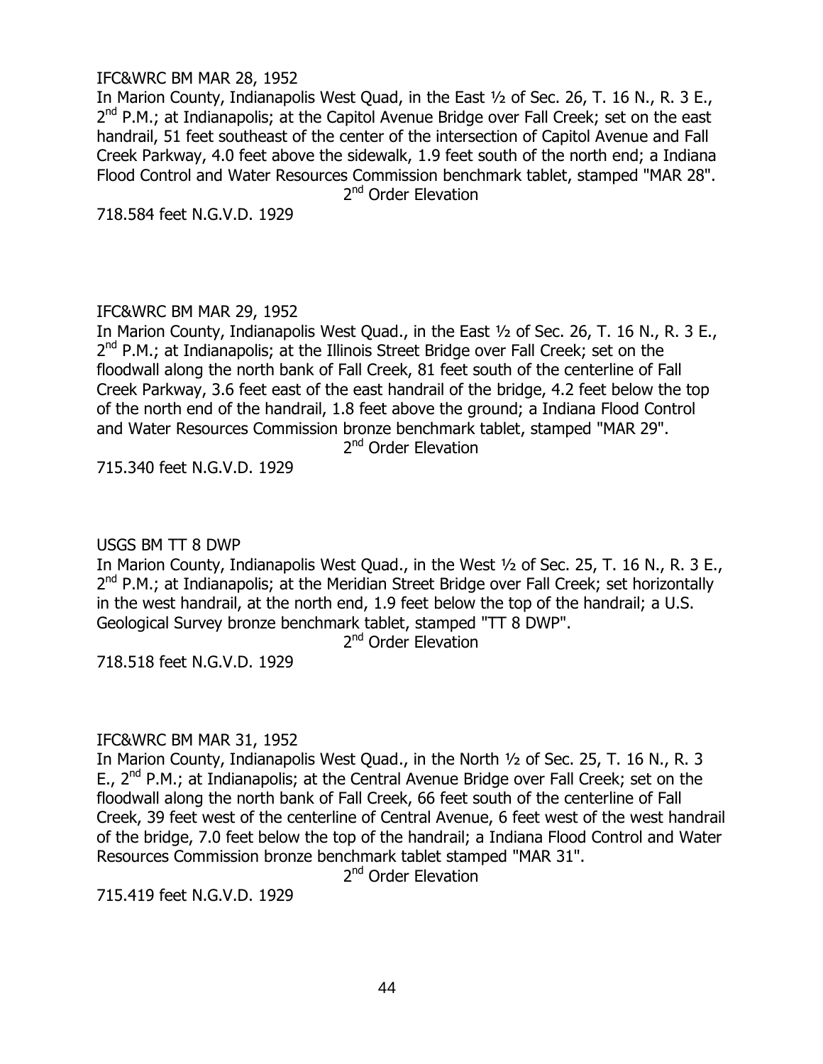IFC&WRC BM MAR 28, 1952

In Marion County, Indianapolis West Quad, in the East ½ of Sec. 26, T. 16 N., R. 3 E., 2nd P.M.; at Indianapolis; at the Capitol Avenue Bridge over Fall Creek; set on the east handrail, 51 feet southeast of the center of the intersection of Capitol Avenue and Fall Creek Parkway, 4.0 feet above the sidewalk, 1.9 feet south of the north end; a Indiana Flood Control and Water Resources Commission benchmark tablet, stamped "MAR 28".

2nd Order Elevation

718.584 feet N.G.V.D. 1929

IFC&WRC BM MAR 29, 1952

In Marion County, Indianapolis West Quad., in the East ½ of Sec. 26, T. 16 N., R. 3 E., 2nd P.M.; at Indianapolis; at the Illinois Street Bridge over Fall Creek; set on the floodwall along the north bank of Fall Creek, 81 feet south of the centerline of Fall Creek Parkway, 3.6 feet east of the east handrail of the bridge, 4.2 feet below the top of the north end of the handrail, 1.8 feet above the ground; a Indiana Flood Control and Water Resources Commission bronze benchmark tablet, stamped "MAR 29".

2nd Order Elevation

715.340 feet N.G.V.D. 1929

USGS BM TT 8 DWP

In Marion County, Indianapolis West Quad., in the West ½ of Sec. 25, T. 16 N., R. 3 E., 2nd P.M.; at Indianapolis; at the Meridian Street Bridge over Fall Creek; set horizontally in the west handrail, at the north end, 1.9 feet below the top of the handrail; a U.S. Geological Survey bronze benchmark tablet, stamped "TT 8 DWP".

2nd Order Elevation

718.518 feet N.G.V.D. 1929

IFC&WRC BM MAR 31, 1952

In Marion County, Indianapolis West Quad., in the North ½ of Sec. 25, T. 16 N., R. 3 E., 2nd P.M.; at Indianapolis; at the Central Avenue Bridge over Fall Creek; set on the floodwall along the north bank of Fall Creek, 66 feet south of the centerline of Fall Creek, 39 feet west of the centerline of Central Avenue, 6 feet west of the west handrail of the bridge, 7.0 feet below the top of the handrail; a Indiana Flood Control and Water Resources Commission bronze benchmark tablet stamped "MAR 31".

2nd Order Elevation

715.419 feet N.G.V.D. 1929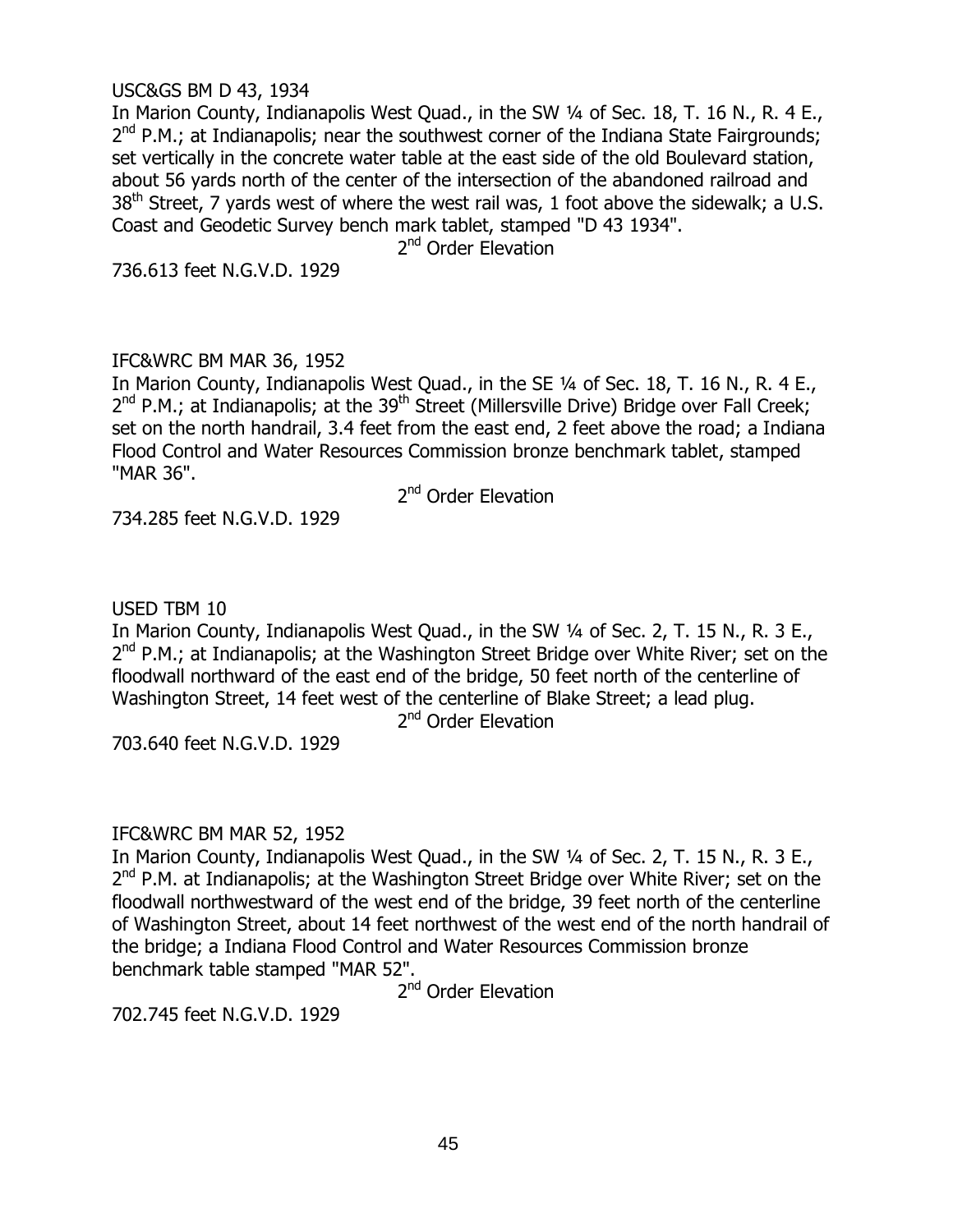USC&GS BM D 43, 1934

In Marion County, Indianapolis West Quad., in the SW ¼ of Sec. 18, T. 16 N., R. 4 E., 2nd P.M.; at Indianapolis; near the southwest corner of the Indiana State Fairgrounds; set vertically in the concrete water table at the east side of the old Boulevard station, about 56 yards north of the center of the intersection of the abandoned railroad and 38th Street, 7 yards west of where the west rail was, 1 foot above the sidewalk; a U.S. Coast and Geodetic Survey bench mark tablet, stamped "D 43 1934".

2nd Order Elevation

736.613 feet N.G.V.D. 1929

IFC&WRC BM MAR 36, 1952

In Marion County, Indianapolis West Quad., in the SE ¼ of Sec. 18, T. 16 N., R. 4 E., 2nd P.M.; at Indianapolis; at the 39th Street (Millersville Drive) Bridge over Fall Creek; set on the north handrail, 3.4 feet from the east end, 2 feet above the road; a Indiana Flood Control and Water Resources Commission bronze benchmark tablet, stamped "MAR 36".

2nd Order Elevation

734.285 feet N.G.V.D. 1929

USED TBM 10

In Marion County, Indianapolis West Quad., in the SW ¼ of Sec. 2, T. 15 N., R. 3 E., 2nd P.M.; at Indianapolis; at the Washington Street Bridge over White River; set on the floodwall northward of the east end of the bridge, 50 feet north of the centerline of Washington Street, 14 feet west of the centerline of Blake Street; a lead plug.

2nd Order Elevation

703.640 feet N.G.V.D. 1929

IFC&WRC BM MAR 52, 1952

In Marion County, Indianapolis West Quad., in the SW ¼ of Sec. 2, T. 15 N., R. 3 E., 2nd P.M. at Indianapolis; at the Washington Street Bridge over White River; set on the floodwall northwestward of the west end of the bridge, 39 feet north of the centerline of Washington Street, about 14 feet northwest of the west end of the north handrail of the bridge; a Indiana Flood Control and Water Resources Commission bronze benchmark table stamped "MAR 52".

2nd Order Elevation

702.745 feet N.G.V.D. 1929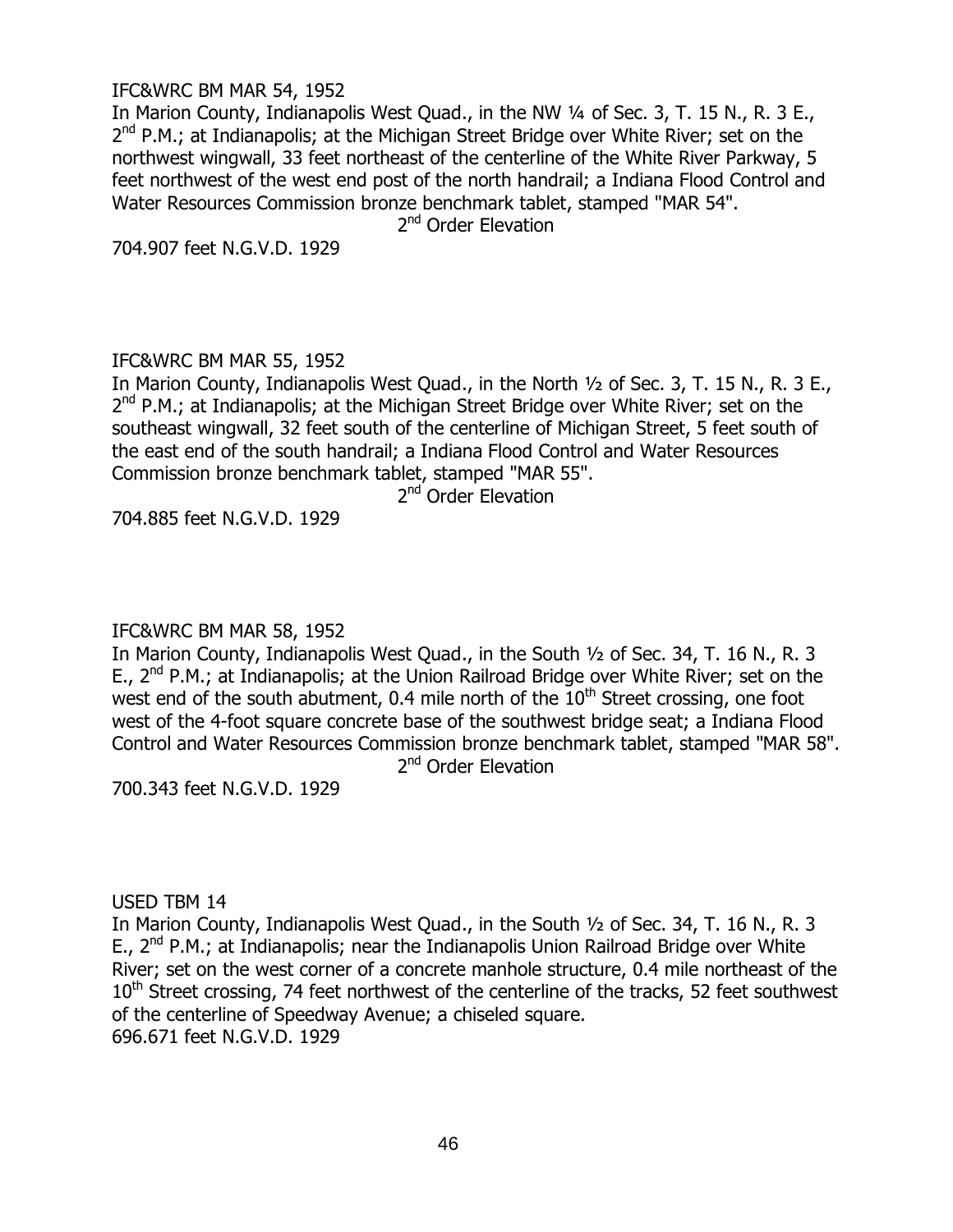IFC&WRC BM MAR 54, 1952

In Marion County, Indianapolis West Quad., in the NW ¼ of Sec. 3, T. 15 N., R. 3 E., 2nd P.M.; at Indianapolis; at the Michigan Street Bridge over White River; set on the northwest wingwall, 33 feet northeast of the centerline of the White River Parkway, 5 feet northwest of the west end post of the north handrail; a Indiana Flood Control and Water Resources Commission bronze benchmark tablet, stamped "MAR 54".

2nd Order Elevation

704.907 feet N.G.V.D. 1929

IFC&WRC BM MAR 55, 1952

In Marion County, Indianapolis West Quad., in the North ½ of Sec. 3, T. 15 N., R. 3 E., 2nd P.M.; at Indianapolis; at the Michigan Street Bridge over White River; set on the southeast wingwall, 32 feet south of the centerline of Michigan Street, 5 feet south of the east end of the south handrail; a Indiana Flood Control and Water Resources Commission bronze benchmark tablet, stamped "MAR 55".

2nd Order Elevation

704.885 feet N.G.V.D. 1929

IFC&WRC BM MAR 58, 1952

In Marion County, Indianapolis West Quad., in the South ½ of Sec. 34, T. 16 N., R. 3 E., 2nd P.M.; at Indianapolis; at the Union Railroad Bridge over White River; set on the west end of the south abutment, 0.4 mile north of the 10th Street crossing, one foot west of the 4-foot square concrete base of the southwest bridge seat; a Indiana Flood Control and Water Resources Commission bronze benchmark tablet, stamped "MAR 58".

2nd Order Elevation

700.343 feet N.G.V.D. 1929

USED TBM 14

In Marion County, Indianapolis West Quad., in the South ½ of Sec. 34, T. 16 N., R. 3 E., 2nd P.M.; at Indianapolis; near the Indianapolis Union Railroad Bridge over White River; set on the west corner of a concrete manhole structure, 0.4 mile northeast of the 10th Street crossing, 74 feet northwest of the centerline of the tracks, 52 feet southwest of the centerline of Speedway Avenue; a chiseled square.

696.671 feet N.G.V.D. 1929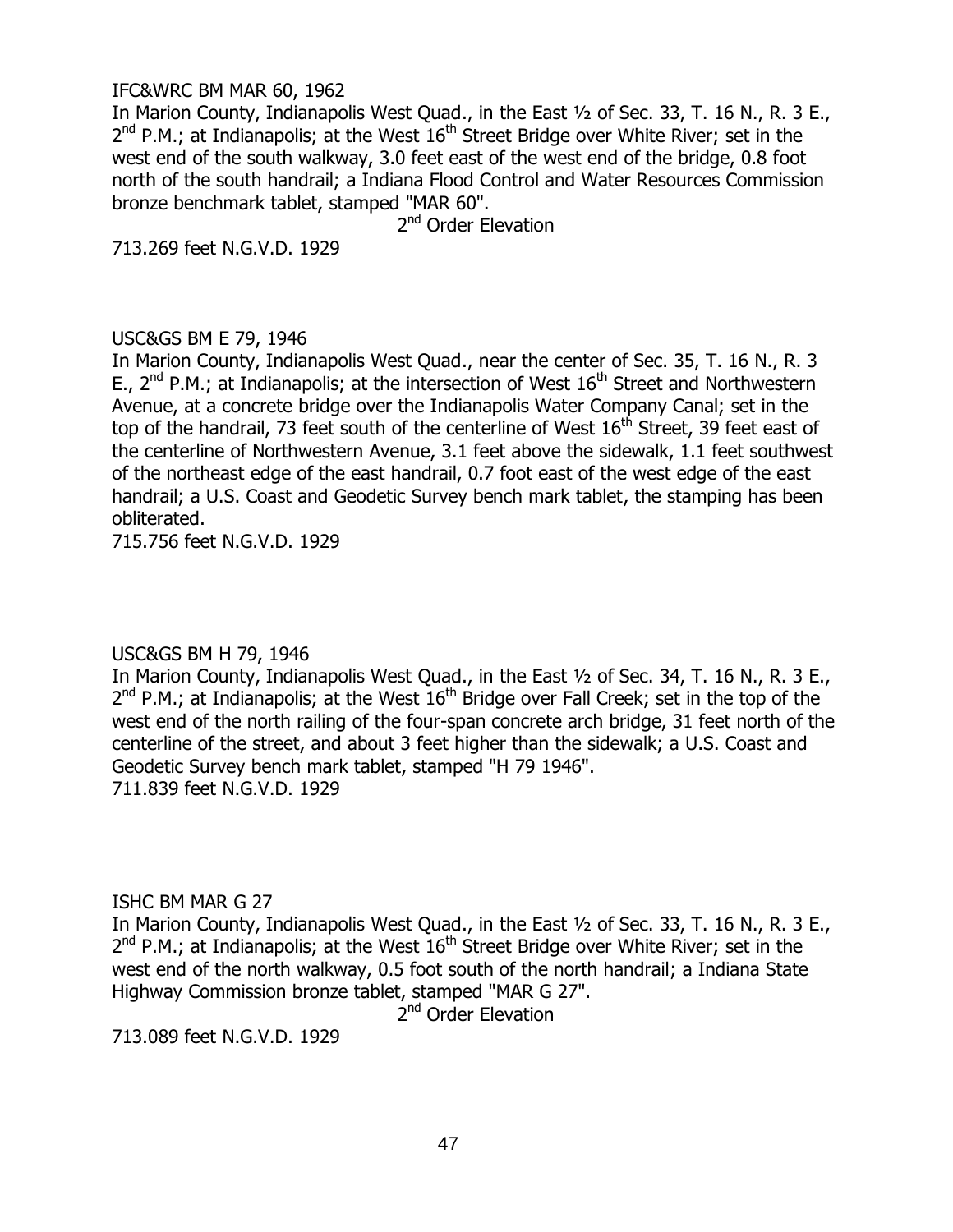IFC&WRC BM MAR 60, 1962

In Marion County, Indianapolis West Quad., in the East ½ of Sec. 33, T. 16 N., R. 3 E., 2nd P.M.; at Indianapolis; at the West 16th Street Bridge over White River; set in the west end of the south walkway, 3.0 feet east of the west end of the bridge, 0.8 foot north of the south handrail; a Indiana Flood Control and Water Resources Commission bronze benchmark tablet, stamped "MAR 60".

2nd Order Elevation

713.269 feet N.G.V.D. 1929

USC&GS BM E 79, 1946

In Marion County, Indianapolis West Quad., near the center of Sec. 35, T. 16 N., R. 3 E., 2nd P.M.; at Indianapolis; at the intersection of West 16th Street and Northwestern Avenue, at a concrete bridge over the Indianapolis Water Company Canal; set in the top of the handrail, 73 feet south of the centerline of West 16th Street, 39 feet east of the centerline of Northwestern Avenue, 3.1 feet above the sidewalk, 1.1 feet southwest of the northeast edge of the east handrail, 0.7 foot east of the west edge of the east handrail; a U.S. Coast and Geodetic Survey bench mark tablet, the stamping has been obliterated.

715.756 feet N.G.V.D. 1929

USC&GS BM H 79, 1946

In Marion County, Indianapolis West Quad., in the East ½ of Sec. 34, T. 16 N., R. 3 E., 2nd P.M.; at Indianapolis; at the West 16th Bridge over Fall Creek; set in the top of the west end of the north railing of the four-span concrete arch bridge, 31 feet north of the centerline of the street, and about 3 feet higher than the sidewalk; a U.S. Coast and Geodetic Survey bench mark tablet, stamped "H 79 1946".

711.839 feet N.G.V.D. 1929

ISHC BM MAR G 27

In Marion County, Indianapolis West Quad., in the East ½ of Sec. 33, T. 16 N., R. 3 E., 2nd P.M.; at Indianapolis; at the West 16th Street Bridge over White River; set in the west end of the north walkway, 0.5 foot south of the north handrail; a Indiana State Highway Commission bronze tablet, stamped "MAR G 27".

2nd Order Elevation

713.089 feet N.G.V.D. 1929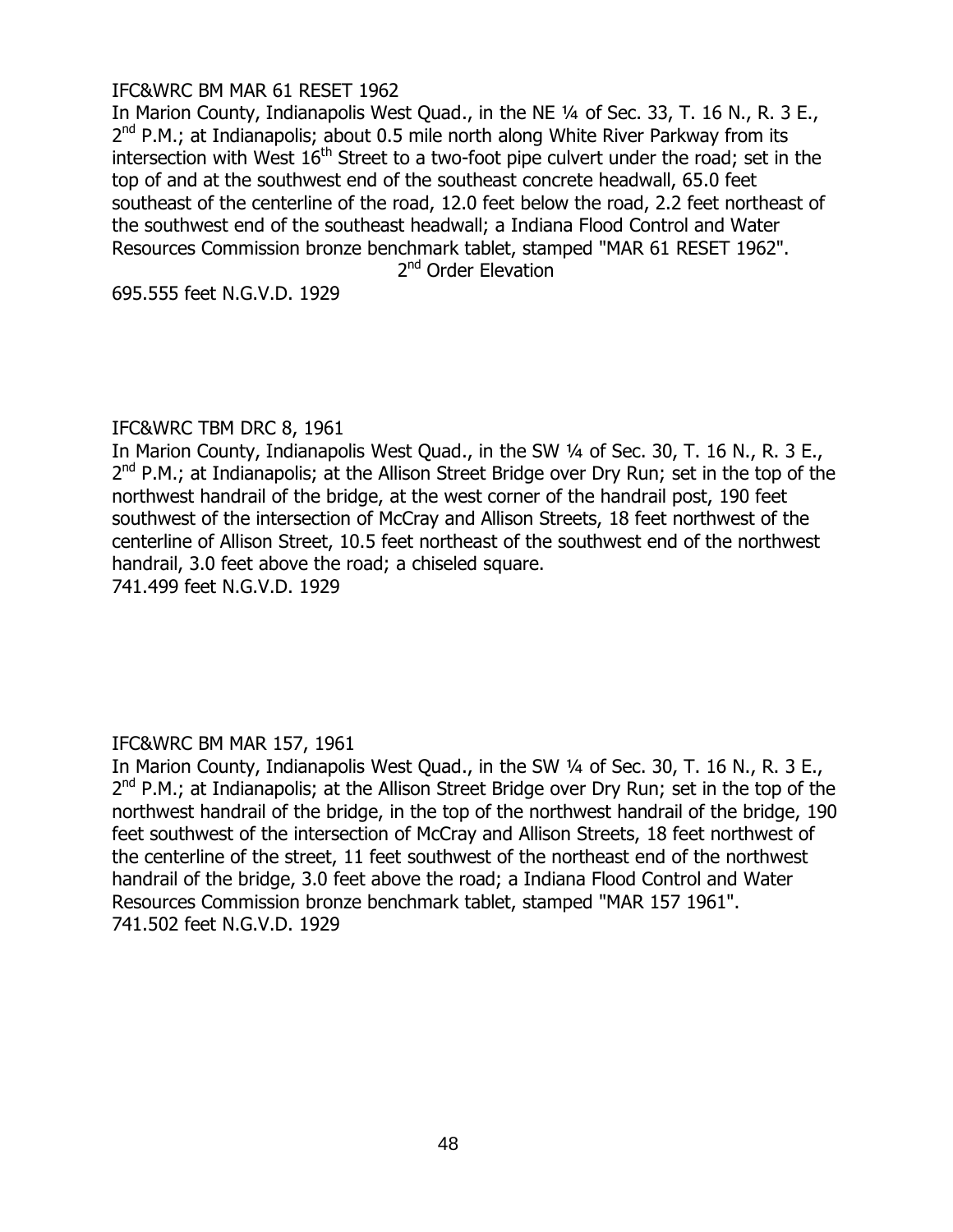IFC&WRC BM MAR 61 RESET 1962

In Marion County, Indianapolis West Quad., in the NE ¼ of Sec. 33, T. 16 N., R. 3 E., 2nd P.M.; at Indianapolis; about 0.5 mile north along White River Parkway from its intersection with West 16th Street to a two-foot pipe culvert under the road; set in the top of and at the southwest end of the southeast concrete headwall, 65.0 feet southeast of the centerline of the road, 12.0 feet below the road, 2.2 feet northeast of the southwest end of the southeast headwall; a Indiana Flood Control and Water Resources Commission bronze benchmark tablet, stamped "MAR 61 RESET 1962".

2nd Order Elevation

695.555 feet N.G.V.D. 1929

IFC&WRC TBM DRC 8, 1961

In Marion County, Indianapolis West Quad., in the SW ¼ of Sec. 30, T. 16 N., R. 3 E., 2nd P.M.; at Indianapolis; at the Allison Street Bridge over Dry Run; set in the top of the northwest handrail of the bridge, at the west corner of the handrail post, 190 feet southwest of the intersection of McCray and Allison Streets, 18 feet northwest of the centerline of Allison Street, 10.5 feet northeast of the southwest end of the northwest handrail, 3.0 feet above the road; a chiseled square.

741.499 feet N.G.V.D. 1929

IFC&WRC BM MAR 157, 1961

In Marion County, Indianapolis West Quad., in the SW ¼ of Sec. 30, T. 16 N., R. 3 E., 2nd P.M.; at Indianapolis; at the Allison Street Bridge over Dry Run; set in the top of the northwest handrail of the bridge, in the top of the northwest handrail of the bridge, 190 feet southwest of the intersection of McCray and Allison Streets, 18 feet northwest of the centerline of the street, 11 feet southwest of the northeast end of the northwest handrail of the bridge, 3.0 feet above the road; a Indiana Flood Control and Water Resources Commission bronze benchmark tablet, stamped "MAR 157 1961".

741.502 feet N.G.V.D. 1929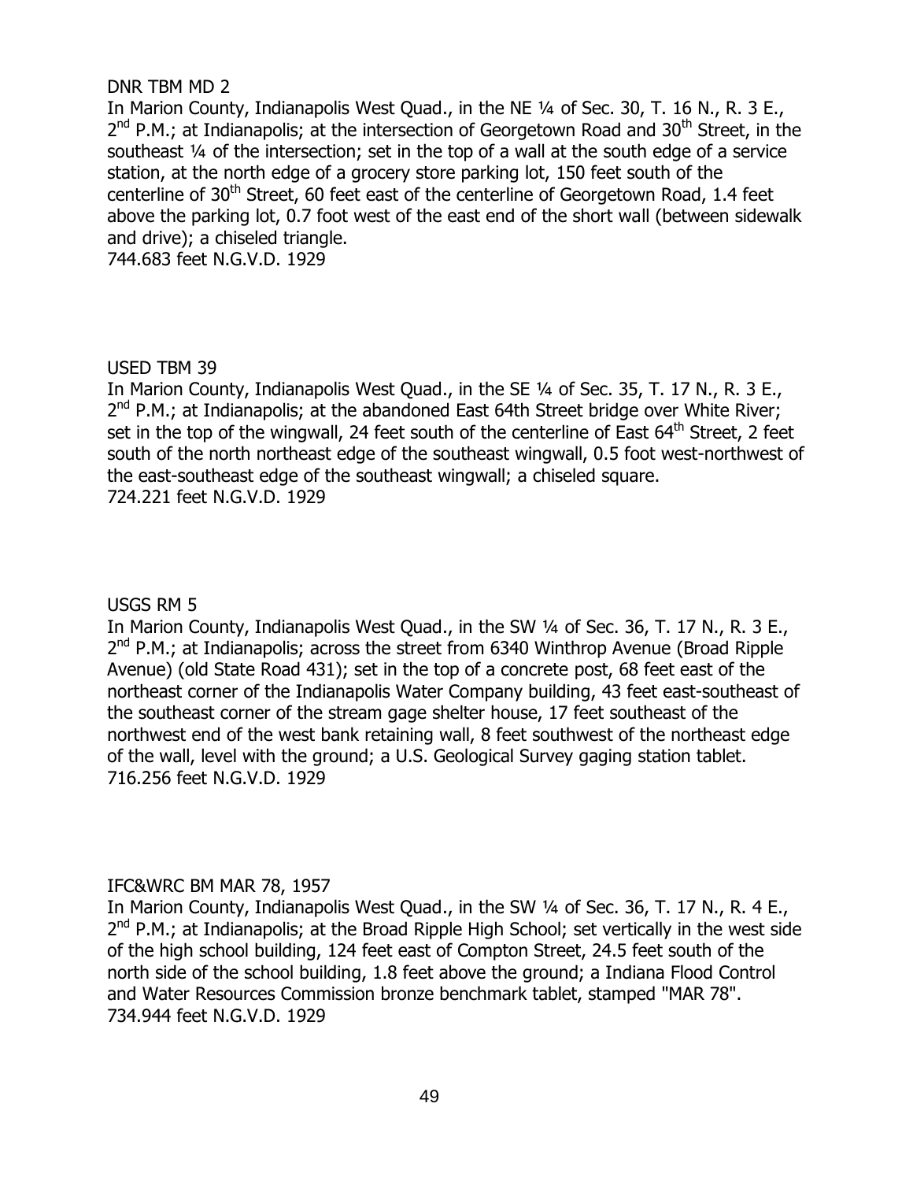DNR TBM MD 2
In Marion County, Indianapolis West Quad., in the NE ¼ of Sec. 30, T. 16 N., R. 3 E., 2nd P.M.; at Indianapolis; at the intersection of Georgetown Road and 30th Street, in the southeast ¼ of the intersection; set in the top of a wall at the south edge of a service station, at the north edge of a grocery store parking lot, 150 feet south of the centerline of 30th Street, 60 feet east of the centerline of Georgetown Road, 1.4 feet above the parking lot, 0.7 foot west of the east end of the short wall (between sidewalk and drive); a chiseled triangle.
744.683 feet N.G.V.D. 1929

USED TBM 39
In Marion County, Indianapolis West Quad., in the SE ¼ of Sec. 35, T. 17 N., R. 3 E., 2nd P.M.; at Indianapolis; at the abandoned East 64th Street bridge over White River; set in the top of the wingwall, 24 feet south of the centerline of East 64th Street, 2 feet south of the north northeast edge of the southeast wingwall, 0.5 foot west-northwest of the east-southeast edge of the southeast wingwall; a chiseled square.
724.221 feet N.G.V.D. 1929

USGS RM 5
In Marion County, Indianapolis West Quad., in the SW ¼ of Sec. 36, T. 17 N., R. 3 E., 2nd P.M.; at Indianapolis; across the street from 6340 Winthrop Avenue (Broad Ripple Avenue) (old State Road 431); set in the top of a concrete post, 68 feet east of the northeast corner of the Indianapolis Water Company building, 43 feet east-southeast of the southeast corner of the stream gage shelter house, 17 feet southeast of the northwest end of the west bank retaining wall, 8 feet southwest of the northeast edge of the wall, level with the ground; a U.S. Geological Survey gaging station tablet.
716.256 feet N.G.V.D. 1929

IFC&WRC BM MAR 78, 1957
In Marion County, Indianapolis West Quad., in the SW ¼ of Sec. 36, T. 17 N., R. 4 E., 2nd P.M.; at Indianapolis; at the Broad Ripple High School; set vertically in the west side of the high school building, 124 feet east of Compton Street, 24.5 feet south of the north side of the school building, 1.8 feet above the ground; a Indiana Flood Control and Water Resources Commission bronze benchmark tablet, stamped "MAR 78".
734.944 feet N.G.V.D. 1929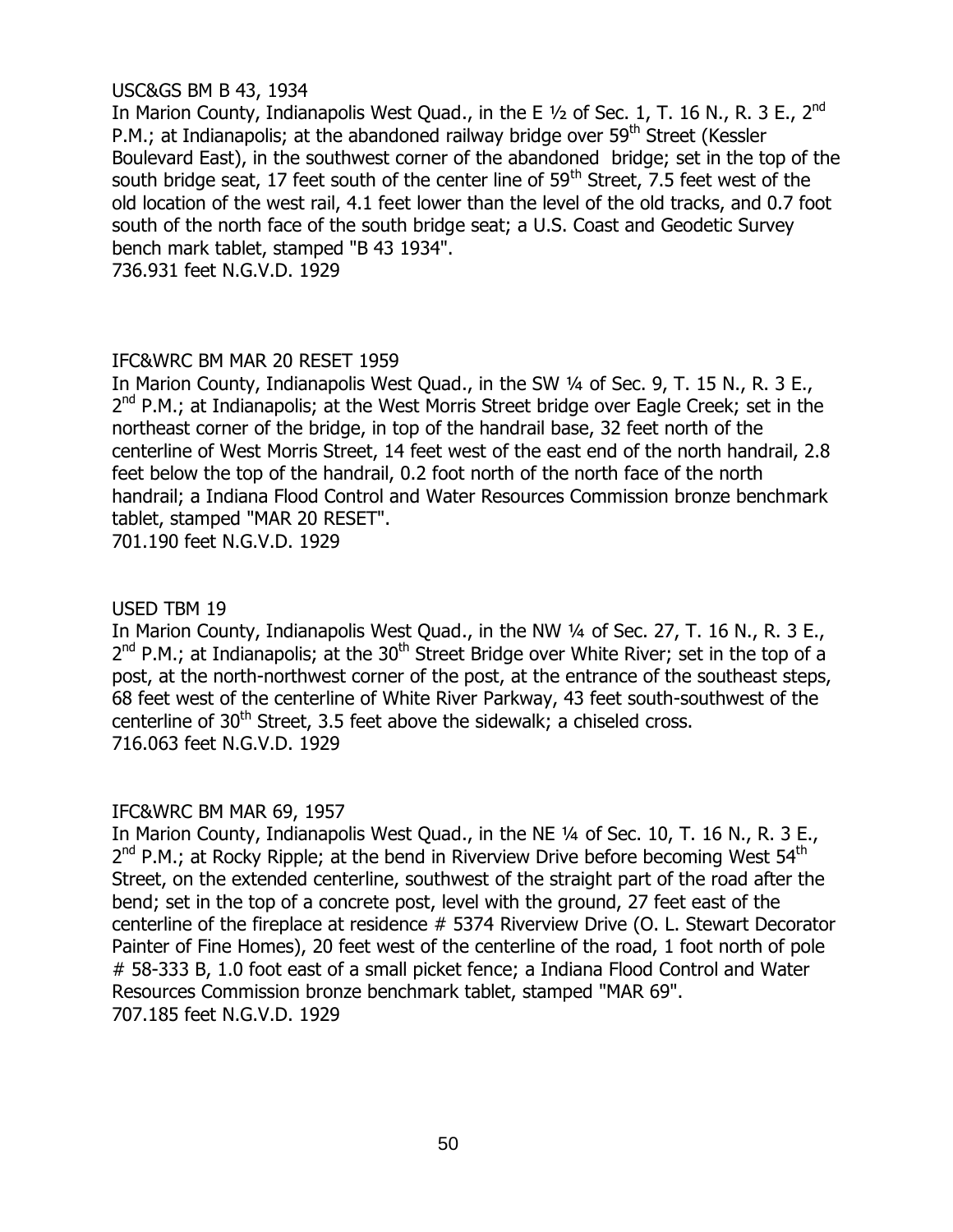USC&GS BM B 43, 1934

In Marion County, Indianapolis West Quad., in the E ½ of Sec. 1, T. 16 N., R. 3 E., 2nd P.M.; at Indianapolis; at the abandoned railway bridge over 59th Street (Kessler Boulevard East), in the southwest corner of the abandoned bridge; set in the top of the south bridge seat, 17 feet south of the center line of 59th Street, 7.5 feet west of the old location of the west rail, 4.1 feet lower than the level of the old tracks, and 0.7 foot south of the north face of the south bridge seat; a U.S. Coast and Geodetic Survey bench mark tablet, stamped "B 43 1934".
736.931 feet N.G.V.D. 1929

IFC&WRC BM MAR 20 RESET 1959

In Marion County, Indianapolis West Quad., in the SW ¼ of Sec. 9, T. 15 N., R. 3 E., 2nd P.M.; at Indianapolis; at the West Morris Street bridge over Eagle Creek; set in the northeast corner of the bridge, in top of the handrail base, 32 feet north of the centerline of West Morris Street, 14 feet west of the east end of the north handrail, 2.8 feet below the top of the handrail, 0.2 foot north of the north face of the north handrail; a Indiana Flood Control and Water Resources Commission bronze benchmark tablet, stamped "MAR 20 RESET".
701.190 feet N.G.V.D. 1929

USED TBM 19

In Marion County, Indianapolis West Quad., in the NW ¼ of Sec. 27, T. 16 N., R. 3 E., 2nd P.M.; at Indianapolis; at the 30th Street Bridge over White River; set in the top of a post, at the north-northwest corner of the post, at the entrance of the southeast steps, 68 feet west of the centerline of White River Parkway, 43 feet south-southwest of the centerline of 30th Street, 3.5 feet above the sidewalk; a chiseled cross.
716.063 feet N.G.V.D. 1929

IFC&WRC BM MAR 69, 1957

In Marion County, Indianapolis West Quad., in the NE ¼ of Sec. 10, T. 16 N., R. 3 E., 2nd P.M.; at Rocky Ripple; at the bend in Riverview Drive before becoming West 54th Street, on the extended centerline, southwest of the straight part of the road after the bend; set in the top of a concrete post, level with the ground, 27 feet east of the centerline of the fireplace at residence # 5374 Riverview Drive (O. L. Stewart Decorator Painter of Fine Homes), 20 feet west of the centerline of the road, 1 foot north of pole # 58-333 B, 1.0 foot east of a small picket fence; a Indiana Flood Control and Water Resources Commission bronze benchmark tablet, stamped "MAR 69".
707.185 feet N.G.V.D. 1929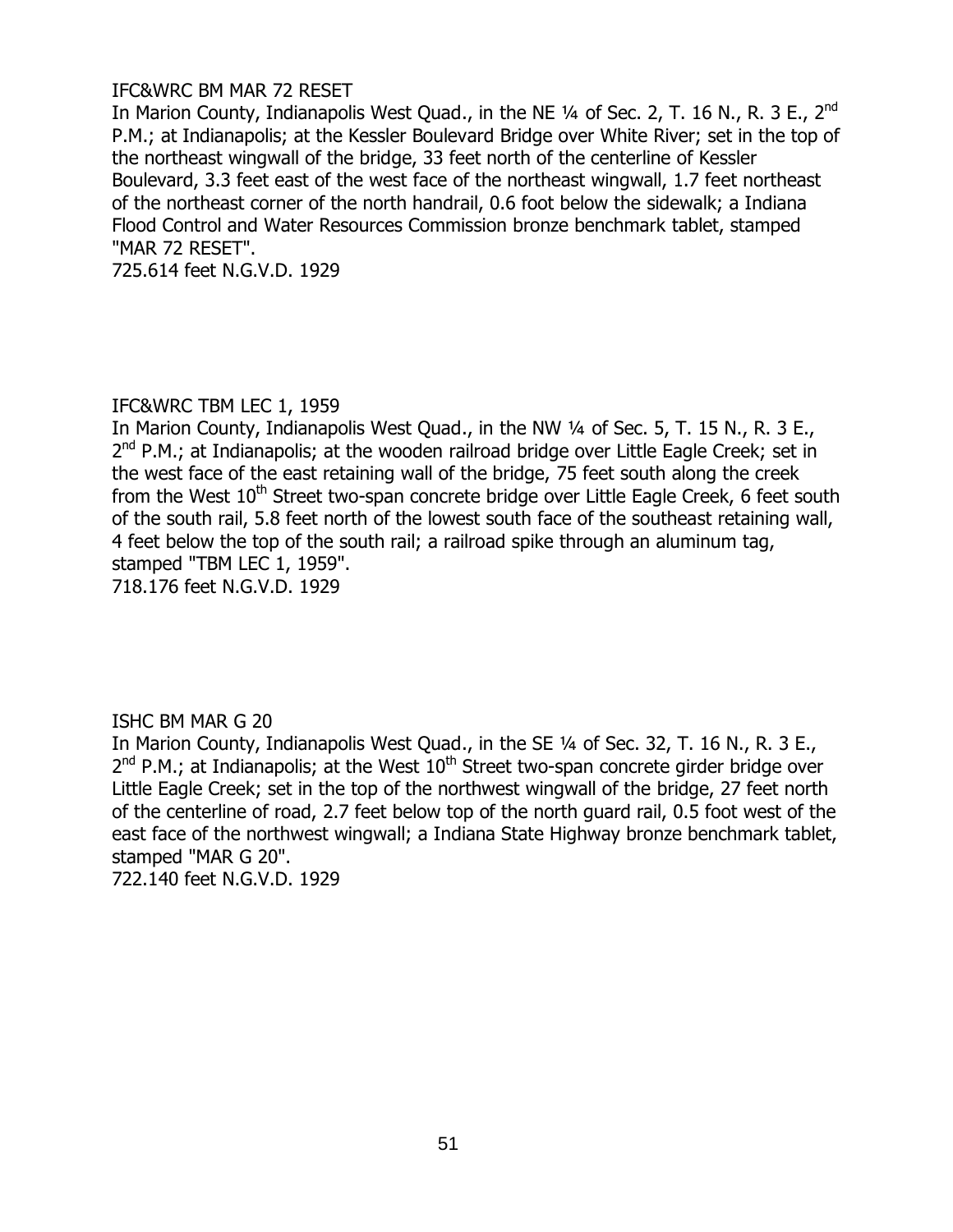IFC&WRC BM MAR 72 RESET

In Marion County, Indianapolis West Quad., in the NE ¼ of Sec. 2, T. 16 N., R. 3 E., 2nd P.M.; at Indianapolis; at the Kessler Boulevard Bridge over White River; set in the top of the northeast wingwall of the bridge, 33 feet north of the centerline of Kessler Boulevard, 3.3 feet east of the west face of the northeast wingwall, 1.7 feet northeast of the northeast corner of the north handrail, 0.6 foot below the sidewalk; a Indiana Flood Control and Water Resources Commission bronze benchmark tablet, stamped "MAR 72 RESET".

725.614 feet N.G.V.D. 1929

IFC&WRC TBM LEC 1, 1959

In Marion County, Indianapolis West Quad., in the NW ¼ of Sec. 5, T. 15 N., R. 3 E., 2nd P.M.; at Indianapolis; at the wooden railroad bridge over Little Eagle Creek; set in the west face of the east retaining wall of the bridge, 75 feet south along the creek from the West 10th Street two-span concrete bridge over Little Eagle Creek, 6 feet south of the south rail, 5.8 feet north of the lowest south face of the southeast retaining wall, 4 feet below the top of the south rail; a railroad spike through an aluminum tag, stamped "TBM LEC 1, 1959".

718.176 feet N.G.V.D. 1929

ISHC BM MAR G 20

In Marion County, Indianapolis West Quad., in the SE ¼ of Sec. 32, T. 16 N., R. 3 E., 2nd P.M.; at Indianapolis; at the West 10th Street two-span concrete girder bridge over Little Eagle Creek; set in the top of the northwest wingwall of the bridge, 27 feet north of the centerline of road, 2.7 feet below top of the north guard rail, 0.5 foot west of the east face of the northwest wingwall; a Indiana State Highway bronze benchmark tablet, stamped "MAR G 20".

722.140 feet N.G.V.D. 1929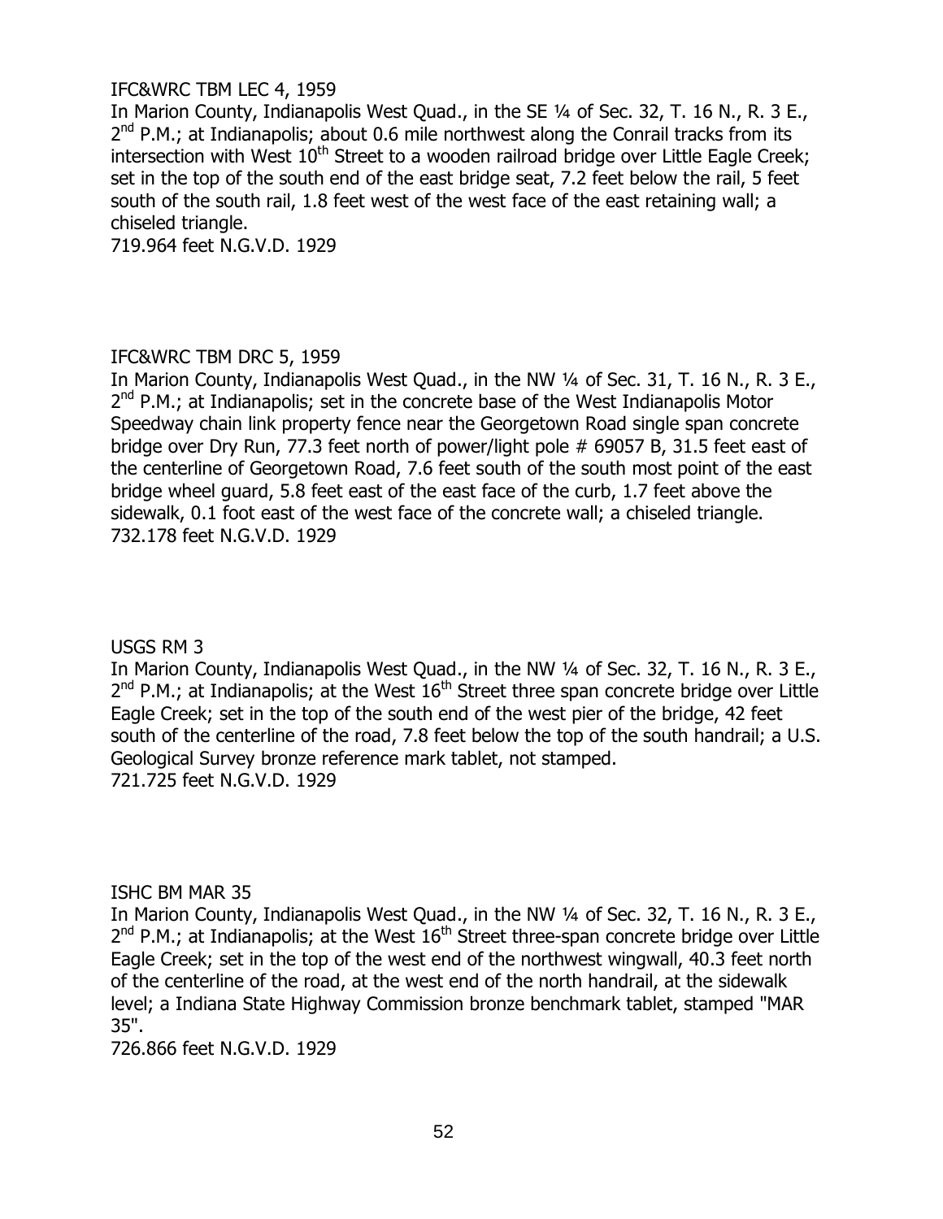IFC&WRC TBM LEC 4, 1959

In Marion County, Indianapolis West Quad., in the SE ¼ of Sec. 32, T. 16 N., R. 3 E., 2nd P.M.; at Indianapolis; about 0.6 mile northwest along the Conrail tracks from its intersection with West 10th Street to a wooden railroad bridge over Little Eagle Creek; set in the top of the south end of the east bridge seat, 7.2 feet below the rail, 5 feet south of the south rail, 1.8 feet west of the west face of the east retaining wall; a chiseled triangle.

719.964 feet N.G.V.D. 1929

IFC&WRC TBM DRC 5, 1959

In Marion County, Indianapolis West Quad., in the NW ¼ of Sec. 31, T. 16 N., R. 3 E., 2nd P.M.; at Indianapolis; set in the concrete base of the West Indianapolis Motor Speedway chain link property fence near the Georgetown Road single span concrete bridge over Dry Run, 77.3 feet north of power/light pole # 69057 B, 31.5 feet east of the centerline of Georgetown Road, 7.6 feet south of the south most point of the east bridge wheel guard, 5.8 feet east of the east face of the curb, 1.7 feet above the sidewalk, 0.1 foot east of the west face of the concrete wall; a chiseled triangle.

732.178 feet N.G.V.D. 1929

USGS RM 3

In Marion County, Indianapolis West Quad., in the NW ¼ of Sec. 32, T. 16 N., R. 3 E., 2nd P.M.; at Indianapolis; at the West 16th Street three span concrete bridge over Little Eagle Creek; set in the top of the south end of the west pier of the bridge, 42 feet south of the centerline of the road, 7.8 feet below the top of the south handrail; a U.S. Geological Survey bronze reference mark tablet, not stamped.

721.725 feet N.G.V.D. 1929

ISHC BM MAR 35

In Marion County, Indianapolis West Quad., in the NW ¼ of Sec. 32, T. 16 N., R. 3 E., 2nd P.M.; at Indianapolis; at the West 16th Street three-span concrete bridge over Little Eagle Creek; set in the top of the west end of the northwest wingwall, 40.3 feet north of the centerline of the road, at the west end of the north handrail, at the sidewalk level; a Indiana State Highway Commission bronze benchmark tablet, stamped "MAR 35".

726.866 feet N.G.V.D. 1929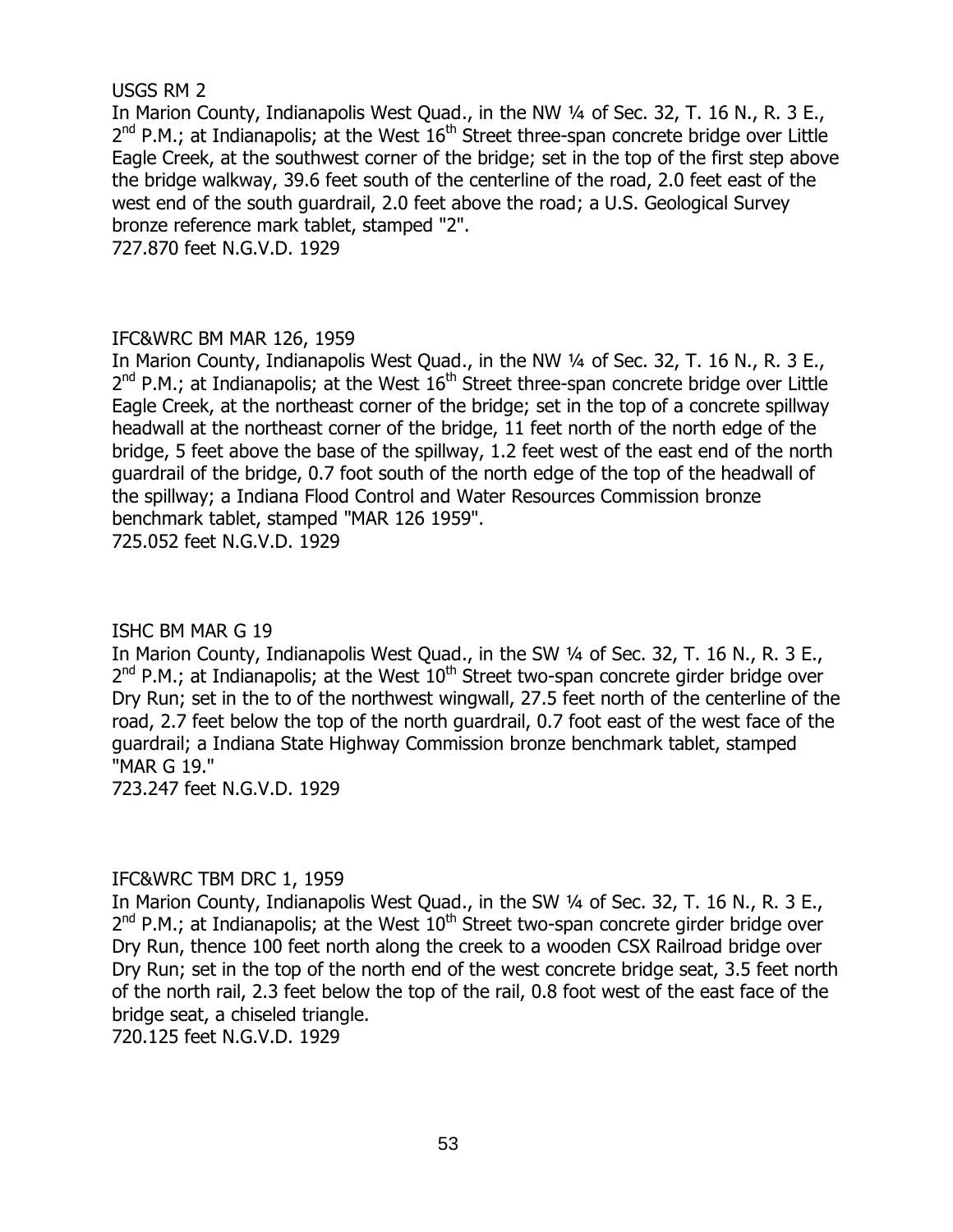USGS RM 2

In Marion County, Indianapolis West Quad., in the NW ¼ of Sec. 32, T. 16 N., R. 3 E., 2nd P.M.; at Indianapolis; at the West 16th Street three-span concrete bridge over Little Eagle Creek, at the southwest corner of the bridge; set in the top of the first step above the bridge walkway, 39.6 feet south of the centerline of the road, 2.0 feet east of the west end of the south guardrail, 2.0 feet above the road; a U.S. Geological Survey bronze reference mark tablet, stamped "2".

727.870 feet N.G.V.D. 1929

IFC&WRC BM MAR 126, 1959

In Marion County, Indianapolis West Quad., in the NW ¼ of Sec. 32, T. 16 N., R. 3 E., 2nd P.M.; at Indianapolis; at the West 16th Street three-span concrete bridge over Little Eagle Creek, at the northeast corner of the bridge; set in the top of a concrete spillway headwall at the northeast corner of the bridge, 11 feet north of the north edge of the bridge, 5 feet above the base of the spillway, 1.2 feet west of the east end of the north guardrail of the bridge, 0.7 foot south of the north edge of the top of the headwall of the spillway; a Indiana Flood Control and Water Resources Commission bronze benchmark tablet, stamped "MAR 126 1959".

725.052 feet N.G.V.D. 1929

ISHC BM MAR G 19

In Marion County, Indianapolis West Quad., in the SW ¼ of Sec. 32, T. 16 N., R. 3 E., 2nd P.M.; at Indianapolis; at the West 10th Street two-span concrete girder bridge over Dry Run; set in the to of the northwest wingwall, 27.5 feet north of the centerline of the road, 2.7 feet below the top of the north guardrail, 0.7 foot east of the west face of the guardrail; a Indiana State Highway Commission bronze benchmark tablet, stamped "MAR G 19."

723.247 feet N.G.V.D. 1929

IFC&WRC TBM DRC 1, 1959

In Marion County, Indianapolis West Quad., in the SW ¼ of Sec. 32, T. 16 N., R. 3 E., 2nd P.M.; at Indianapolis; at the West 10th Street two-span concrete girder bridge over Dry Run, thence 100 feet north along the creek to a wooden CSX Railroad bridge over Dry Run; set in the top of the north end of the west concrete bridge seat, 3.5 feet north of the north rail, 2.3 feet below the top of the rail, 0.8 foot west of the east face of the bridge seat, a chiseled triangle.

720.125 feet N.G.V.D. 1929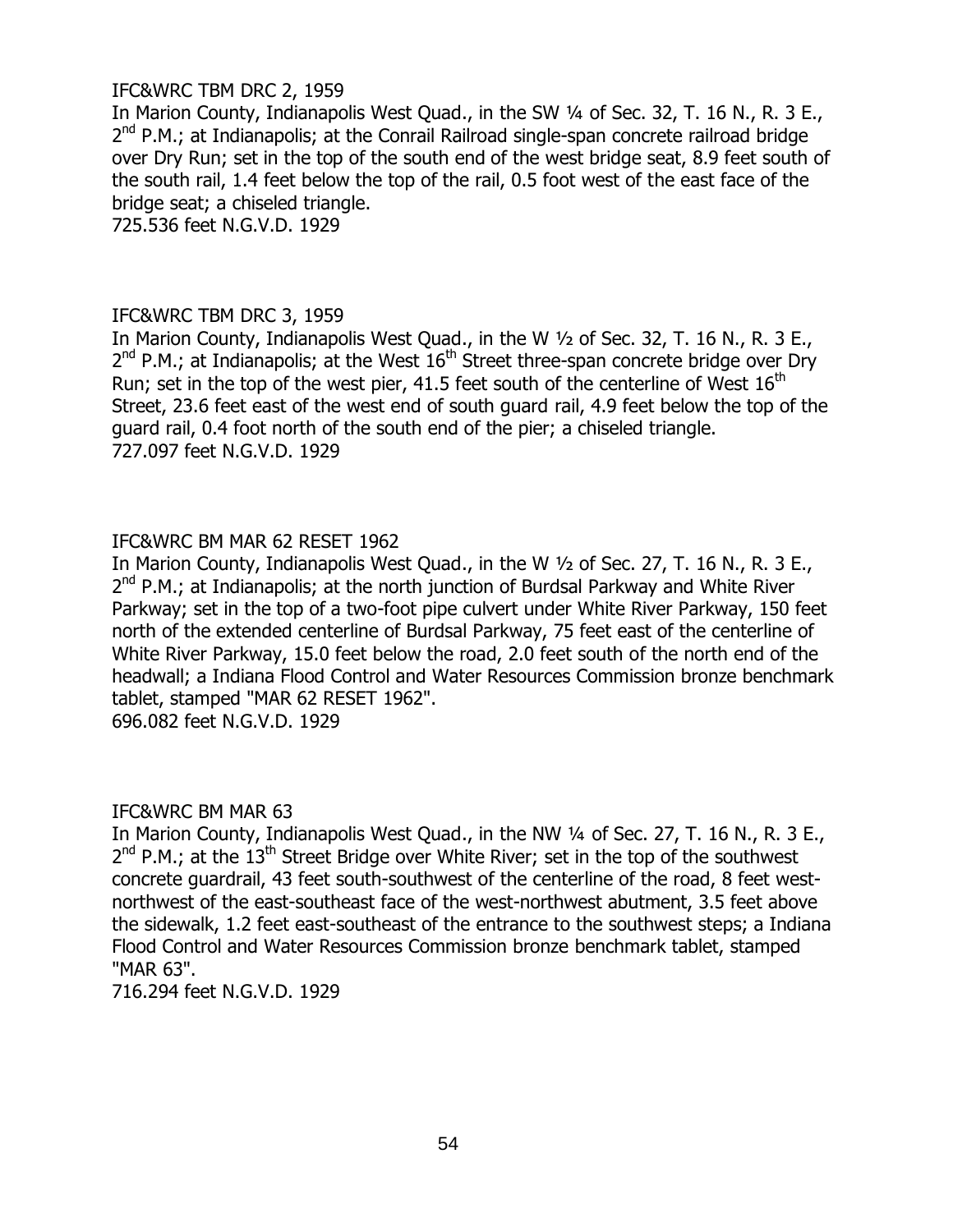IFC&WRC TBM DRC 2, 1959

In Marion County, Indianapolis West Quad., in the SW ¼ of Sec. 32, T. 16 N., R. 3 E., 2nd P.M.; at Indianapolis; at the Conrail Railroad single-span concrete railroad bridge over Dry Run; set in the top of the south end of the west bridge seat, 8.9 feet south of the south rail, 1.4 feet below the top of the rail, 0.5 foot west of the east face of the bridge seat; a chiseled triangle.

725.536 feet N.G.V.D. 1929

IFC&WRC TBM DRC 3, 1959

In Marion County, Indianapolis West Quad., in the W ½ of Sec. 32, T. 16 N., R. 3 E., 2nd P.M.; at Indianapolis; at the West 16th Street three-span concrete bridge over Dry Run; set in the top of the west pier, 41.5 feet south of the centerline of West 16th Street, 23.6 feet east of the west end of south guard rail, 4.9 feet below the top of the guard rail, 0.4 foot north of the south end of the pier; a chiseled triangle.

727.097 feet N.G.V.D. 1929

IFC&WRC BM MAR 62 RESET 1962

In Marion County, Indianapolis West Quad., in the W ½ of Sec. 27, T. 16 N., R. 3 E., 2nd P.M.; at Indianapolis; at the north junction of Burdsal Parkway and White River Parkway; set in the top of a two-foot pipe culvert under White River Parkway, 150 feet north of the extended centerline of Burdsal Parkway, 75 feet east of the centerline of White River Parkway, 15.0 feet below the road, 2.0 feet south of the north end of the headwall; a Indiana Flood Control and Water Resources Commission bronze benchmark tablet, stamped "MAR 62 RESET 1962".

696.082 feet N.G.V.D. 1929

IFC&WRC BM MAR 63

In Marion County, Indianapolis West Quad., in the NW ¼ of Sec. 27, T. 16 N., R. 3 E., 2nd P.M.; at the 13th Street Bridge over White River; set in the top of the southwest concrete guardrail, 43 feet south-southwest of the centerline of the road, 8 feet west-northwest of the east-southeast face of the west-northwest abutment, 3.5 feet above the sidewalk, 1.2 feet east-southeast of the entrance to the southwest steps; a Indiana Flood Control and Water Resources Commission bronze benchmark tablet, stamped "MAR 63".

716.294 feet N.G.V.D. 1929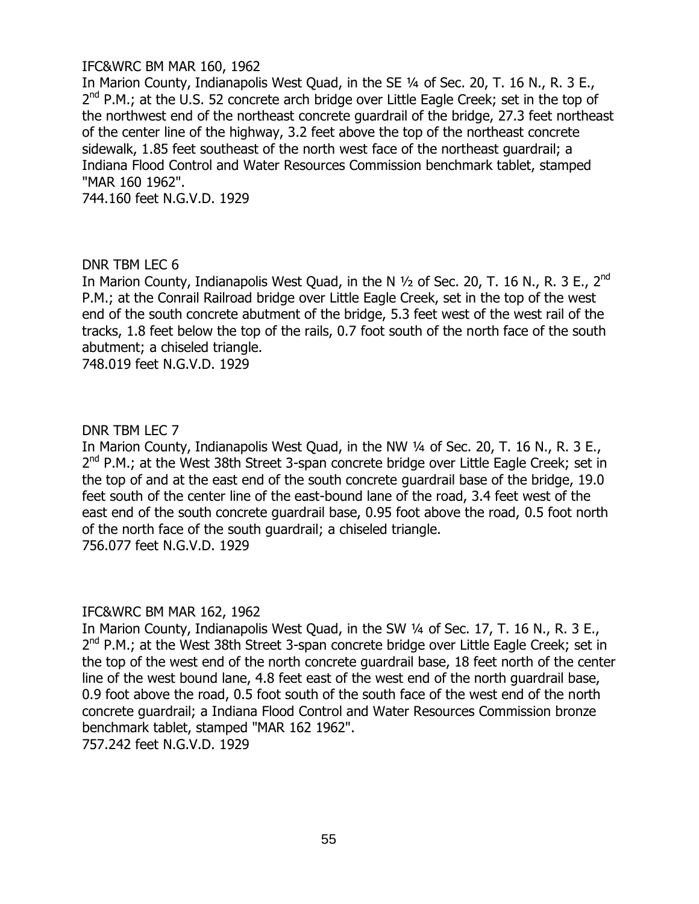IFC&WRC BM MAR 160, 1962

In Marion County, Indianapolis West Quad, in the SE ¼ of Sec. 20, T. 16 N., R. 3 E., 2nd P.M.; at the U.S. 52 concrete arch bridge over Little Eagle Creek; set in the top of the northwest end of the northeast concrete guardrail of the bridge, 27.3 feet northeast of the center line of the highway, 3.2 feet above the top of the northeast concrete sidewalk, 1.85 feet southeast of the north west face of the northeast guardrail; a Indiana Flood Control and Water Resources Commission benchmark tablet, stamped "MAR 160 1962".

744.160 feet N.G.V.D. 1929

DNR TBM LEC 6

In Marion County, Indianapolis West Quad, in the N ½ of Sec. 20, T. 16 N., R. 3 E., 2nd P.M.; at the Conrail Railroad bridge over Little Eagle Creek, set in the top of the west end of the south concrete abutment of the bridge, 5.3 feet west of the west rail of the tracks, 1.8 feet below the top of the rails, 0.7 foot south of the north face of the south abutment; a chiseled triangle.

748.019 feet N.G.V.D. 1929

DNR TBM LEC 7

In Marion County, Indianapolis West Quad, in the NW ¼ of Sec. 20, T. 16 N., R. 3 E., 2nd P.M.; at the West 38th Street 3-span concrete bridge over Little Eagle Creek; set in the top of and at the east end of the south concrete guardrail base of the bridge, 19.0 feet south of the center line of the east-bound lane of the road, 3.4 feet west of the east end of the south concrete guardrail base, 0.95 foot above the road, 0.5 foot north of the north face of the south guardrail; a chiseled triangle.

756.077 feet N.G.V.D. 1929

IFC&WRC BM MAR 162, 1962

In Marion County, Indianapolis West Quad, in the SW ¼ of Sec. 17, T. 16 N., R. 3 E., 2nd P.M.; at the West 38th Street 3-span concrete bridge over Little Eagle Creek; set in the top of the west end of the north concrete guardrail base, 18 feet north of the center line of the west bound lane, 4.8 feet east of the west end of the north guardrail base, 0.9 foot above the road, 0.5 foot south of the south face of the west end of the north concrete guardrail; a Indiana Flood Control and Water Resources Commission bronze benchmark tablet, stamped "MAR 162 1962".

757.242 feet N.G.V.D. 1929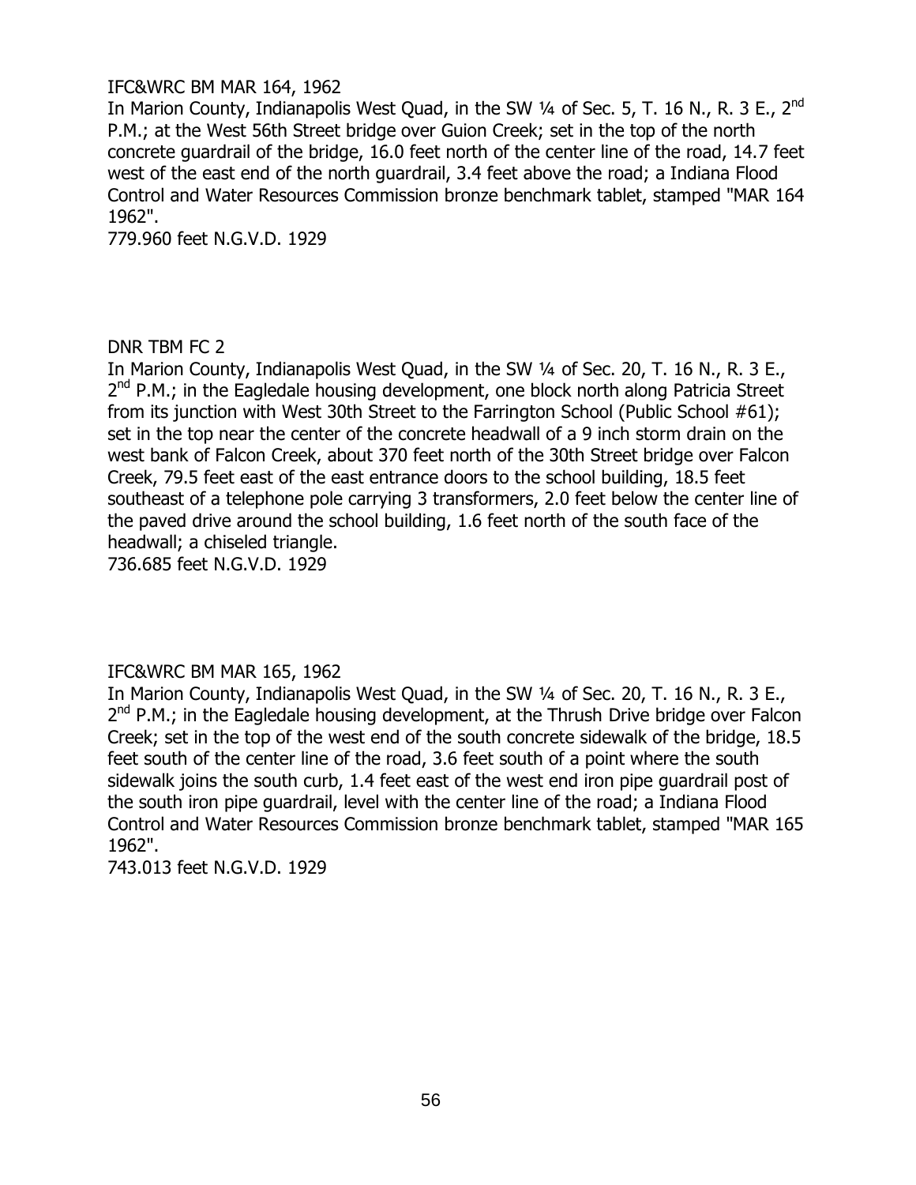IFC&WRC BM MAR 164, 1962

In Marion County, Indianapolis West Quad, in the SW ¼ of Sec. 5, T. 16 N., R. 3 E., 2nd P.M.; at the West 56th Street bridge over Guion Creek; set in the top of the north concrete guardrail of the bridge, 16.0 feet north of the center line of the road, 14.7 feet west of the east end of the north guardrail, 3.4 feet above the road; a Indiana Flood Control and Water Resources Commission bronze benchmark tablet, stamped "MAR 164 1962".

779.960 feet N.G.V.D. 1929

DNR TBM FC 2

In Marion County, Indianapolis West Quad, in the SW ¼ of Sec. 20, T. 16 N., R. 3 E., 2nd P.M.; in the Eagledale housing development, one block north along Patricia Street from its junction with West 30th Street to the Farrington School (Public School #61); set in the top near the center of the concrete headwall of a 9 inch storm drain on the west bank of Falcon Creek, about 370 feet north of the 30th Street bridge over Falcon Creek, 79.5 feet east of the east entrance doors to the school building, 18.5 feet southeast of a telephone pole carrying 3 transformers, 2.0 feet below the center line of the paved drive around the school building, 1.6 feet north of the south face of the headwall; a chiseled triangle.

736.685 feet N.G.V.D. 1929

IFC&WRC BM MAR 165, 1962

In Marion County, Indianapolis West Quad, in the SW ¼ of Sec. 20, T. 16 N., R. 3 E., 2nd P.M.; in the Eagledale housing development, at the Thrush Drive bridge over Falcon Creek; set in the top of the west end of the south concrete sidewalk of the bridge, 18.5 feet south of the center line of the road, 3.6 feet south of a point where the south sidewalk joins the south curb, 1.4 feet east of the west end iron pipe guardrail post of the south iron pipe guardrail, level with the center line of the road; a Indiana Flood Control and Water Resources Commission bronze benchmark tablet, stamped "MAR 165 1962".

743.013 feet N.G.V.D. 1929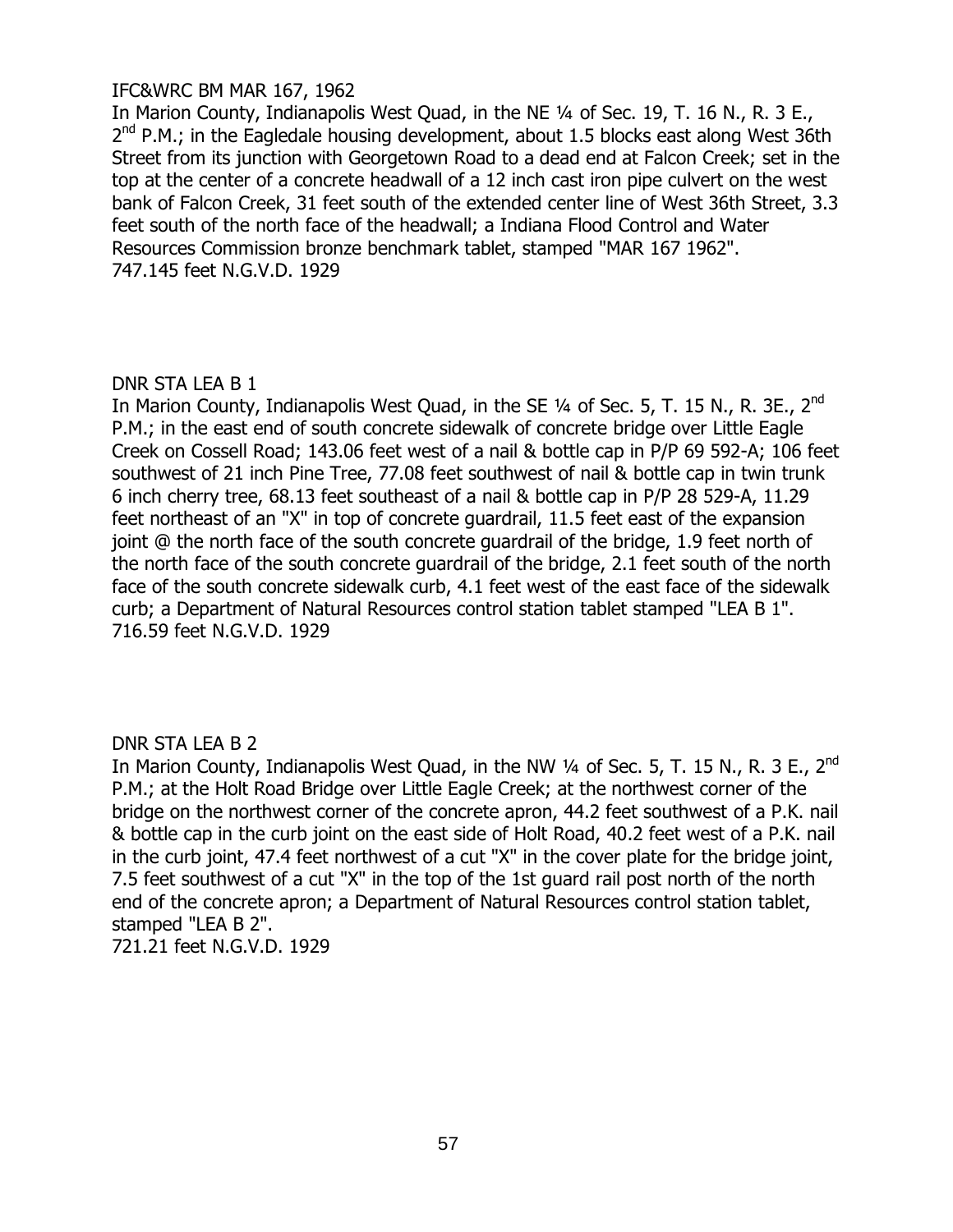IFC&WRC BM MAR 167, 1962

In Marion County, Indianapolis West Quad, in the NE ¼ of Sec. 19, T. 16 N., R. 3 E., 2nd P.M.; in the Eagledale housing development, about 1.5 blocks east along West 36th Street from its junction with Georgetown Road to a dead end at Falcon Creek; set in the top at the center of a concrete headwall of a 12 inch cast iron pipe culvert on the west bank of Falcon Creek, 31 feet south of the extended center line of West 36th Street, 3.3 feet south of the north face of the headwall; a Indiana Flood Control and Water Resources Commission bronze benchmark tablet, stamped "MAR 167 1962".
747.145 feet N.G.V.D. 1929

DNR STA LEA B 1

In Marion County, Indianapolis West Quad, in the SE ¼ of Sec. 5, T. 15 N., R. 3E., 2nd P.M.; in the east end of south concrete sidewalk of concrete bridge over Little Eagle Creek on Cossell Road; 143.06 feet west of a nail & bottle cap in P/P 69 592-A; 106 feet southwest of 21 inch Pine Tree, 77.08 feet southwest of nail & bottle cap in twin trunk 6 inch cherry tree, 68.13 feet southeast of a nail & bottle cap in P/P 28 529-A, 11.29 feet northeast of an "X" in top of concrete guardrail, 11.5 feet east of the expansion joint @ the north face of the south concrete guardrail of the bridge, 1.9 feet north of the north face of the south concrete guardrail of the bridge, 2.1 feet south of the north face of the south concrete sidewalk curb, 4.1 feet west of the east face of the sidewalk curb; a Department of Natural Resources control station tablet stamped "LEA B 1".
716.59 feet N.G.V.D. 1929

DNR STA LEA B 2

In Marion County, Indianapolis West Quad, in the NW ¼ of Sec. 5, T. 15 N., R. 3 E., 2nd P.M.; at the Holt Road Bridge over Little Eagle Creek; at the northwest corner of the bridge on the northwest corner of the concrete apron, 44.2 feet southwest of a P.K. nail & bottle cap in the curb joint on the east side of Holt Road, 40.2 feet west of a P.K. nail in the curb joint, 47.4 feet northwest of a cut "X" in the cover plate for the bridge joint, 7.5 feet southwest of a cut "X" in the top of the 1st guard rail post north of the north end of the concrete apron; a Department of Natural Resources control station tablet, stamped "LEA B 2".
721.21 feet N.G.V.D. 1929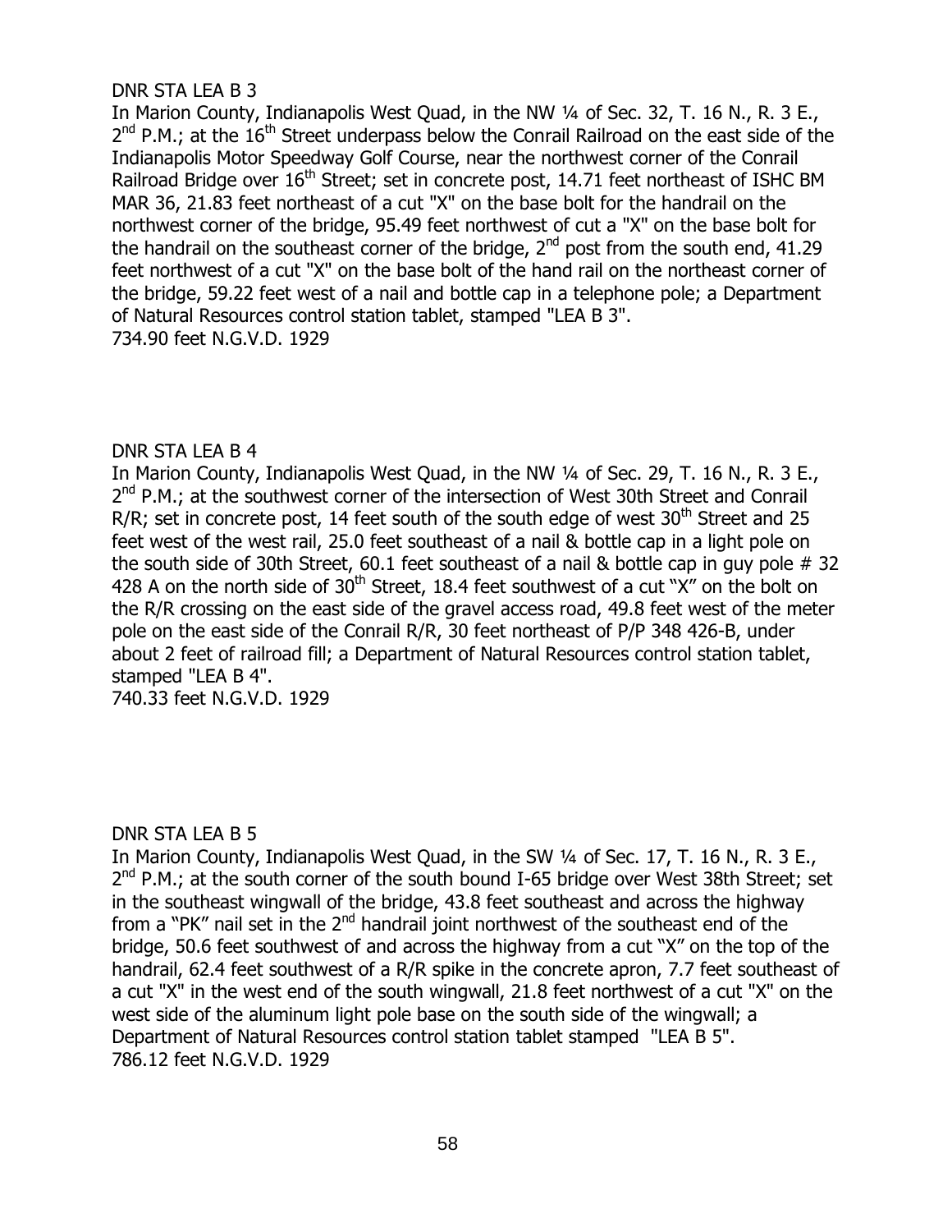DNR STA LEA B 3

In Marion County, Indianapolis West Quad, in the NW ¼ of Sec. 32, T. 16 N., R. 3 E., 2nd P.M.; at the 16th Street underpass below the Conrail Railroad on the east side of the Indianapolis Motor Speedway Golf Course, near the northwest corner of the Conrail Railroad Bridge over 16th Street; set in concrete post, 14.71 feet northeast of ISHC BM MAR 36, 21.83 feet northeast of a cut "X" on the base bolt for the handrail on the northwest corner of the bridge, 95.49 feet northwest of cut a "X" on the base bolt for the handrail on the southeast corner of the bridge, 2nd post from the south end, 41.29 feet northwest of a cut "X" on the base bolt of the hand rail on the northeast corner of the bridge, 59.22 feet west of a nail and bottle cap in a telephone pole; a Department of Natural Resources control station tablet, stamped "LEA B 3".
734.90 feet N.G.V.D. 1929

DNR STA LEA B 4

In Marion County, Indianapolis West Quad, in the NW ¼ of Sec. 29, T. 16 N., R. 3 E., 2nd P.M.; at the southwest corner of the intersection of West 30th Street and Conrail R/R; set in concrete post, 14 feet south of the south edge of west 30th Street and 25 feet west of the west rail, 25.0 feet southeast of a nail & bottle cap in a light pole on the south side of 30th Street, 60.1 feet southeast of a nail & bottle cap in guy pole # 32 428 A on the north side of 30th Street, 18.4 feet southwest of a cut "X" on the bolt on the R/R crossing on the east side of the gravel access road, 49.8 feet west of the meter pole on the east side of the Conrail R/R, 30 feet northeast of P/P 348 426-B, under about 2 feet of railroad fill; a Department of Natural Resources control station tablet, stamped "LEA B 4".
740.33 feet N.G.V.D. 1929

DNR STA LEA B 5

In Marion County, Indianapolis West Quad, in the SW ¼ of Sec. 17, T. 16 N., R. 3 E., 2nd P.M.; at the south corner of the south bound I-65 bridge over West 38th Street; set in the southeast wingwall of the bridge, 43.8 feet southeast and across the highway from a "PK" nail set in the 2nd handrail joint northwest of the southeast end of the bridge, 50.6 feet southwest of and across the highway from a cut "X" on the top of the handrail, 62.4 feet southwest of a R/R spike in the concrete apron, 7.7 feet southeast of a cut "X" in the west end of the south wingwall, 21.8 feet northwest of a cut "X" on the west side of the aluminum light pole base on the south side of the wingwall; a Department of Natural Resources control station tablet stamped "LEA B 5".
786.12 feet N.G.V.D. 1929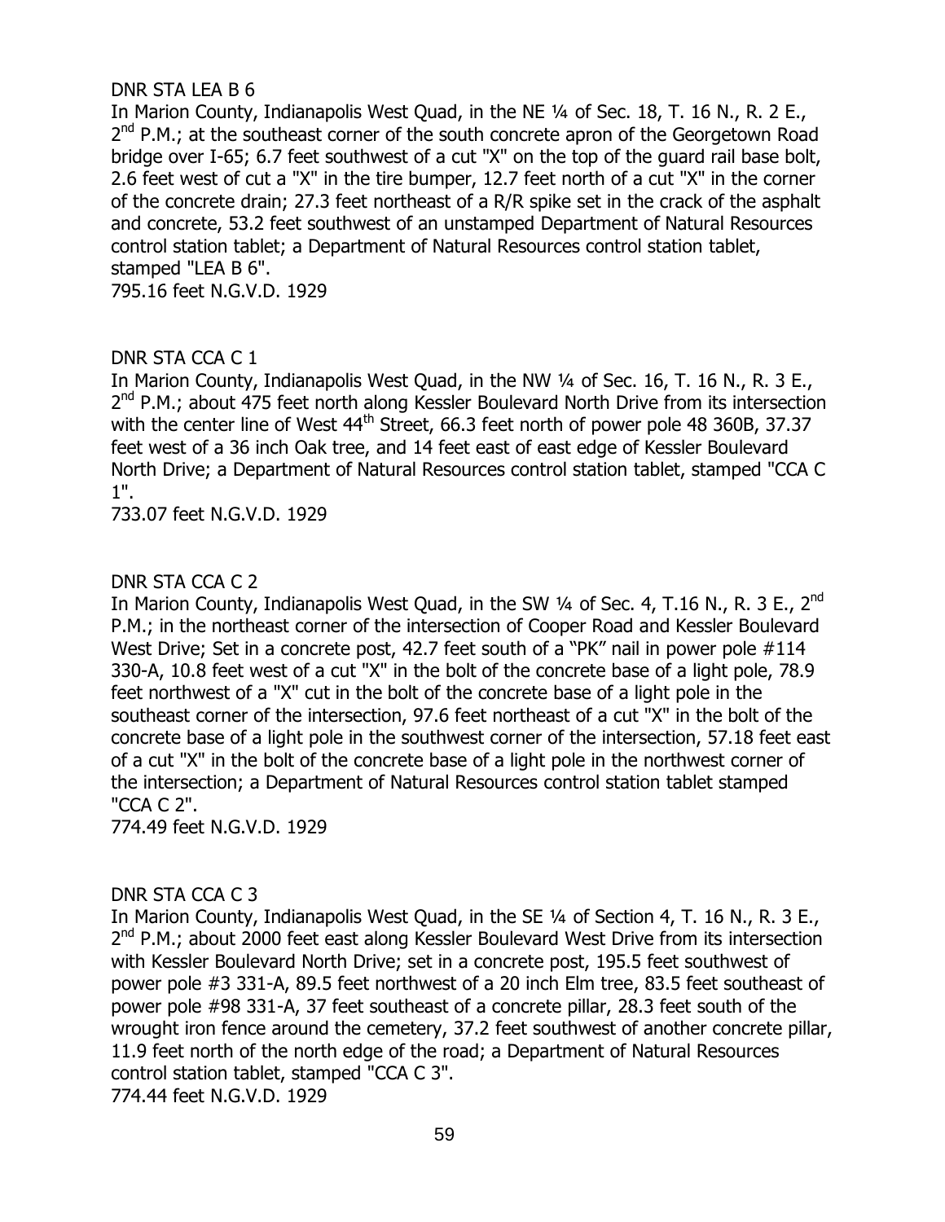DNR STA LEA B 6

In Marion County, Indianapolis West Quad, in the NE ¼ of Sec. 18, T. 16 N., R. 2 E., 2nd P.M.; at the southeast corner of the south concrete apron of the Georgetown Road bridge over I-65; 6.7 feet southwest of a cut "X" on the top of the guard rail base bolt, 2.6 feet west of cut a "X" in the tire bumper, 12.7 feet north of a cut "X" in the corner of the concrete drain; 27.3 feet northeast of a R/R spike set in the crack of the asphalt and concrete, 53.2 feet southwest of an unstamped Department of Natural Resources control station tablet; a Department of Natural Resources control station tablet, stamped "LEA B 6".

795.16 feet N.G.V.D. 1929

DNR STA CCA C 1

In Marion County, Indianapolis West Quad, in the NW ¼ of Sec. 16, T. 16 N., R. 3 E., 2nd P.M.; about 475 feet north along Kessler Boulevard North Drive from its intersection with the center line of West 44th Street, 66.3 feet north of power pole 48 360B, 37.37 feet west of a 36 inch Oak tree, and 14 feet east of east edge of Kessler Boulevard North Drive; a Department of Natural Resources control station tablet, stamped "CCA C 1".

733.07 feet N.G.V.D. 1929

DNR STA CCA C 2

In Marion County, Indianapolis West Quad, in the SW ¼ of Sec. 4, T.16 N., R. 3 E., 2nd P.M.; in the northeast corner of the intersection of Cooper Road and Kessler Boulevard West Drive; Set in a concrete post, 42.7 feet south of a "PK" nail in power pole #114 330-A, 10.8 feet west of a cut "X" in the bolt of the concrete base of a light pole, 78.9 feet northwest of a "X" cut in the bolt of the concrete base of a light pole in the southeast corner of the intersection, 97.6 feet northeast of a cut "X" in the bolt of the concrete base of a light pole in the southwest corner of the intersection, 57.18 feet east of a cut "X" in the bolt of the concrete base of a light pole in the northwest corner of the intersection; a Department of Natural Resources control station tablet stamped "CCA C 2".

774.49 feet N.G.V.D. 1929

DNR STA CCA C 3

In Marion County, Indianapolis West Quad, in the SE ¼ of Section 4, T. 16 N., R. 3 E., 2nd P.M.; about 2000 feet east along Kessler Boulevard West Drive from its intersection with Kessler Boulevard North Drive; set in a concrete post, 195.5 feet southwest of power pole #3 331-A, 89.5 feet northwest of a 20 inch Elm tree, 83.5 feet southeast of power pole #98 331-A, 37 feet southeast of a concrete pillar, 28.3 feet south of the wrought iron fence around the cemetery, 37.2 feet southwest of another concrete pillar, 11.9 feet north of the north edge of the road; a Department of Natural Resources control station tablet, stamped "CCA C 3".

774.44 feet N.G.V.D. 1929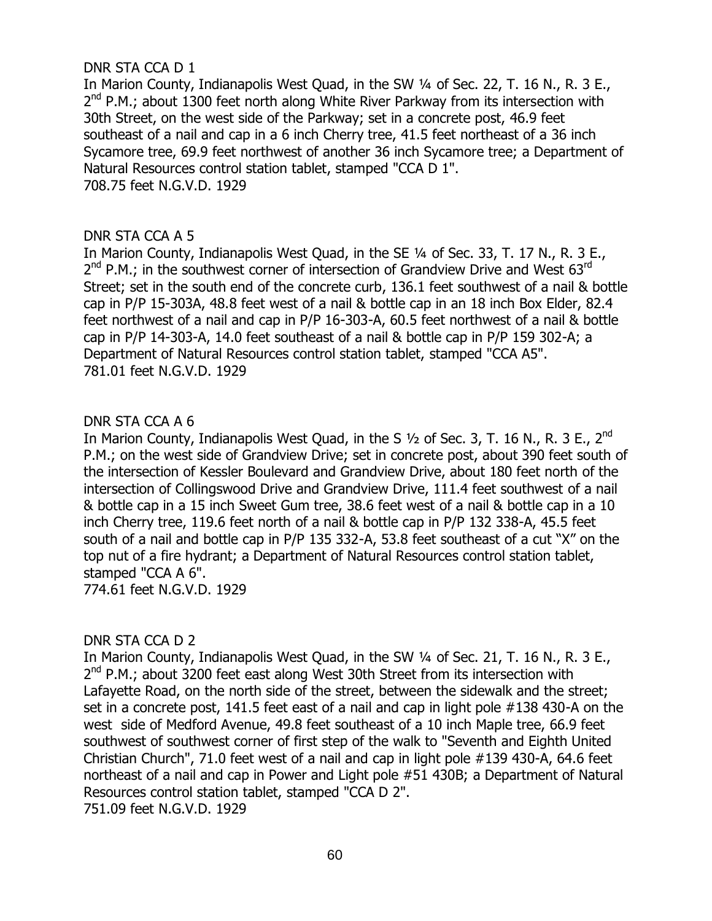DNR STA CCA D 1

In Marion County, Indianapolis West Quad, in the SW ¼ of Sec. 22, T. 16 N., R. 3 E., 2nd P.M.; about 1300 feet north along White River Parkway from its intersection with 30th Street, on the west side of the Parkway; set in a concrete post, 46.9 feet southeast of a nail and cap in a 6 inch Cherry tree, 41.5 feet northeast of a 36 inch Sycamore tree, 69.9 feet northwest of another 36 inch Sycamore tree; a Department of Natural Resources control station tablet, stamped "CCA D 1".
708.75 feet N.G.V.D. 1929

DNR STA CCA A 5

In Marion County, Indianapolis West Quad, in the SE ¼ of Sec. 33, T. 17 N., R. 3 E., 2nd P.M.; in the southwest corner of intersection of Grandview Drive and West 63rd Street; set in the south end of the concrete curb, 136.1 feet southwest of a nail & bottle cap in P/P 15-303A, 48.8 feet west of a nail & bottle cap in an 18 inch Box Elder, 82.4 feet northwest of a nail and cap in P/P 16-303-A, 60.5 feet northwest of a nail & bottle cap in P/P 14-303-A, 14.0 feet southeast of a nail & bottle cap in P/P 159 302-A; a Department of Natural Resources control station tablet, stamped "CCA A5".
781.01 feet N.G.V.D. 1929

DNR STA CCA A 6

In Marion County, Indianapolis West Quad, in the S ½ of Sec. 3, T. 16 N., R. 3 E., 2nd P.M.; on the west side of Grandview Drive; set in concrete post, about 390 feet south of the intersection of Kessler Boulevard and Grandview Drive, about 180 feet north of the intersection of Collingswood Drive and Grandview Drive, 111.4 feet southwest of a nail & bottle cap in a 15 inch Sweet Gum tree, 38.6 feet west of a nail & bottle cap in a 10 inch Cherry tree, 119.6 feet north of a nail & bottle cap in P/P 132 338-A, 45.5 feet south of a nail and bottle cap in P/P 135 332-A, 53.8 feet southeast of a cut "X" on the top nut of a fire hydrant; a Department of Natural Resources control station tablet, stamped "CCA A 6".
774.61 feet N.G.V.D. 1929

DNR STA CCA D 2

In Marion County, Indianapolis West Quad, in the SW ¼ of Sec. 21, T. 16 N., R. 3 E., 2nd P.M.; about 3200 feet east along West 30th Street from its intersection with Lafayette Road, on the north side of the street, between the sidewalk and the street; set in a concrete post, 141.5 feet east of a nail and cap in light pole #138 430-A on the west side of Medford Avenue, 49.8 feet southeast of a 10 inch Maple tree, 66.9 feet southwest of southwest corner of first step of the walk to "Seventh and Eighth United Christian Church", 71.0 feet west of a nail and cap in light pole #139 430-A, 64.6 feet northeast of a nail and cap in Power and Light pole #51 430B; a Department of Natural Resources control station tablet, stamped "CCA D 2".
751.09 feet N.G.V.D. 1929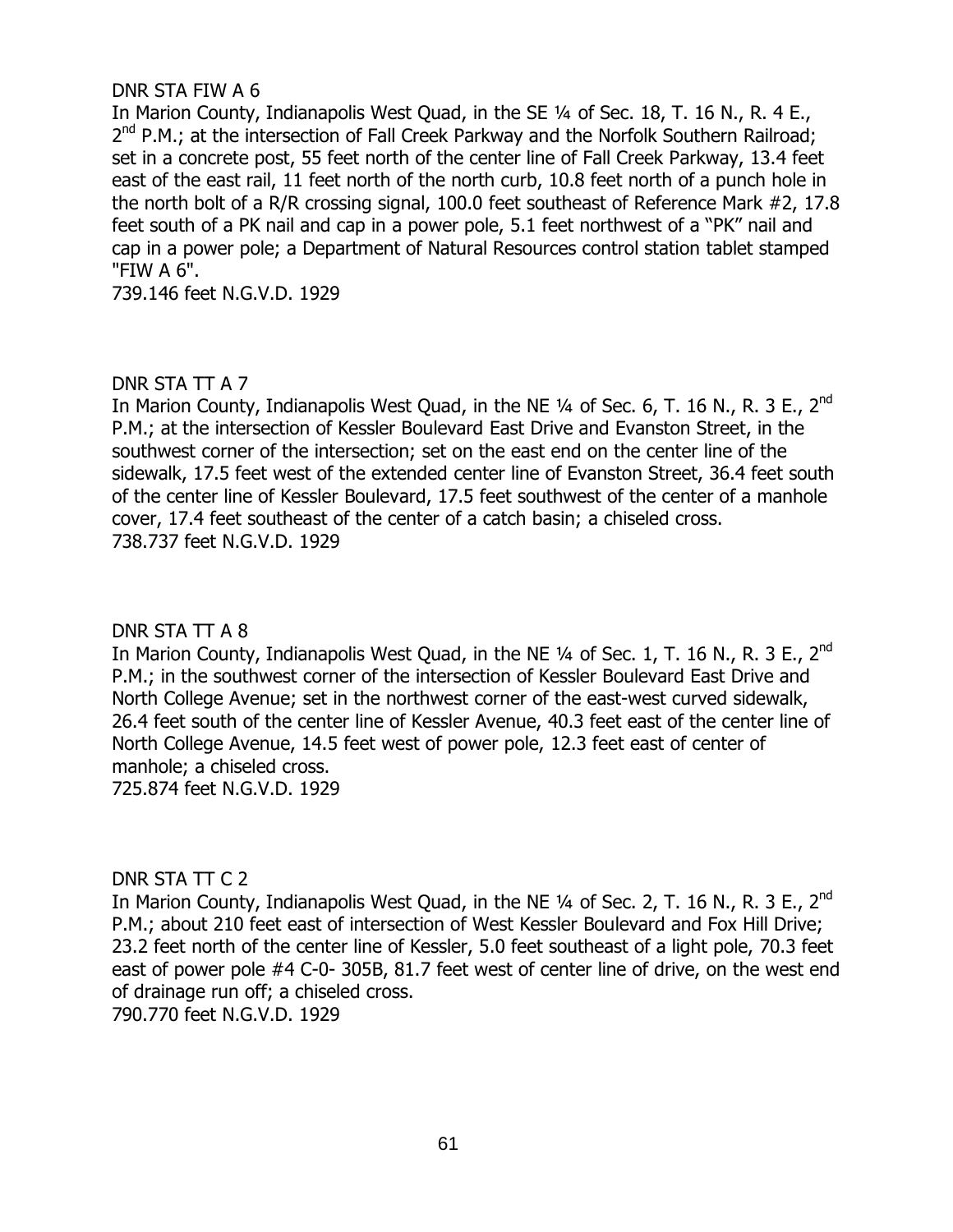DNR STA FIW A 6

In Marion County, Indianapolis West Quad, in the SE ¼ of Sec. 18, T. 16 N., R. 4 E., 2nd P.M.; at the intersection of Fall Creek Parkway and the Norfolk Southern Railroad; set in a concrete post, 55 feet north of the center line of Fall Creek Parkway, 13.4 feet east of the east rail, 11 feet north of the north curb, 10.8 feet north of a punch hole in the north bolt of a R/R crossing signal, 100.0 feet southeast of Reference Mark #2, 17.8 feet south of a PK nail and cap in a power pole, 5.1 feet northwest of a "PK" nail and cap in a power pole; a Department of Natural Resources control station tablet stamped "FIW A 6".

739.146 feet N.G.V.D. 1929

DNR STA TT A 7

In Marion County, Indianapolis West Quad, in the NE ¼ of Sec. 6, T. 16 N., R. 3 E., 2nd P.M.; at the intersection of Kessler Boulevard East Drive and Evanston Street, in the southwest corner of the intersection; set on the east end on the center line of the sidewalk, 17.5 feet west of the extended center line of Evanston Street, 36.4 feet south of the center line of Kessler Boulevard, 17.5 feet southwest of the center of a manhole cover, 17.4 feet southeast of the center of a catch basin; a chiseled cross.

738.737 feet N.G.V.D. 1929

DNR STA TT A 8

In Marion County, Indianapolis West Quad, in the NE ¼ of Sec. 1, T. 16 N., R. 3 E., 2nd P.M.; in the southwest corner of the intersection of Kessler Boulevard East Drive and North College Avenue; set in the northwest corner of the east-west curved sidewalk, 26.4 feet south of the center line of Kessler Avenue, 40.3 feet east of the center line of North College Avenue, 14.5 feet west of power pole, 12.3 feet east of center of manhole; a chiseled cross.

725.874 feet N.G.V.D. 1929

DNR STA TT C 2

In Marion County, Indianapolis West Quad, in the NE ¼ of Sec. 2, T. 16 N., R. 3 E., 2nd P.M.; about 210 feet east of intersection of West Kessler Boulevard and Fox Hill Drive; 23.2 feet north of the center line of Kessler, 5.0 feet southeast of a light pole, 70.3 feet east of power pole #4 C-0- 305B, 81.7 feet west of center line of drive, on the west end of drainage run off; a chiseled cross.

790.770 feet N.G.V.D. 1929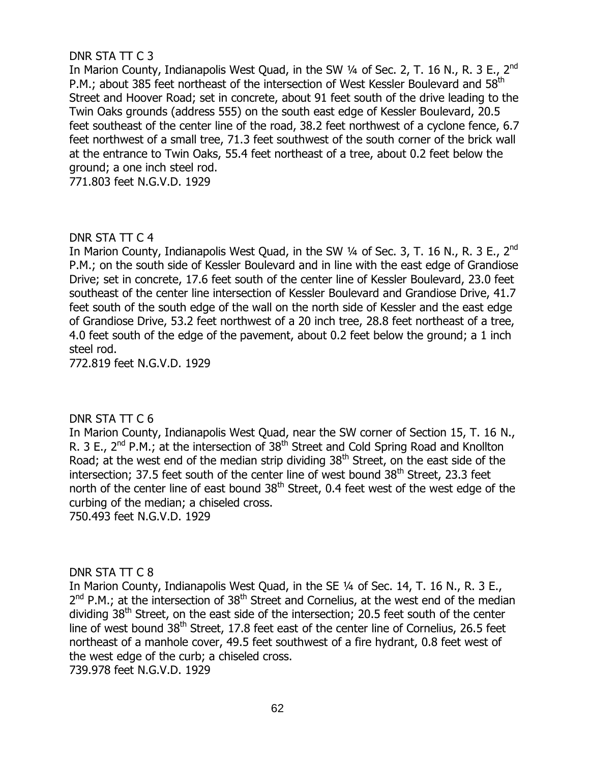DNR STA TT C 3

In Marion County, Indianapolis West Quad, in the SW ¼ of Sec. 2, T. 16 N., R. 3 E., 2nd P.M.; about 385 feet northeast of the intersection of West Kessler Boulevard and 58th Street and Hoover Road; set in concrete, about 91 feet south of the drive leading to the Twin Oaks grounds (address 555) on the south east edge of Kessler Boulevard, 20.5 feet southeast of the center line of the road, 38.2 feet northwest of a cyclone fence, 6.7 feet northwest of a small tree, 71.3 feet southwest of the south corner of the brick wall at the entrance to Twin Oaks, 55.4 feet northeast of a tree, about 0.2 feet below the ground; a one inch steel rod.

771.803 feet N.G.V.D. 1929

DNR STA TT C 4

In Marion County, Indianapolis West Quad, in the SW ¼ of Sec. 3, T. 16 N., R. 3 E., 2nd P.M.; on the south side of Kessler Boulevard and in line with the east edge of Grandiose Drive; set in concrete, 17.6 feet south of the center line of Kessler Boulevard, 23.0 feet southeast of the center line intersection of Kessler Boulevard and Grandiose Drive, 41.7 feet south of the south edge of the wall on the north side of Kessler and the east edge of Grandiose Drive, 53.2 feet northwest of a 20 inch tree, 28.8 feet northeast of a tree, 4.0 feet south of the edge of the pavement, about 0.2 feet below the ground; a 1 inch steel rod.

772.819 feet N.G.V.D. 1929

DNR STA TT C 6

In Marion County, Indianapolis West Quad, near the SW corner of Section 15, T. 16 N., R. 3 E., 2nd P.M.; at the intersection of 38th Street and Cold Spring Road and Knollton Road; at the west end of the median strip dividing 38th Street, on the east side of the intersection; 37.5 feet south of the center line of west bound 38th Street, 23.3 feet north of the center line of east bound 38th Street, 0.4 feet west of the west edge of the curbing of the median; a chiseled cross.

750.493 feet N.G.V.D. 1929

DNR STA TT C 8

In Marion County, Indianapolis West Quad, in the SE ¼ of Sec. 14, T. 16 N., R. 3 E., 2nd P.M.; at the intersection of 38th Street and Cornelius, at the west end of the median dividing 38th Street, on the east side of the intersection; 20.5 feet south of the center line of west bound 38th Street, 17.8 feet east of the center line of Cornelius, 26.5 feet northeast of a manhole cover, 49.5 feet southwest of a fire hydrant, 0.8 feet west of the west edge of the curb; a chiseled cross.

739.978 feet N.G.V.D. 1929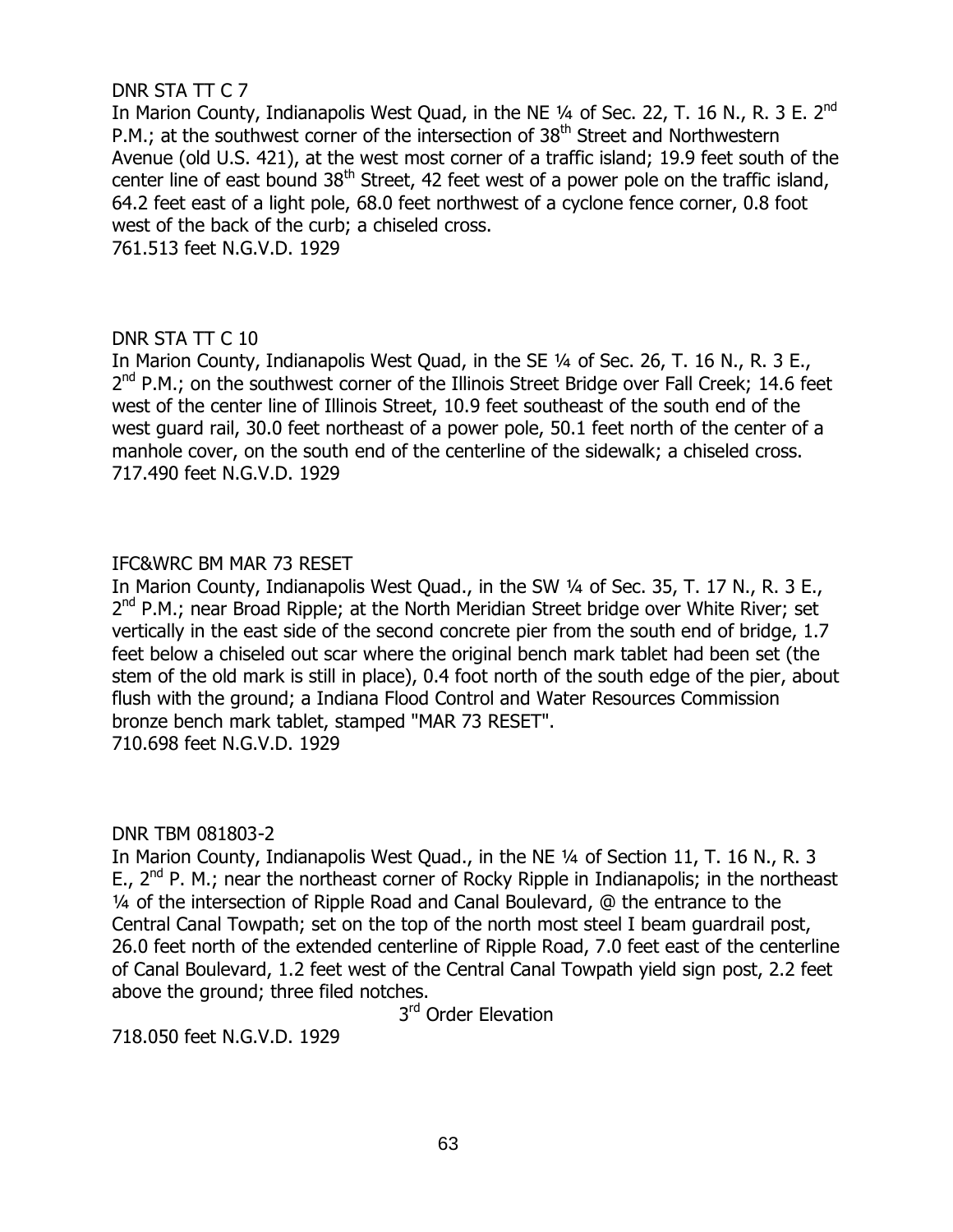DNR STA TT C 7

In Marion County, Indianapolis West Quad, in the NE ¼ of Sec. 22, T. 16 N., R. 3 E. 2nd P.M.; at the southwest corner of the intersection of 38th Street and Northwestern Avenue (old U.S. 421), at the west most corner of a traffic island; 19.9 feet south of the center line of east bound 38th Street, 42 feet west of a power pole on the traffic island, 64.2 feet east of a light pole, 68.0 feet northwest of a cyclone fence corner, 0.8 foot west of the back of the curb; a chiseled cross.

761.513 feet N.G.V.D. 1929

DNR STA TT C 10

In Marion County, Indianapolis West Quad, in the SE ¼ of Sec. 26, T. 16 N., R. 3 E., 2nd P.M.; on the southwest corner of the Illinois Street Bridge over Fall Creek; 14.6 feet west of the center line of Illinois Street, 10.9 feet southeast of the south end of the west guard rail, 30.0 feet northeast of a power pole, 50.1 feet north of the center of a manhole cover, on the south end of the centerline of the sidewalk; a chiseled cross.

717.490 feet N.G.V.D. 1929

IFC&WRC BM MAR 73 RESET

In Marion County, Indianapolis West Quad., in the SW ¼ of Sec. 35, T. 17 N., R. 3 E., 2nd P.M.; near Broad Ripple; at the North Meridian Street bridge over White River; set vertically in the east side of the second concrete pier from the south end of bridge, 1.7 feet below a chiseled out scar where the original bench mark tablet had been set (the stem of the old mark is still in place), 0.4 foot north of the south edge of the pier, about flush with the ground; a Indiana Flood Control and Water Resources Commission bronze bench mark tablet, stamped "MAR 73 RESET".

710.698 feet N.G.V.D. 1929

DNR TBM 081803-2

In Marion County, Indianapolis West Quad., in the NE ¼ of Section 11, T. 16 N., R. 3 E., 2nd P. M.; near the northeast corner of Rocky Ripple in Indianapolis; in the northeast ¼ of the intersection of Ripple Road and Canal Boulevard, @ the entrance to the Central Canal Towpath; set on the top of the north most steel I beam guardrail post, 26.0 feet north of the extended centerline of Ripple Road, 7.0 feet east of the centerline of Canal Boulevard, 1.2 feet west of the Central Canal Towpath yield sign post, 2.2 feet above the ground; three filed notches.

3rd Order Elevation

718.050 feet N.G.V.D. 1929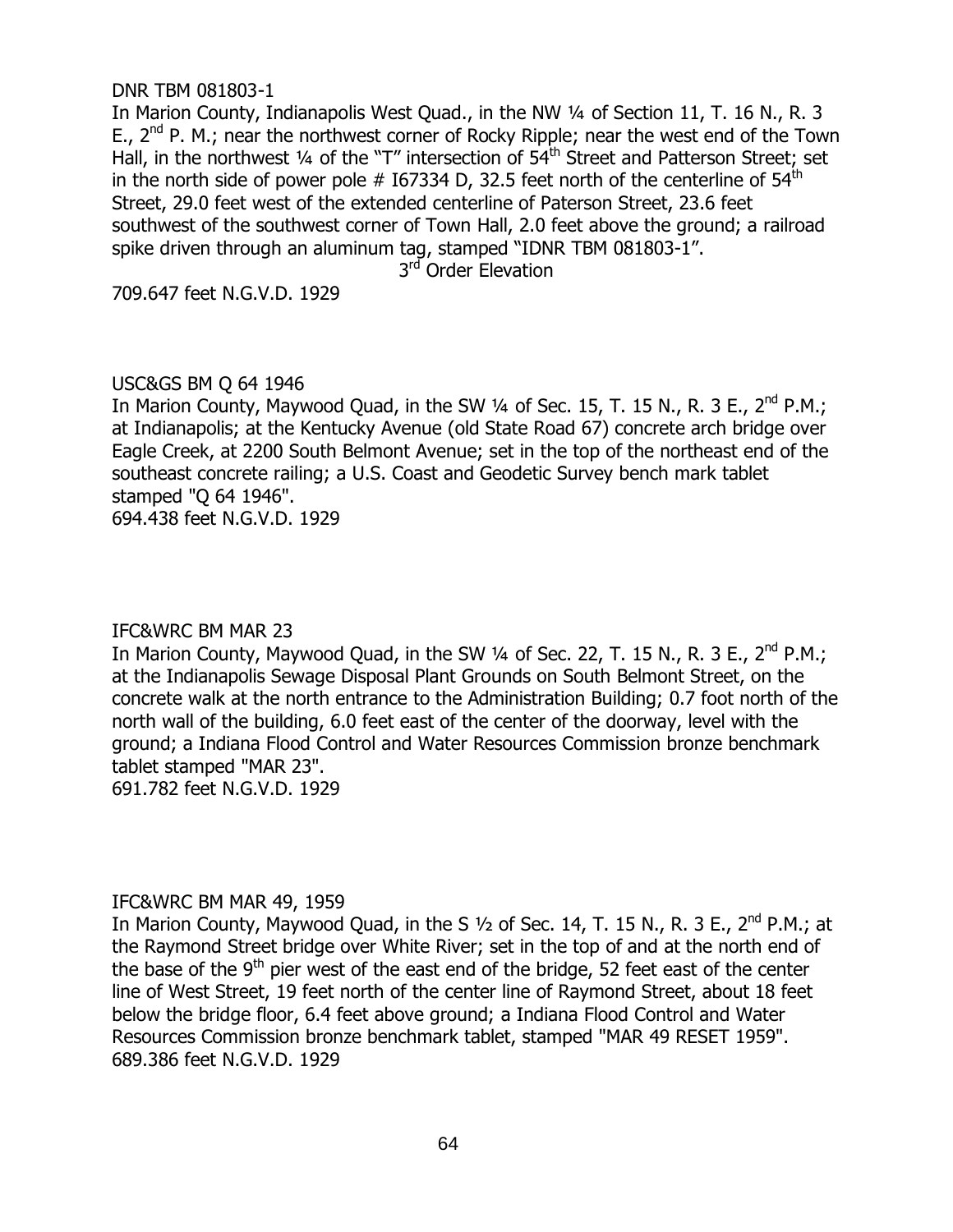DNR TBM 081803-1

In Marion County, Indianapolis West Quad., in the NW ¼ of Section 11, T. 16 N., R. 3 E., 2nd P. M.; near the northwest corner of Rocky Ripple; near the west end of the Town Hall, in the northwest ¼ of the "T" intersection of 54th Street and Patterson Street; set in the north side of power pole # I67334 D, 32.5 feet north of the centerline of 54th Street, 29.0 feet west of the extended centerline of Paterson Street, 23.6 feet southwest of the southwest corner of Town Hall, 2.0 feet above the ground; a railroad spike driven through an aluminum tag, stamped "IDNR TBM 081803-1".

3rd Order Elevation

709.647 feet N.G.V.D. 1929

USC&GS BM Q 64 1946

In Marion County, Maywood Quad, in the SW ¼ of Sec. 15, T. 15 N., R. 3 E., 2nd P.M.; at Indianapolis; at the Kentucky Avenue (old State Road 67) concrete arch bridge over Eagle Creek, at 2200 South Belmont Avenue; set in the top of the northeast end of the southeast concrete railing; a U.S. Coast and Geodetic Survey bench mark tablet stamped "Q 64 1946".

694.438 feet N.G.V.D. 1929

IFC&WRC BM MAR 23

In Marion County, Maywood Quad, in the SW ¼ of Sec. 22, T. 15 N., R. 3 E., 2nd P.M.; at the Indianapolis Sewage Disposal Plant Grounds on South Belmont Street, on the concrete walk at the north entrance to the Administration Building; 0.7 foot north of the north wall of the building, 6.0 feet east of the center of the doorway, level with the ground; a Indiana Flood Control and Water Resources Commission bronze benchmark tablet stamped "MAR 23".

691.782 feet N.G.V.D. 1929

IFC&WRC BM MAR 49, 1959

In Marion County, Maywood Quad, in the S ½ of Sec. 14, T. 15 N., R. 3 E., 2nd P.M.; at the Raymond Street bridge over White River; set in the top of and at the north end of the base of the 9th pier west of the east end of the bridge, 52 feet east of the center line of West Street, 19 feet north of the center line of Raymond Street, about 18 feet below the bridge floor, 6.4 feet above ground; a Indiana Flood Control and Water Resources Commission bronze benchmark tablet, stamped "MAR 49 RESET 1959".

689.386 feet N.G.V.D. 1929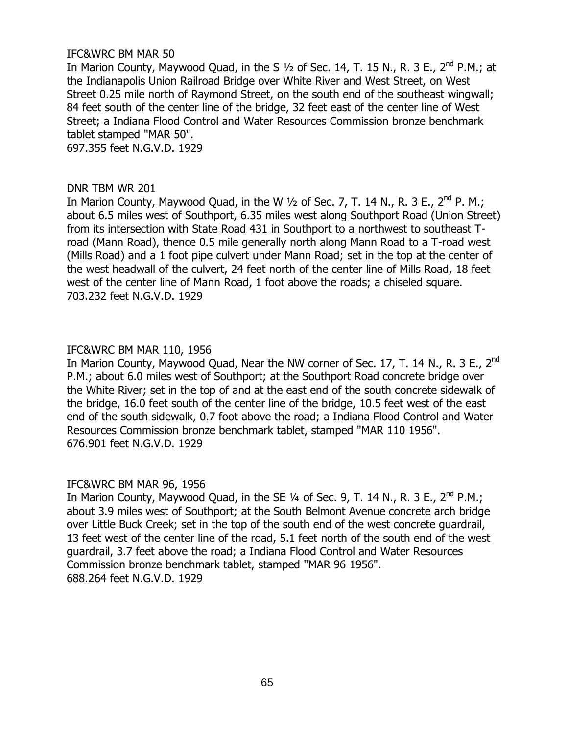IFC&WRC BM MAR 50

In Marion County, Maywood Quad, in the S ½ of Sec. 14, T. 15 N., R. 3 E., 2nd P.M.; at the Indianapolis Union Railroad Bridge over White River and West Street, on West Street 0.25 mile north of Raymond Street, on the south end of the southeast wingwall; 84 feet south of the center line of the bridge, 32 feet east of the center line of West Street; a Indiana Flood Control and Water Resources Commission bronze benchmark tablet stamped "MAR 50".
697.355 feet N.G.V.D. 1929

DNR TBM WR 201

In Marion County, Maywood Quad, in the W ½ of Sec. 7, T. 14 N., R. 3 E., 2nd P. M.; about 6.5 miles west of Southport, 6.35 miles west along Southport Road (Union Street) from its intersection with State Road 431 in Southport to a northwest to southeast T-road (Mann Road), thence 0.5 mile generally north along Mann Road to a T-road west (Mills Road) and a 1 foot pipe culvert under Mann Road; set in the top at the center of the west headwall of the culvert, 24 feet north of the center line of Mills Road, 18 feet west of the center line of Mann Road, 1 foot above the roads; a chiseled square.
703.232 feet N.G.V.D. 1929

IFC&WRC BM MAR 110, 1956

In Marion County, Maywood Quad, Near the NW corner of Sec. 17, T. 14 N., R. 3 E., 2nd P.M.; about 6.0 miles west of Southport; at the Southport Road concrete bridge over the White River; set in the top of and at the east end of the south concrete sidewalk of the bridge, 16.0 feet south of the center line of the bridge, 10.5 feet west of the east end of the south sidewalk, 0.7 foot above the road; a Indiana Flood Control and Water Resources Commission bronze benchmark tablet, stamped "MAR 110 1956".
676.901 feet N.G.V.D. 1929

IFC&WRC BM MAR 96, 1956

In Marion County, Maywood Quad, in the SE ¼ of Sec. 9, T. 14 N., R. 3 E., 2nd P.M.; about 3.9 miles west of Southport; at the South Belmont Avenue concrete arch bridge over Little Buck Creek; set in the top of the south end of the west concrete guardrail, 13 feet west of the center line of the road, 5.1 feet north of the south end of the west guardrail, 3.7 feet above the road; a Indiana Flood Control and Water Resources Commission bronze benchmark tablet, stamped "MAR 96 1956".
688.264 feet N.G.V.D. 1929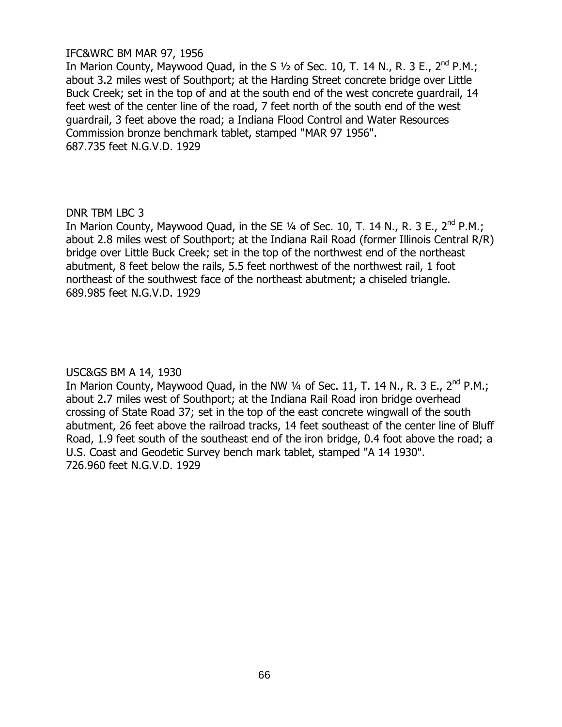IFC&WRC BM MAR 97, 1956

In Marion County, Maywood Quad, in the S ½ of Sec. 10, T. 14 N., R. 3 E., 2nd P.M.; about 3.2 miles west of Southport; at the Harding Street concrete bridge over Little Buck Creek; set in the top of and at the south end of the west concrete guardrail, 14 feet west of the center line of the road, 7 feet north of the south end of the west guardrail, 3 feet above the road; a Indiana Flood Control and Water Resources Commission bronze benchmark tablet, stamped "MAR 97 1956".
687.735 feet N.G.V.D. 1929

DNR TBM LBC 3

In Marion County, Maywood Quad, in the SE ¼ of Sec. 10, T. 14 N., R. 3 E., 2nd P.M.; about 2.8 miles west of Southport; at the Indiana Rail Road (former Illinois Central R/R) bridge over Little Buck Creek; set in the top of the northwest end of the northeast abutment, 8 feet below the rails, 5.5 feet northwest of the northwest rail, 1 foot northeast of the southwest face of the northeast abutment; a chiseled triangle.
689.985 feet N.G.V.D. 1929

USC&GS BM A 14, 1930

In Marion County, Maywood Quad, in the NW ¼ of Sec. 11, T. 14 N., R. 3 E., 2nd P.M.; about 2.7 miles west of Southport; at the Indiana Rail Road iron bridge overhead crossing of State Road 37; set in the top of the east concrete wingwall of the south abutment, 26 feet above the railroad tracks, 14 feet southeast of the center line of Bluff Road, 1.9 feet south of the southeast end of the iron bridge, 0.4 foot above the road; a U.S. Coast and Geodetic Survey bench mark tablet, stamped "A 14 1930".
726.960 feet N.G.V.D. 1929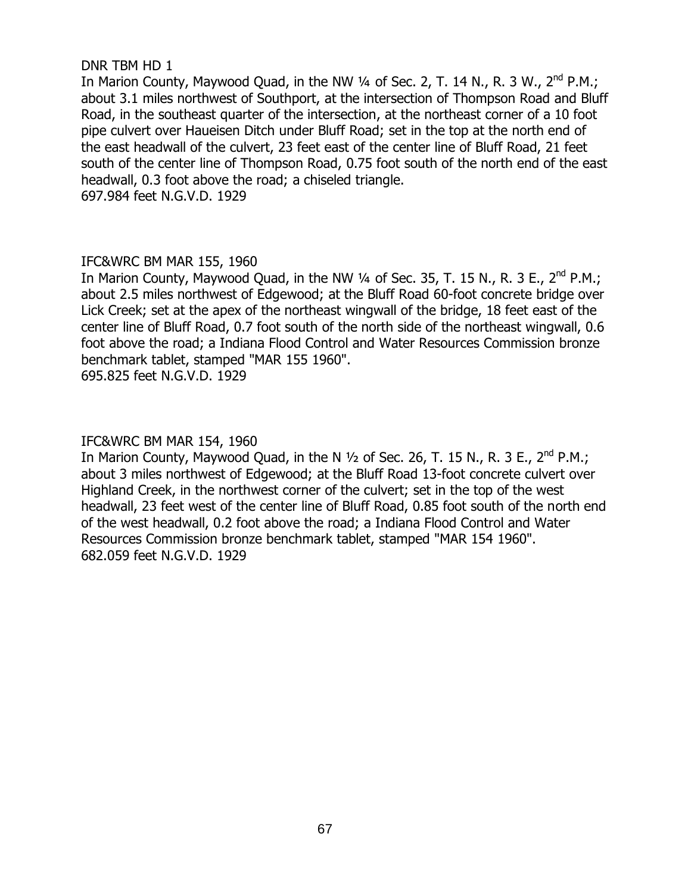DNR TBM HD 1

In Marion County, Maywood Quad, in the NW ¼ of Sec. 2, T. 14 N., R. 3 W., 2nd P.M.; about 3.1 miles northwest of Southport, at the intersection of Thompson Road and Bluff Road, in the southeast quarter of the intersection, at the northeast corner of a 10 foot pipe culvert over Haueisen Ditch under Bluff Road; set in the top at the north end of the east headwall of the culvert, 23 feet east of the center line of Bluff Road, 21 feet south of the center line of Thompson Road, 0.75 foot south of the north end of the east headwall, 0.3 foot above the road; a chiseled triangle.

697.984 feet N.G.V.D. 1929

IFC&WRC BM MAR 155, 1960

In Marion County, Maywood Quad, in the NW ¼ of Sec. 35, T. 15 N., R. 3 E., 2nd P.M.; about 2.5 miles northwest of Edgewood; at the Bluff Road 60-foot concrete bridge over Lick Creek; set at the apex of the northeast wingwall of the bridge, 18 feet east of the center line of Bluff Road, 0.7 foot south of the north side of the northeast wingwall, 0.6 foot above the road; a Indiana Flood Control and Water Resources Commission bronze benchmark tablet, stamped "MAR 155 1960".

695.825 feet N.G.V.D. 1929

IFC&WRC BM MAR 154, 1960

In Marion County, Maywood Quad, in the N ½ of Sec. 26, T. 15 N., R. 3 E., 2nd P.M.; about 3 miles northwest of Edgewood; at the Bluff Road 13-foot concrete culvert over Highland Creek, in the northwest corner of the culvert; set in the top of the west headwall, 23 feet west of the center line of Bluff Road, 0.85 foot south of the north end of the west headwall, 0.2 foot above the road; a Indiana Flood Control and Water Resources Commission bronze benchmark tablet, stamped "MAR 154 1960".

682.059 feet N.G.V.D. 1929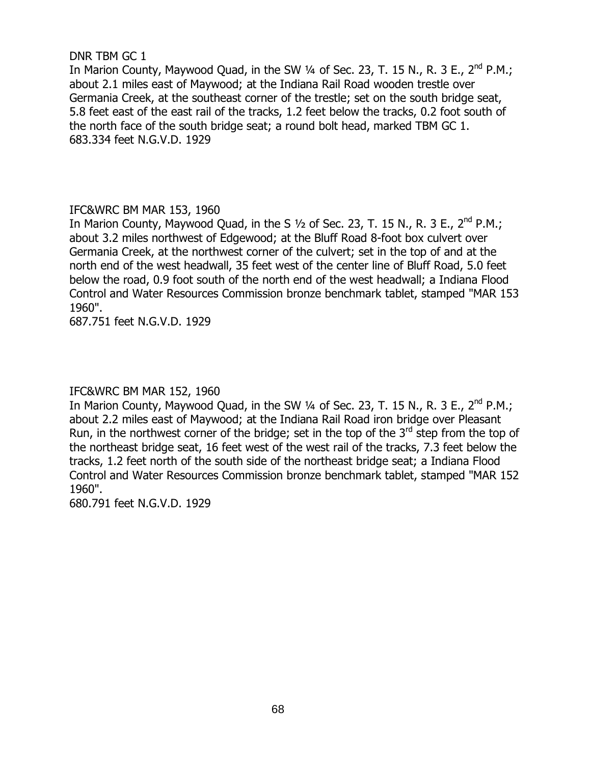DNR TBM GC 1

In Marion County, Maywood Quad, in the SW ¼ of Sec. 23, T. 15 N., R. 3 E., 2nd P.M.; about 2.1 miles east of Maywood; at the Indiana Rail Road wooden trestle over Germania Creek, at the southeast corner of the trestle; set on the south bridge seat, 5.8 feet east of the east rail of the tracks, 1.2 feet below the tracks, 0.2 foot south of the north face of the south bridge seat; a round bolt head, marked TBM GC 1.
683.334 feet N.G.V.D. 1929

IFC&WRC BM MAR 153, 1960

In Marion County, Maywood Quad, in the S ½ of Sec. 23, T. 15 N., R. 3 E., 2nd P.M.; about 3.2 miles northwest of Edgewood; at the Bluff Road 8-foot box culvert over Germania Creek, at the northwest corner of the culvert; set in the top of and at the north end of the west headwall, 35 feet west of the center line of Bluff Road, 5.0 feet below the road, 0.9 foot south of the north end of the west headwall; a Indiana Flood Control and Water Resources Commission bronze benchmark tablet, stamped "MAR 153 1960".
687.751 feet N.G.V.D. 1929

IFC&WRC BM MAR 152, 1960

In Marion County, Maywood Quad, in the SW ¼ of Sec. 23, T. 15 N., R. 3 E., 2nd P.M.; about 2.2 miles east of Maywood; at the Indiana Rail Road iron bridge over Pleasant Run, in the northwest corner of the bridge; set in the top of the 3rd step from the top of the northeast bridge seat, 16 feet west of the west rail of the tracks, 7.3 feet below the tracks, 1.2 feet north of the south side of the northeast bridge seat; a Indiana Flood Control and Water Resources Commission bronze benchmark tablet, stamped "MAR 152 1960".
680.791 feet N.G.V.D. 1929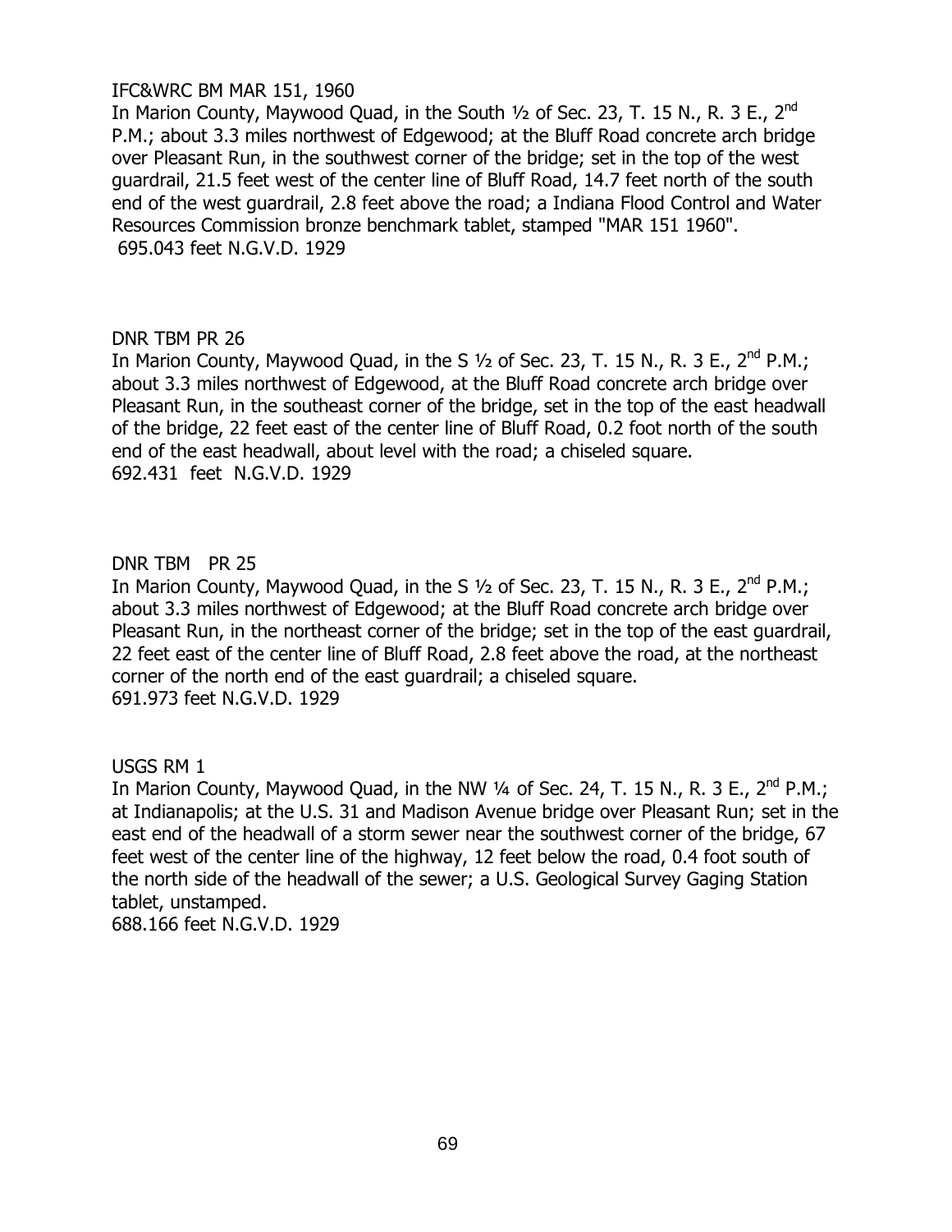IFC&WRC BM MAR 151, 1960

In Marion County, Maywood Quad, in the South ½ of Sec. 23, T. 15 N., R. 3 E., 2nd P.M.; about 3.3 miles northwest of Edgewood; at the Bluff Road concrete arch bridge over Pleasant Run, in the southwest corner of the bridge; set in the top of the west guardrail, 21.5 feet west of the center line of Bluff Road, 14.7 feet north of the south end of the west guardrail, 2.8 feet above the road; a Indiana Flood Control and Water Resources Commission bronze benchmark tablet, stamped "MAR 151 1960".
695.043 feet N.G.V.D. 1929

DNR TBM PR 26

In Marion County, Maywood Quad, in the S ½ of Sec. 23, T. 15 N., R. 3 E., 2nd P.M.; about 3.3 miles northwest of Edgewood, at the Bluff Road concrete arch bridge over Pleasant Run, in the southeast corner of the bridge, set in the top of the east headwall of the bridge, 22 feet east of the center line of Bluff Road, 0.2 foot north of the south end of the east headwall, about level with the road; a chiseled square.
692.431 feet N.G.V.D. 1929

DNR TBM PR 25

In Marion County, Maywood Quad, in the S ½ of Sec. 23, T. 15 N., R. 3 E., 2nd P.M.; about 3.3 miles northwest of Edgewood; at the Bluff Road concrete arch bridge over Pleasant Run, in the northeast corner of the bridge; set in the top of the east guardrail, 22 feet east of the center line of Bluff Road, 2.8 feet above the road, at the northeast corner of the north end of the east guardrail; a chiseled square.
691.973 feet N.G.V.D. 1929

USGS RM 1

In Marion County, Maywood Quad, in the NW ¼ of Sec. 24, T. 15 N., R. 3 E., 2nd P.M.; at Indianapolis; at the U.S. 31 and Madison Avenue bridge over Pleasant Run; set in the east end of the headwall of a storm sewer near the southwest corner of the bridge, 67 feet west of the center line of the highway, 12 feet below the road, 0.4 foot south of the north side of the headwall of the sewer; a U.S. Geological Survey Gaging Station tablet, unstamped.
688.166 feet N.G.V.D. 1929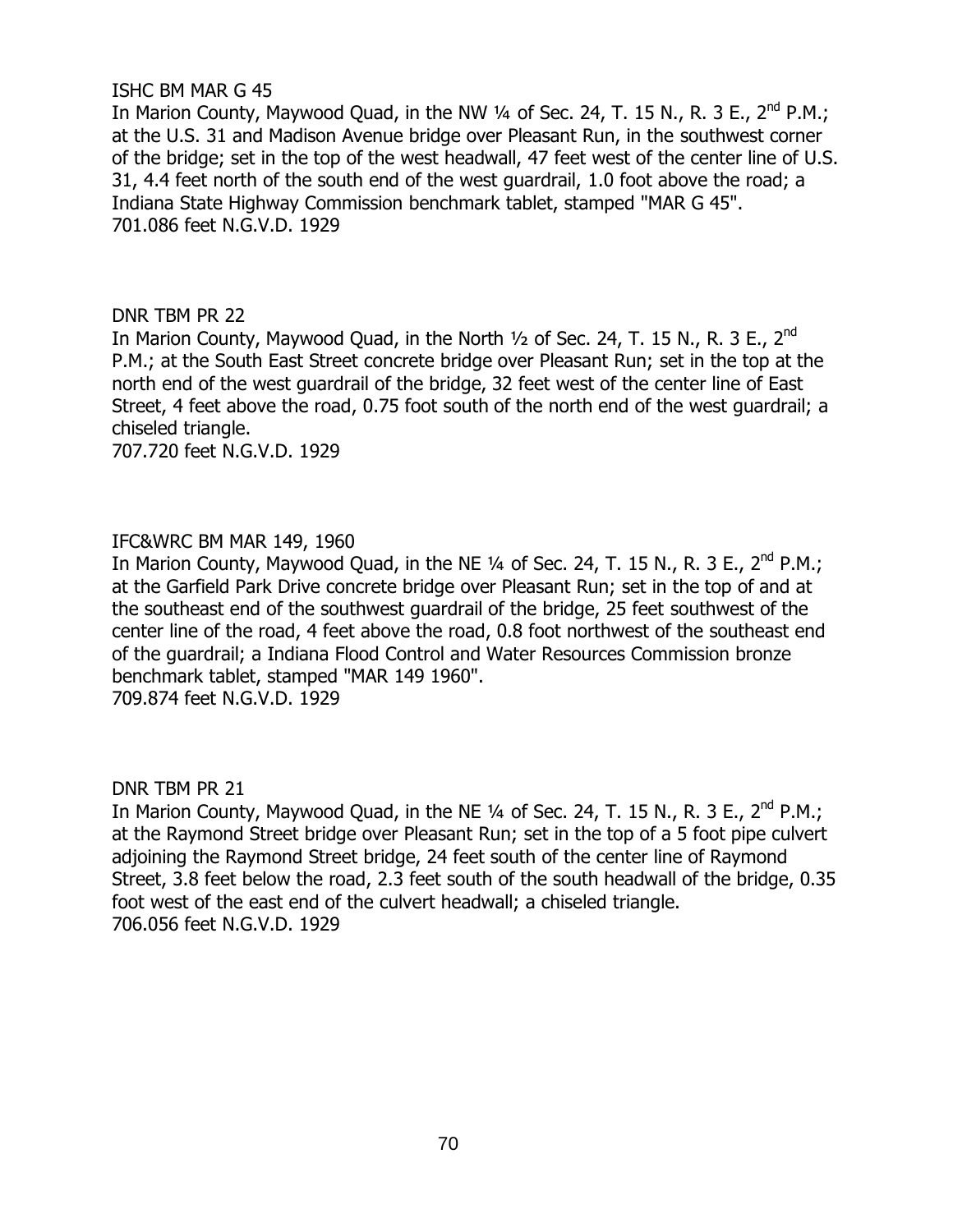ISHC BM MAR G 45

In Marion County, Maywood Quad, in the NW ¼ of Sec. 24, T. 15 N., R. 3 E., 2nd P.M.; at the U.S. 31 and Madison Avenue bridge over Pleasant Run, in the southwest corner of the bridge; set in the top of the west headwall, 47 feet west of the center line of U.S. 31, 4.4 feet north of the south end of the west guardrail, 1.0 foot above the road; a Indiana State Highway Commission benchmark tablet, stamped "MAR G 45".
701.086 feet N.G.V.D. 1929

DNR TBM PR 22

In Marion County, Maywood Quad, in the North ½ of Sec. 24, T. 15 N., R. 3 E., 2nd P.M.; at the South East Street concrete bridge over Pleasant Run; set in the top at the north end of the west guardrail of the bridge, 32 feet west of the center line of East Street, 4 feet above the road, 0.75 foot south of the north end of the west guardrail; a chiseled triangle.
707.720 feet N.G.V.D. 1929

IFC&WRC BM MAR 149, 1960

In Marion County, Maywood Quad, in the NE ¼ of Sec. 24, T. 15 N., R. 3 E., 2nd P.M.; at the Garfield Park Drive concrete bridge over Pleasant Run; set in the top of and at the southeast end of the southwest guardrail of the bridge, 25 feet southwest of the center line of the road, 4 feet above the road, 0.8 foot northwest of the southeast end of the guardrail; a Indiana Flood Control and Water Resources Commission bronze benchmark tablet, stamped "MAR 149 1960".
709.874 feet N.G.V.D. 1929

DNR TBM PR 21

In Marion County, Maywood Quad, in the NE ¼ of Sec. 24, T. 15 N., R. 3 E., 2nd P.M.; at the Raymond Street bridge over Pleasant Run; set in the top of a 5 foot pipe culvert adjoining the Raymond Street bridge, 24 feet south of the center line of Raymond Street, 3.8 feet below the road, 2.3 feet south of the south headwall of the bridge, 0.35 foot west of the east end of the culvert headwall; a chiseled triangle.
706.056 feet N.G.V.D. 1929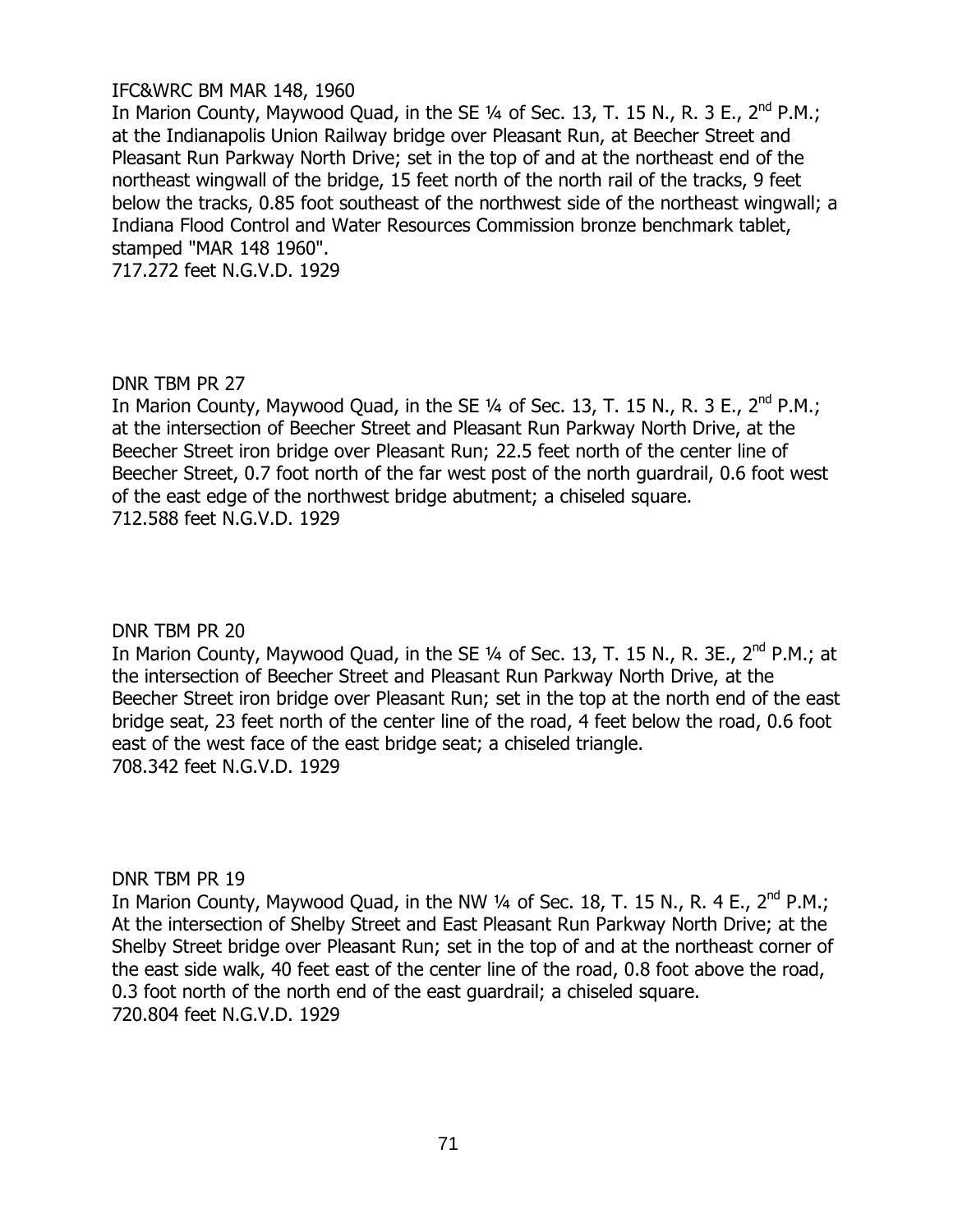IFC&WRC BM MAR 148, 1960

In Marion County, Maywood Quad, in the SE ¼ of Sec. 13, T. 15 N., R. 3 E., 2nd P.M.; at the Indianapolis Union Railway bridge over Pleasant Run, at Beecher Street and Pleasant Run Parkway North Drive; set in the top of and at the northeast end of the northeast wingwall of the bridge, 15 feet north of the north rail of the tracks, 9 feet below the tracks, 0.85 foot southeast of the northwest side of the northeast wingwall; a Indiana Flood Control and Water Resources Commission bronze benchmark tablet, stamped "MAR 148 1960".
717.272 feet N.G.V.D. 1929

DNR TBM PR 27

In Marion County, Maywood Quad, in the SE ¼ of Sec. 13, T. 15 N., R. 3 E., 2nd P.M.; at the intersection of Beecher Street and Pleasant Run Parkway North Drive, at the Beecher Street iron bridge over Pleasant Run; 22.5 feet north of the center line of Beecher Street, 0.7 foot north of the far west post of the north guardrail, 0.6 foot west of the east edge of the northwest bridge abutment; a chiseled square.
712.588 feet N.G.V.D. 1929

DNR TBM PR 20

In Marion County, Maywood Quad, in the SE ¼ of Sec. 13, T. 15 N., R. 3E., 2nd P.M.; at the intersection of Beecher Street and Pleasant Run Parkway North Drive, at the Beecher Street iron bridge over Pleasant Run; set in the top at the north end of the east bridge seat, 23 feet north of the center line of the road, 4 feet below the road, 0.6 foot east of the west face of the east bridge seat; a chiseled triangle.
708.342 feet N.G.V.D. 1929

DNR TBM PR 19

In Marion County, Maywood Quad, in the NW ¼ of Sec. 18, T. 15 N., R. 4 E., 2nd P.M.; At the intersection of Shelby Street and East Pleasant Run Parkway North Drive; at the Shelby Street bridge over Pleasant Run; set in the top of and at the northeast corner of the east side walk, 40 feet east of the center line of the road, 0.8 foot above the road, 0.3 foot north of the north end of the east guardrail; a chiseled square.
720.804 feet N.G.V.D. 1929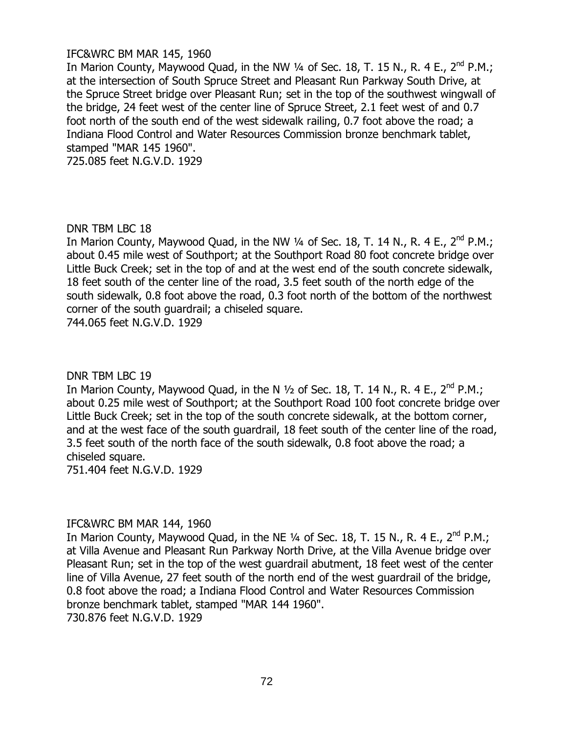IFC&WRC BM MAR 145, 1960

In Marion County, Maywood Quad, in the NW ¼ of Sec. 18, T. 15 N., R. 4 E., 2nd P.M.; at the intersection of South Spruce Street and Pleasant Run Parkway South Drive, at the Spruce Street bridge over Pleasant Run; set in the top of the southwest wingwall of the bridge, 24 feet west of the center line of Spruce Street, 2.1 feet west of and 0.7 foot north of the south end of the west sidewalk railing, 0.7 foot above the road; a Indiana Flood Control and Water Resources Commission bronze benchmark tablet, stamped "MAR 145 1960".

725.085 feet N.G.V.D. 1929

DNR TBM LBC 18

In Marion County, Maywood Quad, in the NW ¼ of Sec. 18, T. 14 N., R. 4 E., 2nd P.M.; about 0.45 mile west of Southport; at the Southport Road 80 foot concrete bridge over Little Buck Creek; set in the top of and at the west end of the south concrete sidewalk, 18 feet south of the center line of the road, 3.5 feet south of the north edge of the south sidewalk, 0.8 foot above the road, 0.3 foot north of the bottom of the northwest corner of the south guardrail; a chiseled square.

744.065 feet N.G.V.D. 1929

DNR TBM LBC 19

In Marion County, Maywood Quad, in the N ½ of Sec. 18, T. 14 N., R. 4 E., 2nd P.M.; about 0.25 mile west of Southport; at the Southport Road 100 foot concrete bridge over Little Buck Creek; set in the top of the south concrete sidewalk, at the bottom corner, and at the west face of the south guardrail, 18 feet south of the center line of the road, 3.5 feet south of the north face of the south sidewalk, 0.8 foot above the road; a chiseled square.

751.404 feet N.G.V.D. 1929

IFC&WRC BM MAR 144, 1960

In Marion County, Maywood Quad, in the NE ¼ of Sec. 18, T. 15 N., R. 4 E., 2nd P.M.; at Villa Avenue and Pleasant Run Parkway North Drive, at the Villa Avenue bridge over Pleasant Run; set in the top of the west guardrail abutment, 18 feet west of the center line of Villa Avenue, 27 feet south of the north end of the west guardrail of the bridge, 0.8 foot above the road; a Indiana Flood Control and Water Resources Commission bronze benchmark tablet, stamped "MAR 144 1960".

730.876 feet N.G.V.D. 1929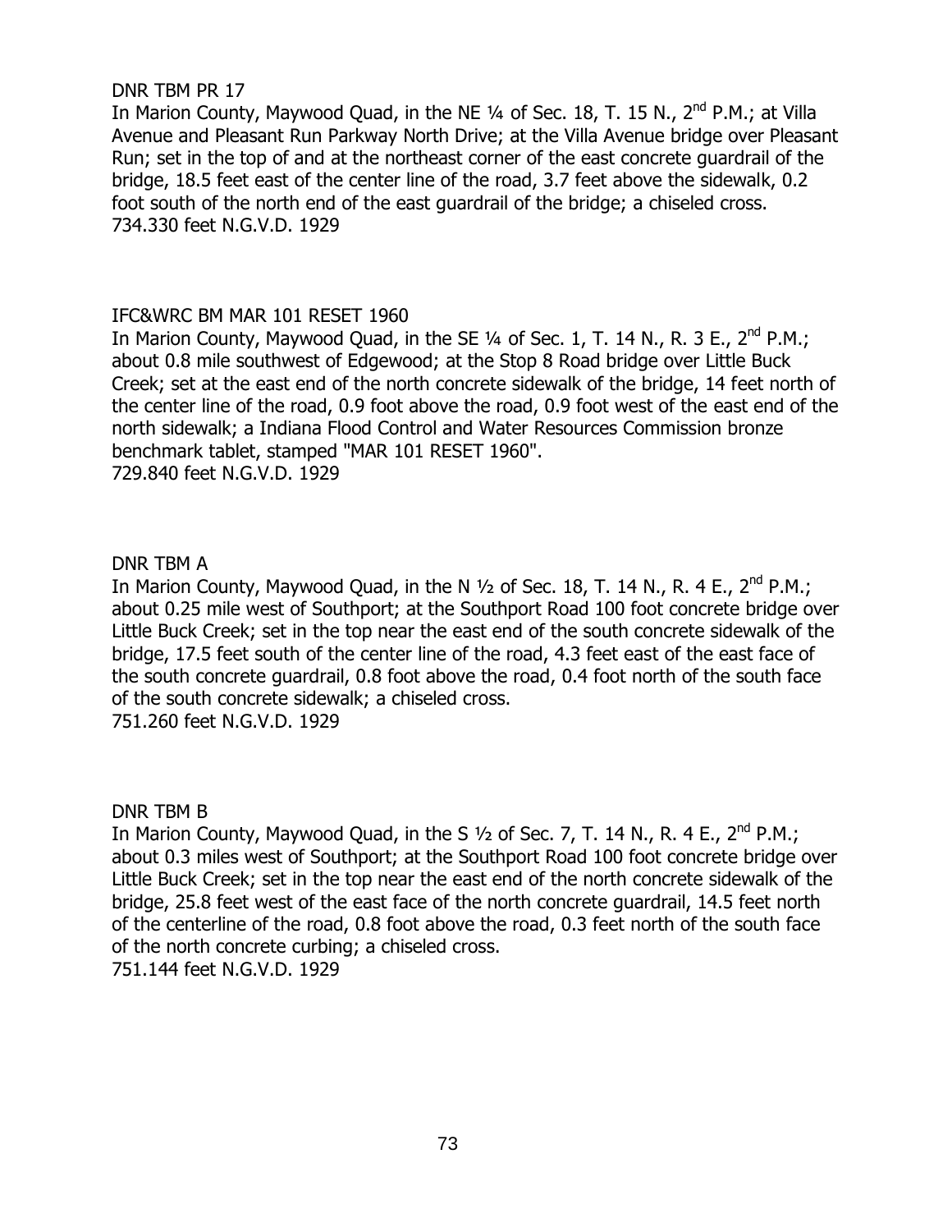DNR TBM PR 17

In Marion County, Maywood Quad, in the NE ¼ of Sec. 18, T. 15 N., 2nd P.M.; at Villa Avenue and Pleasant Run Parkway North Drive; at the Villa Avenue bridge over Pleasant Run; set in the top of and at the northeast corner of the east concrete guardrail of the bridge, 18.5 feet east of the center line of the road, 3.7 feet above the sidewalk, 0.2 foot south of the north end of the east guardrail of the bridge; a chiseled cross.
734.330 feet N.G.V.D. 1929

IFC&WRC BM MAR 101 RESET 1960

In Marion County, Maywood Quad, in the SE ¼ of Sec. 1, T. 14 N., R. 3 E., 2nd P.M.; about 0.8 mile southwest of Edgewood; at the Stop 8 Road bridge over Little Buck Creek; set at the east end of the north concrete sidewalk of the bridge, 14 feet north of the center line of the road, 0.9 foot above the road, 0.9 foot west of the east end of the north sidewalk; a Indiana Flood Control and Water Resources Commission bronze benchmark tablet, stamped "MAR 101 RESET 1960".
729.840 feet N.G.V.D. 1929

DNR TBM A

In Marion County, Maywood Quad, in the N ½ of Sec. 18, T. 14 N., R. 4 E., 2nd P.M.; about 0.25 mile west of Southport; at the Southport Road 100 foot concrete bridge over Little Buck Creek; set in the top near the east end of the south concrete sidewalk of the bridge, 17.5 feet south of the center line of the road, 4.3 feet east of the east face of the south concrete guardrail, 0.8 foot above the road, 0.4 foot north of the south face of the south concrete sidewalk; a chiseled cross.
751.260 feet N.G.V.D. 1929

DNR TBM B

In Marion County, Maywood Quad, in the S ½ of Sec. 7, T. 14 N., R. 4 E., 2nd P.M.; about 0.3 miles west of Southport; at the Southport Road 100 foot concrete bridge over Little Buck Creek; set in the top near the east end of the north concrete sidewalk of the bridge, 25.8 feet west of the east face of the north concrete guardrail, 14.5 feet north of the centerline of the road, 0.8 foot above the road, 0.3 feet north of the south face of the north concrete curbing; a chiseled cross.
751.144 feet N.G.V.D. 1929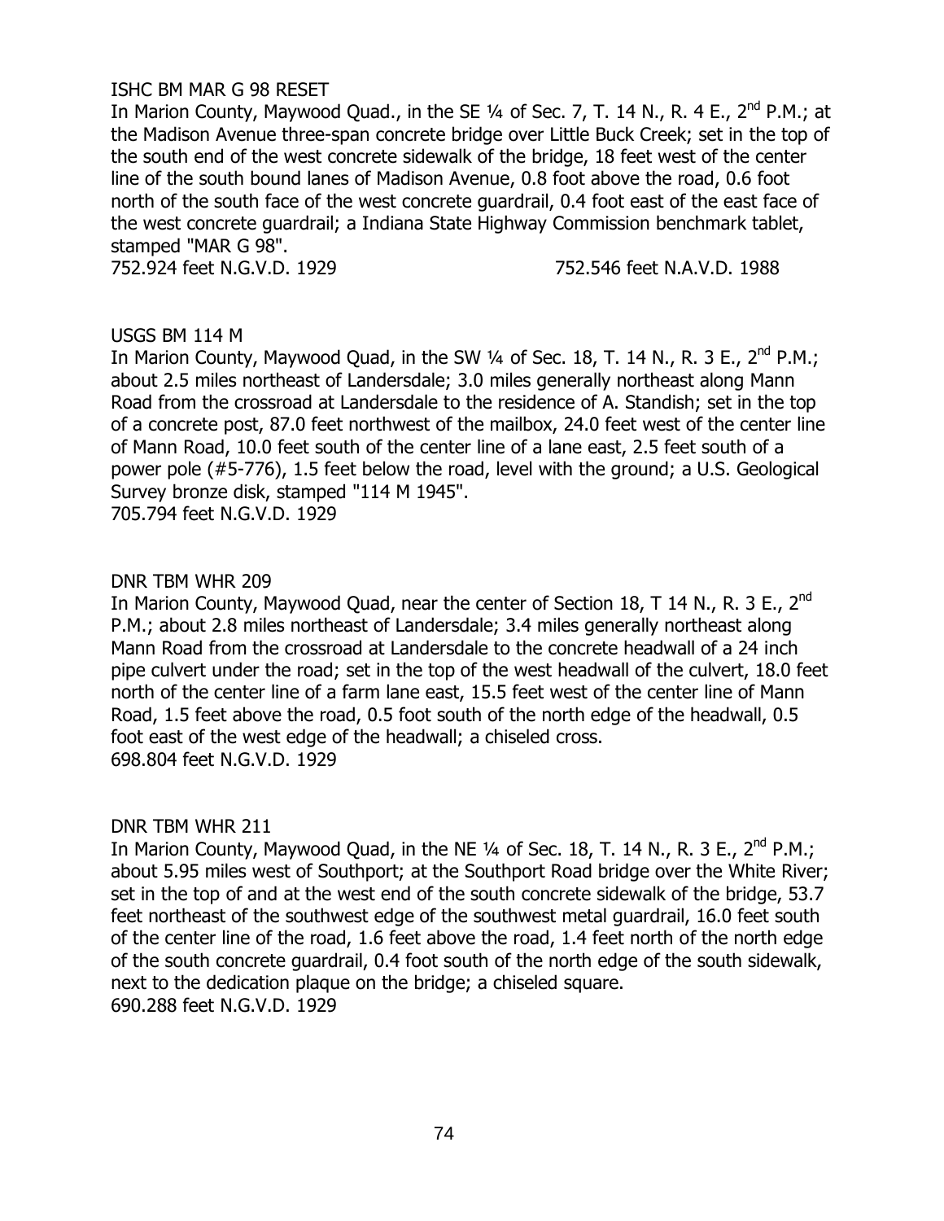ISHC BM MAR G 98 RESET

In Marion County, Maywood Quad., in the SE ¼ of Sec. 7, T. 14 N., R. 4 E., 2nd P.M.; at the Madison Avenue three-span concrete bridge over Little Buck Creek; set in the top of the south end of the west concrete sidewalk of the bridge, 18 feet west of the center line of the south bound lanes of Madison Avenue, 0.8 foot above the road, 0.6 foot north of the south face of the west concrete guardrail, 0.4 foot east of the east face of the west concrete guardrail; a Indiana State Highway Commission benchmark tablet, stamped "MAR G 98".

752.924 feet N.G.V.D. 1929 752.546 feet N.A.V.D. 1988

USGS BM 114 M

In Marion County, Maywood Quad, in the SW ¼ of Sec. 18, T. 14 N., R. 3 E., 2nd P.M.; about 2.5 miles northeast of Landersdale; 3.0 miles generally northeast along Mann Road from the crossroad at Landersdale to the residence of A. Standish; set in the top of a concrete post, 87.0 feet northwest of the mailbox, 24.0 feet west of the center line of Mann Road, 10.0 feet south of the center line of a lane east, 2.5 feet south of a power pole (#5-776), 1.5 feet below the road, level with the ground; a U.S. Geological Survey bronze disk, stamped "114 M 1945".

705.794 feet N.G.V.D. 1929

DNR TBM WHR 209

In Marion County, Maywood Quad, near the center of Section 18, T 14 N., R. 3 E., 2nd P.M.; about 2.8 miles northeast of Landersdale; 3.4 miles generally northeast along Mann Road from the crossroad at Landersdale to the concrete headwall of a 24 inch pipe culvert under the road; set in the top of the west headwall of the culvert, 18.0 feet north of the center line of a farm lane east, 15.5 feet west of the center line of Mann Road, 1.5 feet above the road, 0.5 foot south of the north edge of the headwall, 0.5 foot east of the west edge of the headwall; a chiseled cross.

698.804 feet N.G.V.D. 1929

DNR TBM WHR 211

In Marion County, Maywood Quad, in the NE ¼ of Sec. 18, T. 14 N., R. 3 E., 2nd P.M.; about 5.95 miles west of Southport; at the Southport Road bridge over the White River; set in the top of and at the west end of the south concrete sidewalk of the bridge, 53.7 feet northeast of the southwest edge of the southwest metal guardrail, 16.0 feet south of the center line of the road, 1.6 feet above the road, 1.4 feet north of the north edge of the south concrete guardrail, 0.4 foot south of the north edge of the south sidewalk, next to the dedication plaque on the bridge; a chiseled square.

690.288 feet N.G.V.D. 1929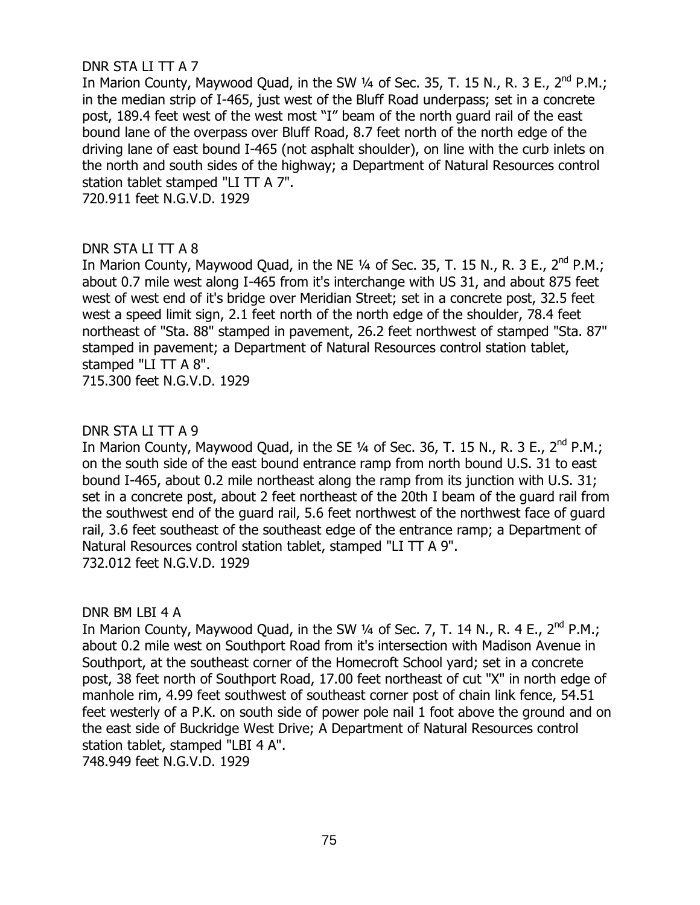DNR STA LI TT A 7

In Marion County, Maywood Quad, in the SW ¼ of Sec. 35, T. 15 N., R. 3 E., 2nd P.M.; in the median strip of I-465, just west of the Bluff Road underpass; set in a concrete post, 189.4 feet west of the west most "I" beam of the north guard rail of the east bound lane of the overpass over Bluff Road, 8.7 feet north of the north edge of the driving lane of east bound I-465 (not asphalt shoulder), on line with the curb inlets on the north and south sides of the highway; a Department of Natural Resources control station tablet stamped "LI TT A 7".
720.911 feet N.G.V.D. 1929

DNR STA LI TT A 8

In Marion County, Maywood Quad, in the NE ¼ of Sec. 35, T. 15 N., R. 3 E., 2nd P.M.; about 0.7 mile west along I-465 from it's interchange with US 31, and about 875 feet west of west end of it's bridge over Meridian Street; set in a concrete post, 32.5 feet west a speed limit sign, 2.1 feet north of the north edge of the shoulder, 78.4 feet northeast of "Sta. 88" stamped in pavement, 26.2 feet northwest of stamped "Sta. 87" stamped in pavement; a Department of Natural Resources control station tablet, stamped "LI TT A 8".
715.300 feet N.G.V.D. 1929

DNR STA LI TT A 9

In Marion County, Maywood Quad, in the SE ¼ of Sec. 36, T. 15 N., R. 3 E., 2nd P.M.; on the south side of the east bound entrance ramp from north bound U.S. 31 to east bound I-465, about 0.2 mile northeast along the ramp from its junction with U.S. 31; set in a concrete post, about 2 feet northeast of the 20th I beam of the guard rail from the southwest end of the guard rail, 5.6 feet northwest of the northwest face of guard rail, 3.6 feet southeast of the southeast edge of the entrance ramp; a Department of Natural Resources control station tablet, stamped "LI TT A 9".
732.012 feet N.G.V.D. 1929

DNR BM LBI 4 A

In Marion County, Maywood Quad, in the SW ¼ of Sec. 7, T. 14 N., R. 4 E., 2nd P.M.; about 0.2 mile west on Southport Road from it's intersection with Madison Avenue in Southport, at the southeast corner of the Homecroft School yard; set in a concrete post, 38 feet north of Southport Road, 17.00 feet northeast of cut "X" in north edge of manhole rim, 4.99 feet southwest of southeast corner post of chain link fence, 54.51 feet westerly of a P.K. on south side of power pole nail 1 foot above the ground and on the east side of Buckridge West Drive; A Department of Natural Resources control station tablet, stamped "LBI 4 A".
748.949 feet N.G.V.D. 1929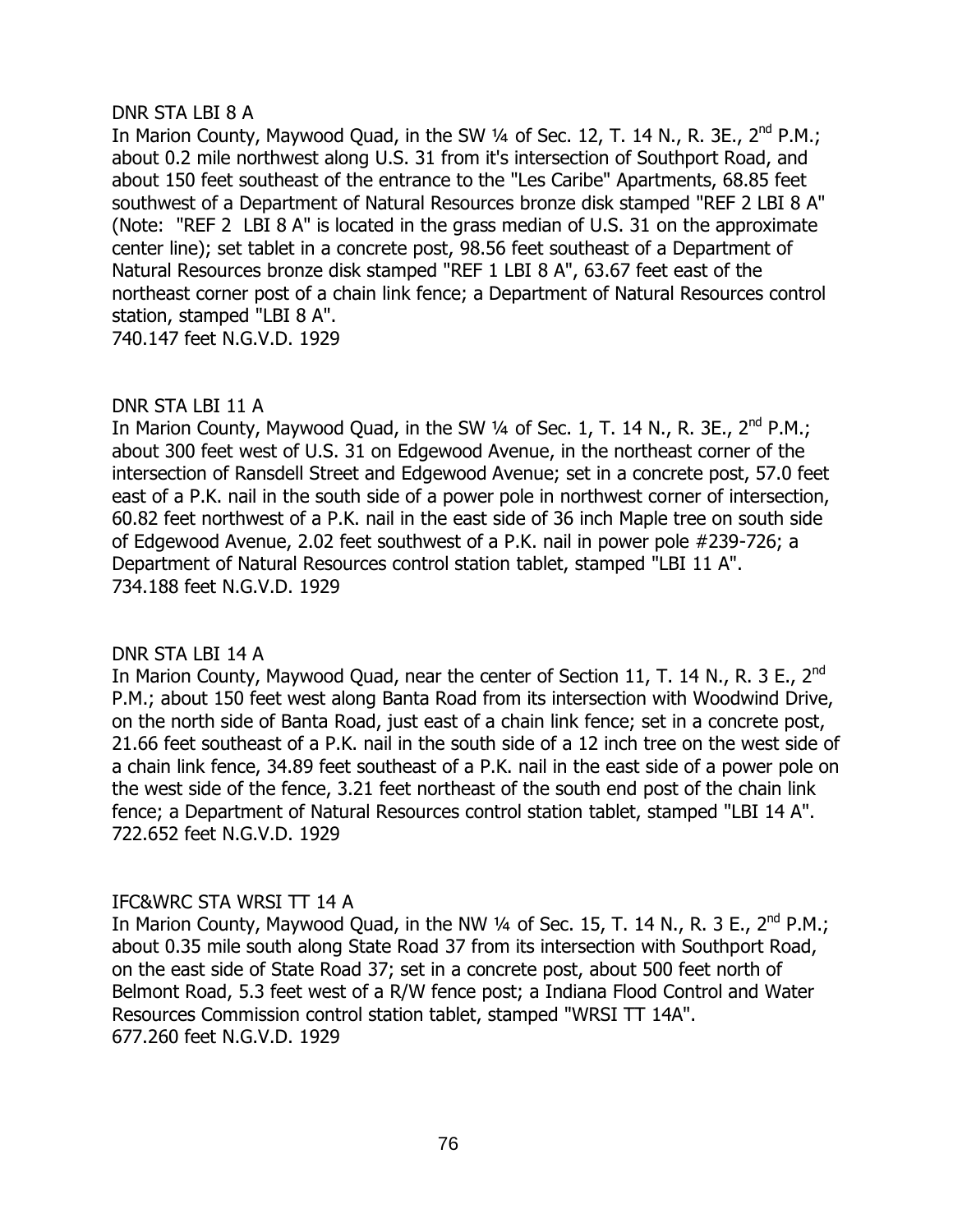DNR STA LBI 8 A

In Marion County, Maywood Quad, in the SW ¼ of Sec. 12, T. 14 N., R. 3E., 2nd P.M.; about 0.2 mile northwest along U.S. 31 from it's intersection of Southport Road, and about 150 feet southeast of the entrance to the "Les Caribe" Apartments, 68.85 feet southwest of a Department of Natural Resources bronze disk stamped "REF 2 LBI 8 A" (Note: "REF 2 LBI 8 A" is located in the grass median of U.S. 31 on the approximate center line); set tablet in a concrete post, 98.56 feet southeast of a Department of Natural Resources bronze disk stamped "REF 1 LBI 8 A", 63.67 feet east of the northeast corner post of a chain link fence; a Department of Natural Resources control station, stamped "LBI 8 A".
740.147 feet N.G.V.D. 1929

DNR STA LBI 11 A

In Marion County, Maywood Quad, in the SW ¼ of Sec. 1, T. 14 N., R. 3E., 2nd P.M.; about 300 feet west of U.S. 31 on Edgewood Avenue, in the northeast corner of the intersection of Ransdell Street and Edgewood Avenue; set in a concrete post, 57.0 feet east of a P.K. nail in the south side of a power pole in northwest corner of intersection, 60.82 feet northwest of a P.K. nail in the east side of 36 inch Maple tree on south side of Edgewood Avenue, 2.02 feet southwest of a P.K. nail in power pole #239-726; a Department of Natural Resources control station tablet, stamped "LBI 11 A".
734.188 feet N.G.V.D. 1929

DNR STA LBI 14 A

In Marion County, Maywood Quad, near the center of Section 11, T. 14 N., R. 3 E., 2nd P.M.; about 150 feet west along Banta Road from its intersection with Woodwind Drive, on the north side of Banta Road, just east of a chain link fence; set in a concrete post, 21.66 feet southeast of a P.K. nail in the south side of a 12 inch tree on the west side of a chain link fence, 34.89 feet southeast of a P.K. nail in the east side of a power pole on the west side of the fence, 3.21 feet northeast of the south end post of the chain link fence; a Department of Natural Resources control station tablet, stamped "LBI 14 A".
722.652 feet N.G.V.D. 1929

IFC&WRC STA WRSI TT 14 A

In Marion County, Maywood Quad, in the NW ¼ of Sec. 15, T. 14 N., R. 3 E., 2nd P.M.; about 0.35 mile south along State Road 37 from its intersection with Southport Road, on the east side of State Road 37; set in a concrete post, about 500 feet north of Belmont Road, 5.3 feet west of a R/W fence post; a Indiana Flood Control and Water Resources Commission control station tablet, stamped "WRSI TT 14A".
677.260 feet N.G.V.D. 1929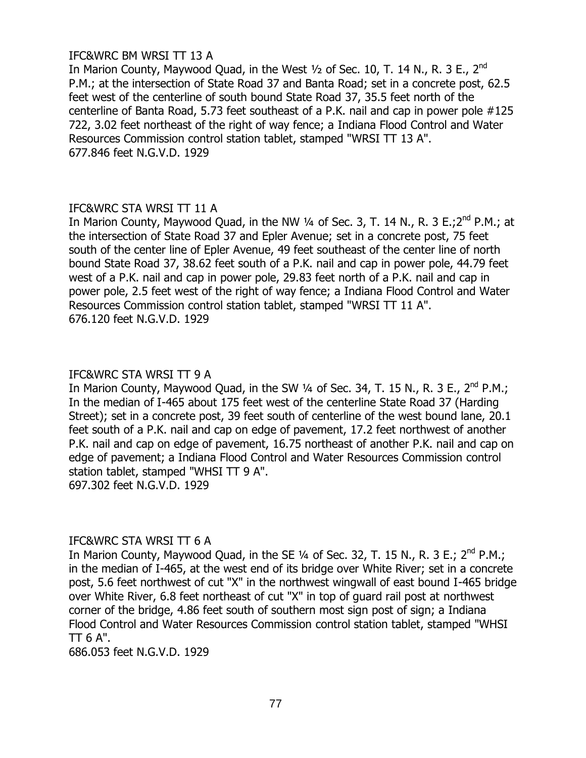IFC&WRC BM WRSI TT 13 A

In Marion County, Maywood Quad, in the West ½ of Sec. 10, T. 14 N., R. 3 E., 2nd P.M.; at the intersection of State Road 37 and Banta Road; set in a concrete post, 62.5 feet west of the centerline of south bound State Road 37, 35.5 feet north of the centerline of Banta Road, 5.73 feet southeast of a P.K. nail and cap in power pole #125 722, 3.02 feet northeast of the right of way fence; a Indiana Flood Control and Water Resources Commission control station tablet, stamped "WRSI TT 13 A".

677.846 feet N.G.V.D. 1929

IFC&WRC STA WRSI TT 11 A

In Marion County, Maywood Quad, in the NW ¼ of Sec. 3, T. 14 N., R. 3 E.;2nd P.M.; at the intersection of State Road 37 and Epler Avenue; set in a concrete post, 75 feet south of the center line of Epler Avenue, 49 feet southeast of the center line of north bound State Road 37, 38.62 feet south of a P.K. nail and cap in power pole, 44.79 feet west of a P.K. nail and cap in power pole, 29.83 feet north of a P.K. nail and cap in power pole, 2.5 feet west of the right of way fence; a Indiana Flood Control and Water Resources Commission control station tablet, stamped "WRSI TT 11 A".

676.120 feet N.G.V.D. 1929

IFC&WRC STA WRSI TT 9 A

In Marion County, Maywood Quad, in the SW ¼ of Sec. 34, T. 15 N., R. 3 E., 2nd P.M.; In the median of I-465 about 175 feet west of the centerline State Road 37 (Harding Street); set in a concrete post, 39 feet south of centerline of the west bound lane, 20.1 feet south of a P.K. nail and cap on edge of pavement, 17.2 feet northwest of another P.K. nail and cap on edge of pavement, 16.75 northeast of another P.K. nail and cap on edge of pavement; a Indiana Flood Control and Water Resources Commission control station tablet, stamped "WHSI TT 9 A".

697.302 feet N.G.V.D. 1929

IFC&WRC STA WRSI TT 6 A

In Marion County, Maywood Quad, in the SE ¼ of Sec. 32, T. 15 N., R. 3 E.; 2nd P.M.; in the median of I-465, at the west end of its bridge over White River; set in a concrete post, 5.6 feet northwest of cut "X" in the northwest wingwall of east bound I-465 bridge over White River, 6.8 feet northeast of cut "X" in top of guard rail post at northwest corner of the bridge, 4.86 feet south of southern most sign post of sign; a Indiana Flood Control and Water Resources Commission control station tablet, stamped "WHSI TT 6 A".

686.053 feet N.G.V.D. 1929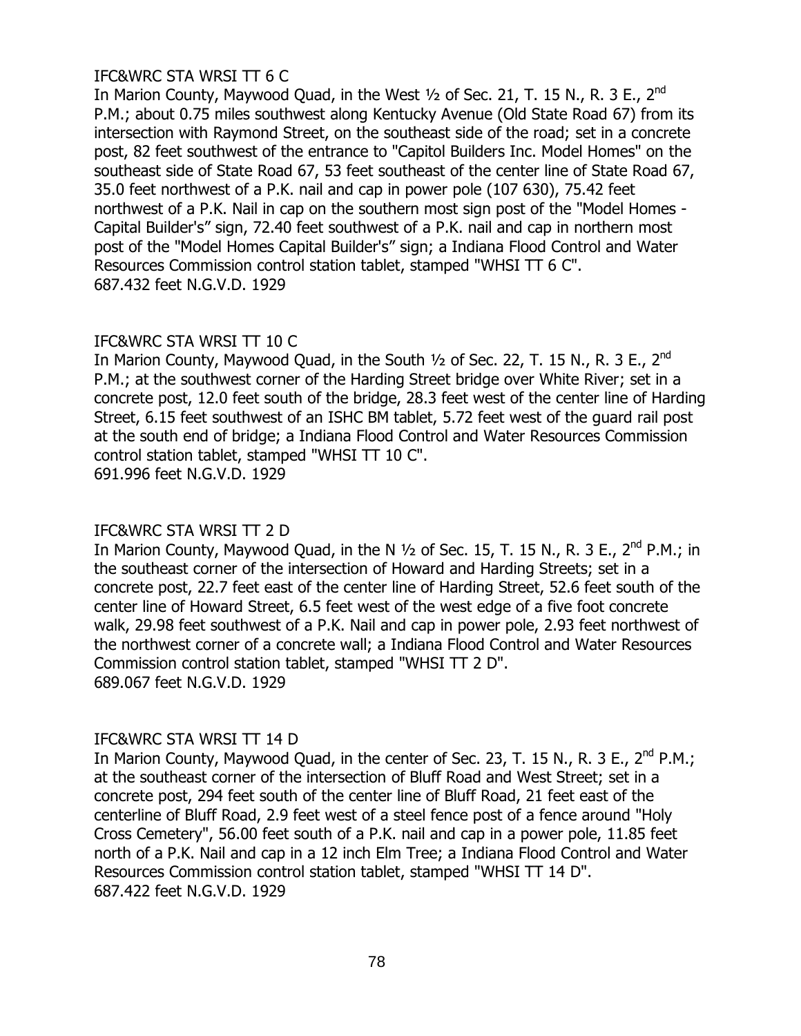IFC&WRC STA WRSI TT 6 C

In Marion County, Maywood Quad, in the West ½ of Sec. 21, T. 15 N., R. 3 E., 2nd P.M.; about 0.75 miles southwest along Kentucky Avenue (Old State Road 67) from its intersection with Raymond Street, on the southeast side of the road; set in a concrete post, 82 feet southwest of the entrance to "Capitol Builders Inc. Model Homes" on the southeast side of State Road 67, 53 feet southeast of the center line of State Road 67, 35.0 feet northwest of a P.K. nail and cap in power pole (107 630), 75.42 feet northwest of a P.K. Nail in cap on the southern most sign post of the "Model Homes - Capital Builder's" sign, 72.40 feet southwest of a P.K. nail and cap in northern most post of the "Model Homes Capital Builder's" sign; a Indiana Flood Control and Water Resources Commission control station tablet, stamped "WHSI TT 6 C".
687.432 feet N.G.V.D. 1929

IFC&WRC STA WRSI TT 10 C

In Marion County, Maywood Quad, in the South ½ of Sec. 22, T. 15 N., R. 3 E., 2nd P.M.; at the southwest corner of the Harding Street bridge over White River; set in a concrete post, 12.0 feet south of the bridge, 28.3 feet west of the center line of Harding Street, 6.15 feet southwest of an ISHC BM tablet, 5.72 feet west of the guard rail post at the south end of bridge; a Indiana Flood Control and Water Resources Commission control station tablet, stamped "WHSI TT 10 C".
691.996 feet N.G.V.D. 1929

IFC&WRC STA WRSI TT 2 D

In Marion County, Maywood Quad, in the N ½ of Sec. 15, T. 15 N., R. 3 E., 2nd P.M.; in the southeast corner of the intersection of Howard and Harding Streets; set in a concrete post, 22.7 feet east of the center line of Harding Street, 52.6 feet south of the center line of Howard Street, 6.5 feet west of the west edge of a five foot concrete walk, 29.98 feet southwest of a P.K. Nail and cap in power pole, 2.93 feet northwest of the northwest corner of a concrete wall; a Indiana Flood Control and Water Resources Commission control station tablet, stamped "WHSI TT 2 D".
689.067 feet N.G.V.D. 1929

IFC&WRC STA WRSI TT 14 D

In Marion County, Maywood Quad, in the center of Sec. 23, T. 15 N., R. 3 E., 2nd P.M.; at the southeast corner of the intersection of Bluff Road and West Street; set in a concrete post, 294 feet south of the center line of Bluff Road, 21 feet east of the centerline of Bluff Road, 2.9 feet west of a steel fence post of a fence around "Holy Cross Cemetery", 56.00 feet south of a P.K. nail and cap in a power pole, 11.85 feet north of a P.K. Nail and cap in a 12 inch Elm Tree; a Indiana Flood Control and Water Resources Commission control station tablet, stamped "WHSI TT 14 D".
687.422 feet N.G.V.D. 1929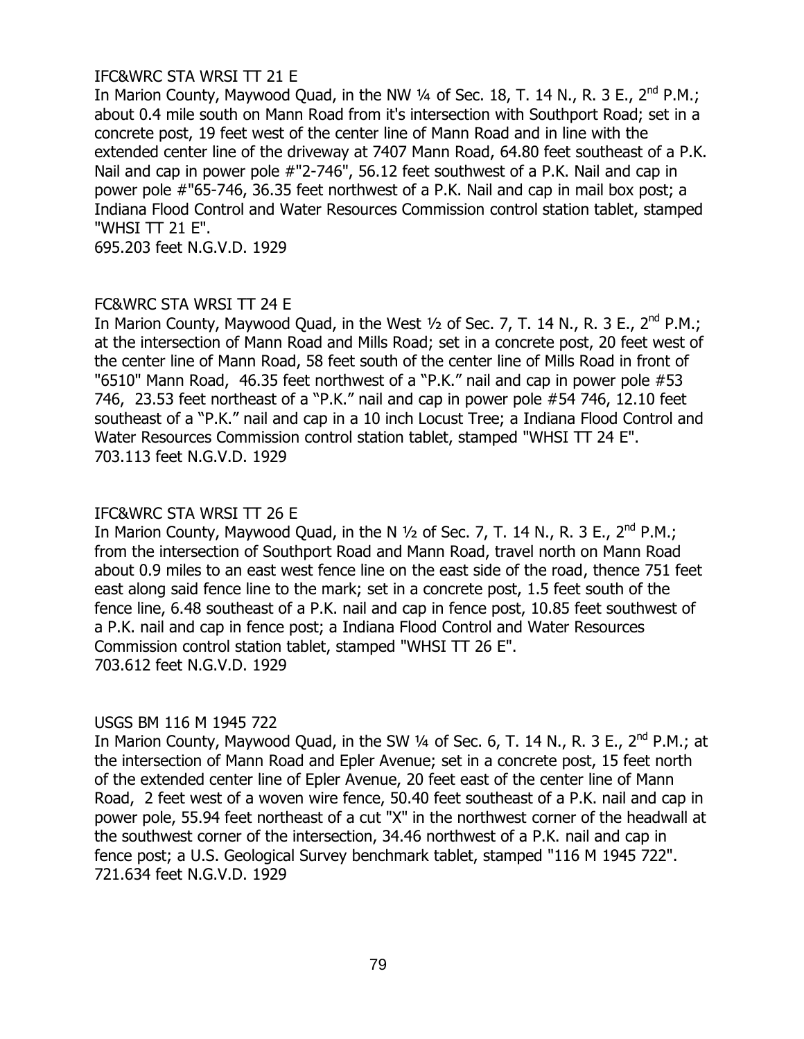IFC&WRC STA WRSI TT 21 E

In Marion County, Maywood Quad, in the NW ¼ of Sec. 18, T. 14 N., R. 3 E., 2nd P.M.; about 0.4 mile south on Mann Road from it's intersection with Southport Road; set in a concrete post, 19 feet west of the center line of Mann Road and in line with the extended center line of the driveway at 7407 Mann Road, 64.80 feet southeast of a P.K. Nail and cap in power pole #"2-746", 56.12 feet southwest of a P.K. Nail and cap in power pole #"65-746, 36.35 feet northwest of a P.K. Nail and cap in mail box post; a Indiana Flood Control and Water Resources Commission control station tablet, stamped "WHSI TT 21 E".

695.203 feet N.G.V.D. 1929

FC&WRC STA WRSI TT 24 E

In Marion County, Maywood Quad, in the West ½ of Sec. 7, T. 14 N., R. 3 E., 2nd P.M.; at the intersection of Mann Road and Mills Road; set in a concrete post, 20 feet west of the center line of Mann Road, 58 feet south of the center line of Mills Road in front of "6510" Mann Road, 46.35 feet northwest of a "P.K." nail and cap in power pole #53 746, 23.53 feet northeast of a "P.K." nail and cap in power pole #54 746, 12.10 feet southeast of a "P.K." nail and cap in a 10 inch Locust Tree; a Indiana Flood Control and Water Resources Commission control station tablet, stamped "WHSI TT 24 E".

703.113 feet N.G.V.D. 1929

IFC&WRC STA WRSI TT 26 E

In Marion County, Maywood Quad, in the N ½ of Sec. 7, T. 14 N., R. 3 E., 2nd P.M.; from the intersection of Southport Road and Mann Road, travel north on Mann Road about 0.9 miles to an east west fence line on the east side of the road, thence 751 feet east along said fence line to the mark; set in a concrete post, 1.5 feet south of the fence line, 6.48 southeast of a P.K. nail and cap in fence post, 10.85 feet southwest of a P.K. nail and cap in fence post; a Indiana Flood Control and Water Resources Commission control station tablet, stamped "WHSI TT 26 E".

703.612 feet N.G.V.D. 1929

USGS BM 116 M 1945 722

In Marion County, Maywood Quad, in the SW ¼ of Sec. 6, T. 14 N., R. 3 E., 2nd P.M.; at the intersection of Mann Road and Epler Avenue; set in a concrete post, 15 feet north of the extended center line of Epler Avenue, 20 feet east of the center line of Mann Road, 2 feet west of a woven wire fence, 50.40 feet southeast of a P.K. nail and cap in power pole, 55.94 feet northeast of a cut "X" in the northwest corner of the headwall at the southwest corner of the intersection, 34.46 northwest of a P.K. nail and cap in fence post; a U.S. Geological Survey benchmark tablet, stamped "116 M 1945 722".

721.634 feet N.G.V.D. 1929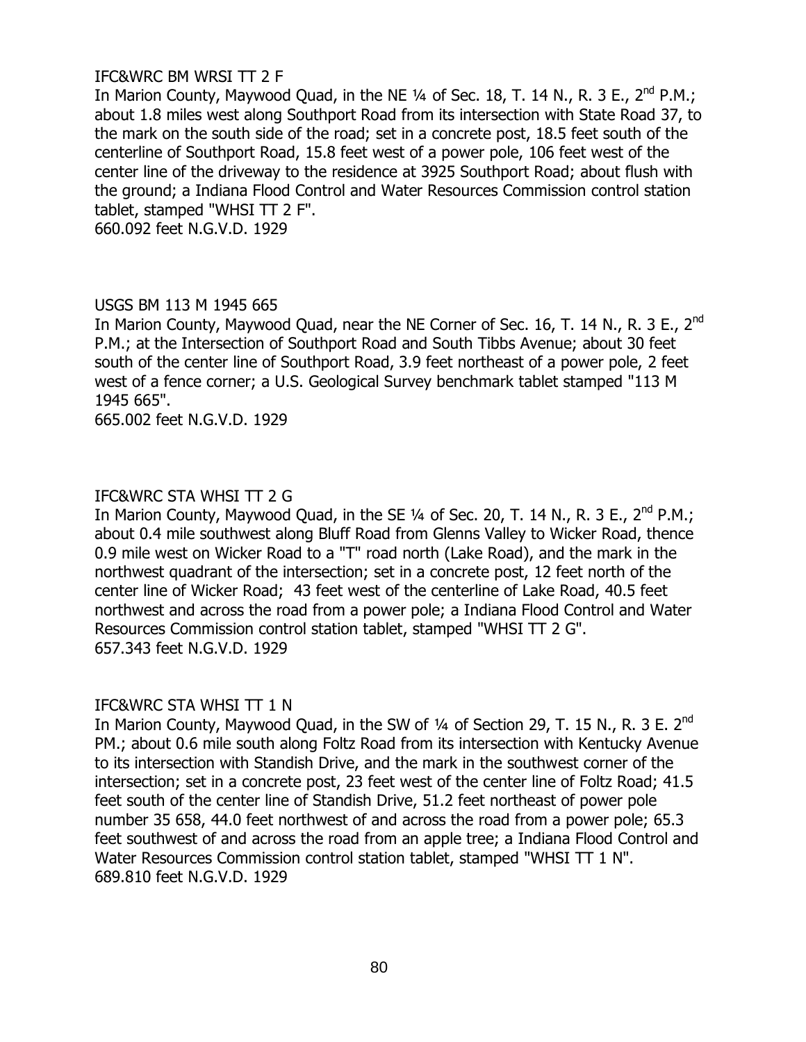IFC&WRC BM WRSI TT 2 F

In Marion County, Maywood Quad, in the NE ¼ of Sec. 18, T. 14 N., R. 3 E., 2nd P.M.; about 1.8 miles west along Southport Road from its intersection with State Road 37, to the mark on the south side of the road; set in a concrete post, 18.5 feet south of the centerline of Southport Road, 15.8 feet west of a power pole, 106 feet west of the center line of the driveway to the residence at 3925 Southport Road; about flush with the ground; a Indiana Flood Control and Water Resources Commission control station tablet, stamped "WHSI TT 2 F".
660.092 feet N.G.V.D. 1929

USGS BM 113 M 1945 665

In Marion County, Maywood Quad, near the NE Corner of Sec. 16, T. 14 N., R. 3 E., 2nd P.M.; at the Intersection of Southport Road and South Tibbs Avenue; about 30 feet south of the center line of Southport Road, 3.9 feet northeast of a power pole, 2 feet west of a fence corner; a U.S. Geological Survey benchmark tablet stamped "113 M 1945 665".
665.002 feet N.G.V.D. 1929

IFC&WRC STA WHSI TT 2 G

In Marion County, Maywood Quad, in the SE ¼ of Sec. 20, T. 14 N., R. 3 E., 2nd P.M.; about 0.4 mile southwest along Bluff Road from Glenns Valley to Wicker Road, thence 0.9 mile west on Wicker Road to a "T" road north (Lake Road), and the mark in the northwest quadrant of the intersection; set in a concrete post, 12 feet north of the center line of Wicker Road; 43 feet west of the centerline of Lake Road, 40.5 feet northwest and across the road from a power pole; a Indiana Flood Control and Water Resources Commission control station tablet, stamped "WHSI TT 2 G".
657.343 feet N.G.V.D. 1929

IFC&WRC STA WHSI TT 1 N

In Marion County, Maywood Quad, in the SW of ¼ of Section 29, T. 15 N., R. 3 E. 2nd PM.; about 0.6 mile south along Foltz Road from its intersection with Kentucky Avenue to its intersection with Standish Drive, and the mark in the southwest corner of the intersection; set in a concrete post, 23 feet west of the center line of Foltz Road; 41.5 feet south of the center line of Standish Drive, 51.2 feet northeast of power pole number 35 658, 44.0 feet northwest of and across the road from a power pole; 65.3 feet southwest of and across the road from an apple tree; a Indiana Flood Control and Water Resources Commission control station tablet, stamped "WHSI TT 1 N".
689.810 feet N.G.V.D. 1929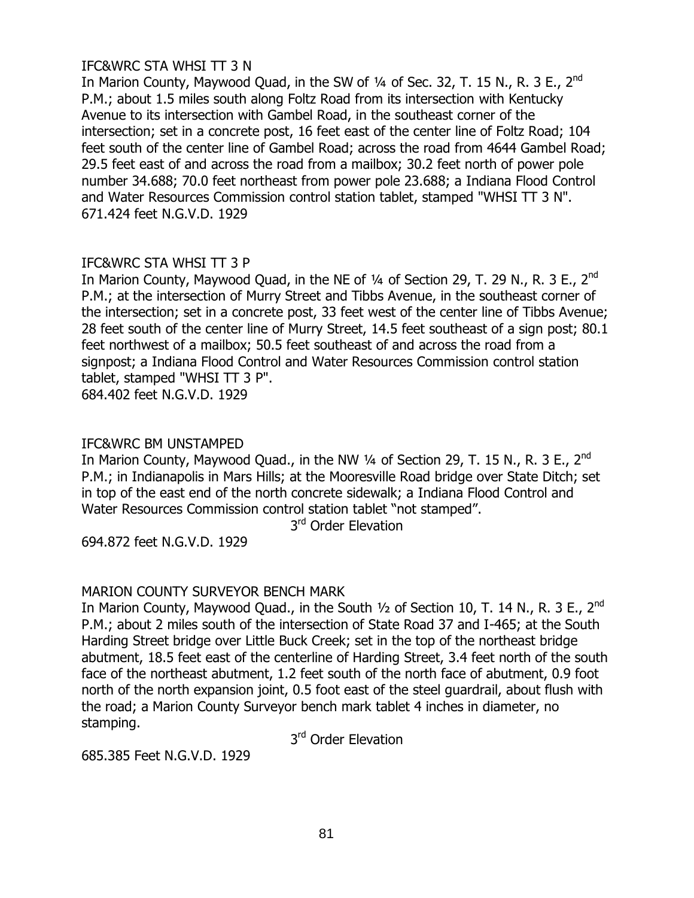IFC&WRC STA WHSI TT 3 N

In Marion County, Maywood Quad, in the SW of ¼ of Sec. 32, T. 15 N., R. 3 E., 2nd P.M.; about 1.5 miles south along Foltz Road from its intersection with Kentucky Avenue to its intersection with Gambel Road, in the southeast corner of the intersection; set in a concrete post, 16 feet east of the center line of Foltz Road; 104 feet south of the center line of Gambel Road; across the road from 4644 Gambel Road; 29.5 feet east of and across the road from a mailbox; 30.2 feet north of power pole number 34.688; 70.0 feet northeast from power pole 23.688; a Indiana Flood Control and Water Resources Commission control station tablet, stamped "WHSI TT 3 N".

671.424 feet N.G.V.D. 1929

IFC&WRC STA WHSI TT 3 P

In Marion County, Maywood Quad, in the NE of ¼ of Section 29, T. 29 N., R. 3 E., 2nd P.M.; at the intersection of Murry Street and Tibbs Avenue, in the southeast corner of the intersection; set in a concrete post, 33 feet west of the center line of Tibbs Avenue; 28 feet south of the center line of Murry Street, 14.5 feet southeast of a sign post; 80.1 feet northwest of a mailbox; 50.5 feet southeast of and across the road from a signpost; a Indiana Flood Control and Water Resources Commission control station tablet, stamped "WHSI TT 3 P".

684.402 feet N.G.V.D. 1929

IFC&WRC BM UNSTAMPED

In Marion County, Maywood Quad., in the NW ¼ of Section 29, T. 15 N., R. 3 E., 2nd P.M.; in Indianapolis in Mars Hills; at the Mooresville Road bridge over State Ditch; set in top of the east end of the north concrete sidewalk; a Indiana Flood Control and Water Resources Commission control station tablet "not stamped".

3rd Order Elevation

694.872 feet N.G.V.D. 1929

MARION COUNTY SURVEYOR BENCH MARK

In Marion County, Maywood Quad., in the South ½ of Section 10, T. 14 N., R. 3 E., 2nd P.M.; about 2 miles south of the intersection of State Road 37 and I-465; at the South Harding Street bridge over Little Buck Creek; set in the top of the northeast bridge abutment, 18.5 feet east of the centerline of Harding Street, 3.4 feet north of the south face of the northeast abutment, 1.2 feet south of the north face of abutment, 0.9 foot north of the north expansion joint, 0.5 foot east of the steel guardrail, about flush with the road; a Marion County Surveyor bench mark tablet 4 inches in diameter, no stamping.

3rd Order Elevation

685.385 Feet N.G.V.D. 1929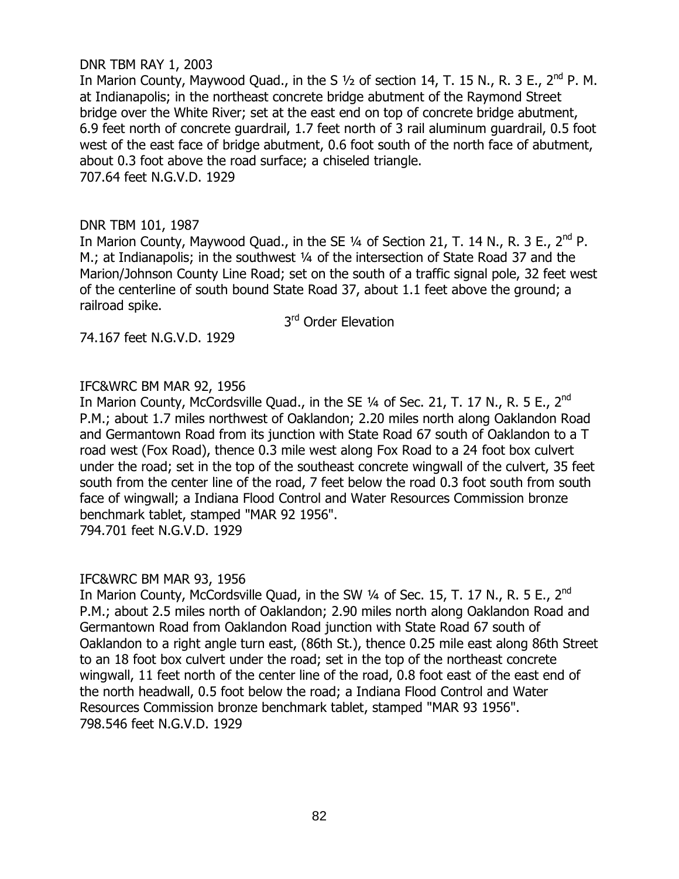DNR TBM RAY 1, 2003

In Marion County, Maywood Quad., in the S ½ of section 14, T. 15 N., R. 3 E., 2nd P. M. at Indianapolis; in the northeast concrete bridge abutment of the Raymond Street bridge over the White River; set at the east end on top of concrete bridge abutment, 6.9 feet north of concrete guardrail, 1.7 feet north of 3 rail aluminum guardrail, 0.5 foot west of the east face of bridge abutment, 0.6 foot south of the north face of abutment, about 0.3 foot above the road surface; a chiseled triangle.

707.64 feet N.G.V.D. 1929

DNR TBM 101, 1987

In Marion County, Maywood Quad., in the SE ¼ of Section 21, T. 14 N., R. 3 E., 2nd P. M.; at Indianapolis; in the southwest ¼ of the intersection of State Road 37 and the Marion/Johnson County Line Road; set on the south of a traffic signal pole, 32 feet west of the centerline of south bound State Road 37, about 1.1 feet above the ground; a railroad spike.

3rd Order Elevation

74.167 feet N.G.V.D. 1929

IFC&WRC BM MAR 92, 1956

In Marion County, McCordsville Quad., in the SE ¼ of Sec. 21, T. 17 N., R. 5 E., 2nd P.M.; about 1.7 miles northwest of Oaklandon; 2.20 miles north along Oaklandon Road and Germantown Road from its junction with State Road 67 south of Oaklandon to a T road west (Fox Road), thence 0.3 mile west along Fox Road to a 24 foot box culvert under the road; set in the top of the southeast concrete wingwall of the culvert, 35 feet south from the center line of the road, 7 feet below the road 0.3 foot south from south face of wingwall; a Indiana Flood Control and Water Resources Commission bronze benchmark tablet, stamped "MAR 92 1956".

794.701 feet N.G.V.D. 1929

IFC&WRC BM MAR 93, 1956

In Marion County, McCordsville Quad, in the SW ¼ of Sec. 15, T. 17 N., R. 5 E., 2nd P.M.; about 2.5 miles north of Oaklandon; 2.90 miles north along Oaklandon Road and Germantown Road from Oaklandon Road junction with State Road 67 south of Oaklandon to a right angle turn east, (86th St.), thence 0.25 mile east along 86th Street to an 18 foot box culvert under the road; set in the top of the northeast concrete wingwall, 11 feet north of the center line of the road, 0.8 foot east of the east end of the north headwall, 0.5 foot below the road; a Indiana Flood Control and Water Resources Commission bronze benchmark tablet, stamped "MAR 93 1956".

798.546 feet N.G.V.D. 1929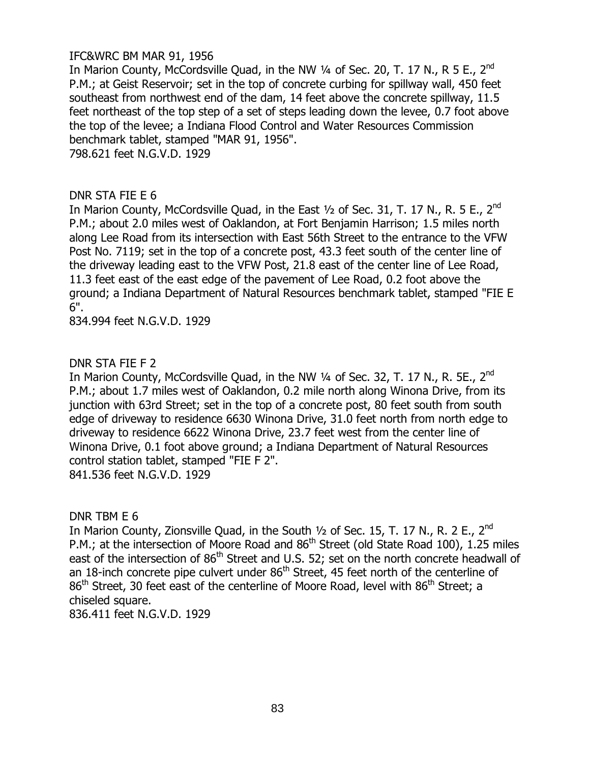IFC&WRC BM MAR 91, 1956

In Marion County, McCordsville Quad, in the NW ¼ of Sec. 20, T. 17 N., R 5 E., 2nd P.M.; at Geist Reservoir; set in the top of concrete curbing for spillway wall, 450 feet southeast from northwest end of the dam, 14 feet above the concrete spillway, 11.5 feet northeast of the top step of a set of steps leading down the levee, 0.7 foot above the top of the levee; a Indiana Flood Control and Water Resources Commission benchmark tablet, stamped "MAR 91, 1956".

798.621 feet N.G.V.D. 1929

DNR STA FIE E 6

In Marion County, McCordsville Quad, in the East ½ of Sec. 31, T. 17 N., R. 5 E., 2nd P.M.; about 2.0 miles west of Oaklandon, at Fort Benjamin Harrison; 1.5 miles north along Lee Road from its intersection with East 56th Street to the entrance to the VFW Post No. 7119; set in the top of a concrete post, 43.3 feet south of the center line of the driveway leading east to the VFW Post, 21.8 east of the center line of Lee Road, 11.3 feet east of the east edge of the pavement of Lee Road, 0.2 foot above the ground; a Indiana Department of Natural Resources benchmark tablet, stamped "FIE E 6".

834.994 feet N.G.V.D. 1929

DNR STA FIE F 2

In Marion County, McCordsville Quad, in the NW ¼ of Sec. 32, T. 17 N., R. 5E., 2nd P.M.; about 1.7 miles west of Oaklandon, 0.2 mile north along Winona Drive, from its junction with 63rd Street; set in the top of a concrete post, 80 feet south from south edge of driveway to residence 6630 Winona Drive, 31.0 feet north from north edge to driveway to residence 6622 Winona Drive, 23.7 feet west from the center line of Winona Drive, 0.1 foot above ground; a Indiana Department of Natural Resources control station tablet, stamped "FIE F 2".

841.536 feet N.G.V.D. 1929

DNR TBM E 6

In Marion County, Zionsville Quad, in the South ½ of Sec. 15, T. 17 N., R. 2 E., 2nd P.M.; at the intersection of Moore Road and 86th Street (old State Road 100), 1.25 miles east of the intersection of 86th Street and U.S. 52; set on the north concrete headwall of an 18-inch concrete pipe culvert under 86th Street, 45 feet north of the centerline of 86th Street, 30 feet east of the centerline of Moore Road, level with 86th Street; a chiseled square.

836.411 feet N.G.V.D. 1929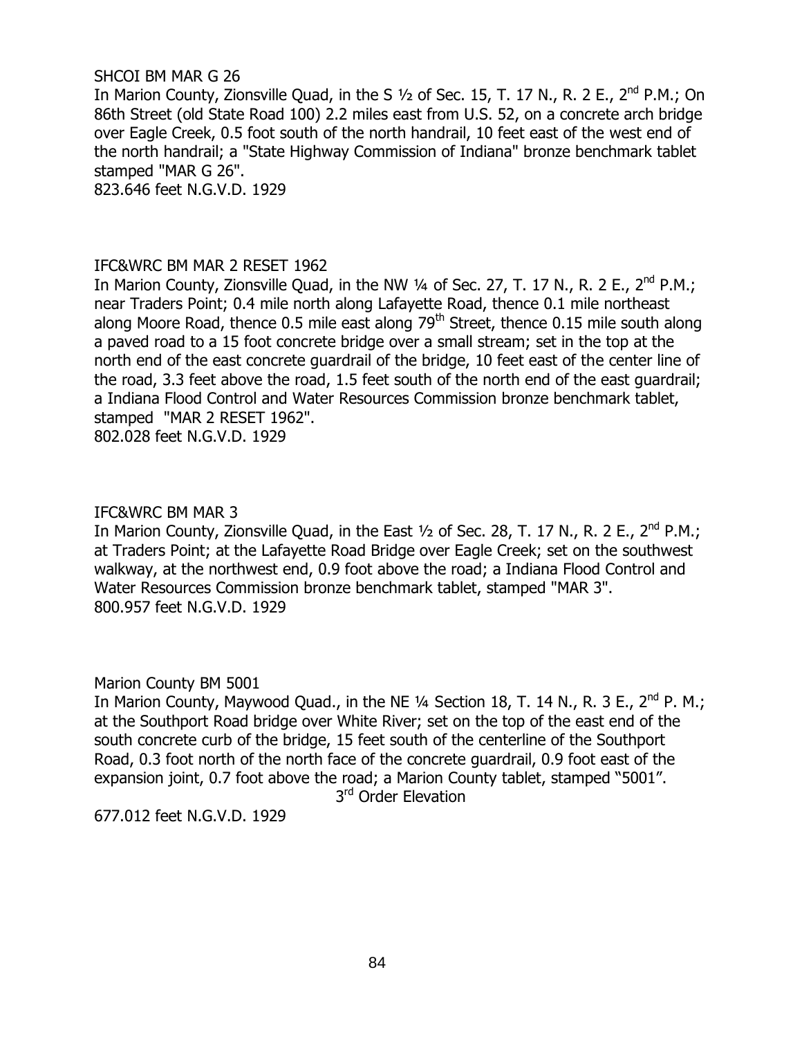SHCOI BM MAR G 26

In Marion County, Zionsville Quad, in the S ½ of Sec. 15, T. 17 N., R. 2 E., 2nd P.M.; On 86th Street (old State Road 100) 2.2 miles east from U.S. 52, on a concrete arch bridge over Eagle Creek, 0.5 foot south of the north handrail, 10 feet east of the west end of the north handrail; a "State Highway Commission of Indiana" bronze benchmark tablet stamped "MAR G 26".

823.646 feet N.G.V.D. 1929

IFC&WRC BM MAR 2 RESET 1962

In Marion County, Zionsville Quad, in the NW ¼ of Sec. 27, T. 17 N., R. 2 E., 2nd P.M.; near Traders Point; 0.4 mile north along Lafayette Road, thence 0.1 mile northeast along Moore Road, thence 0.5 mile east along 79th Street, thence 0.15 mile south along a paved road to a 15 foot concrete bridge over a small stream; set in the top at the north end of the east concrete guardrail of the bridge, 10 feet east of the center line of the road, 3.3 feet above the road, 1.5 feet south of the north end of the east guardrail; a Indiana Flood Control and Water Resources Commission bronze benchmark tablet, stamped "MAR 2 RESET 1962".

802.028 feet N.G.V.D. 1929

IFC&WRC BM MAR 3

In Marion County, Zionsville Quad, in the East ½ of Sec. 28, T. 17 N., R. 2 E., 2nd P.M.; at Traders Point; at the Lafayette Road Bridge over Eagle Creek; set on the southwest walkway, at the northwest end, 0.9 foot above the road; a Indiana Flood Control and Water Resources Commission bronze benchmark tablet, stamped "MAR 3".

800.957 feet N.G.V.D. 1929

Marion County BM 5001

In Marion County, Maywood Quad., in the NE ¼ Section 18, T. 14 N., R. 3 E., 2nd P. M.; at the Southport Road bridge over White River; set on the top of the east end of the south concrete curb of the bridge, 15 feet south of the centerline of the Southport Road, 0.3 foot north of the north face of the concrete guardrail, 0.9 foot east of the expansion joint, 0.7 foot above the road; a Marion County tablet, stamped "5001".

3rd Order Elevation

677.012 feet N.G.V.D. 1929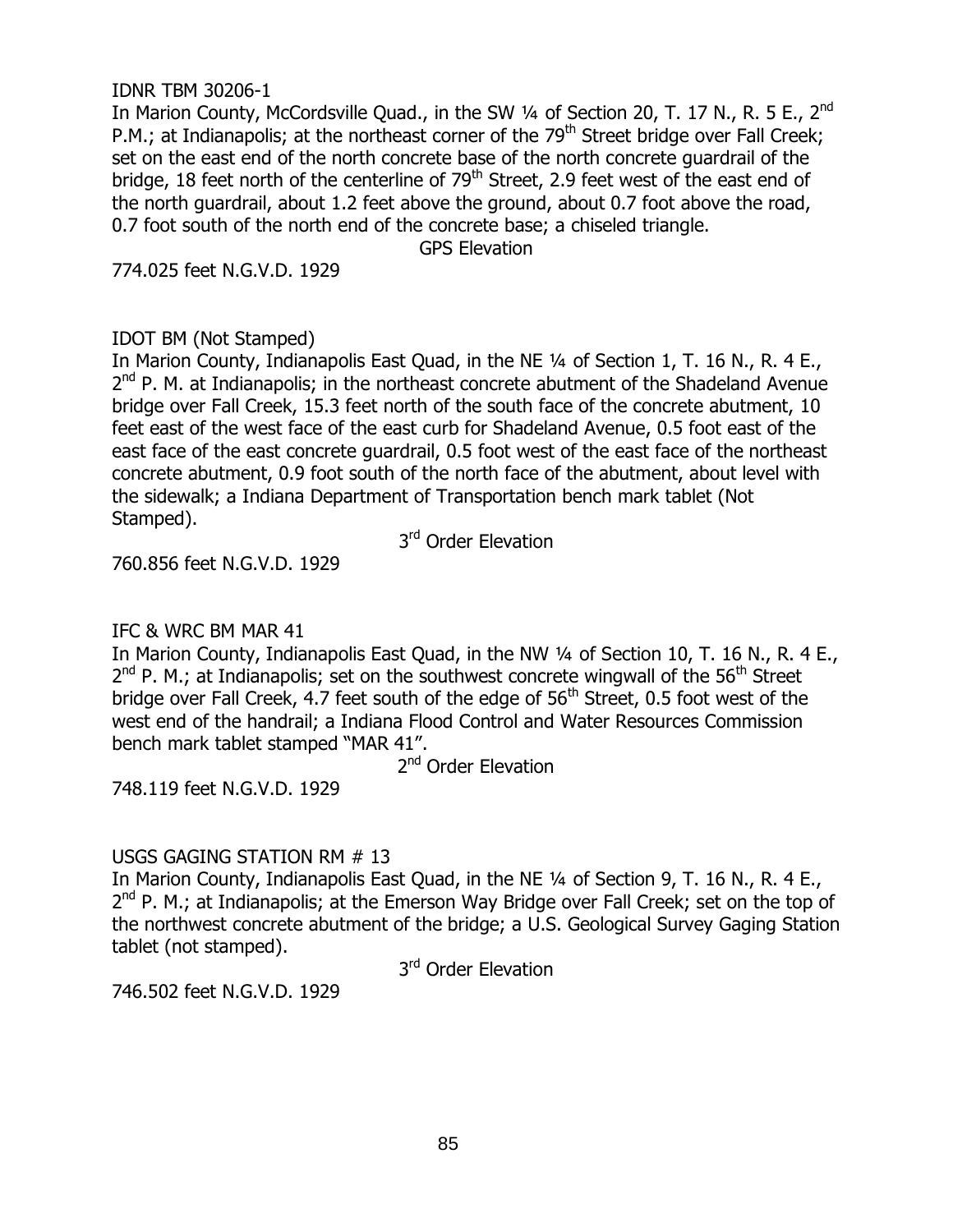IDNR TBM 30206-1

In Marion County, McCordsville Quad., in the SW ¼ of Section 20, T. 17 N., R. 5 E., 2nd P.M.; at Indianapolis; at the northeast corner of the 79th Street bridge over Fall Creek; set on the east end of the north concrete base of the north concrete guardrail of the bridge, 18 feet north of the centerline of 79th Street, 2.9 feet west of the east end of the north guardrail, about 1.2 feet above the ground, about 0.7 foot above the road, 0.7 foot south of the north end of the concrete base; a chiseled triangle.

GPS Elevation

774.025 feet N.G.V.D. 1929

IDOT BM (Not Stamped)

In Marion County, Indianapolis East Quad, in the NE ¼ of Section 1, T. 16 N., R. 4 E., 2nd P. M. at Indianapolis; in the northeast concrete abutment of the Shadeland Avenue bridge over Fall Creek, 15.3 feet north of the south face of the concrete abutment, 10 feet east of the west face of the east curb for Shadeland Avenue, 0.5 foot east of the east face of the east concrete guardrail, 0.5 foot west of the east face of the northeast concrete abutment, 0.9 foot south of the north face of the abutment, about level with the sidewalk; a Indiana Department of Transportation bench mark tablet (Not Stamped).

3rd Order Elevation

760.856 feet N.G.V.D. 1929

IFC & WRC BM MAR 41

In Marion County, Indianapolis East Quad, in the NW ¼ of Section 10, T. 16 N., R. 4 E., 2nd P. M.; at Indianapolis; set on the southwest concrete wingwall of the 56th Street bridge over Fall Creek, 4.7 feet south of the edge of 56th Street, 0.5 foot west of the west end of the handrail; a Indiana Flood Control and Water Resources Commission bench mark tablet stamped "MAR 41".

2nd Order Elevation

748.119 feet N.G.V.D. 1929

USGS GAGING STATION RM # 13

In Marion County, Indianapolis East Quad, in the NE ¼ of Section 9, T. 16 N., R. 4 E., 2nd P. M.; at Indianapolis; at the Emerson Way Bridge over Fall Creek; set on the top of the northwest concrete abutment of the bridge; a U.S. Geological Survey Gaging Station tablet (not stamped).

3rd Order Elevation

746.502 feet N.G.V.D. 1929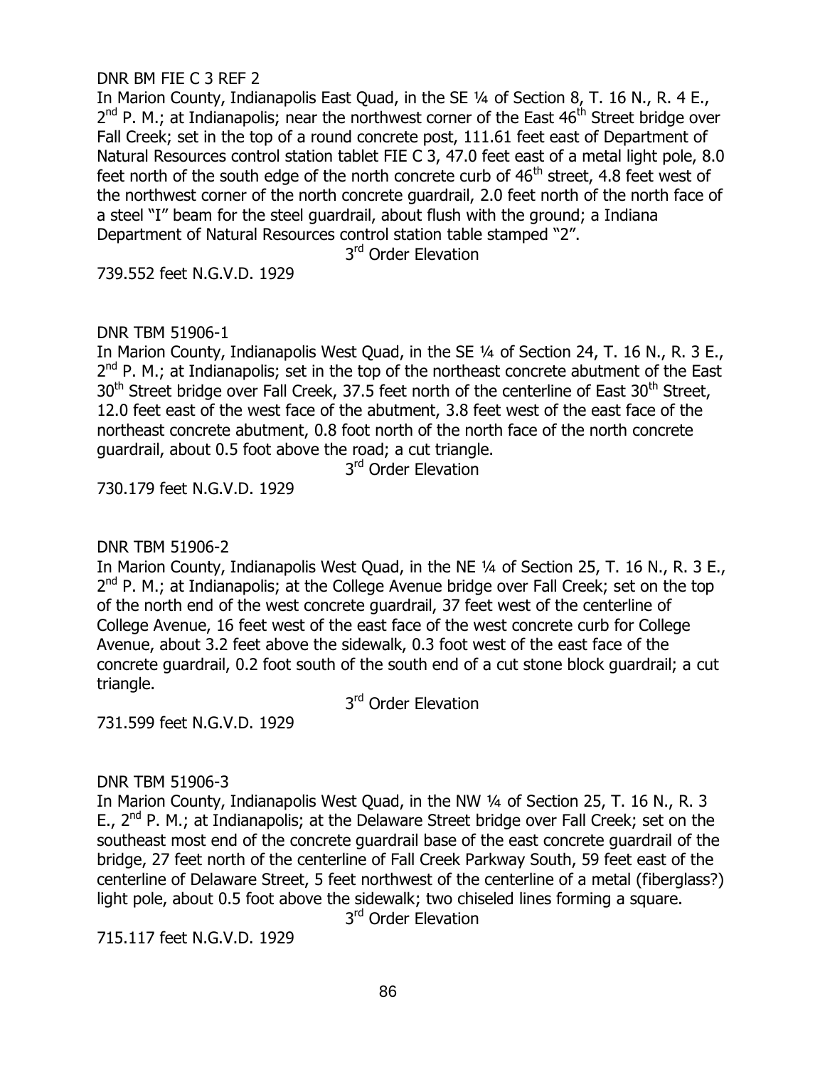DNR BM FIE C 3 REF 2

In Marion County, Indianapolis East Quad, in the SE ¼ of Section 8, T. 16 N., R. 4 E., 2nd P. M.; at Indianapolis; near the northwest corner of the East 46th Street bridge over Fall Creek; set in the top of a round concrete post, 111.61 feet east of Department of Natural Resources control station tablet FIE C 3, 47.0 feet east of a metal light pole, 8.0 feet north of the south edge of the north concrete curb of 46th street, 4.8 feet west of the northwest corner of the north concrete guardrail, 2.0 feet north of the north face of a steel "I" beam for the steel guardrail, about flush with the ground; a Indiana Department of Natural Resources control station table stamped "2".

3rd Order Elevation

739.552 feet N.G.V.D. 1929

DNR TBM 51906-1

In Marion County, Indianapolis West Quad, in the SE ¼ of Section 24, T. 16 N., R. 3 E., 2nd P. M.; at Indianapolis; set in the top of the northeast concrete abutment of the East 30th Street bridge over Fall Creek, 37.5 feet north of the centerline of East 30th Street, 12.0 feet east of the west face of the abutment, 3.8 feet west of the east face of the northeast concrete abutment, 0.8 foot north of the north face of the north concrete guardrail, about 0.5 foot above the road; a cut triangle.

3rd Order Elevation

730.179 feet N.G.V.D. 1929

DNR TBM 51906-2

In Marion County, Indianapolis West Quad, in the NE ¼ of Section 25, T. 16 N., R. 3 E., 2nd P. M.; at Indianapolis; at the College Avenue bridge over Fall Creek; set on the top of the north end of the west concrete guardrail, 37 feet west of the centerline of College Avenue, 16 feet west of the east face of the west concrete curb for College Avenue, about 3.2 feet above the sidewalk, 0.3 foot west of the east face of the concrete guardrail, 0.2 foot south of the south end of a cut stone block guardrail; a cut triangle.

3rd Order Elevation

731.599 feet N.G.V.D. 1929

DNR TBM 51906-3

In Marion County, Indianapolis West Quad, in the NW ¼ of Section 25, T. 16 N., R. 3 E., 2nd P. M.; at Indianapolis; at the Delaware Street bridge over Fall Creek; set on the southeast most end of the concrete guardrail base of the east concrete guardrail of the bridge, 27 feet north of the centerline of Fall Creek Parkway South, 59 feet east of the centerline of Delaware Street, 5 feet northwest of the centerline of a metal (fiberglass?) light pole, about 0.5 foot above the sidewalk; two chiseled lines forming a square.

3rd Order Elevation

715.117 feet N.G.V.D. 1929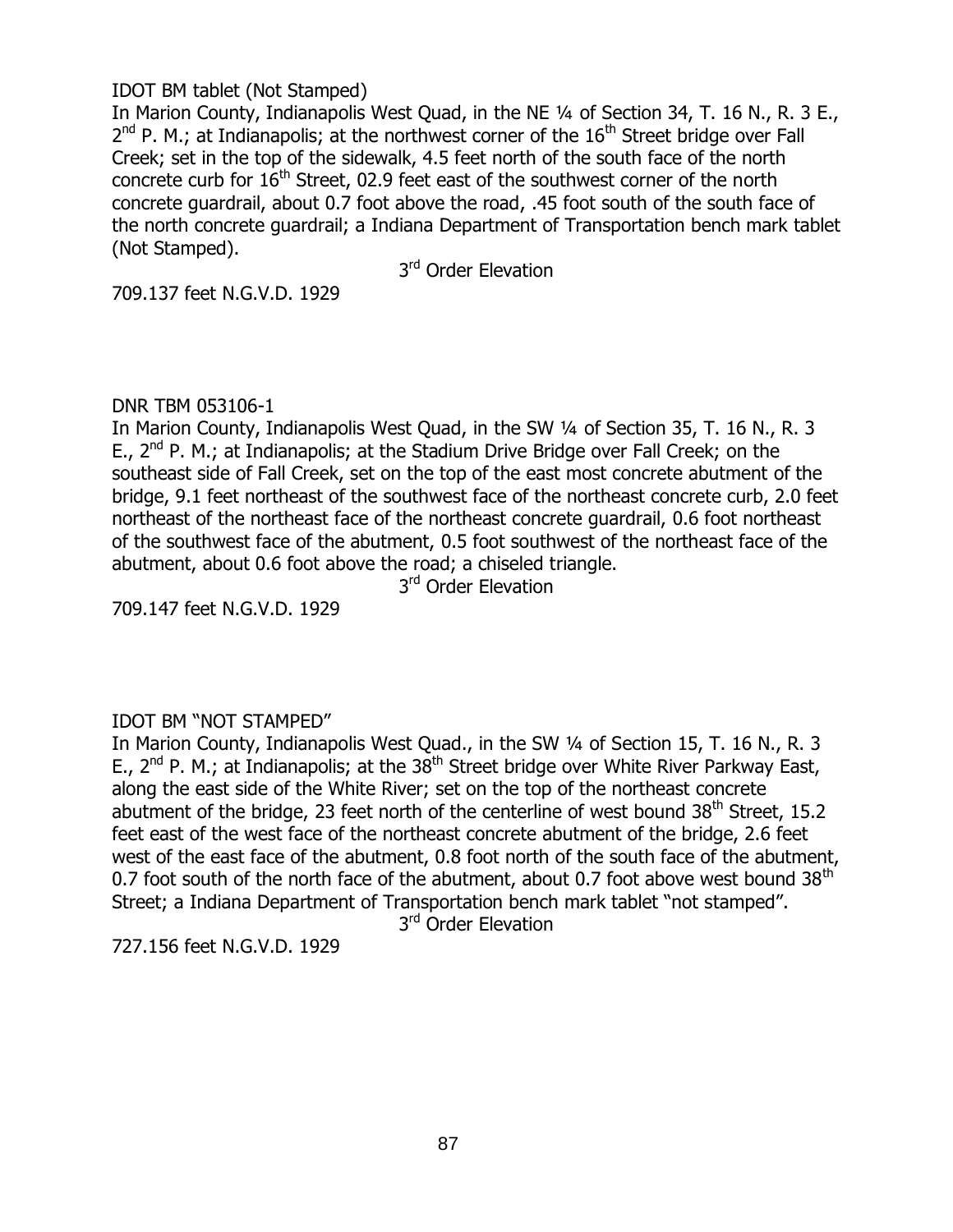IDOT BM tablet (Not Stamped)

In Marion County, Indianapolis West Quad, in the NE ¼ of Section 34, T. 16 N., R. 3 E., 2nd P. M.; at Indianapolis; at the northwest corner of the 16th Street bridge over Fall Creek; set in the top of the sidewalk, 4.5 feet north of the south face of the north concrete curb for 16th Street, 02.9 feet east of the southwest corner of the north concrete guardrail, about 0.7 foot above the road, .45 foot south of the south face of the north concrete guardrail; a Indiana Department of Transportation bench mark tablet (Not Stamped).

3rd Order Elevation

709.137 feet N.G.V.D. 1929

DNR TBM 053106-1

In Marion County, Indianapolis West Quad, in the SW ¼ of Section 35, T. 16 N., R. 3 E., 2nd P. M.; at Indianapolis; at the Stadium Drive Bridge over Fall Creek; on the southeast side of Fall Creek, set on the top of the east most concrete abutment of the bridge, 9.1 feet northeast of the southwest face of the northeast concrete curb, 2.0 feet northeast of the northeast face of the northeast concrete guardrail, 0.6 foot northeast of the southwest face of the abutment, 0.5 foot southwest of the northeast face of the abutment, about 0.6 foot above the road; a chiseled triangle.

3rd Order Elevation

709.147 feet N.G.V.D. 1929

IDOT BM "NOT STAMPED"

In Marion County, Indianapolis West Quad., in the SW ¼ of Section 15, T. 16 N., R. 3 E., 2nd P. M.; at Indianapolis; at the 38th Street bridge over White River Parkway East, along the east side of the White River; set on the top of the northeast concrete abutment of the bridge, 23 feet north of the centerline of west bound 38th Street, 15.2 feet east of the west face of the northeast concrete abutment of the bridge, 2.6 feet west of the east face of the abutment, 0.8 foot north of the south face of the abutment, 0.7 foot south of the north face of the abutment, about 0.7 foot above west bound 38th Street; a Indiana Department of Transportation bench mark tablet "not stamped".

3rd Order Elevation

727.156 feet N.G.V.D. 1929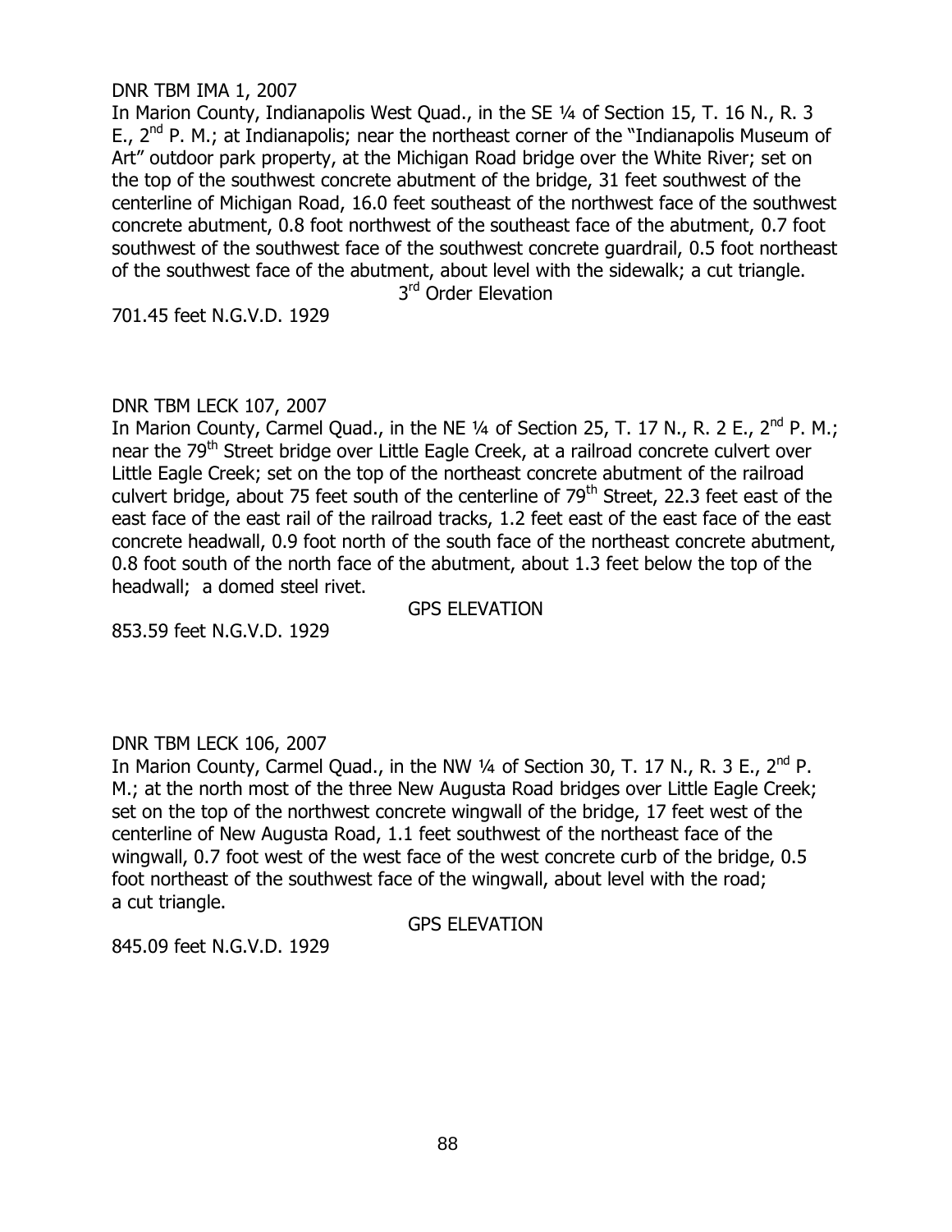DNR TBM IMA 1, 2007

In Marion County, Indianapolis West Quad., in the SE ¼ of Section 15, T. 16 N., R. 3 E., 2nd P. M.; at Indianapolis; near the northeast corner of the "Indianapolis Museum of Art" outdoor park property, at the Michigan Road bridge over the White River; set on the top of the southwest concrete abutment of the bridge, 31 feet southwest of the centerline of Michigan Road, 16.0 feet southeast of the northwest face of the southwest concrete abutment, 0.8 foot northwest of the southeast face of the abutment, 0.7 foot southwest of the southwest face of the southwest concrete guardrail, 0.5 foot northeast of the southwest face of the abutment, about level with the sidewalk; a cut triangle.

3rd Order Elevation

701.45 feet N.G.V.D. 1929

DNR TBM LECK 107, 2007

In Marion County, Carmel Quad., in the NE ¼ of Section 25, T. 17 N., R. 2 E., 2nd P. M.; near the 79th Street bridge over Little Eagle Creek, at a railroad concrete culvert over Little Eagle Creek; set on the top of the northeast concrete abutment of the railroad culvert bridge, about 75 feet south of the centerline of 79th Street, 22.3 feet east of the east face of the east rail of the railroad tracks, 1.2 feet east of the east face of the east concrete headwall, 0.9 foot north of the south face of the northeast concrete abutment, 0.8 foot south of the north face of the abutment, about 1.3 feet below the top of the headwall; a domed steel rivet.

GPS ELEVATION

853.59 feet N.G.V.D. 1929

DNR TBM LECK 106, 2007

In Marion County, Carmel Quad., in the NW ¼ of Section 30, T. 17 N., R. 3 E., 2nd P. M.; at the north most of the three New Augusta Road bridges over Little Eagle Creek; set on the top of the northwest concrete wingwall of the bridge, 17 feet west of the centerline of New Augusta Road, 1.1 feet southwest of the northeast face of the wingwall, 0.7 foot west of the west face of the west concrete curb of the bridge, 0.5 foot northeast of the southwest face of the wingwall, about level with the road; a cut triangle.

GPS ELEVATION

845.09 feet N.G.V.D. 1929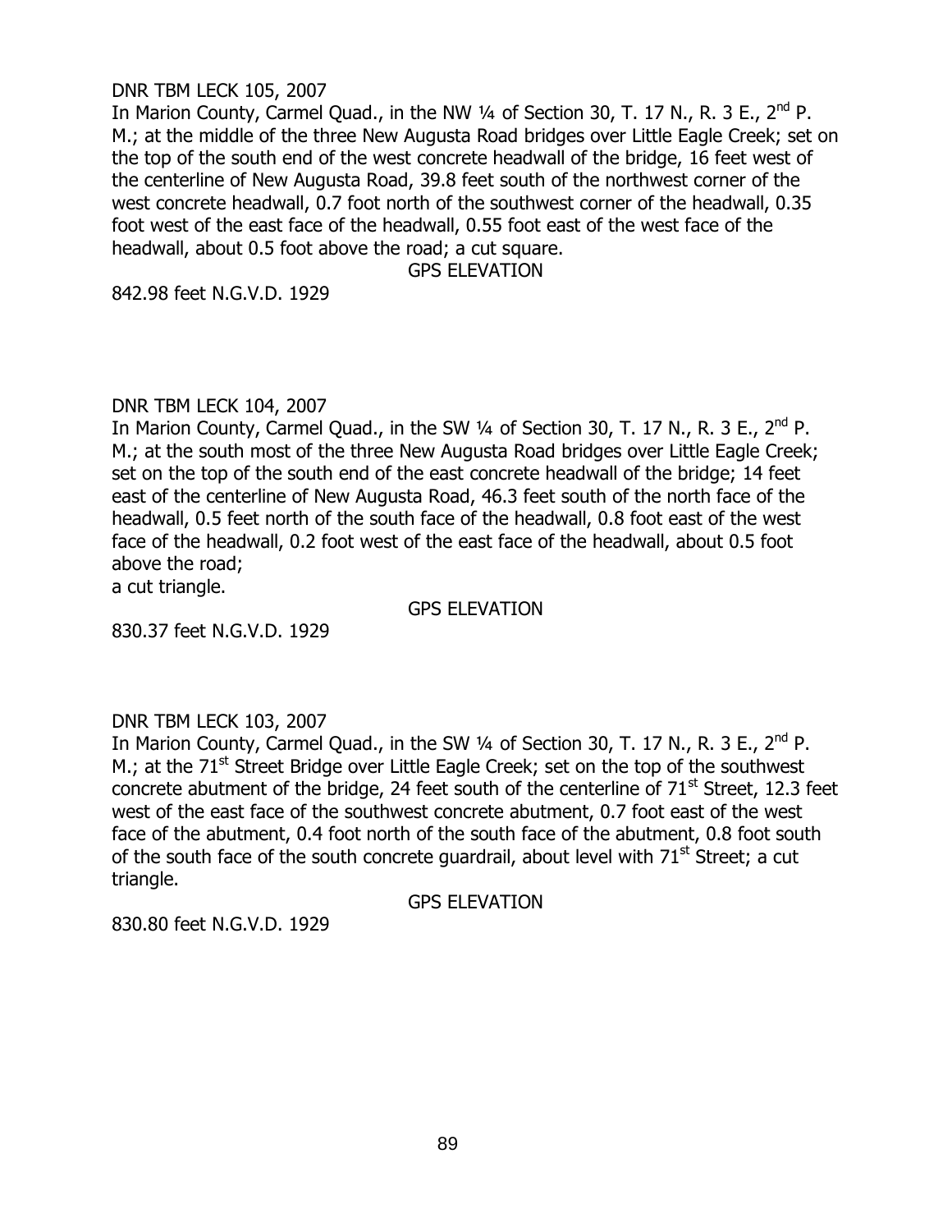DNR TBM LECK 105, 2007

In Marion County, Carmel Quad., in the NW ¼ of Section 30, T. 17 N., R. 3 E., 2nd P. M.; at the middle of the three New Augusta Road bridges over Little Eagle Creek; set on the top of the south end of the west concrete headwall of the bridge, 16 feet west of the centerline of New Augusta Road, 39.8 feet south of the northwest corner of the west concrete headwall, 0.7 foot north of the southwest corner of the headwall, 0.35 foot west of the east face of the headwall, 0.55 foot east of the west face of the headwall, about 0.5 foot above the road; a cut square.

GPS ELEVATION

842.98 feet N.G.V.D. 1929

DNR TBM LECK 104, 2007

In Marion County, Carmel Quad., in the SW ¼ of Section 30, T. 17 N., R. 3 E., 2nd P. M.; at the south most of the three New Augusta Road bridges over Little Eagle Creek; set on the top of the south end of the east concrete headwall of the bridge; 14 feet east of the centerline of New Augusta Road, 46.3 feet south of the north face of the headwall, 0.5 feet north of the south face of the headwall, 0.8 foot east of the west face of the headwall, 0.2 foot west of the east face of the headwall, about 0.5 foot above the road;
a cut triangle.

GPS ELEVATION

830.37 feet N.G.V.D. 1929

DNR TBM LECK 103, 2007

In Marion County, Carmel Quad., in the SW ¼ of Section 30, T. 17 N., R. 3 E., 2nd P. M.; at the 71st Street Bridge over Little Eagle Creek; set on the top of the southwest concrete abutment of the bridge, 24 feet south of the centerline of 71st Street, 12.3 feet west of the east face of the southwest concrete abutment, 0.7 foot east of the west face of the abutment, 0.4 foot north of the south face of the abutment, 0.8 foot south of the south face of the south concrete guardrail, about level with 71st Street; a cut triangle.

GPS ELEVATION

830.80 feet N.G.V.D. 1929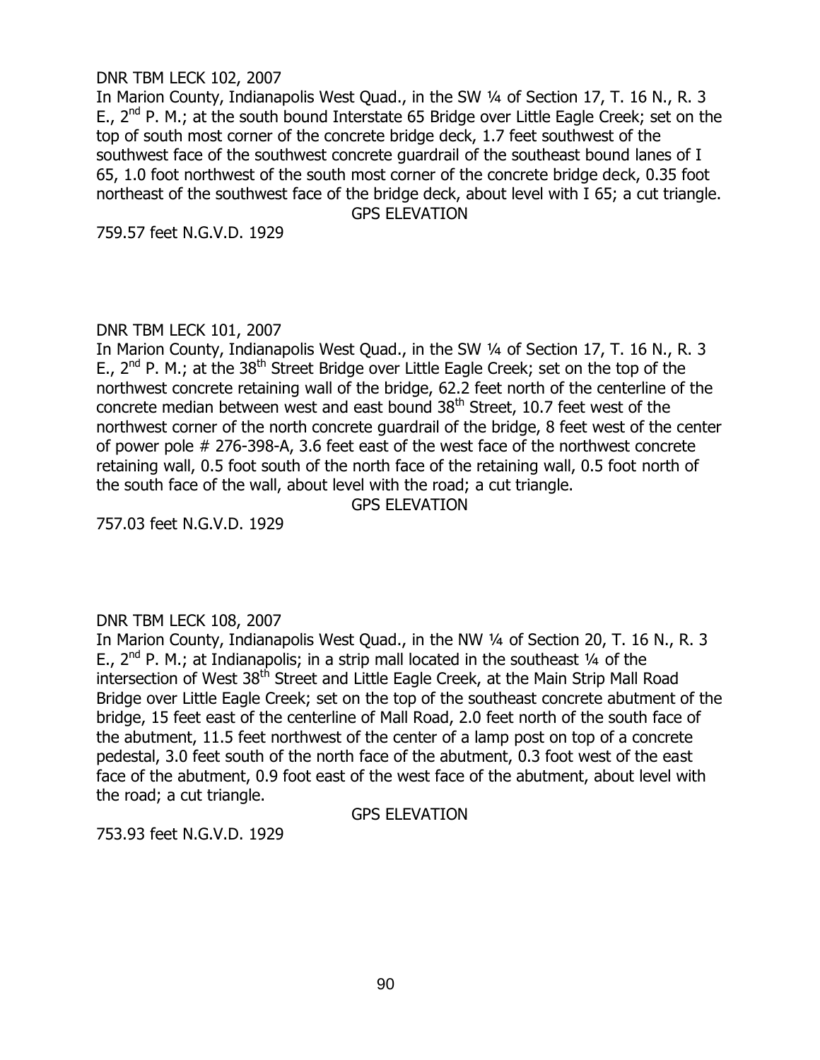DNR TBM LECK 102, 2007

In Marion County, Indianapolis West Quad., in the SW ¼ of Section 17, T. 16 N., R. 3 E., 2nd P. M.; at the south bound Interstate 65 Bridge over Little Eagle Creek; set on the top of south most corner of the concrete bridge deck, 1.7 feet southwest of the southwest face of the southwest concrete guardrail of the southeast bound lanes of I 65, 1.0 foot northwest of the south most corner of the concrete bridge deck, 0.35 foot northeast of the southwest face of the bridge deck, about level with I 65; a cut triangle.

GPS ELEVATION

759.57 feet N.G.V.D. 1929

DNR TBM LECK 101, 2007

In Marion County, Indianapolis West Quad., in the SW ¼ of Section 17, T. 16 N., R. 3 E., 2nd P. M.; at the 38th Street Bridge over Little Eagle Creek; set on the top of the northwest concrete retaining wall of the bridge, 62.2 feet north of the centerline of the concrete median between west and east bound 38th Street, 10.7 feet west of the northwest corner of the north concrete guardrail of the bridge, 8 feet west of the center of power pole # 276-398-A, 3.6 feet east of the west face of the northwest concrete retaining wall, 0.5 foot south of the north face of the retaining wall, 0.5 foot north of the south face of the wall, about level with the road; a cut triangle.

GPS ELEVATION

757.03 feet N.G.V.D. 1929

DNR TBM LECK 108, 2007

In Marion County, Indianapolis West Quad., in the NW ¼ of Section 20, T. 16 N., R. 3 E., 2nd P. M.; at Indianapolis; in a strip mall located in the southeast ¼ of the intersection of West 38th Street and Little Eagle Creek, at the Main Strip Mall Road Bridge over Little Eagle Creek; set on the top of the southeast concrete abutment of the bridge, 15 feet east of the centerline of Mall Road, 2.0 feet north of the south face of the abutment, 11.5 feet northwest of the center of a lamp post on top of a concrete pedestal, 3.0 feet south of the north face of the abutment, 0.3 foot west of the east face of the abutment, 0.9 foot east of the west face of the abutment, about level with the road; a cut triangle.

GPS ELEVATION

753.93 feet N.G.V.D. 1929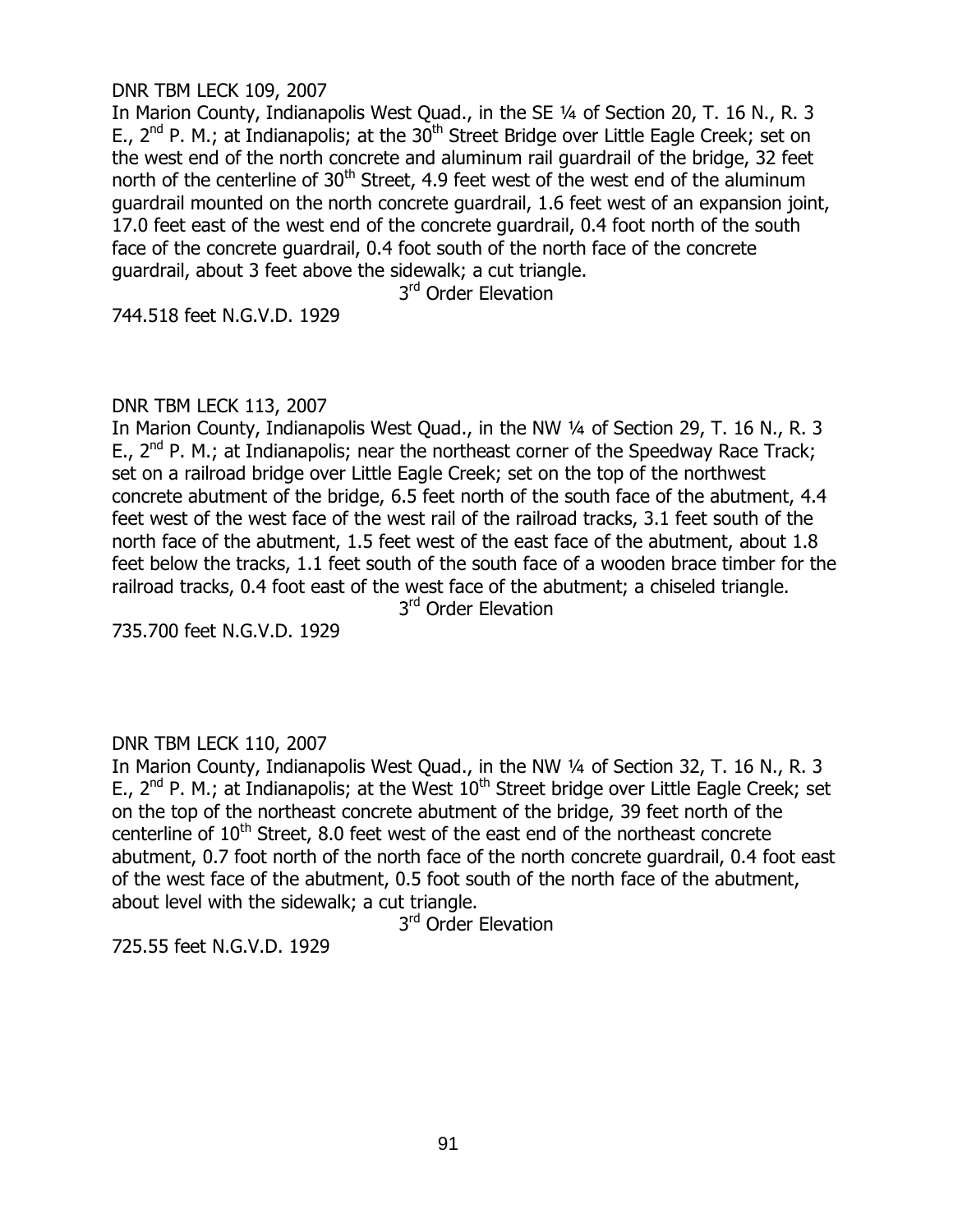DNR TBM LECK 109, 2007

In Marion County, Indianapolis West Quad., in the SE ¼ of Section 20, T. 16 N., R. 3 E., 2nd P. M.; at Indianapolis; at the 30th Street Bridge over Little Eagle Creek; set on the west end of the north concrete and aluminum rail guardrail of the bridge, 32 feet north of the centerline of 30th Street, 4.9 feet west of the west end of the aluminum guardrail mounted on the north concrete guardrail, 1.6 feet west of an expansion joint, 17.0 feet east of the west end of the concrete guardrail, 0.4 foot north of the south face of the concrete guardrail, 0.4 foot south of the north face of the concrete guardrail, about 3 feet above the sidewalk; a cut triangle.

3rd Order Elevation

744.518 feet N.G.V.D. 1929

DNR TBM LECK 113, 2007

In Marion County, Indianapolis West Quad., in the NW ¼ of Section 29, T. 16 N., R. 3 E., 2nd P. M.; at Indianapolis; near the northeast corner of the Speedway Race Track; set on a railroad bridge over Little Eagle Creek; set on the top of the northwest concrete abutment of the bridge, 6.5 feet north of the south face of the abutment, 4.4 feet west of the west face of the west rail of the railroad tracks, 3.1 feet south of the north face of the abutment, 1.5 feet west of the east face of the abutment, about 1.8 feet below the tracks, 1.1 feet south of the south face of a wooden brace timber for the railroad tracks, 0.4 foot east of the west face of the abutment; a chiseled triangle.

3rd Order Elevation

735.700 feet N.G.V.D. 1929

DNR TBM LECK 110, 2007

In Marion County, Indianapolis West Quad., in the NW ¼ of Section 32, T. 16 N., R. 3 E., 2nd P. M.; at Indianapolis; at the West 10th Street bridge over Little Eagle Creek; set on the top of the northeast concrete abutment of the bridge, 39 feet north of the centerline of 10th Street, 8.0 feet west of the east end of the northeast concrete abutment, 0.7 foot north of the north face of the north concrete guardrail, 0.4 foot east of the west face of the abutment, 0.5 foot south of the north face of the abutment, about level with the sidewalk; a cut triangle.

3rd Order Elevation

725.55 feet N.G.V.D. 1929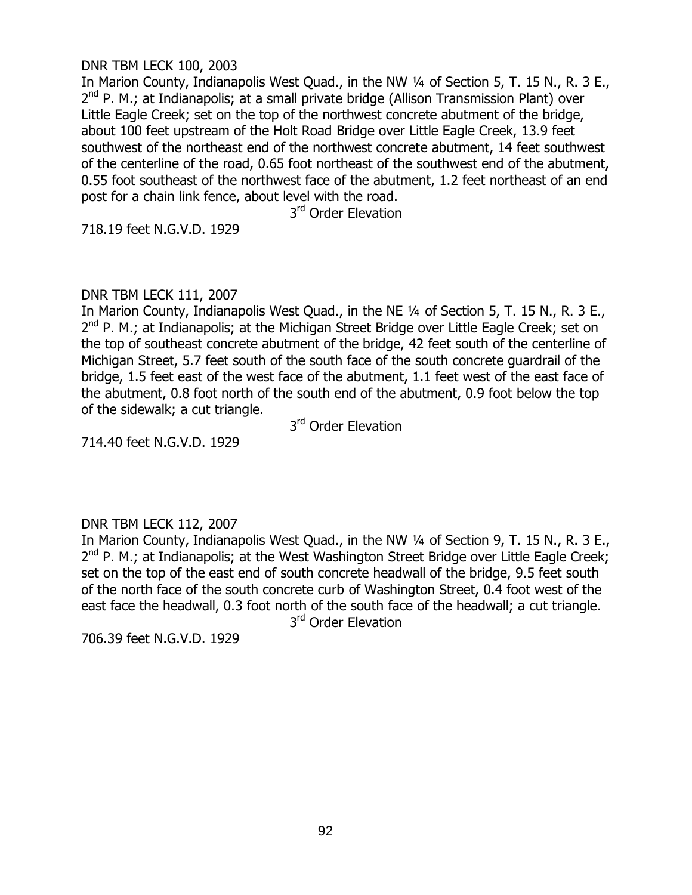DNR TBM LECK 100, 2003

In Marion County, Indianapolis West Quad., in the NW ¼ of Section 5, T. 15 N., R. 3 E., 2nd P. M.; at Indianapolis; at a small private bridge (Allison Transmission Plant) over Little Eagle Creek; set on the top of the northwest concrete abutment of the bridge, about 100 feet upstream of the Holt Road Bridge over Little Eagle Creek, 13.9 feet southwest of the northeast end of the northwest concrete abutment, 14 feet southwest of the centerline of the road, 0.65 foot northeast of the southwest end of the abutment, 0.55 foot southeast of the northwest face of the abutment, 1.2 feet northeast of an end post for a chain link fence, about level with the road.

3rd Order Elevation

718.19 feet N.G.V.D. 1929

DNR TBM LECK 111, 2007

In Marion County, Indianapolis West Quad., in the NE ¼ of Section 5, T. 15 N., R. 3 E., 2nd P. M.; at Indianapolis; at the Michigan Street Bridge over Little Eagle Creek; set on the top of southeast concrete abutment of the bridge, 42 feet south of the centerline of Michigan Street, 5.7 feet south of the south face of the south concrete guardrail of the bridge, 1.5 feet east of the west face of the abutment, 1.1 feet west of the east face of the abutment, 0.8 foot north of the south end of the abutment, 0.9 foot below the top of the sidewalk; a cut triangle.

3rd Order Elevation

714.40 feet N.G.V.D. 1929

DNR TBM LECK 112, 2007

In Marion County, Indianapolis West Quad., in the NW ¼ of Section 9, T. 15 N., R. 3 E., 2nd P. M.; at Indianapolis; at the West Washington Street Bridge over Little Eagle Creek; set on the top of the east end of south concrete headwall of the bridge, 9.5 feet south of the north face of the south concrete curb of Washington Street, 0.4 foot west of the east face the headwall, 0.3 foot north of the south face of the headwall; a cut triangle.

3rd Order Elevation

706.39 feet N.G.V.D. 1929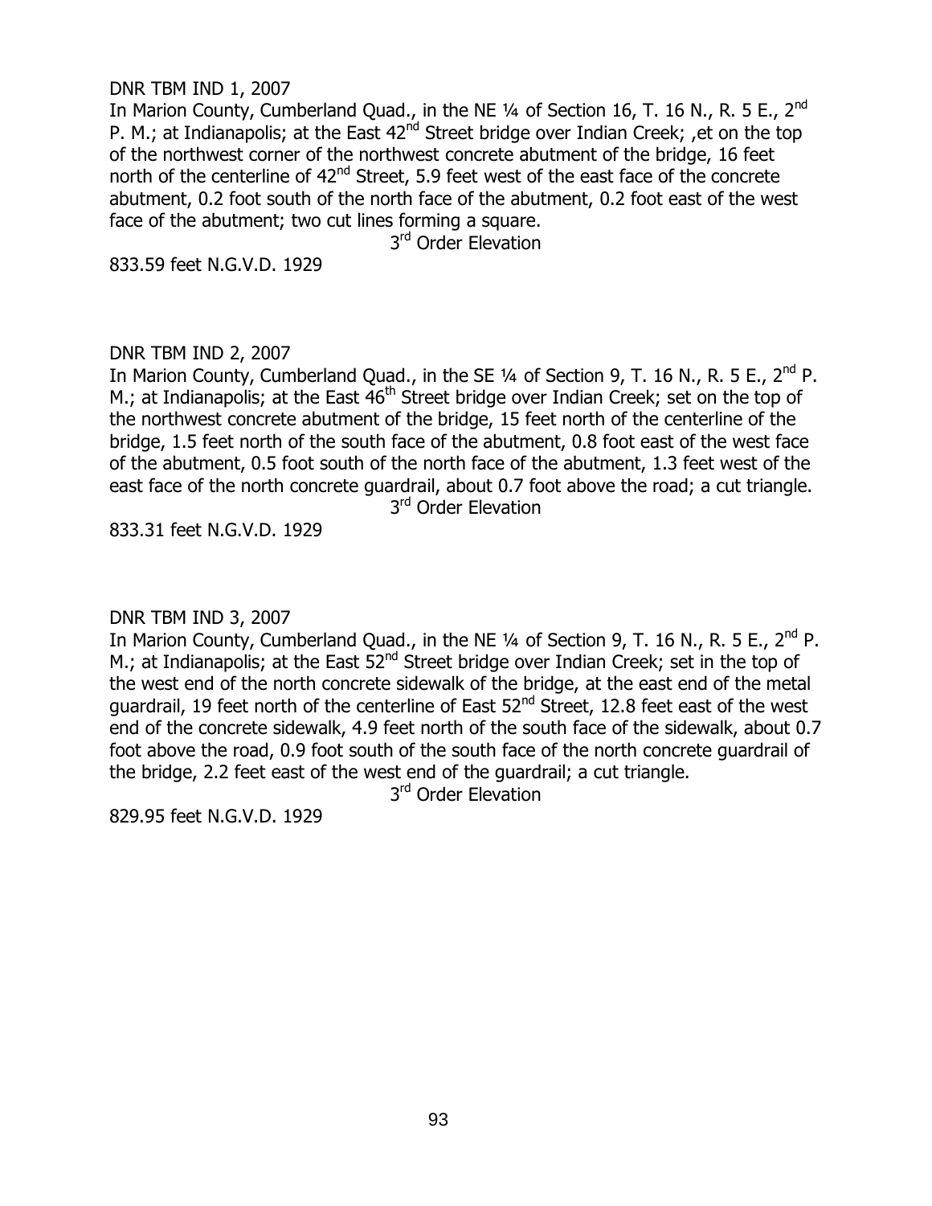DNR TBM IND 1, 2007

In Marion County, Cumberland Quad., in the NE ¼ of Section 16, T. 16 N., R. 5 E., 2nd P. M.; at Indianapolis; at the East 42nd Street bridge over Indian Creek; ,et on the top of the northwest corner of the northwest concrete abutment of the bridge, 16 feet north of the centerline of 42nd Street, 5.9 feet west of the east face of the concrete abutment, 0.2 foot south of the north face of the abutment, 0.2 foot east of the west face of the abutment; two cut lines forming a square.

3rd Order Elevation

833.59 feet N.G.V.D. 1929

DNR TBM IND 2, 2007

In Marion County, Cumberland Quad., in the SE ¼ of Section 9, T. 16 N., R. 5 E., 2nd P. M.; at Indianapolis; at the East 46th Street bridge over Indian Creek; set on the top of the northwest concrete abutment of the bridge, 15 feet north of the centerline of the bridge, 1.5 feet north of the south face of the abutment, 0.8 foot east of the west face of the abutment, 0.5 foot south of the north face of the abutment, 1.3 feet west of the east face of the north concrete guardrail, about 0.7 foot above the road; a cut triangle.

3rd Order Elevation

833.31 feet N.G.V.D. 1929

DNR TBM IND 3, 2007

In Marion County, Cumberland Quad., in the NE ¼ of Section 9, T. 16 N., R. 5 E., 2nd P. M.; at Indianapolis; at the East 52nd Street bridge over Indian Creek; set in the top of the west end of the north concrete sidewalk of the bridge, at the east end of the metal guardrail, 19 feet north of the centerline of East 52nd Street, 12.8 feet east of the west end of the concrete sidewalk, 4.9 feet north of the south face of the sidewalk, about 0.7 foot above the road, 0.9 foot south of the south face of the north concrete guardrail of the bridge, 2.2 feet east of the west end of the guardrail; a cut triangle.

3rd Order Elevation

829.95 feet N.G.V.D. 1929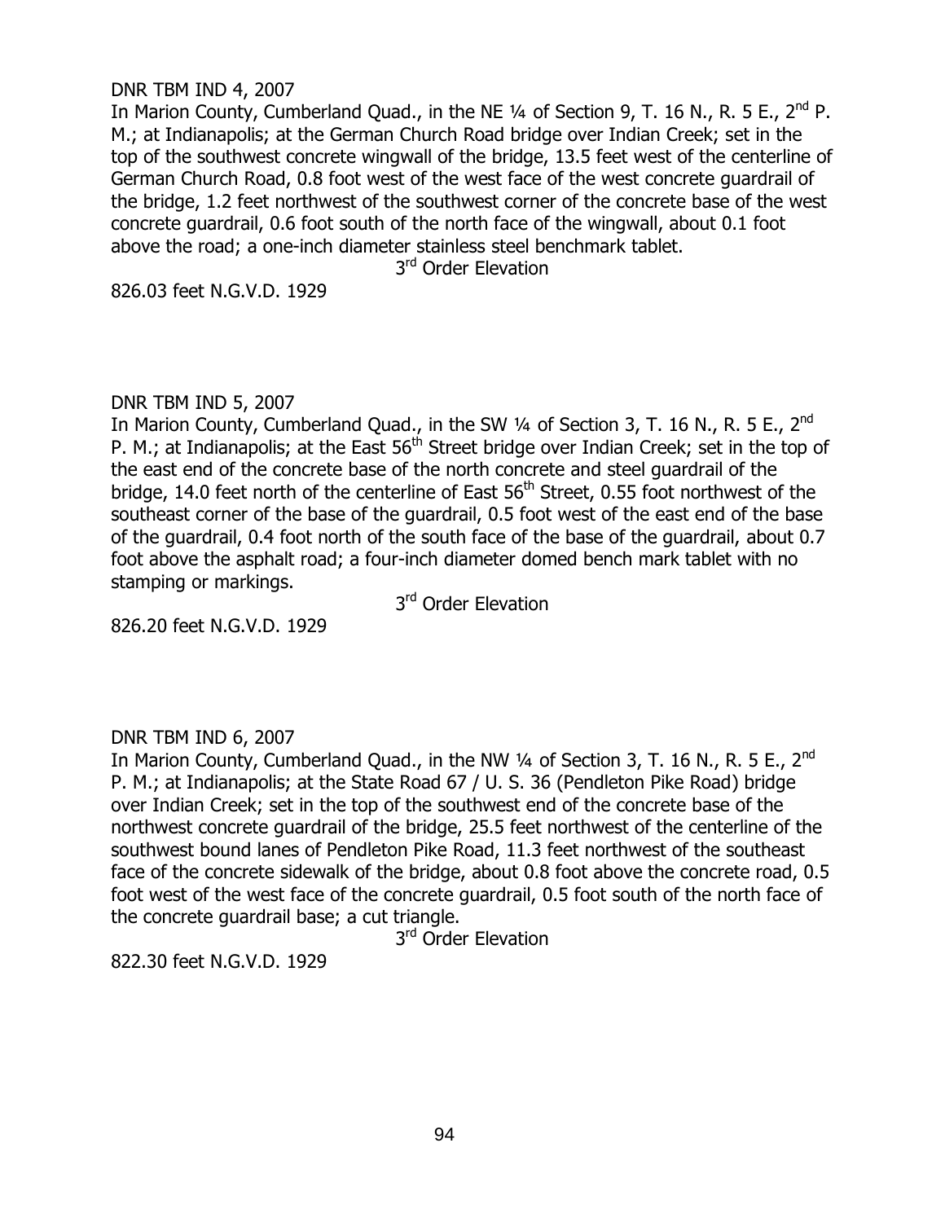DNR TBM IND 4, 2007

In Marion County, Cumberland Quad., in the NE ¼ of Section 9, T. 16 N., R. 5 E., 2nd P. M.; at Indianapolis; at the German Church Road bridge over Indian Creek; set in the top of the southwest concrete wingwall of the bridge, 13.5 feet west of the centerline of German Church Road, 0.8 foot west of the west face of the west concrete guardrail of the bridge, 1.2 feet northwest of the southwest corner of the concrete base of the west concrete guardrail, 0.6 foot south of the north face of the wingwall, about 0.1 foot above the road; a one-inch diameter stainless steel benchmark tablet.

3rd Order Elevation

826.03 feet N.G.V.D. 1929

DNR TBM IND 5, 2007

In Marion County, Cumberland Quad., in the SW ¼ of Section 3, T. 16 N., R. 5 E., 2nd P. M.; at Indianapolis; at the East 56th Street bridge over Indian Creek; set in the top of the east end of the concrete base of the north concrete and steel guardrail of the bridge, 14.0 feet north of the centerline of East 56th Street, 0.55 foot northwest of the southeast corner of the base of the guardrail, 0.5 foot west of the east end of the base of the guardrail, 0.4 foot north of the south face of the base of the guardrail, about 0.7 foot above the asphalt road; a four-inch diameter domed bench mark tablet with no stamping or markings.

3rd Order Elevation

826.20 feet N.G.V.D. 1929

DNR TBM IND 6, 2007

In Marion County, Cumberland Quad., in the NW ¼ of Section 3, T. 16 N., R. 5 E., 2nd P. M.; at Indianapolis; at the State Road 67 / U. S. 36 (Pendleton Pike Road) bridge over Indian Creek; set in the top of the southwest end of the concrete base of the northwest concrete guardrail of the bridge, 25.5 feet northwest of the centerline of the southwest bound lanes of Pendleton Pike Road, 11.3 feet northwest of the southeast face of the concrete sidewalk of the bridge, about 0.8 foot above the concrete road, 0.5 foot west of the west face of the concrete guardrail, 0.5 foot south of the north face of the concrete guardrail base; a cut triangle.

3rd Order Elevation

822.30 feet N.G.V.D. 1929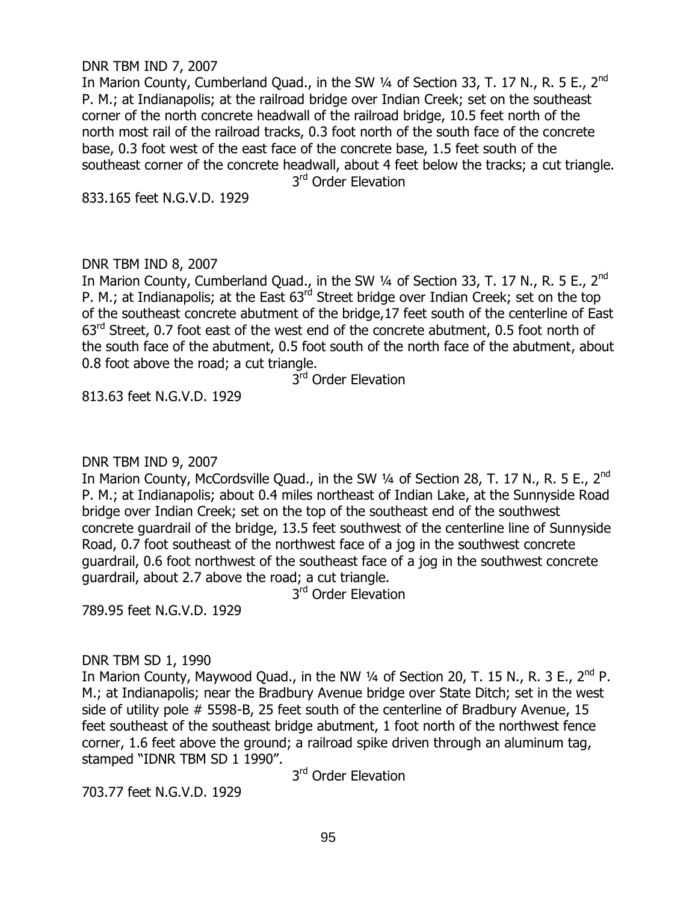DNR TBM IND 7, 2007

In Marion County, Cumberland Quad., in the SW ¼ of Section 33, T. 17 N., R. 5 E., 2nd P. M.; at Indianapolis; at the railroad bridge over Indian Creek; set on the southeast corner of the north concrete headwall of the railroad bridge, 10.5 feet north of the north most rail of the railroad tracks, 0.3 foot north of the south face of the concrete base, 0.3 foot west of the east face of the concrete base, 1.5 feet south of the southeast corner of the concrete headwall, about 4 feet below the tracks; a cut triangle.

3rd Order Elevation

833.165 feet N.G.V.D. 1929

DNR TBM IND 8, 2007

In Marion County, Cumberland Quad., in the SW ¼ of Section 33, T. 17 N., R. 5 E., 2nd P. M.; at Indianapolis; at the East 63rd Street bridge over Indian Creek; set on the top of the southeast concrete abutment of the bridge,17 feet south of the centerline of East 63rd Street, 0.7 foot east of the west end of the concrete abutment, 0.5 foot north of the south face of the abutment, 0.5 foot south of the north face of the abutment, about 0.8 foot above the road; a cut triangle.

3rd Order Elevation

813.63 feet N.G.V.D. 1929

DNR TBM IND 9, 2007

In Marion County, McCordsville Quad., in the SW ¼ of Section 28, T. 17 N., R. 5 E., 2nd P. M.; at Indianapolis; about 0.4 miles northeast of Indian Lake, at the Sunnyside Road bridge over Indian Creek; set on the top of the southeast end of the southwest concrete guardrail of the bridge, 13.5 feet southwest of the centerline line of Sunnyside Road, 0.7 foot southeast of the northwest face of a jog in the southwest concrete guardrail, 0.6 foot northwest of the southeast face of a jog in the southwest concrete guardrail, about 2.7 above the road; a cut triangle.

3rd Order Elevation

789.95 feet N.G.V.D. 1929

DNR TBM SD 1, 1990

In Marion County, Maywood Quad., in the NW ¼ of Section 20, T. 15 N., R. 3 E., 2nd P. M.; at Indianapolis; near the Bradbury Avenue bridge over State Ditch; set in the west side of utility pole # 5598-B, 25 feet south of the centerline of Bradbury Avenue, 15 feet southeast of the southeast bridge abutment, 1 foot north of the northwest fence corner, 1.6 feet above the ground; a railroad spike driven through an aluminum tag, stamped "IDNR TBM SD 1 1990".

3rd Order Elevation

703.77 feet N.G.V.D. 1929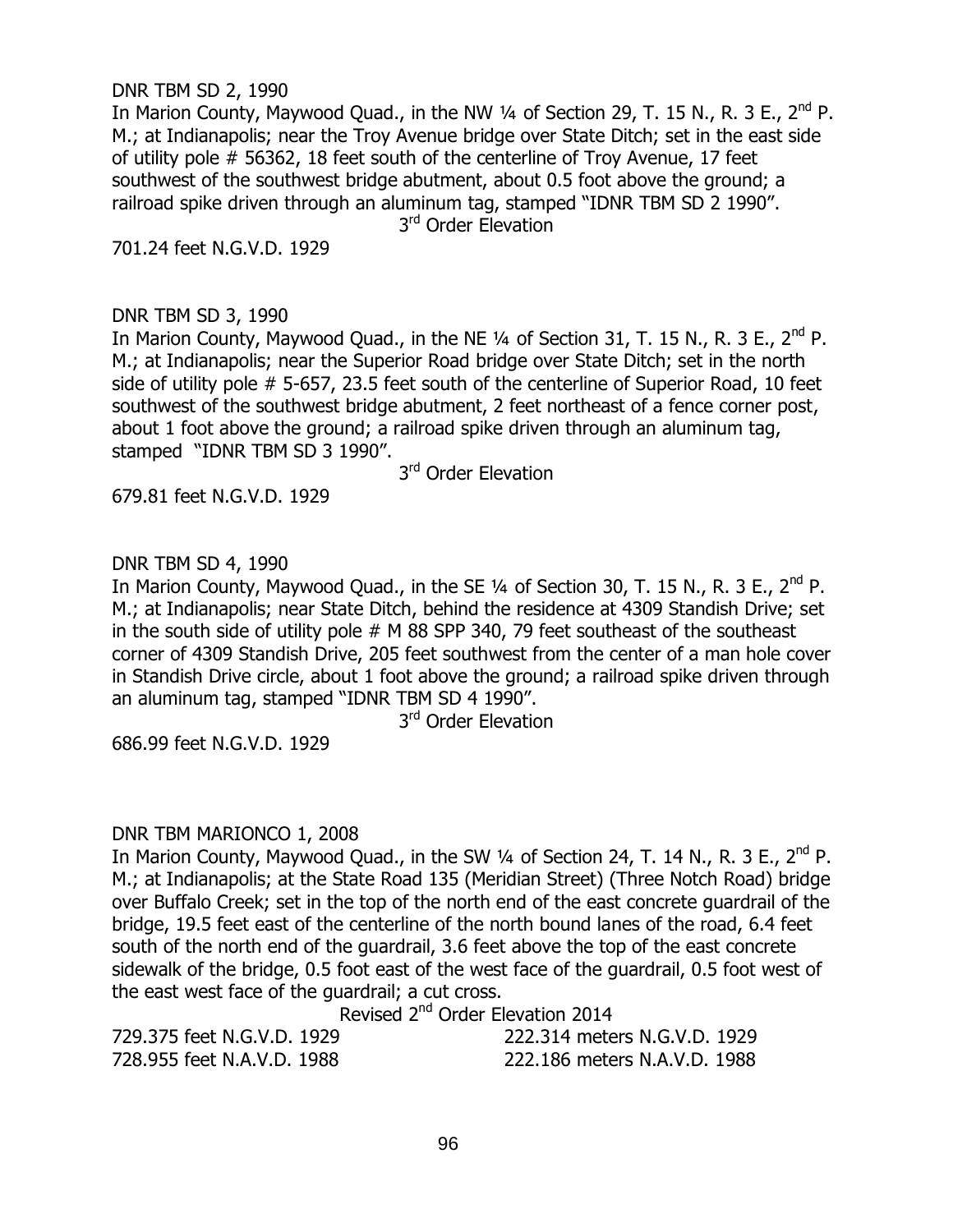DNR TBM SD 2, 1990

In Marion County, Maywood Quad., in the NW ¼ of Section 29, T. 15 N., R. 3 E., 2nd P. M.; at Indianapolis; near the Troy Avenue bridge over State Ditch; set in the east side of utility pole # 56362, 18 feet south of the centerline of Troy Avenue, 17 feet southwest of the southwest bridge abutment, about 0.5 foot above the ground; a railroad spike driven through an aluminum tag, stamped "IDNR TBM SD 2 1990".

3rd Order Elevation

701.24 feet N.G.V.D. 1929

DNR TBM SD 3, 1990

In Marion County, Maywood Quad., in the NE ¼ of Section 31, T. 15 N., R. 3 E., 2nd P. M.; at Indianapolis; near the Superior Road bridge over State Ditch; set in the north side of utility pole # 5-657, 23.5 feet south of the centerline of Superior Road, 10 feet southwest of the southwest bridge abutment, 2 feet northeast of a fence corner post, about 1 foot above the ground; a railroad spike driven through an aluminum tag, stamped "IDNR TBM SD 3 1990".

3rd Order Elevation

679.81 feet N.G.V.D. 1929

DNR TBM SD 4, 1990

In Marion County, Maywood Quad., in the SE ¼ of Section 30, T. 15 N., R. 3 E., 2nd P. M.; at Indianapolis; near State Ditch, behind the residence at 4309 Standish Drive; set in the south side of utility pole # M 88 SPP 340, 79 feet southeast of the southeast corner of 4309 Standish Drive, 205 feet southwest from the center of a man hole cover in Standish Drive circle, about 1 foot above the ground; a railroad spike driven through an aluminum tag, stamped "IDNR TBM SD 4 1990".

3rd Order Elevation

686.99 feet N.G.V.D. 1929

DNR TBM MARIONCO 1, 2008

In Marion County, Maywood Quad., in the SW ¼ of Section 24, T. 14 N., R. 3 E., 2nd P. M.; at Indianapolis; at the State Road 135 (Meridian Street) (Three Notch Road) bridge over Buffalo Creek; set in the top of the north end of the east concrete guardrail of the bridge, 19.5 feet east of the centerline of the north bound lanes of the road, 6.4 feet south of the north end of the guardrail, 3.6 feet above the top of the east concrete sidewalk of the bridge, 0.5 foot east of the west face of the guardrail, 0.5 foot west of the east west face of the guardrail; a cut cross.

Revised 2nd Order Elevation 2014

729.375 feet N.G.V.D. 1929 222.314 meters N.G.V.D. 1929

728.955 feet N.A.V.D. 1988 222.186 meters N.A.V.D. 1988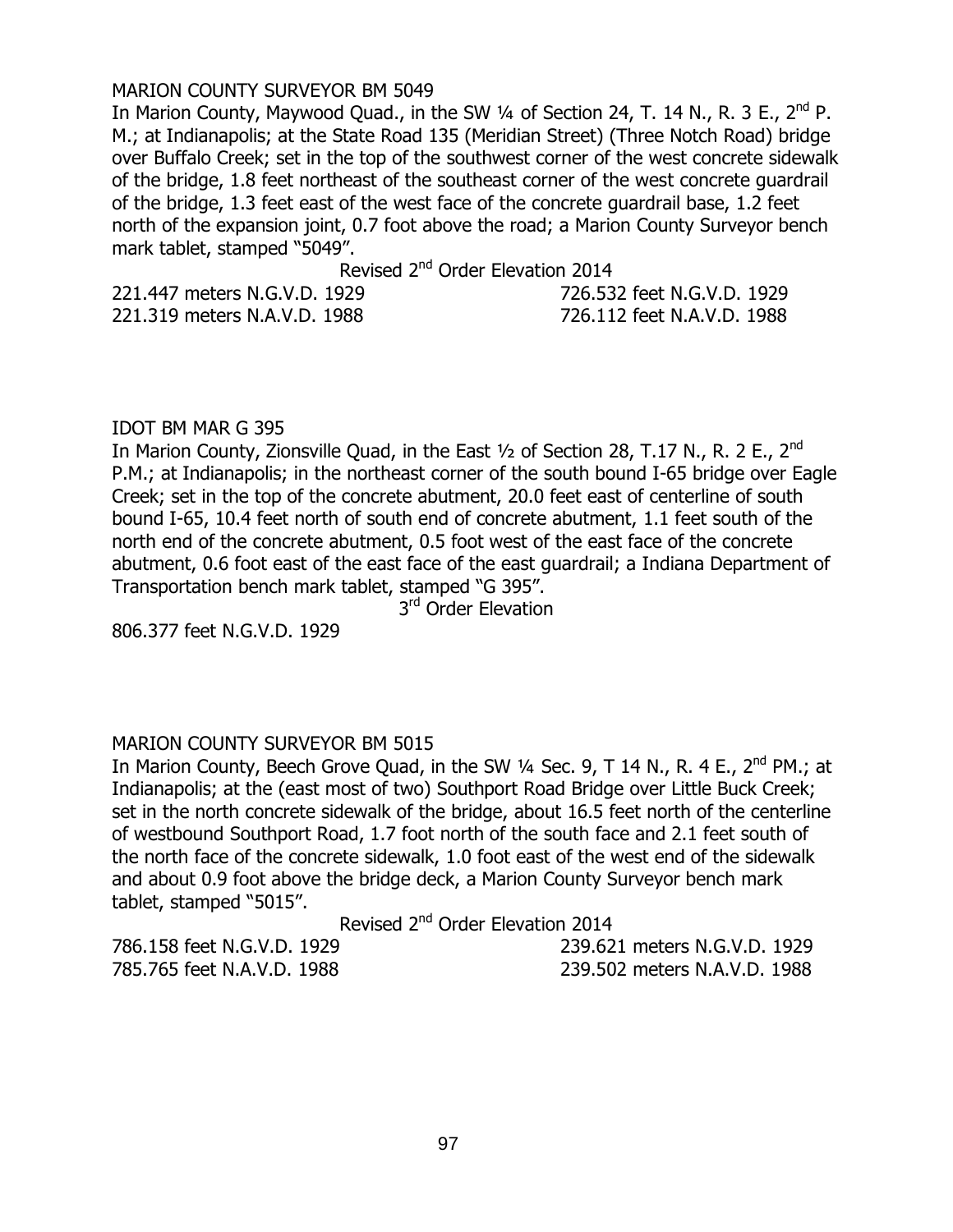MARION COUNTY SURVEYOR BM 5049

In Marion County, Maywood Quad., in the SW ¼ of Section 24, T. 14 N., R. 3 E., 2nd P. M.; at Indianapolis; at the State Road 135 (Meridian Street) (Three Notch Road) bridge over Buffalo Creek; set in the top of the southwest corner of the west concrete sidewalk of the bridge, 1.8 feet northeast of the southeast corner of the west concrete guardrail of the bridge, 1.3 feet east of the west face of the concrete guardrail base, 1.2 feet north of the expansion joint, 0.7 foot above the road; a Marion County Surveyor bench mark tablet, stamped "5049".

Revised 2nd Order Elevation 2014

221.447 meters N.G.V.D. 1929 726.532 feet N.G.V.D. 1929
221.319 meters N.A.V.D. 1988 726.112 feet N.A.V.D. 1988

IDOT BM MAR G 395

In Marion County, Zionsville Quad, in the East ½ of Section 28, T.17 N., R. 2 E., 2nd P.M.; at Indianapolis; in the northeast corner of the south bound I-65 bridge over Eagle Creek; set in the top of the concrete abutment, 20.0 feet east of centerline of south bound I-65, 10.4 feet north of south end of concrete abutment, 1.1 feet south of the north end of the concrete abutment, 0.5 foot west of the east face of the concrete abutment, 0.6 foot east of the east face of the east guardrail; a Indiana Department of Transportation bench mark tablet, stamped "G 395".

3rd Order Elevation

806.377 feet N.G.V.D. 1929

MARION COUNTY SURVEYOR BM 5015

In Marion County, Beech Grove Quad, in the SW ¼ Sec. 9, T 14 N., R. 4 E., 2nd PM.; at Indianapolis; at the (east most of two) Southport Road Bridge over Little Buck Creek; set in the north concrete sidewalk of the bridge, about 16.5 feet north of the centerline of westbound Southport Road, 1.7 foot north of the south face and 2.1 feet south of the north face of the concrete sidewalk, 1.0 foot east of the west end of the sidewalk and about 0.9 foot above the bridge deck, a Marion County Surveyor bench mark tablet, stamped "5015".

Revised 2nd Order Elevation 2014

786.158 feet N.G.V.D. 1929 239.621 meters N.G.V.D. 1929
785.765 feet N.A.V.D. 1988 239.502 meters N.A.V.D. 1988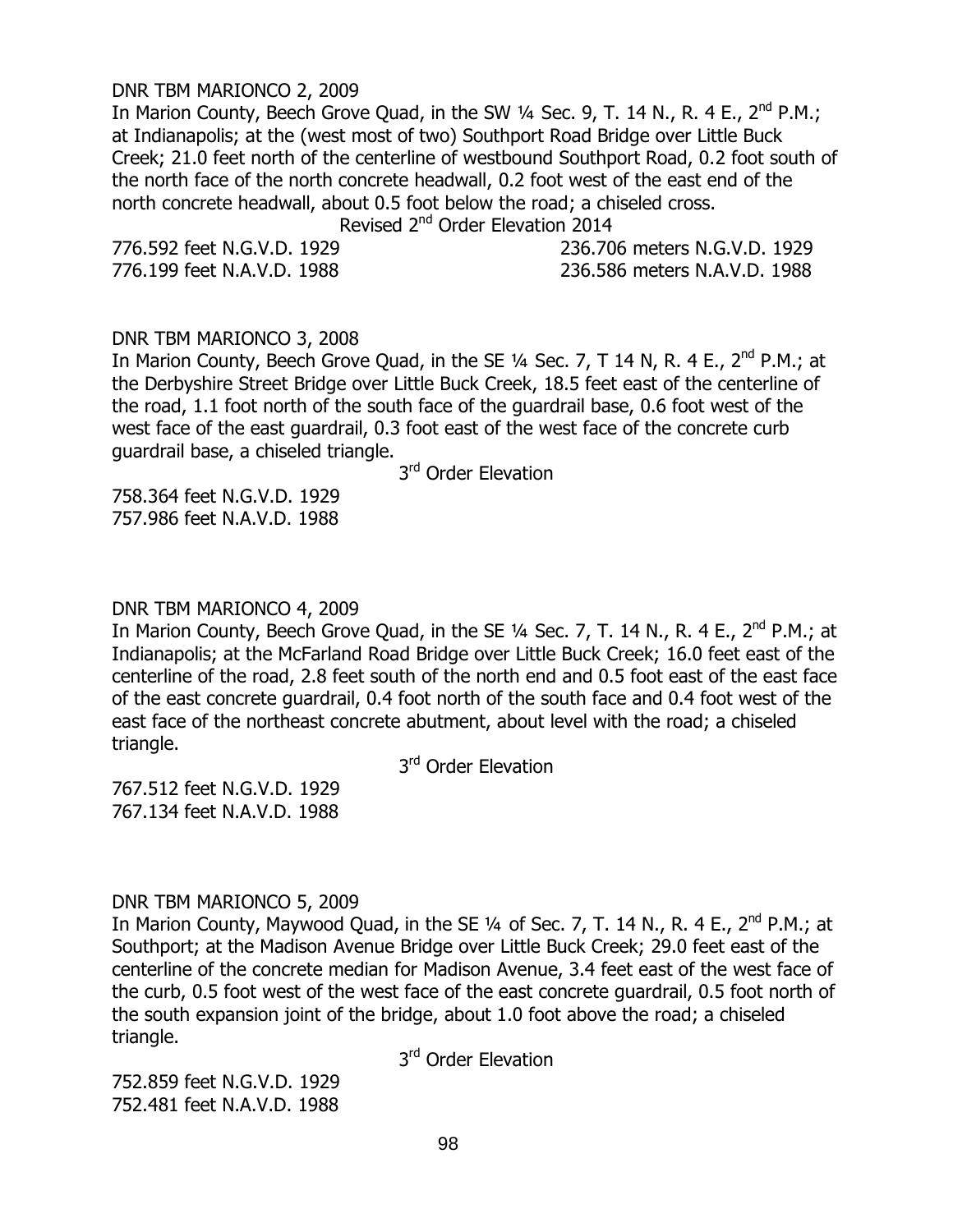DNR TBM MARIONCO 2, 2009

In Marion County, Beech Grove Quad, in the SW ¼ Sec. 9, T. 14 N., R. 4 E., 2nd P.M.; at Indianapolis; at the (west most of two) Southport Road Bridge over Little Buck Creek; 21.0 feet north of the centerline of westbound Southport Road, 0.2 foot south of the north face of the north concrete headwall, 0.2 foot west of the east end of the north concrete headwall, about 0.5 foot below the road; a chiseled cross.

Revised 2nd Order Elevation 2014

| | |
|---|---|
| 776.592 feet N.G.V.D. 1929 | 236.706 meters N.G.V.D. 1929 |
| 776.199 feet N.A.V.D. 1988 | 236.586 meters N.A.V.D. 1988 |

DNR TBM MARIONCO 3, 2008

In Marion County, Beech Grove Quad, in the SE ¼ Sec. 7, T 14 N, R. 4 E., 2nd P.M.; at the Derbyshire Street Bridge over Little Buck Creek, 18.5 feet east of the centerline of the road, 1.1 foot north of the south face of the guardrail base, 0.6 foot west of the west face of the east guardrail, 0.3 foot east of the west face of the concrete curb guardrail base, a chiseled triangle.

3rd Order Elevation

758.364 feet N.G.V.D. 1929
757.986 feet N.A.V.D. 1988

DNR TBM MARIONCO 4, 2009

In Marion County, Beech Grove Quad, in the SE ¼ Sec. 7, T. 14 N., R. 4 E., 2nd P.M.; at Indianapolis; at the McFarland Road Bridge over Little Buck Creek; 16.0 feet east of the centerline of the road, 2.8 feet south of the north end and 0.5 foot east of the east face of the east concrete guardrail, 0.4 foot north of the south face and 0.4 foot west of the east face of the northeast concrete abutment, about level with the road; a chiseled triangle.

3rd Order Elevation

767.512 feet N.G.V.D. 1929
767.134 feet N.A.V.D. 1988

DNR TBM MARIONCO 5, 2009

In Marion County, Maywood Quad, in the SE ¼ of Sec. 7, T. 14 N., R. 4 E., 2nd P.M.; at Southport; at the Madison Avenue Bridge over Little Buck Creek; 29.0 feet east of the centerline of the concrete median for Madison Avenue, 3.4 feet east of the west face of the curb, 0.5 foot west of the west face of the east concrete guardrail, 0.5 foot north of the south expansion joint of the bridge, about 1.0 foot above the road; a chiseled triangle.

3rd Order Elevation

752.859 feet N.G.V.D. 1929
752.481 feet N.A.V.D. 1988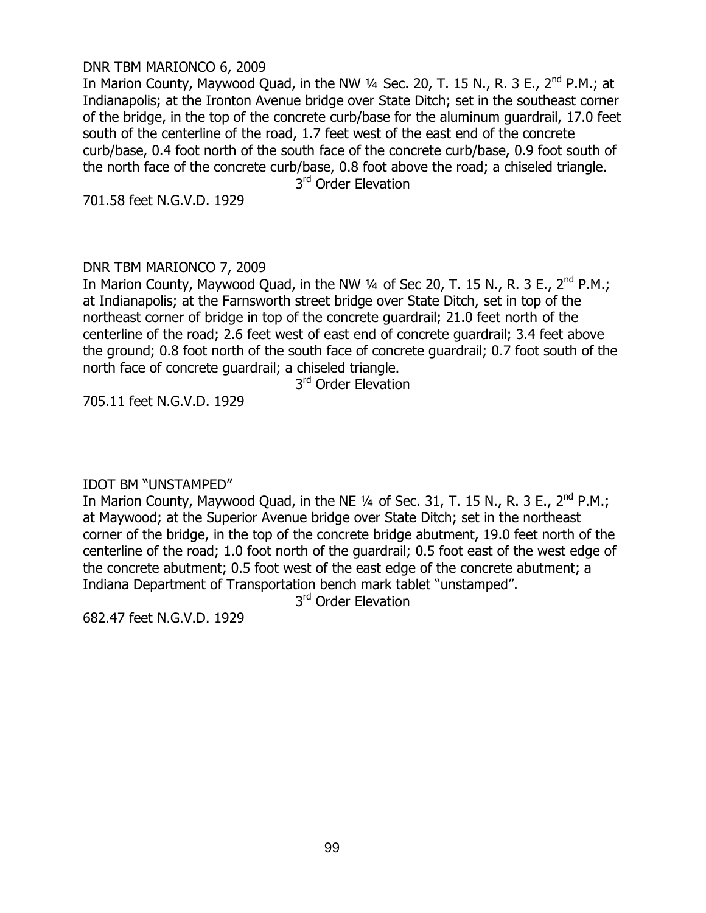DNR TBM MARIONCO 6, 2009

In Marion County, Maywood Quad, in the NW ¼ Sec. 20, T. 15 N., R. 3 E., 2nd P.M.; at Indianapolis; at the Ironton Avenue bridge over State Ditch; set in the southeast corner of the bridge, in the top of the concrete curb/base for the aluminum guardrail, 17.0 feet south of the centerline of the road, 1.7 feet west of the east end of the concrete curb/base, 0.4 foot north of the south face of the concrete curb/base, 0.9 foot south of the north face of the concrete curb/base, 0.8 foot above the road; a chiseled triangle.

3rd Order Elevation

701.58 feet N.G.V.D. 1929

DNR TBM MARIONCO 7, 2009

In Marion County, Maywood Quad, in the NW ¼ of Sec 20, T. 15 N., R. 3 E., 2nd P.M.; at Indianapolis; at the Farnsworth street bridge over State Ditch, set in top of the northeast corner of bridge in top of the concrete guardrail; 21.0 feet north of the centerline of the road; 2.6 feet west of east end of concrete guardrail; 3.4 feet above the ground; 0.8 foot north of the south face of concrete guardrail; 0.7 foot south of the north face of concrete guardrail; a chiseled triangle.

3rd Order Elevation

705.11 feet N.G.V.D. 1929

IDOT BM "UNSTAMPED"

In Marion County, Maywood Quad, in the NE ¼ of Sec. 31, T. 15 N., R. 3 E., 2nd P.M.; at Maywood; at the Superior Avenue bridge over State Ditch; set in the northeast corner of the bridge, in the top of the concrete bridge abutment, 19.0 feet north of the centerline of the road; 1.0 foot north of the guardrail; 0.5 foot east of the west edge of the concrete abutment; 0.5 foot west of the east edge of the concrete abutment; a Indiana Department of Transportation bench mark tablet "unstamped".

3rd Order Elevation

682.47 feet N.G.V.D. 1929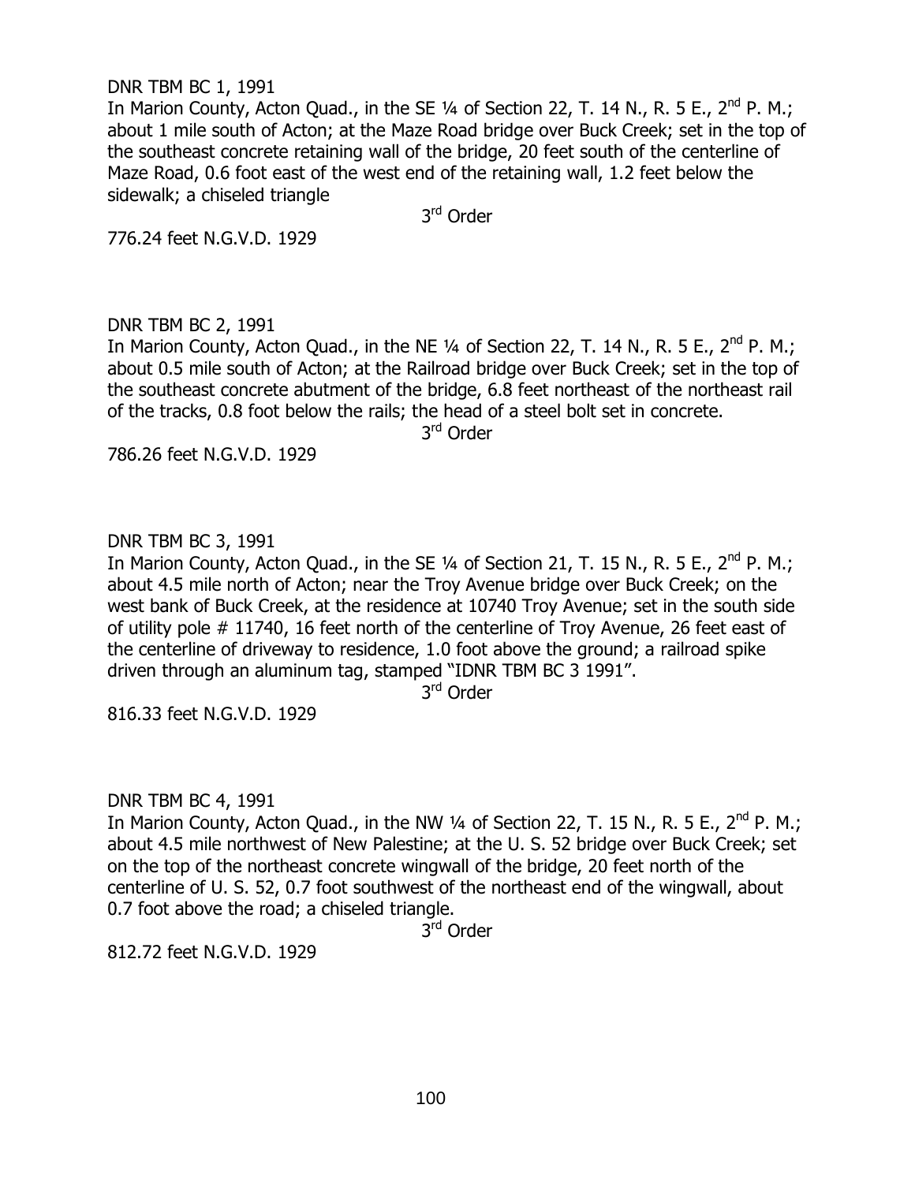DNR TBM BC 1, 1991

In Marion County, Acton Quad., in the SE ¼ of Section 22, T. 14 N., R. 5 E., 2nd P. M.; about 1 mile south of Acton; at the Maze Road bridge over Buck Creek; set in the top of the southeast concrete retaining wall of the bridge, 20 feet south of the centerline of Maze Road, 0.6 foot east of the west end of the retaining wall, 1.2 feet below the sidewalk; a chiseled triangle

3rd Order

776.24 feet N.G.V.D. 1929

DNR TBM BC 2, 1991

In Marion County, Acton Quad., in the NE ¼ of Section 22, T. 14 N., R. 5 E., 2nd P. M.; about 0.5 mile south of Acton; at the Railroad bridge over Buck Creek; set in the top of the southeast concrete abutment of the bridge, 6.8 feet northeast of the northeast rail of the tracks, 0.8 foot below the rails; the head of a steel bolt set in concrete.

3rd Order

786.26 feet N.G.V.D. 1929

DNR TBM BC 3, 1991

In Marion County, Acton Quad., in the SE ¼ of Section 21, T. 15 N., R. 5 E., 2nd P. M.; about 4.5 mile north of Acton; near the Troy Avenue bridge over Buck Creek; on the west bank of Buck Creek, at the residence at 10740 Troy Avenue; set in the south side of utility pole # 11740, 16 feet north of the centerline of Troy Avenue, 26 feet east of the centerline of driveway to residence, 1.0 foot above the ground; a railroad spike driven through an aluminum tag, stamped "IDNR TBM BC 3 1991".

3rd Order

816.33 feet N.G.V.D. 1929

DNR TBM BC 4, 1991

In Marion County, Acton Quad., in the NW ¼ of Section 22, T. 15 N., R. 5 E., 2nd P. M.; about 4.5 mile northwest of New Palestine; at the U. S. 52 bridge over Buck Creek; set on the top of the northeast concrete wingwall of the bridge, 20 feet north of the centerline of U. S. 52, 0.7 foot southwest of the northeast end of the wingwall, about 0.7 foot above the road; a chiseled triangle.

3rd Order

812.72 feet N.G.V.D. 1929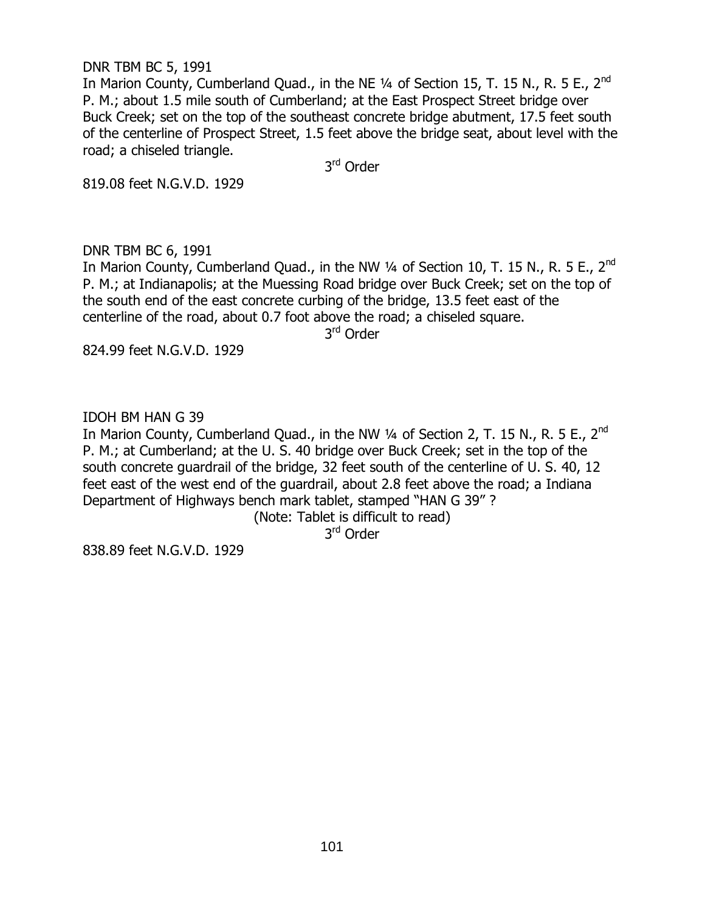DNR TBM BC 5, 1991

In Marion County, Cumberland Quad., in the NE ¼ of Section 15, T. 15 N., R. 5 E., 2nd P. M.; about 1.5 mile south of Cumberland; at the East Prospect Street bridge over Buck Creek; set on the top of the southeast concrete bridge abutment, 17.5 feet south of the centerline of Prospect Street, 1.5 feet above the bridge seat, about level with the road; a chiseled triangle.

3rd Order

819.08 feet N.G.V.D. 1929

DNR TBM BC 6, 1991

In Marion County, Cumberland Quad., in the NW ¼ of Section 10, T. 15 N., R. 5 E., 2nd P. M.; at Indianapolis; at the Muessing Road bridge over Buck Creek; set on the top of the south end of the east concrete curbing of the bridge, 13.5 feet east of the centerline of the road, about 0.7 foot above the road; a chiseled square.

3rd Order

824.99 feet N.G.V.D. 1929

IDOH BM HAN G 39

In Marion County, Cumberland Quad., in the NW ¼ of Section 2, T. 15 N., R. 5 E., 2nd P. M.; at Cumberland; at the U. S. 40 bridge over Buck Creek; set in the top of the south concrete guardrail of the bridge, 32 feet south of the centerline of U. S. 40, 12 feet east of the west end of the guardrail, about 2.8 feet above the road; a Indiana Department of Highways bench mark tablet, stamped "HAN G 39" ?

(Note: Tablet is difficult to read)

3rd Order

838.89 feet N.G.V.D. 1929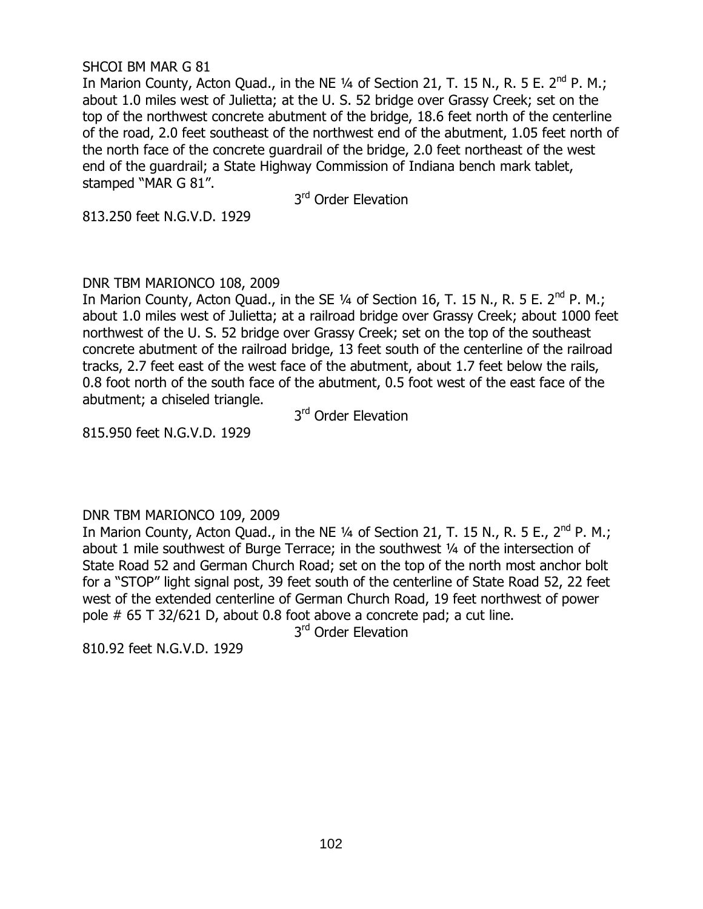SHCOI BM MAR G 81

In Marion County, Acton Quad., in the NE ¼ of Section 21, T. 15 N., R. 5 E. 2nd P. M.; about 1.0 miles west of Julietta; at the U. S. 52 bridge over Grassy Creek; set on the top of the northwest concrete abutment of the bridge, 18.6 feet north of the centerline of the road, 2.0 feet southeast of the northwest end of the abutment, 1.05 feet north of the north face of the concrete guardrail of the bridge, 2.0 feet northeast of the west end of the guardrail; a State Highway Commission of Indiana bench mark tablet, stamped "MAR G 81".

3rd Order Elevation

813.250 feet N.G.V.D. 1929

DNR TBM MARIONCO 108, 2009

In Marion County, Acton Quad., in the SE ¼ of Section 16, T. 15 N., R. 5 E. 2nd P. M.; about 1.0 miles west of Julietta; at a railroad bridge over Grassy Creek; about 1000 feet northwest of the U. S. 52 bridge over Grassy Creek; set on the top of the southeast concrete abutment of the railroad bridge, 13 feet south of the centerline of the railroad tracks, 2.7 feet east of the west face of the abutment, about 1.7 feet below the rails, 0.8 foot north of the south face of the abutment, 0.5 foot west of the east face of the abutment; a chiseled triangle.

3rd Order Elevation

815.950 feet N.G.V.D. 1929

DNR TBM MARIONCO 109, 2009

In Marion County, Acton Quad., in the NE ¼ of Section 21, T. 15 N., R. 5 E., 2nd P. M.; about 1 mile southwest of Burge Terrace; in the southwest ¼ of the intersection of State Road 52 and German Church Road; set on the top of the north most anchor bolt for a "STOP" light signal post, 39 feet south of the centerline of State Road 52, 22 feet west of the extended centerline of German Church Road, 19 feet northwest of power pole # 65 T 32/621 D, about 0.8 foot above a concrete pad; a cut line.

3rd Order Elevation

810.92 feet N.G.V.D. 1929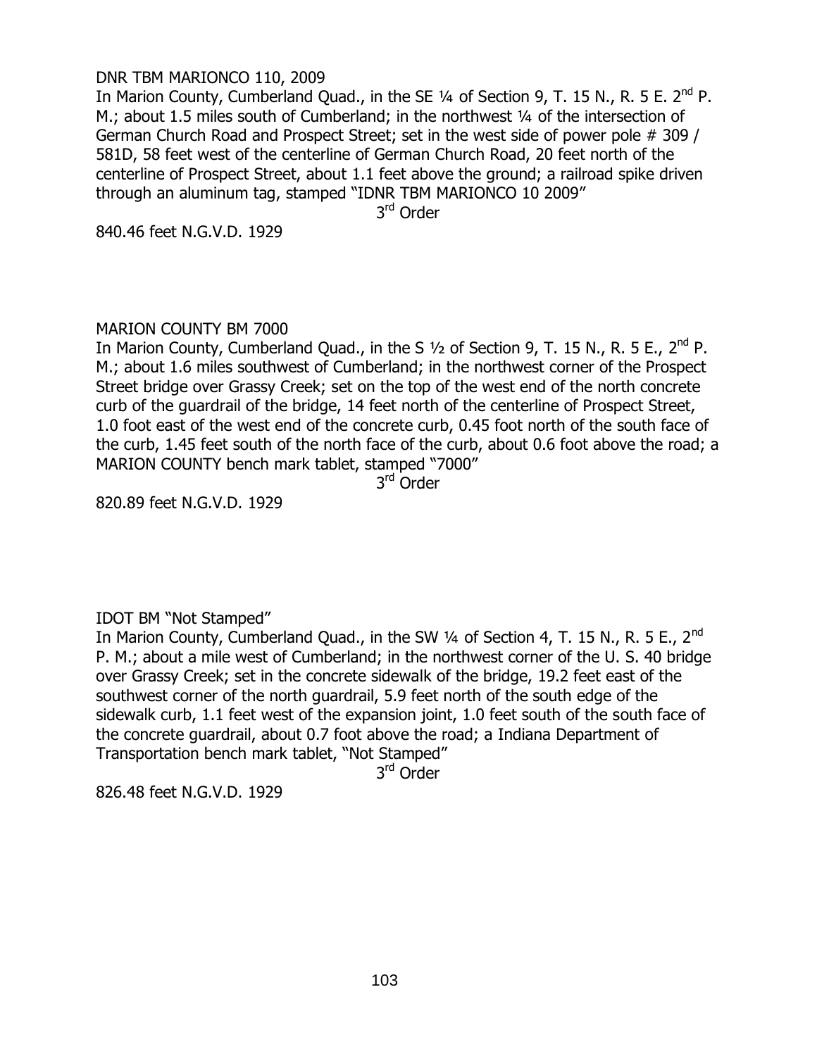DNR TBM MARIONCO 110, 2009

In Marion County, Cumberland Quad., in the SE ¼ of Section 9, T. 15 N., R. 5 E. 2nd P. M.; about 1.5 miles south of Cumberland; in the northwest ¼ of the intersection of German Church Road and Prospect Street; set in the west side of power pole # 309 / 581D, 58 feet west of the centerline of German Church Road, 20 feet north of the centerline of Prospect Street, about 1.1 feet above the ground; a railroad spike driven through an aluminum tag, stamped "IDNR TBM MARIONCO 10 2009"

3rd Order

840.46 feet N.G.V.D. 1929

MARION COUNTY BM 7000

In Marion County, Cumberland Quad., in the S ½ of Section 9, T. 15 N., R. 5 E., 2nd P. M.; about 1.6 miles southwest of Cumberland; in the northwest corner of the Prospect Street bridge over Grassy Creek; set on the top of the west end of the north concrete curb of the guardrail of the bridge, 14 feet north of the centerline of Prospect Street, 1.0 foot east of the west end of the concrete curb, 0.45 foot north of the south face of the curb, 1.45 feet south of the north face of the curb, about 0.6 foot above the road; a MARION COUNTY bench mark tablet, stamped "7000"

3rd Order

820.89 feet N.G.V.D. 1929

IDOT BM "Not Stamped"

In Marion County, Cumberland Quad., in the SW ¼ of Section 4, T. 15 N., R. 5 E., 2nd P. M.; about a mile west of Cumberland; in the northwest corner of the U. S. 40 bridge over Grassy Creek; set in the concrete sidewalk of the bridge, 19.2 feet east of the southwest corner of the north guardrail, 5.9 feet north of the south edge of the sidewalk curb, 1.1 feet west of the expansion joint, 1.0 feet south of the south face of the concrete guardrail, about 0.7 foot above the road; a Indiana Department of Transportation bench mark tablet, "Not Stamped"

3rd Order

826.48 feet N.G.V.D. 1929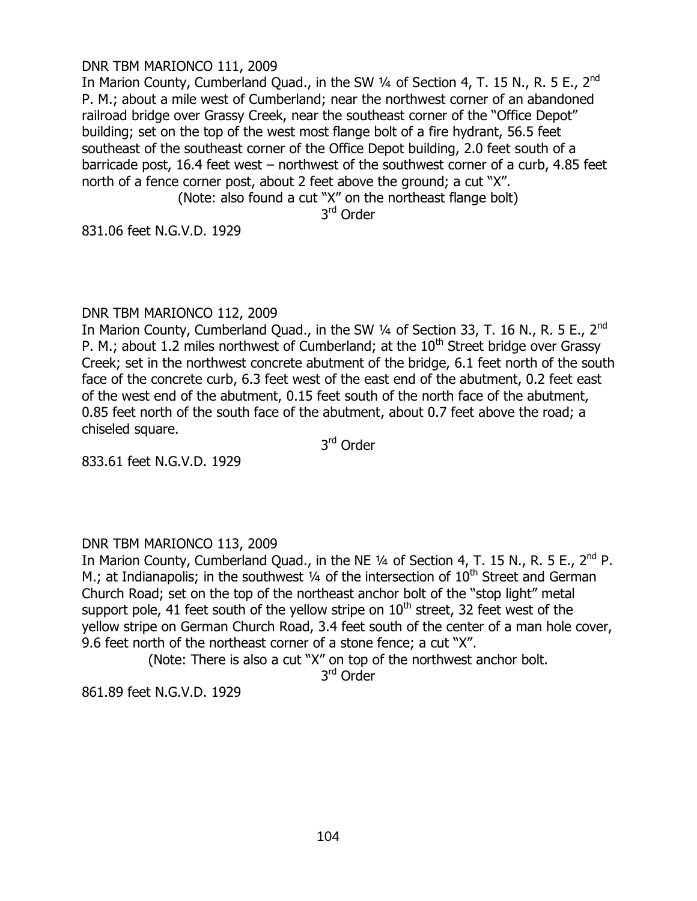DNR TBM MARIONCO 111, 2009

In Marion County, Cumberland Quad., in the SW ¼ of Section 4, T. 15 N., R. 5 E., 2nd P. M.; about a mile west of Cumberland; near the northwest corner of an abandoned railroad bridge over Grassy Creek, near the southeast corner of the "Office Depot" building; set on the top of the west most flange bolt of a fire hydrant, 56.5 feet southeast of the southeast corner of the Office Depot building, 2.0 feet south of a barricade post, 16.4 feet west – northwest of the southwest corner of a curb, 4.85 feet north of a fence corner post, about 2 feet above the ground; a cut "X".

(Note: also found a cut "X" on the northeast flange bolt)

3rd Order

831.06 feet N.G.V.D. 1929

DNR TBM MARIONCO 112, 2009

In Marion County, Cumberland Quad., in the SW ¼ of Section 33, T. 16 N., R. 5 E., 2nd P. M.; about 1.2 miles northwest of Cumberland; at the 10th Street bridge over Grassy Creek; set in the northwest concrete abutment of the bridge, 6.1 feet north of the south face of the concrete curb, 6.3 feet west of the east end of the abutment, 0.2 feet east of the west end of the abutment, 0.15 feet south of the north face of the abutment, 0.85 feet north of the south face of the abutment, about 0.7 feet above the road; a chiseled square.

3rd Order

833.61 feet N.G.V.D. 1929

DNR TBM MARIONCO 113, 2009

In Marion County, Cumberland Quad., in the NE ¼ of Section 4, T. 15 N., R. 5 E., 2nd P. M.; at Indianapolis; in the southwest ¼ of the intersection of 10th Street and German Church Road; set on the top of the northeast anchor bolt of the "stop light" metal support pole, 41 feet south of the yellow stripe on 10th street, 32 feet west of the yellow stripe on German Church Road, 3.4 feet south of the center of a man hole cover, 9.6 feet north of the northeast corner of a stone fence; a cut "X".

(Note: There is also a cut "X" on top of the northwest anchor bolt.

3rd Order

861.89 feet N.G.V.D. 1929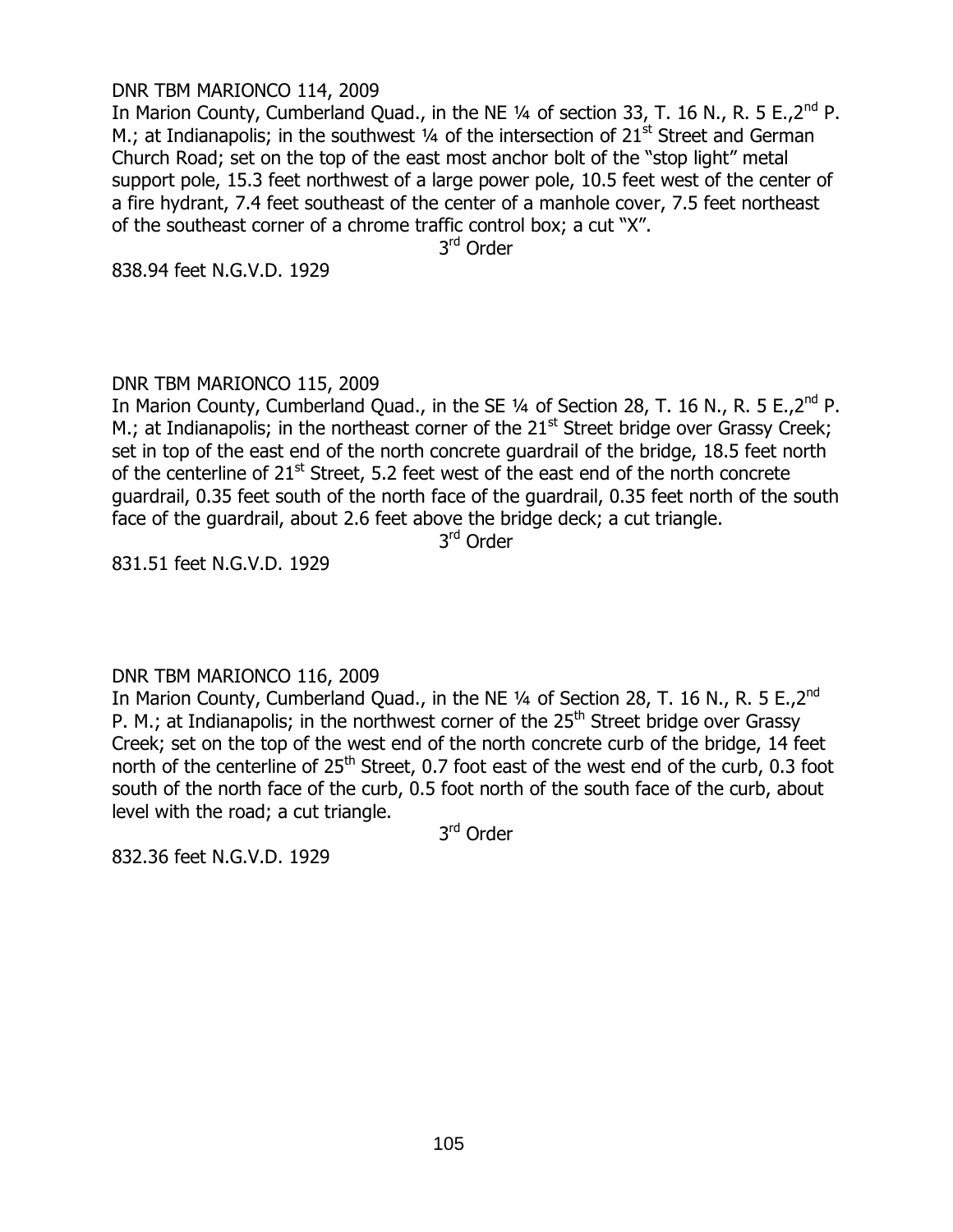DNR TBM MARIONCO 114, 2009

In Marion County, Cumberland Quad., in the NE ¼ of section 33, T. 16 N., R. 5 E.,2nd P. M.; at Indianapolis; in the southwest ¼ of the intersection of 21st Street and German Church Road; set on the top of the east most anchor bolt of the "stop light" metal support pole, 15.3 feet northwest of a large power pole, 10.5 feet west of the center of a fire hydrant, 7.4 feet southeast of the center of a manhole cover, 7.5 feet northeast of the southeast corner of a chrome traffic control box; a cut "X".

3rd Order

838.94 feet N.G.V.D. 1929

DNR TBM MARIONCO 115, 2009

In Marion County, Cumberland Quad., in the SE ¼ of Section 28, T. 16 N., R. 5 E.,2nd P. M.; at Indianapolis; in the northeast corner of the 21st Street bridge over Grassy Creek; set in top of the east end of the north concrete guardrail of the bridge, 18.5 feet north of the centerline of 21st Street, 5.2 feet west of the east end of the north concrete guardrail, 0.35 feet south of the north face of the guardrail, 0.35 feet north of the south face of the guardrail, about 2.6 feet above the bridge deck; a cut triangle.

3rd Order

831.51 feet N.G.V.D. 1929

DNR TBM MARIONCO 116, 2009

In Marion County, Cumberland Quad., in the NE ¼ of Section 28, T. 16 N., R. 5 E.,2nd P. M.; at Indianapolis; in the northwest corner of the 25th Street bridge over Grassy Creek; set on the top of the west end of the north concrete curb of the bridge, 14 feet north of the centerline of 25th Street, 0.7 foot east of the west end of the curb, 0.3 foot south of the north face of the curb, 0.5 foot north of the south face of the curb, about level with the road; a cut triangle.

3rd Order

832.36 feet N.G.V.D. 1929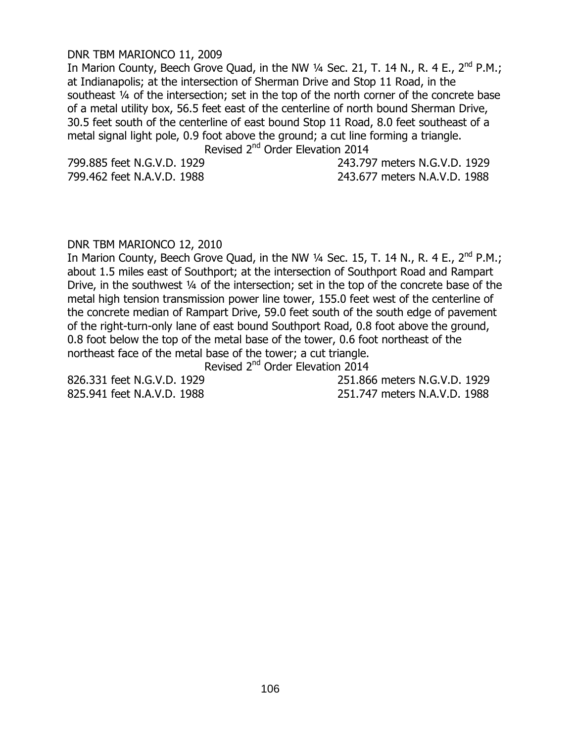DNR TBM MARIONCO 11, 2009

In Marion County, Beech Grove Quad, in the NW ¼ Sec. 21, T. 14 N., R. 4 E., 2nd P.M.; at Indianapolis; at the intersection of Sherman Drive and Stop 11 Road, in the southeast ¼ of the intersection; set in the top of the north corner of the concrete base of a metal utility box, 56.5 feet east of the centerline of north bound Sherman Drive, 30.5 feet south of the centerline of east bound Stop 11 Road, 8.0 feet southeast of a metal signal light pole, 0.9 foot above the ground; a cut line forming a triangle.

Revised 2nd Order Elevation 2014

799.885 feet N.G.V.D. 1929 243.797 meters N.G.V.D. 1929
799.462 feet N.A.V.D. 1988 243.677 meters N.A.V.D. 1988

DNR TBM MARIONCO 12, 2010

In Marion County, Beech Grove Quad, in the NW ¼ Sec. 15, T. 14 N., R. 4 E., 2nd P.M.; about 1.5 miles east of Southport; at the intersection of Southport Road and Rampart Drive, in the southwest ¼ of the intersection; set in the top of the concrete base of the metal high tension transmission power line tower, 155.0 feet west of the centerline of the concrete median of Rampart Drive, 59.0 feet south of the south edge of pavement of the right-turn-only lane of east bound Southport Road, 0.8 foot above the ground, 0.8 foot below the top of the metal base of the tower, 0.6 foot northeast of the northeast face of the metal base of the tower; a cut triangle.

Revised 2nd Order Elevation 2014

826.331 feet N.G.V.D. 1929 251.866 meters N.G.V.D. 1929
825.941 feet N.A.V.D. 1988 251.747 meters N.A.V.D. 1988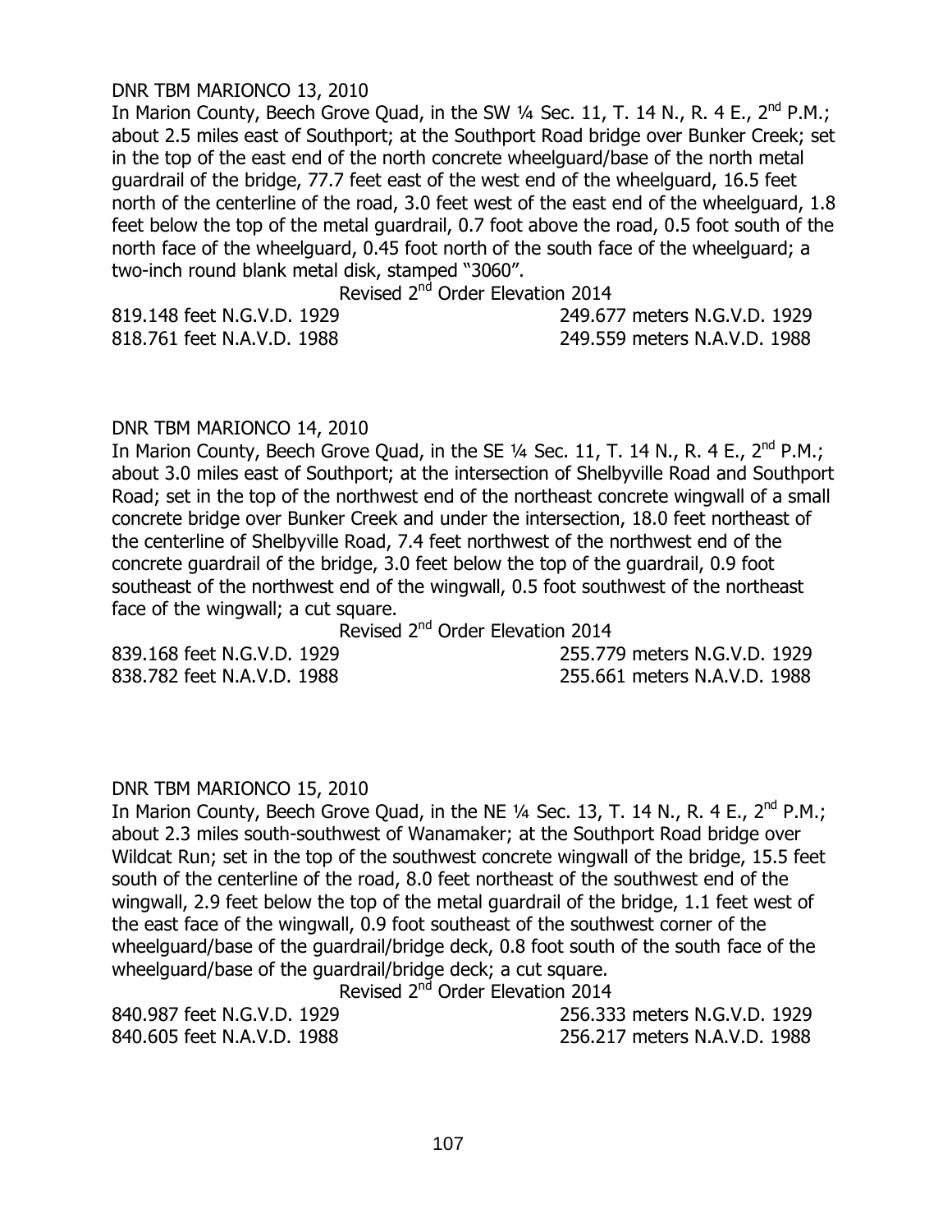DNR TBM MARIONCO 13, 2010

In Marion County, Beech Grove Quad, in the SW ¼ Sec. 11, T. 14 N., R. 4 E., 2nd P.M.; about 2.5 miles east of Southport; at the Southport Road bridge over Bunker Creek; set in the top of the east end of the north concrete wheelguard/base of the north metal guardrail of the bridge, 77.7 feet east of the west end of the wheelguard, 16.5 feet north of the centerline of the road, 3.0 feet west of the east end of the wheelguard, 1.8 feet below the top of the metal guardrail, 0.7 foot above the road, 0.5 foot south of the north face of the wheelguard, 0.45 foot north of the south face of the wheelguard; a two-inch round blank metal disk, stamped "3060".

Revised 2nd Order Elevation 2014

| | |
|---|---|
| 819.148 feet N.G.V.D. 1929 | 249.677 meters N.G.V.D. 1929 |
| 818.761 feet N.A.V.D. 1988 | 249.559 meters N.A.V.D. 1988 |

DNR TBM MARIONCO 14, 2010

In Marion County, Beech Grove Quad, in the SE ¼ Sec. 11, T. 14 N., R. 4 E., 2nd P.M.; about 3.0 miles east of Southport; at the intersection of Shelbyville Road and Southport Road; set in the top of the northwest end of the northeast concrete wingwall of a small concrete bridge over Bunker Creek and under the intersection, 18.0 feet northeast of the centerline of Shelbyville Road, 7.4 feet northwest of the northwest end of the concrete guardrail of the bridge, 3.0 feet below the top of the guardrail, 0.9 foot southeast of the northwest end of the wingwall, 0.5 foot southwest of the northeast face of the wingwall; a cut square.

Revised 2nd Order Elevation 2014

| | |
|---|---|
| 839.168 feet N.G.V.D. 1929 | 255.779 meters N.G.V.D. 1929 |
| 838.782 feet N.A.V.D. 1988 | 255.661 meters N.A.V.D. 1988 |

DNR TBM MARIONCO 15, 2010

In Marion County, Beech Grove Quad, in the NE ¼ Sec. 13, T. 14 N., R. 4 E., 2nd P.M.; about 2.3 miles south-southwest of Wanamaker; at the Southport Road bridge over Wildcat Run; set in the top of the southwest concrete wingwall of the bridge, 15.5 feet south of the centerline of the road, 8.0 feet northeast of the southwest end of the wingwall, 2.9 feet below the top of the metal guardrail of the bridge, 1.1 feet west of the east face of the wingwall, 0.9 foot southeast of the southwest corner of the wheelguard/base of the guardrail/bridge deck, 0.8 foot south of the south face of the wheelguard/base of the guardrail/bridge deck; a cut square.

Revised 2nd Order Elevation 2014

| | |
|---|---|
| 840.987 feet N.G.V.D. 1929 | 256.333 meters N.G.V.D. 1929 |
| 840.605 feet N.A.V.D. 1988 | 256.217 meters N.A.V.D. 1988 |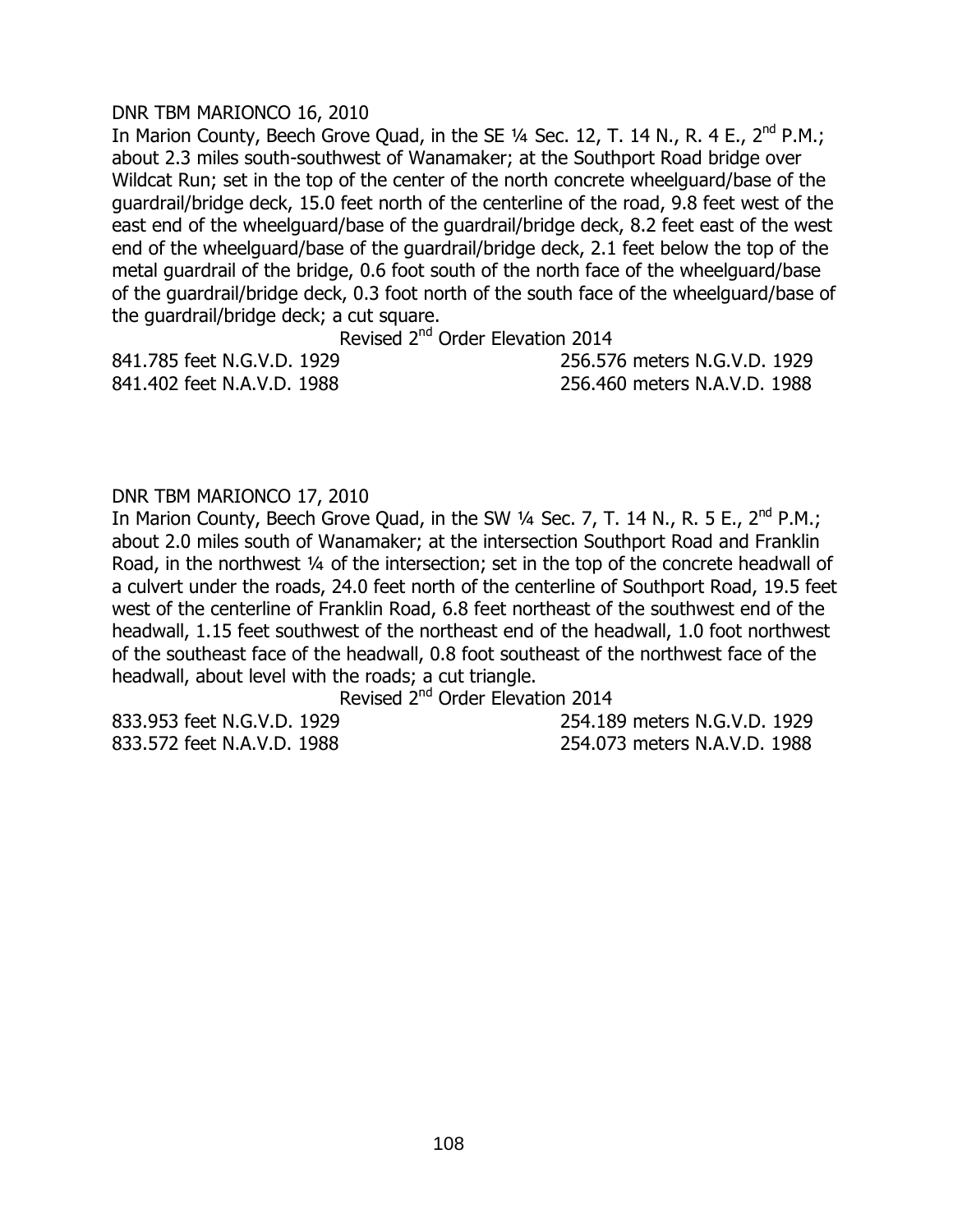DNR TBM MARIONCO 16, 2010

In Marion County, Beech Grove Quad, in the SE ¼ Sec. 12, T. 14 N., R. 4 E., 2nd P.M.; about 2.3 miles south-southwest of Wanamaker; at the Southport Road bridge over Wildcat Run; set in the top of the center of the north concrete wheelguard/base of the guardrail/bridge deck, 15.0 feet north of the centerline of the road, 9.8 feet west of the east end of the wheelguard/base of the guardrail/bridge deck, 8.2 feet east of the west end of the wheelguard/base of the guardrail/bridge deck, 2.1 feet below the top of the metal guardrail of the bridge, 0.6 foot south of the north face of the wheelguard/base of the guardrail/bridge deck, 0.3 foot north of the south face of the wheelguard/base of the guardrail/bridge deck; a cut square.

Revised 2nd Order Elevation 2014

| | |
|---|---|
| 841.785 feet N.G.V.D. 1929 | 256.576 meters N.G.V.D. 1929 |
| 841.402 feet N.A.V.D. 1988 | 256.460 meters N.A.V.D. 1988 |

DNR TBM MARIONCO 17, 2010

In Marion County, Beech Grove Quad, in the SW ¼ Sec. 7, T. 14 N., R. 5 E., 2nd P.M.; about 2.0 miles south of Wanamaker; at the intersection Southport Road and Franklin Road, in the northwest ¼ of the intersection; set in the top of the concrete headwall of a culvert under the roads, 24.0 feet north of the centerline of Southport Road, 19.5 feet west of the centerline of Franklin Road, 6.8 feet northeast of the southwest end of the headwall, 1.15 feet southwest of the northeast end of the headwall, 1.0 foot northwest of the southeast face of the headwall, 0.8 foot southeast of the northwest face of the headwall, about level with the roads; a cut triangle.

Revised 2nd Order Elevation 2014

| | |
|---|---|
| 833.953 feet N.G.V.D. 1929 | 254.189 meters N.G.V.D. 1929 |
| 833.572 feet N.A.V.D. 1988 | 254.073 meters N.A.V.D. 1988 |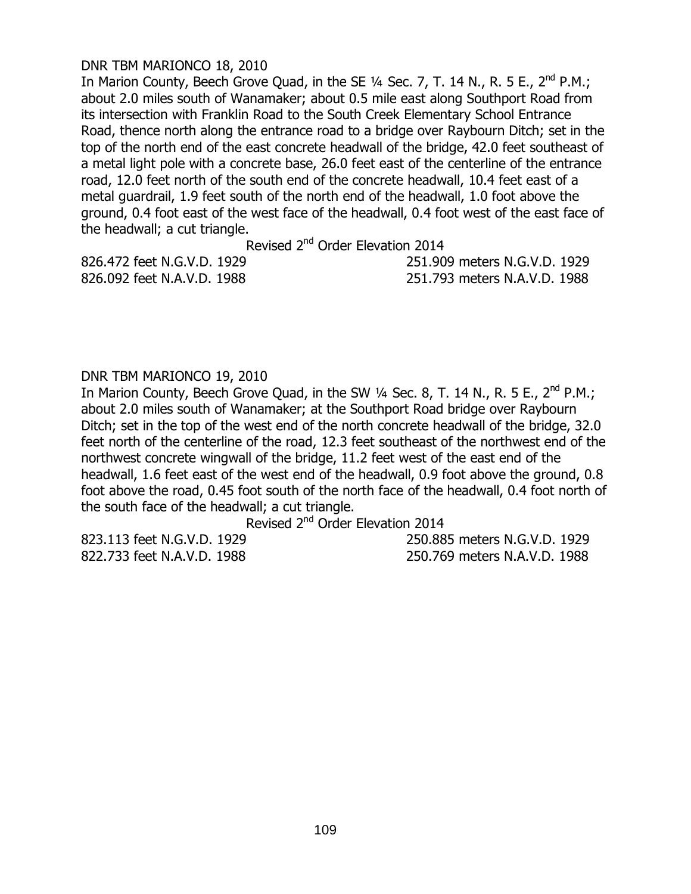DNR TBM MARIONCO 18, 2010

In Marion County, Beech Grove Quad, in the SE ¼ Sec. 7, T. 14 N., R. 5 E., 2nd P.M.; about 2.0 miles south of Wanamaker; about 0.5 mile east along Southport Road from its intersection with Franklin Road to the South Creek Elementary School Entrance Road, thence north along the entrance road to a bridge over Raybourn Ditch; set in the top of the north end of the east concrete headwall of the bridge, 42.0 feet southeast of a metal light pole with a concrete base, 26.0 feet east of the centerline of the entrance road, 12.0 feet north of the south end of the concrete headwall, 10.4 feet east of a metal guardrail, 1.9 feet south of the north end of the headwall, 1.0 foot above the ground, 0.4 foot east of the west face of the headwall, 0.4 foot west of the east face of the headwall; a cut triangle.

Revised 2nd Order Elevation 2014

| | |
|---|---|
| 826.472 feet N.G.V.D. 1929 | 251.909 meters N.G.V.D. 1929 |
| 826.092 feet N.A.V.D. 1988 | 251.793 meters N.A.V.D. 1988 |

DNR TBM MARIONCO 19, 2010

In Marion County, Beech Grove Quad, in the SW ¼ Sec. 8, T. 14 N., R. 5 E., 2nd P.M.; about 2.0 miles south of Wanamaker; at the Southport Road bridge over Raybourn Ditch; set in the top of the west end of the north concrete headwall of the bridge, 32.0 feet north of the centerline of the road, 12.3 feet southeast of the northwest end of the northwest concrete wingwall of the bridge, 11.2 feet west of the east end of the headwall, 1.6 feet east of the west end of the headwall, 0.9 foot above the ground, 0.8 foot above the road, 0.45 foot south of the north face of the headwall, 0.4 foot north of the south face of the headwall; a cut triangle.

Revised 2nd Order Elevation 2014

| | |
|---|---|
| 823.113 feet N.G.V.D. 1929 | 250.885 meters N.G.V.D. 1929 |
| 822.733 feet N.A.V.D. 1988 | 250.769 meters N.A.V.D. 1988 |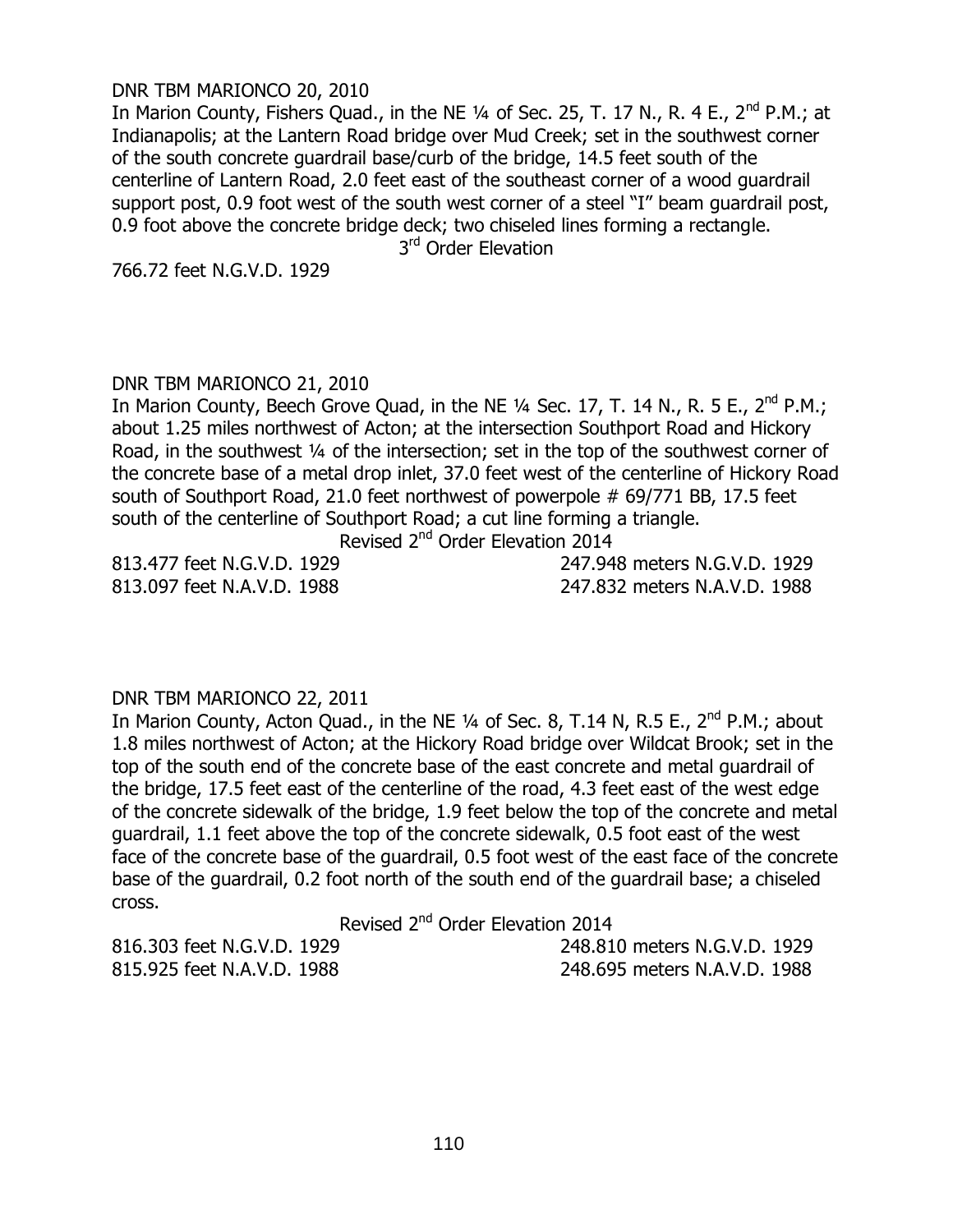DNR TBM MARIONCO 20, 2010

In Marion County, Fishers Quad., in the NE ¼ of Sec. 25, T. 17 N., R. 4 E., 2nd P.M.; at Indianapolis; at the Lantern Road bridge over Mud Creek; set in the southwest corner of the south concrete guardrail base/curb of the bridge, 14.5 feet south of the centerline of Lantern Road, 2.0 feet east of the southeast corner of a wood guardrail support post, 0.9 foot west of the south west corner of a steel "I" beam guardrail post, 0.9 foot above the concrete bridge deck; two chiseled lines forming a rectangle.

3rd Order Elevation

766.72 feet N.G.V.D. 1929

DNR TBM MARIONCO 21, 2010

In Marion County, Beech Grove Quad, in the NE ¼ Sec. 17, T. 14 N., R. 5 E., 2nd P.M.; about 1.25 miles northwest of Acton; at the intersection Southport Road and Hickory Road, in the southwest ¼ of the intersection; set in the top of the southwest corner of the concrete base of a metal drop inlet, 37.0 feet west of the centerline of Hickory Road south of Southport Road, 21.0 feet northwest of powerpole # 69/771 BB, 17.5 feet south of the centerline of Southport Road; a cut line forming a triangle.

Revised 2nd Order Elevation 2014

813.477 feet N.G.V.D. 1929 247.948 meters N.G.V.D. 1929
813.097 feet N.A.V.D. 1988 247.832 meters N.A.V.D. 1988

DNR TBM MARIONCO 22, 2011

In Marion County, Acton Quad., in the NE ¼ of Sec. 8, T.14 N, R.5 E., 2nd P.M.; about 1.8 miles northwest of Acton; at the Hickory Road bridge over Wildcat Brook; set in the top of the south end of the concrete base of the east concrete and metal guardrail of the bridge, 17.5 feet east of the centerline of the road, 4.3 feet east of the west edge of the concrete sidewalk of the bridge, 1.9 feet below the top of the concrete and metal guardrail, 1.1 feet above the top of the concrete sidewalk, 0.5 foot east of the west face of the concrete base of the guardrail, 0.5 foot west of the east face of the concrete base of the guardrail, 0.2 foot north of the south end of the guardrail base; a chiseled cross.

Revised 2nd Order Elevation 2014

816.303 feet N.G.V.D. 1929 248.810 meters N.G.V.D. 1929
815.925 feet N.A.V.D. 1988 248.695 meters N.A.V.D. 1988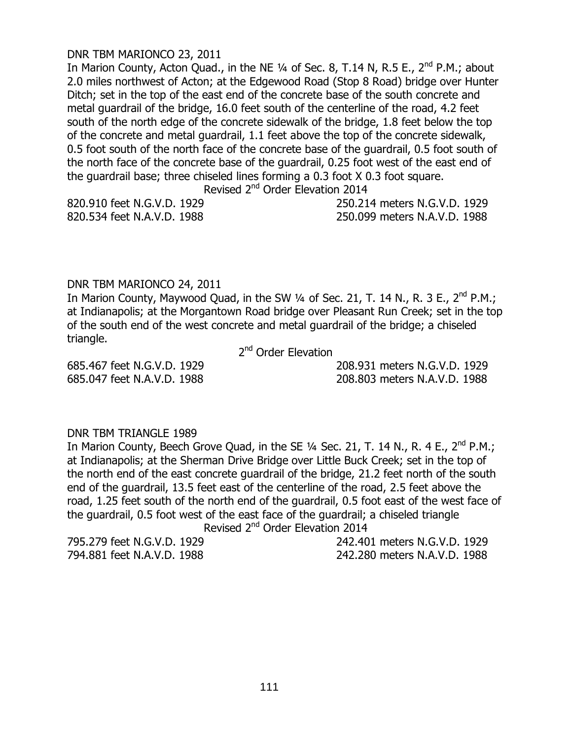DNR TBM MARIONCO 23, 2011

In Marion County, Acton Quad., in the NE ¼ of Sec. 8, T.14 N, R.5 E., 2nd P.M.; about 2.0 miles northwest of Acton; at the Edgewood Road (Stop 8 Road) bridge over Hunter Ditch; set in the top of the east end of the concrete base of the south concrete and metal guardrail of the bridge, 16.0 feet south of the centerline of the road, 4.2 feet south of the north edge of the concrete sidewalk of the bridge, 1.8 feet below the top of the concrete and metal guardrail, 1.1 feet above the top of the concrete sidewalk, 0.5 foot south of the north face of the concrete base of the guardrail, 0.5 foot south of the north face of the concrete base of the guardrail, 0.25 foot west of the east end of the guardrail base; three chiseled lines forming a 0.3 foot X 0.3 foot square.

Revised 2nd Order Elevation 2014

| | |
|---|---|
| 820.910 feet N.G.V.D. 1929 | 250.214 meters N.G.V.D. 1929 |
| 820.534 feet N.A.V.D. 1988 | 250.099 meters N.A.V.D. 1988 |

DNR TBM MARIONCO 24, 2011

In Marion County, Maywood Quad, in the SW ¼ of Sec. 21, T. 14 N., R. 3 E., 2nd P.M.; at Indianapolis; at the Morgantown Road bridge over Pleasant Run Creek; set in the top of the south end of the west concrete and metal guardrail of the bridge; a chiseled triangle.

2nd Order Elevation

| | |
|---|---|
| 685.467 feet N.G.V.D. 1929 | 208.931 meters N.G.V.D. 1929 |
| 685.047 feet N.A.V.D. 1988 | 208.803 meters N.A.V.D. 1988 |

DNR TBM TRIANGLE 1989

In Marion County, Beech Grove Quad, in the SE ¼ Sec. 21, T. 14 N., R. 4 E., 2nd P.M.; at Indianapolis; at the Sherman Drive Bridge over Little Buck Creek; set in the top of the north end of the east concrete guardrail of the bridge, 21.2 feet north of the south end of the guardrail, 13.5 feet east of the centerline of the road, 2.5 feet above the road, 1.25 feet south of the north end of the guardrail, 0.5 foot east of the west face of the guardrail, 0.5 foot west of the east face of the guardrail; a chiseled triangle

Revised 2nd Order Elevation 2014

| | |
|---|---|
| 795.279 feet N.G.V.D. 1929 | 242.401 meters N.G.V.D. 1929 |
| 794.881 feet N.A.V.D. 1988 | 242.280 meters N.A.V.D. 1988 |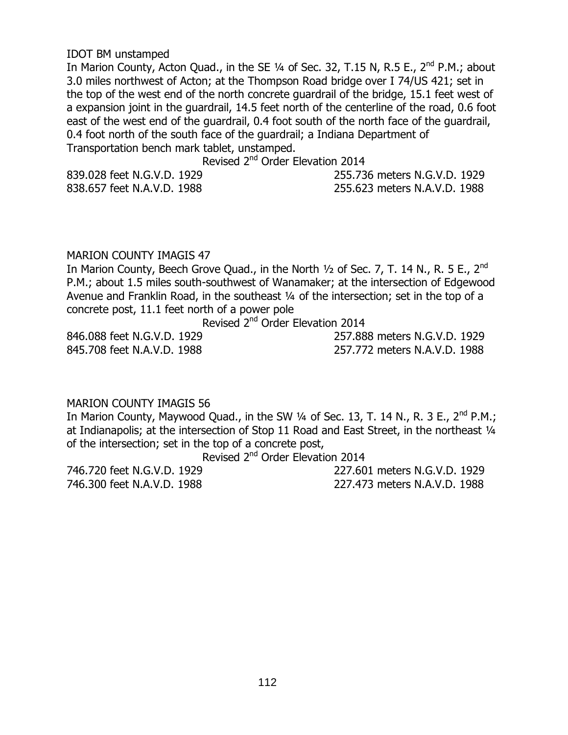IDOT BM unstamped

In Marion County, Acton Quad., in the SE ¼ of Sec. 32, T.15 N, R.5 E., 2nd P.M.; about 3.0 miles northwest of Acton; at the Thompson Road bridge over I 74/US 421; set in the top of the west end of the north concrete guardrail of the bridge, 15.1 feet west of a expansion joint in the guardrail, 14.5 feet north of the centerline of the road, 0.6 foot east of the west end of the guardrail, 0.4 foot south of the north face of the guardrail, 0.4 foot north of the south face of the guardrail; a Indiana Department of Transportation bench mark tablet, unstamped.

Revised 2nd Order Elevation 2014

| | |
|---|---|
| 839.028 feet N.G.V.D. 1929 | 255.736 meters N.G.V.D. 1929 |
| 838.657 feet N.A.V.D. 1988 | 255.623 meters N.A.V.D. 1988 |

MARION COUNTY IMAGIS 47

In Marion County, Beech Grove Quad., in the North ½ of Sec. 7, T. 14 N., R. 5 E., 2nd P.M.; about 1.5 miles south-southwest of Wanamaker; at the intersection of Edgewood Avenue and Franklin Road, in the southeast ¼ of the intersection; set in the top of a concrete post, 11.1 feet north of a power pole

Revised 2nd Order Elevation 2014

| | |
|---|---|
| 846.088 feet N.G.V.D. 1929 | 257.888 meters N.G.V.D. 1929 |
| 845.708 feet N.A.V.D. 1988 | 257.772 meters N.A.V.D. 1988 |

MARION COUNTY IMAGIS 56

In Marion County, Maywood Quad., in the SW ¼ of Sec. 13, T. 14 N., R. 3 E., 2nd P.M.; at Indianapolis; at the intersection of Stop 11 Road and East Street, in the northeast ¼ of the intersection; set in the top of a concrete post,

Revised 2nd Order Elevation 2014

| | |
|---|---|
| 746.720 feet N.G.V.D. 1929 | 227.601 meters N.G.V.D. 1929 |
| 746.300 feet N.A.V.D. 1988 | 227.473 meters N.A.V.D. 1988 |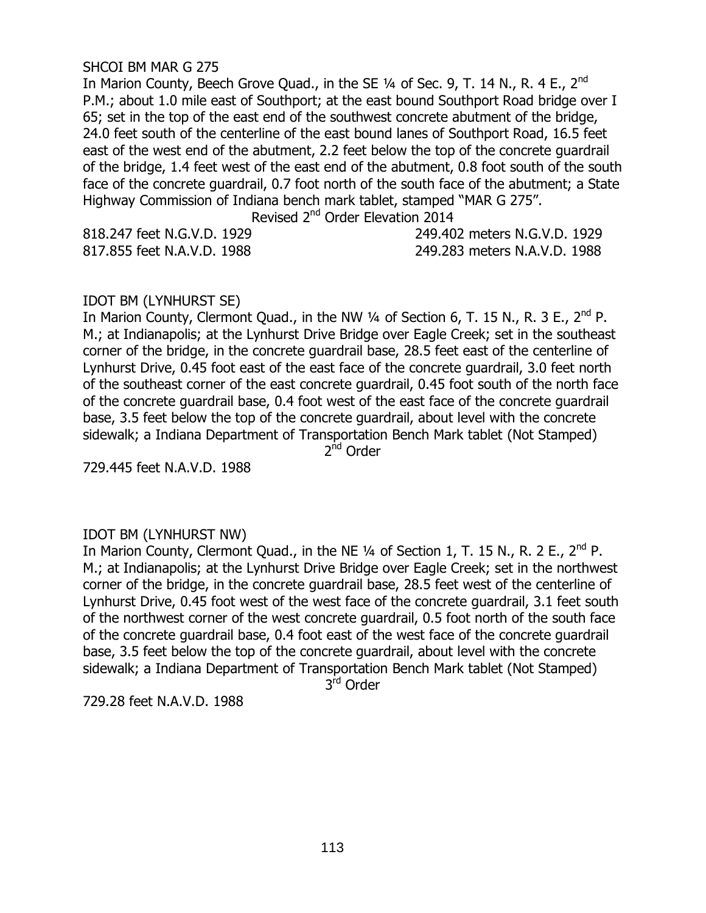SHCOI BM MAR G 275

In Marion County, Beech Grove Quad., in the SE ¼ of Sec. 9, T. 14 N., R. 4 E., 2nd P.M.; about 1.0 mile east of Southport; at the east bound Southport Road bridge over I 65; set in the top of the east end of the southwest concrete abutment of the bridge, 24.0 feet south of the centerline of the east bound lanes of Southport Road, 16.5 feet east of the west end of the abutment, 2.2 feet below the top of the concrete guardrail of the bridge, 1.4 feet west of the east end of the abutment, 0.8 foot south of the south face of the concrete guardrail, 0.7 foot north of the south face of the abutment; a State Highway Commission of Indiana bench mark tablet, stamped "MAR G 275".

Revised 2nd Order Elevation 2014

818.247 feet N.G.V.D. 1929 — 249.402 meters N.G.V.D. 1929

817.855 feet N.A.V.D. 1988 — 249.283 meters N.A.V.D. 1988

IDOT BM (LYNHURST SE)

In Marion County, Clermont Quad., in the NW ¼ of Section 6, T. 15 N., R. 3 E., 2nd P. M.; at Indianapolis; at the Lynhurst Drive Bridge over Eagle Creek; set in the southeast corner of the bridge, in the concrete guardrail base, 28.5 feet east of the centerline of Lynhurst Drive, 0.45 foot east of the east face of the concrete guardrail, 3.0 feet north of the southeast corner of the east concrete guardrail, 0.45 foot south of the north face of the concrete guardrail base, 0.4 foot west of the east face of the concrete guardrail base, 3.5 feet below the top of the concrete guardrail, about level with the concrete sidewalk; a Indiana Department of Transportation Bench Mark tablet (Not Stamped)

2nd Order

729.445 feet N.A.V.D. 1988

IDOT BM (LYNHURST NW)

In Marion County, Clermont Quad., in the NE ¼ of Section 1, T. 15 N., R. 2 E., 2nd P. M.; at Indianapolis; at the Lynhurst Drive Bridge over Eagle Creek; set in the northwest corner of the bridge, in the concrete guardrail base, 28.5 feet west of the centerline of Lynhurst Drive, 0.45 foot west of the west face of the concrete guardrail, 3.1 feet south of the northwest corner of the west concrete guardrail, 0.5 foot north of the south face of the concrete guardrail base, 0.4 foot east of the west face of the concrete guardrail base, 3.5 feet below the top of the concrete guardrail, about level with the concrete sidewalk; a Indiana Department of Transportation Bench Mark tablet (Not Stamped)

3rd Order

729.28 feet N.A.V.D. 1988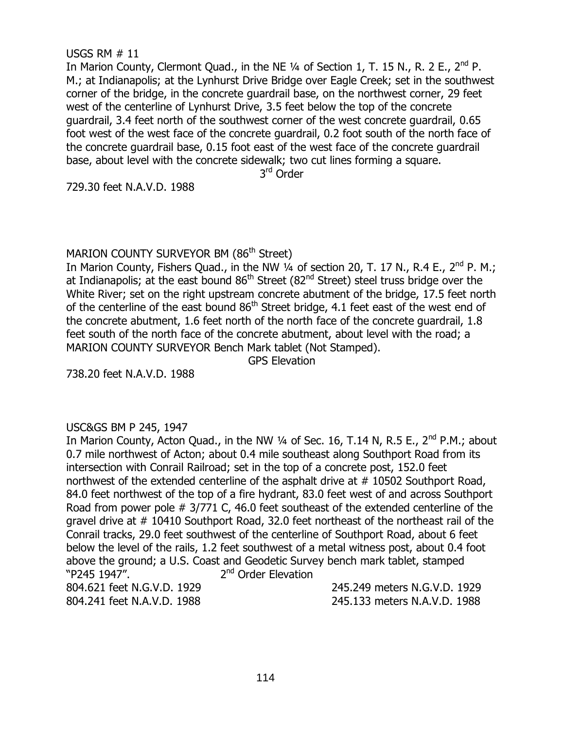USGS RM # 11

In Marion County, Clermont Quad., in the NE ¼ of Section 1, T. 15 N., R. 2 E., 2nd P. M.; at Indianapolis; at the Lynhurst Drive Bridge over Eagle Creek; set in the southwest corner of the bridge, in the concrete guardrail base, on the northwest corner, 29 feet west of the centerline of Lynhurst Drive, 3.5 feet below the top of the concrete guardrail, 3.4 feet north of the southwest corner of the west concrete guardrail, 0.65 foot west of the west face of the concrete guardrail, 0.2 foot south of the north face of the concrete guardrail base, 0.15 foot east of the west face of the concrete guardrail base, about level with the concrete sidewalk; two cut lines forming a square.

3rd Order

729.30 feet N.A.V.D. 1988

MARION COUNTY SURVEYOR BM (86th Street)

In Marion County, Fishers Quad., in the NW ¼ of section 20, T. 17 N., R.4 E., 2nd P. M.; at Indianapolis; at the east bound 86th Street (82nd Street) steel truss bridge over the White River; set on the right upstream concrete abutment of the bridge, 17.5 feet north of the centerline of the east bound 86th Street bridge, 4.1 feet east of the west end of the concrete abutment, 1.6 feet north of the north face of the concrete guardrail, 1.8 feet south of the north face of the concrete abutment, about level with the road; a MARION COUNTY SURVEYOR Bench Mark tablet (Not Stamped).

GPS Elevation

738.20 feet N.A.V.D. 1988

USC&GS BM P 245, 1947

In Marion County, Acton Quad., in the NW ¼ of Sec. 16, T.14 N, R.5 E., 2nd P.M.; about 0.7 mile northwest of Acton; about 0.4 mile southeast along Southport Road from its intersection with Conrail Railroad; set in the top of a concrete post, 152.0 feet northwest of the extended centerline of the asphalt drive at # 10502 Southport Road, 84.0 feet northwest of the top of a fire hydrant, 83.0 feet west of and across Southport Road from power pole # 3/771 C, 46.0 feet southeast of the extended centerline of the gravel drive at # 10410 Southport Road, 32.0 feet northeast of the northeast rail of the Conrail tracks, 29.0 feet southwest of the centerline of Southport Road, about 6 feet below the level of the rails, 1.2 feet southwest of a metal witness post, about 0.4 foot above the ground; a U.S. Coast and Geodetic Survey bench mark tablet, stamped "P245 1947".

2nd Order Elevation

804.621 feet N.G.V.D. 1929 — 245.249 meters N.G.V.D. 1929

804.241 feet N.A.V.D. 1988 — 245.133 meters N.A.V.D. 1988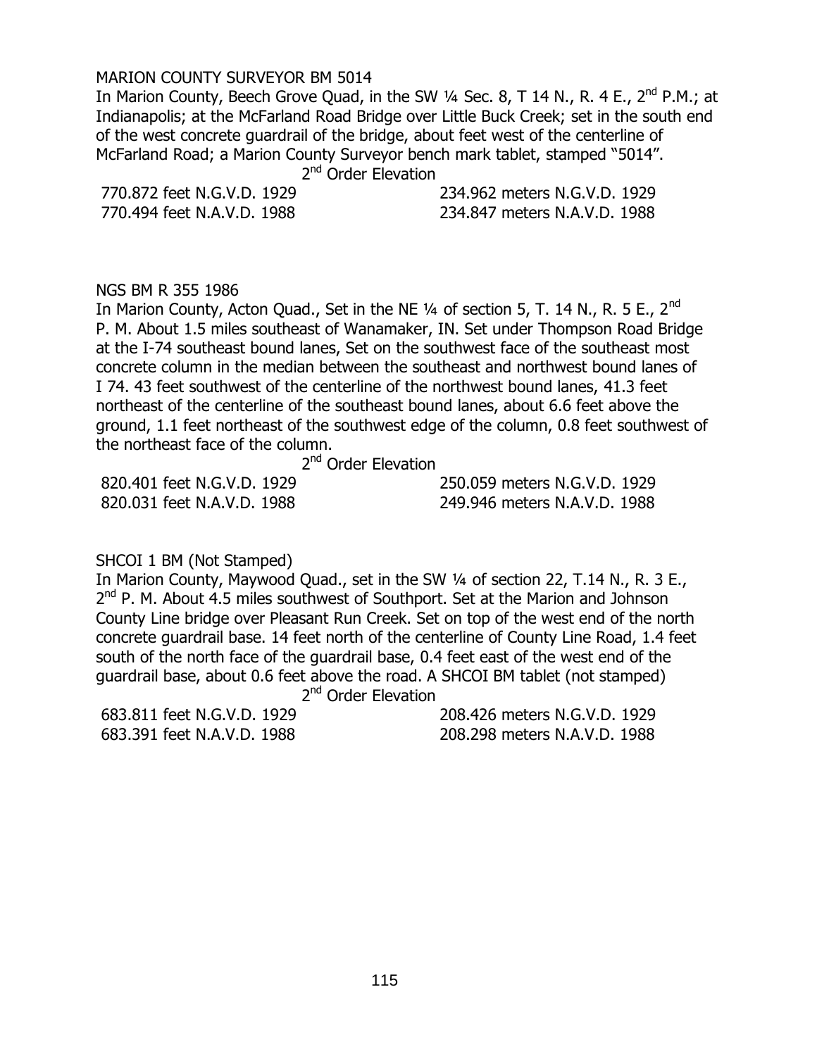MARION COUNTY SURVEYOR BM 5014

In Marion County, Beech Grove Quad, in the SW ¼ Sec. 8, T 14 N., R. 4 E., 2nd P.M.; at Indianapolis; at the McFarland Road Bridge over Little Buck Creek; set in the south end of the west concrete guardrail of the bridge, about feet west of the centerline of McFarland Road; a Marion County Surveyor bench mark tablet, stamped "5014".

2nd Order Elevation

| | |
|---|---|
| 770.872 feet N.G.V.D. 1929 | 234.962 meters N.G.V.D. 1929 |
| 770.494 feet N.A.V.D. 1988 | 234.847 meters N.A.V.D. 1988 |

NGS BM R 355 1986

In Marion County, Acton Quad., Set in the NE ¼ of section 5, T. 14 N., R. 5 E., 2nd P. M. About 1.5 miles southeast of Wanamaker, IN. Set under Thompson Road Bridge at the I-74 southeast bound lanes, Set on the southwest face of the southeast most concrete column in the median between the southeast and northwest bound lanes of I 74. 43 feet southwest of the centerline of the northwest bound lanes, 41.3 feet northeast of the centerline of the southeast bound lanes, about 6.6 feet above the ground, 1.1 feet northeast of the southwest edge of the column, 0.8 feet southwest of the northeast face of the column.

2nd Order Elevation

| | |
|---|---|
| 820.401 feet N.G.V.D. 1929 | 250.059 meters N.G.V.D. 1929 |
| 820.031 feet N.A.V.D. 1988 | 249.946 meters N.A.V.D. 1988 |

SHCOI 1 BM (Not Stamped)

In Marion County, Maywood Quad., set in the SW ¼ of section 22, T.14 N., R. 3 E., 2nd P. M. About 4.5 miles southwest of Southport. Set at the Marion and Johnson County Line bridge over Pleasant Run Creek. Set on top of the west end of the north concrete guardrail base. 14 feet north of the centerline of County Line Road, 1.4 feet south of the north face of the guardrail base, 0.4 feet east of the west end of the guardrail base, about 0.6 feet above the road. A SHCOI BM tablet (not stamped)

2nd Order Elevation

| | |
|---|---|
| 683.811 feet N.G.V.D. 1929 | 208.426 meters N.G.V.D. 1929 |
| 683.391 feet N.A.V.D. 1988 | 208.298 meters N.A.V.D. 1988 |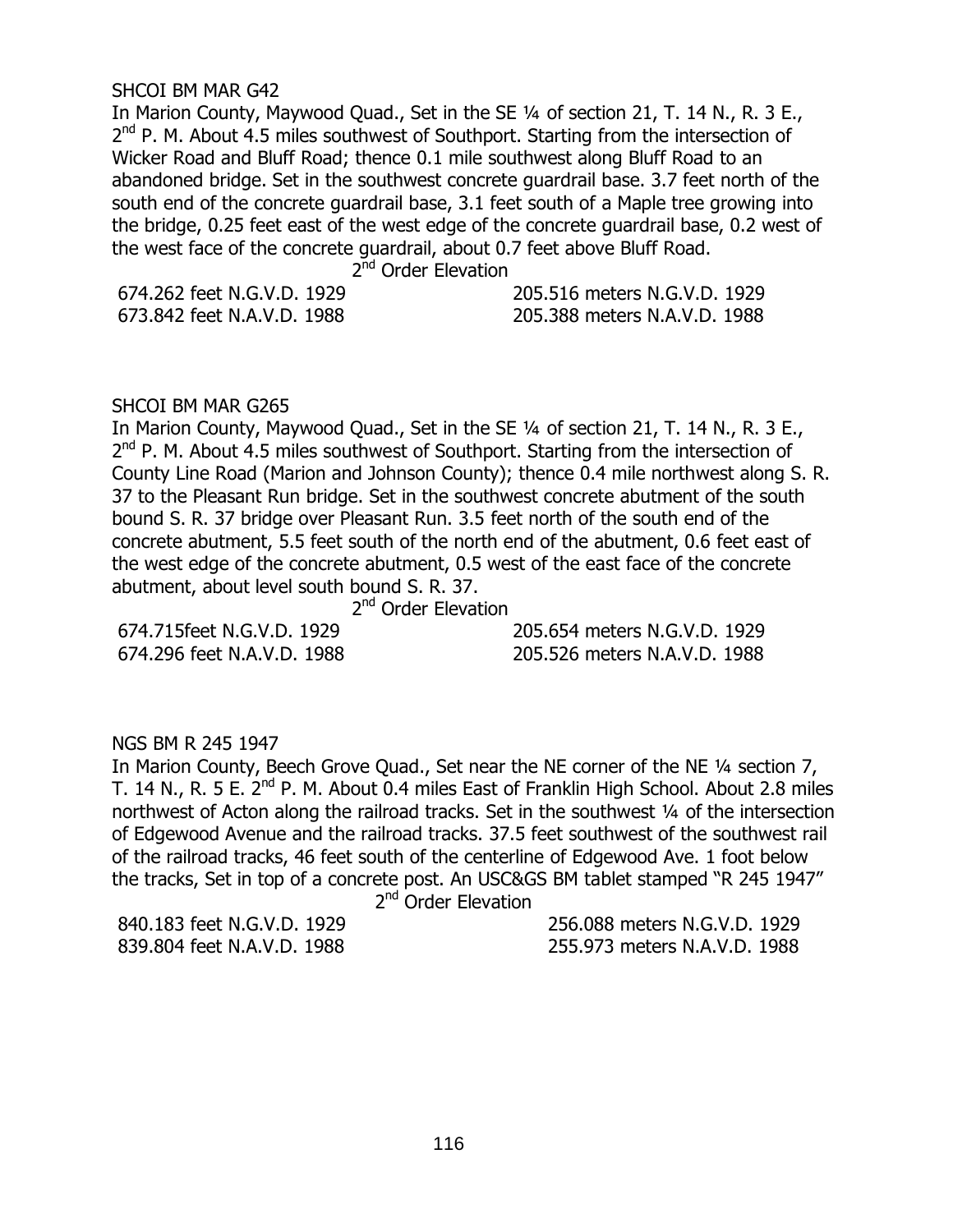SHCOI BM MAR G42

In Marion County, Maywood Quad., Set in the SE ¼ of section 21, T. 14 N., R. 3 E., 2nd P. M. About 4.5 miles southwest of Southport. Starting from the intersection of Wicker Road and Bluff Road; thence 0.1 mile southwest along Bluff Road to an abandoned bridge. Set in the southwest concrete guardrail base. 3.7 feet north of the south end of the concrete guardrail base, 3.1 feet south of a Maple tree growing into the bridge, 0.25 feet east of the west edge of the concrete guardrail base, 0.2 west of the west face of the concrete guardrail, about 0.7 feet above Bluff Road.

2nd Order Elevation

| | |
|---|---|
| 674.262 feet N.G.V.D. 1929 | 205.516 meters N.G.V.D. 1929 |
| 673.842 feet N.A.V.D. 1988 | 205.388 meters N.A.V.D. 1988 |

SHCOI BM MAR G265

In Marion County, Maywood Quad., Set in the SE ¼ of section 21, T. 14 N., R. 3 E., 2nd P. M. About 4.5 miles southwest of Southport. Starting from the intersection of County Line Road (Marion and Johnson County); thence 0.4 mile northwest along S. R. 37 to the Pleasant Run bridge. Set in the southwest concrete abutment of the south bound S. R. 37 bridge over Pleasant Run. 3.5 feet north of the south end of the concrete abutment, 5.5 feet south of the north end of the abutment, 0.6 feet east of the west edge of the concrete abutment, 0.5 west of the east face of the concrete abutment, about level south bound S. R. 37.

2nd Order Elevation

| | |
|---|---|
| 674.715feet N.G.V.D. 1929 | 205.654 meters N.G.V.D. 1929 |
| 674.296 feet N.A.V.D. 1988 | 205.526 meters N.A.V.D. 1988 |

NGS BM R 245 1947

In Marion County, Beech Grove Quad., Set near the NE corner of the NE ¼ section 7, T. 14 N., R. 5 E. 2nd P. M. About 0.4 miles East of Franklin High School. About 2.8 miles northwest of Acton along the railroad tracks. Set in the southwest ¼ of the intersection of Edgewood Avenue and the railroad tracks. 37.5 feet southwest of the southwest rail of the railroad tracks, 46 feet south of the centerline of Edgewood Ave. 1 foot below the tracks, Set in top of a concrete post. An USC&GS BM tablet stamped "R 245 1947"

2nd Order Elevation

| | |
|---|---|
| 840.183 feet N.G.V.D. 1929 | 256.088 meters N.G.V.D. 1929 |
| 839.804 feet N.A.V.D. 1988 | 255.973 meters N.A.V.D. 1988 |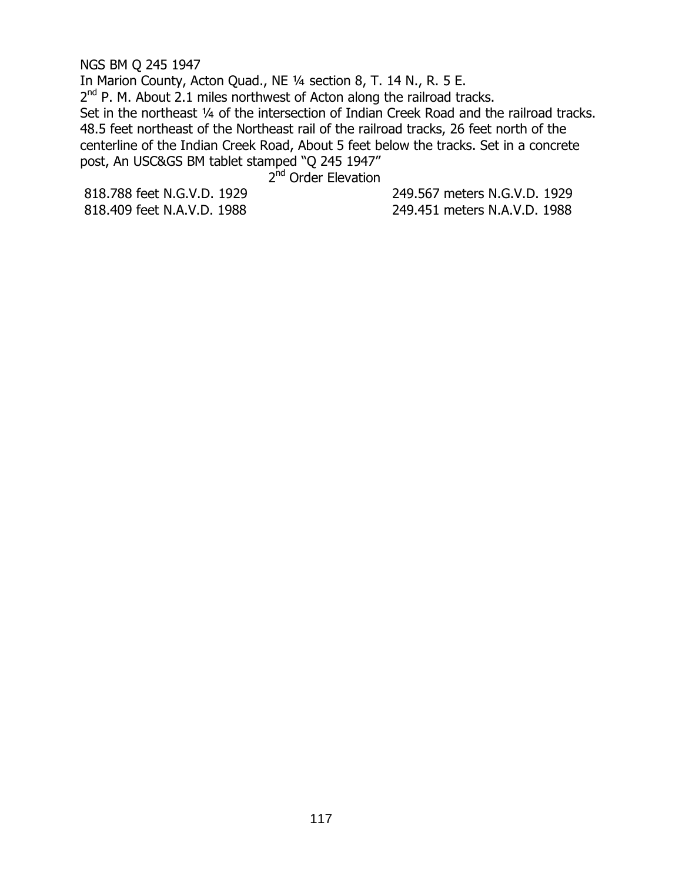NGS BM Q 245 1947

In Marion County, Acton Quad., NE ¼ section 8, T. 14 N., R. 5 E.
2nd P. M. About 2.1 miles northwest of Acton along the railroad tracks.
Set in the northeast ¼ of the intersection of Indian Creek Road and the railroad tracks. 48.5 feet northeast of the Northeast rail of the railroad tracks, 26 feet north of the centerline of the Indian Creek Road, About 5 feet below the tracks. Set in a concrete post, An USC&GS BM tablet stamped "Q 245 1947"

2nd Order Elevation

| | |
|---|---|
| 818.788 feet N.G.V.D. 1929 | 249.567 meters N.G.V.D. 1929 |
| 818.409 feet N.A.V.D. 1988 | 249.451 meters N.A.V.D. 1988 |